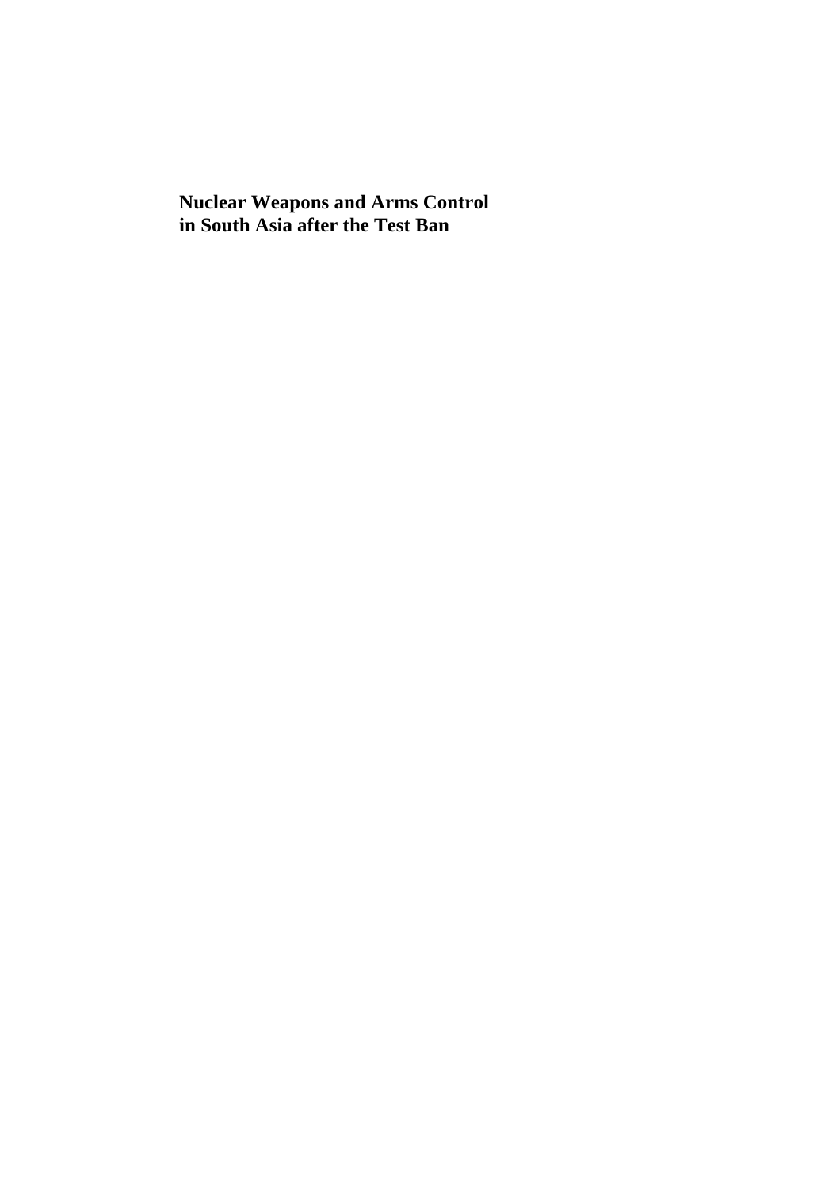# Nuclear Weapons and Arms Control in South Asia after the Test Ban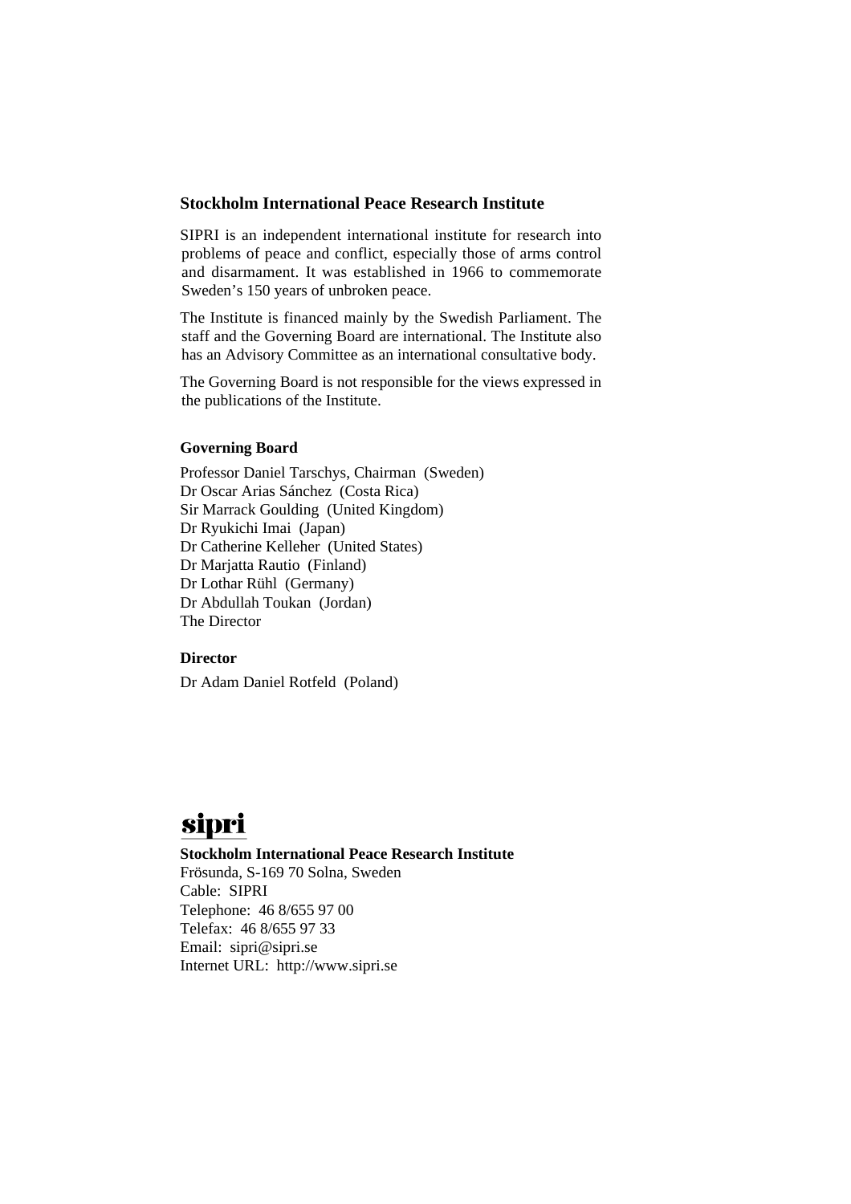## Stockholm International Peace Research Institute

SIPRI is an independent international institute for research into problems of peace and conflict, especially those of arms control and disarmament. It was established in 1966 to commemorate Sweden's 150 years of unbroken peace.

The Institute is financed mainly by the Swedish Parliament. The staff and the Governing Board are international. The Institute also has an Advisory Committee as an international consultative body.

The Governing Board is not responsible for the views expressed in the publications of the Institute.

### Governing Board

Professor Daniel Tarschys, Chairman (Sweden)
Dr Oscar Arias Sánchez (Costa Rica)
Sir Marrack Goulding (United Kingdom)
Dr Ryukichi Imai (Japan)
Dr Catherine Kelleher (United States)
Dr Marjatta Rautio (Finland)
Dr Lothar Rühl (Germany)
Dr Abdullah Toukan (Jordan)
The Director

### Director

Dr Adam Daniel Rotfeld (Poland)

sipri

**Stockholm International Peace Research Institute**
Frösunda, S-169 70 Solna, Sweden
Cable: SIPRI
Telephone: 46 8/655 97 00
Telefax: 46 8/655 97 33
Email: sipri@sipri.se
Internet URL: http://www.sipri.se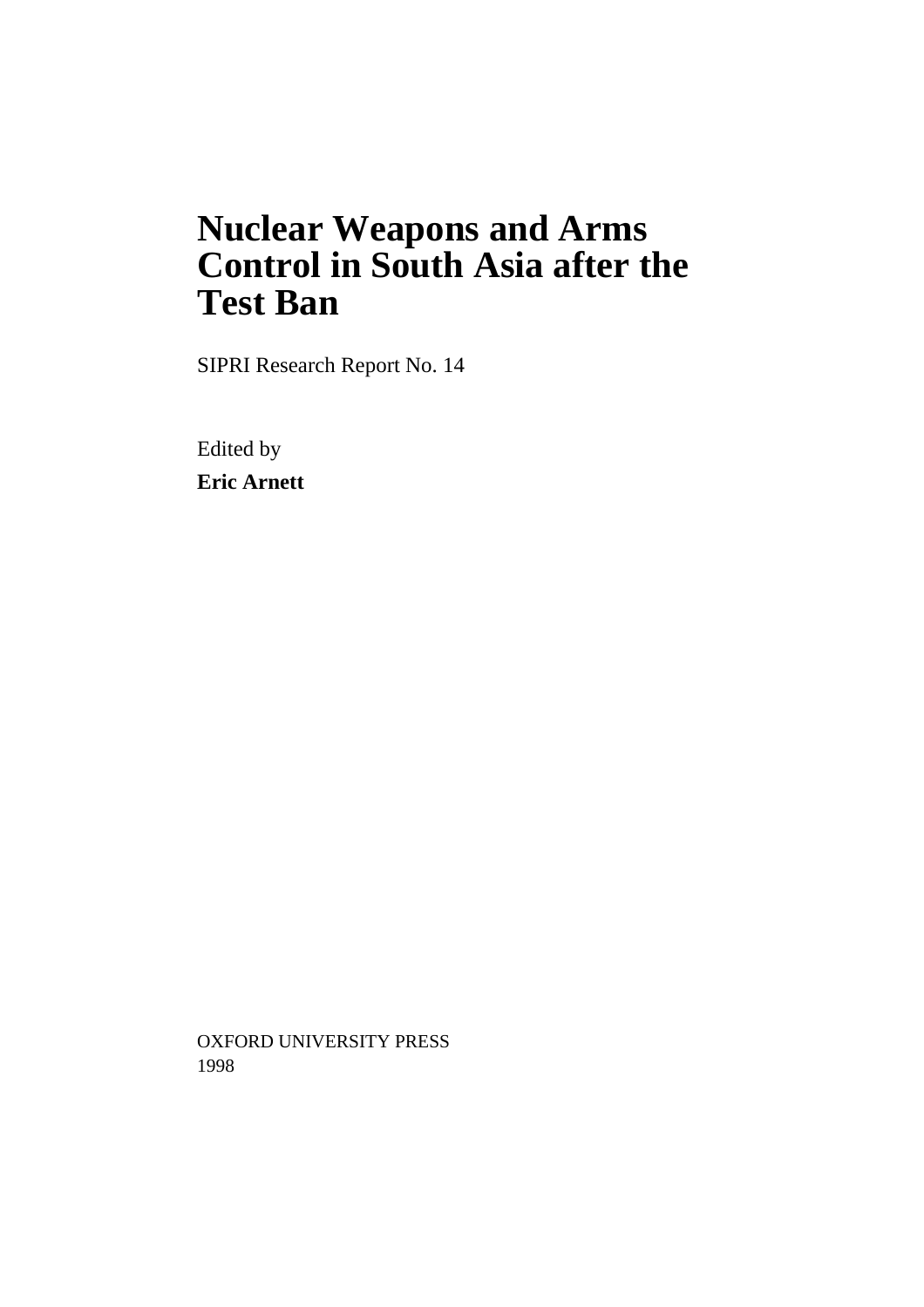# Nuclear Weapons and Arms Control in South Asia after the Test Ban

SIPRI Research Report No. 14

Edited by

**Eric Arnett**

OXFORD UNIVERSITY PRESS
1998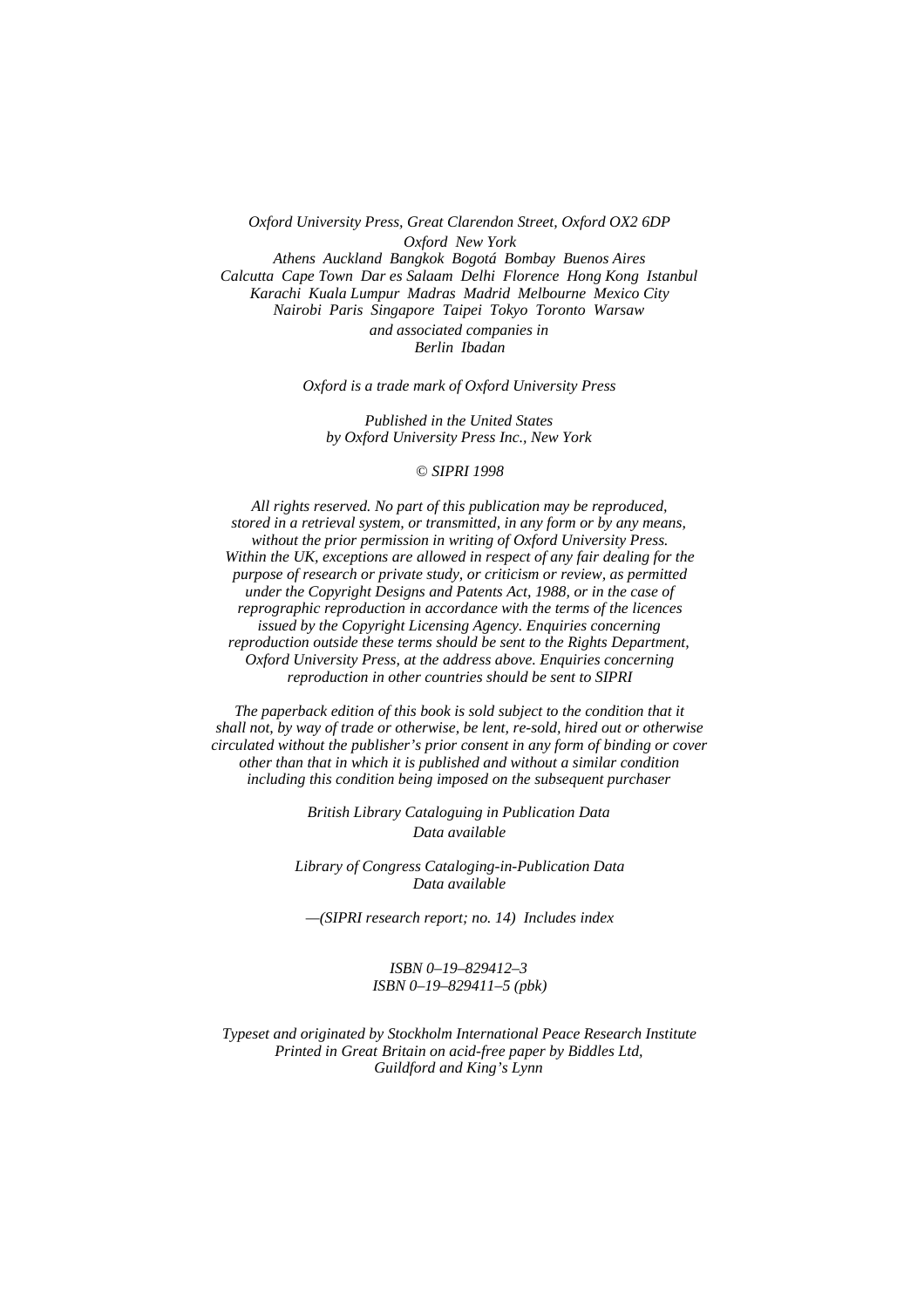*Oxford University Press, Great Clarendon Street, Oxford OX2 6DP*
*Oxford New York*
*Athens Auckland Bangkok Bogotá Bombay Buenos Aires*
*Calcutta Cape Town Dar es Salaam Delhi Florence Hong Kong Istanbul*
*Karachi Kuala Lumpur Madras Madrid Melbourne Mexico City*
*Nairobi Paris Singapore Taipei Tokyo Toronto Warsaw*
*and associated companies in*
*Berlin Ibadan*

*Oxford is a trade mark of Oxford University Press*

*Published in the United States*
*by Oxford University Press Inc., New York*

*© SIPRI 1998*

*All rights reserved. No part of this publication may be reproduced, stored in a retrieval system, or transmitted, in any form or by any means, without the prior permission in writing of Oxford University Press. Within the UK, exceptions are allowed in respect of any fair dealing for the purpose of research or private study, or criticism or review, as permitted under the Copyright Designs and Patents Act, 1988, or in the case of reprographic reproduction in accordance with the terms of the licences issued by the Copyright Licensing Agency. Enquiries concerning reproduction outside these terms should be sent to the Rights Department, Oxford University Press, at the address above. Enquiries concerning reproduction in other countries should be sent to SIPRI*

*The paperback edition of this book is sold subject to the condition that it shall not, by way of trade or otherwise, be lent, re-sold, hired out or otherwise circulated without the publisher's prior consent in any form of binding or cover other than that in which it is published and without a similar condition including this condition being imposed on the subsequent purchaser*

*British Library Cataloguing in Publication Data*
*Data available*

*Library of Congress Cataloging-in-Publication Data*
*Data available*

*—(SIPRI research report; no. 14) Includes index*

*ISBN 0–19–829412–3*
*ISBN 0–19–829411–5 (pbk)*

*Typeset and originated by Stockholm International Peace Research Institute*
*Printed in Great Britain on acid-free paper by Biddles Ltd,*
*Guildford and King's Lynn*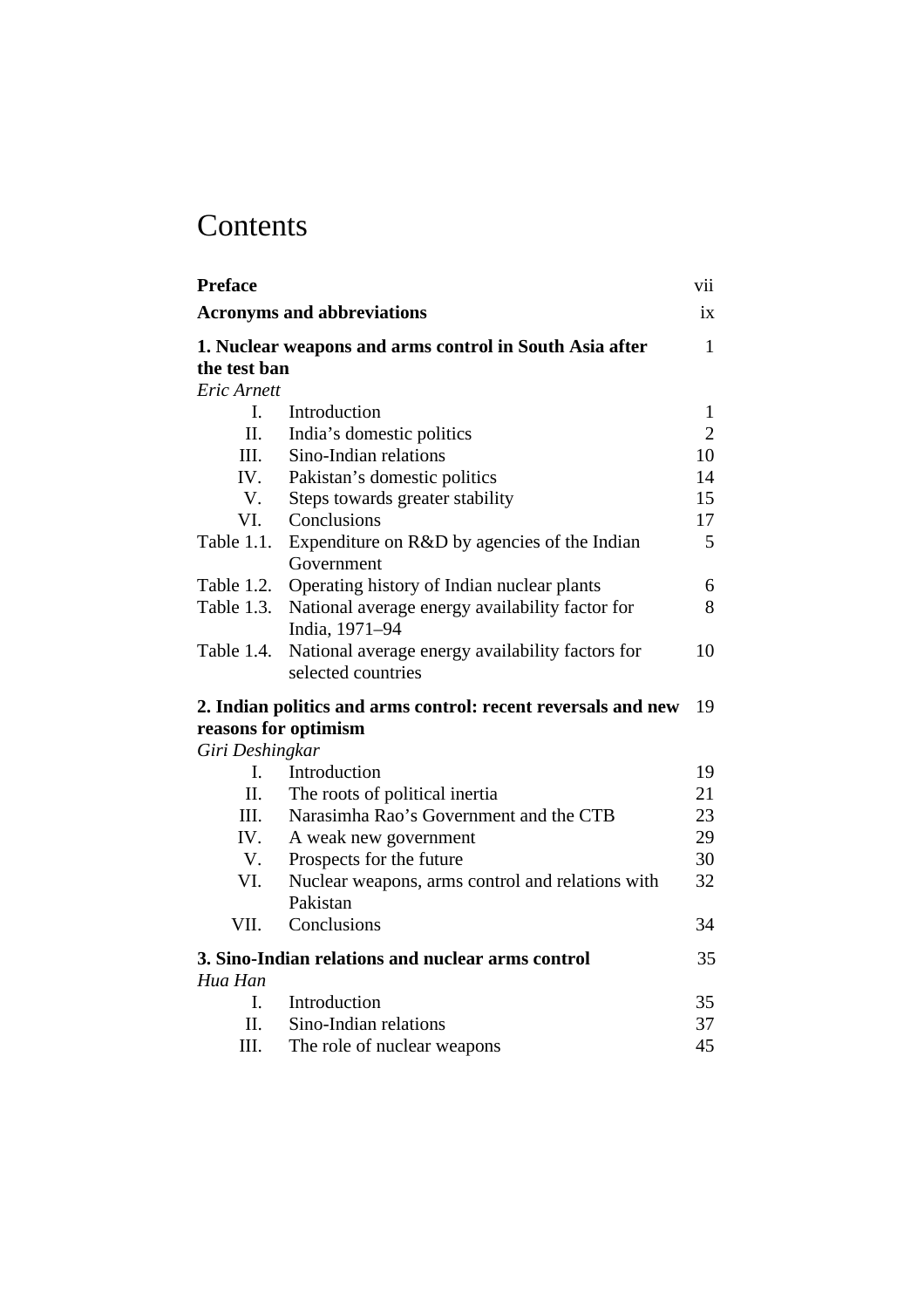# Contents

| | | |
|---|---|---|
| **Preface** | | vii |
| **Acronyms and abbreviations** | | ix |
| **1. Nuclear weapons and arms control in South Asia after the test ban** | | 1 |
| *Eric Arnett* | | |
| I. | Introduction | 1 |
| II. | India's domestic politics | 2 |
| III. | Sino-Indian relations | 10 |
| IV. | Pakistan's domestic politics | 14 |
| V. | Steps towards greater stability | 15 |
| VI. | Conclusions | 17 |
| Table 1.1. | Expenditure on R&D by agencies of the Indian Government | 5 |
| Table 1.2. | Operating history of Indian nuclear plants | 6 |
| Table 1.3. | National average energy availability factor for India, 1971–94 | 8 |
| Table 1.4. | National average energy availability factors for selected countries | 10 |
| **2. Indian politics and arms control: recent reversals and new reasons for optimism** | | 19 |
| *Giri Deshingkar* | | |
| I. | Introduction | 19 |
| II. | The roots of political inertia | 21 |
| III. | Narasimha Rao's Government and the CTB | 23 |
| IV. | A weak new government | 29 |
| V. | Prospects for the future | 30 |
| VI. | Nuclear weapons, arms control and relations with Pakistan | 32 |
| VII. | Conclusions | 34 |
| **3. Sino-Indian relations and nuclear arms control** | | 35 |
| *Hua Han* | | |
| I. | Introduction | 35 |
| II. | Sino-Indian relations | 37 |
| III. | The role of nuclear weapons | 45 |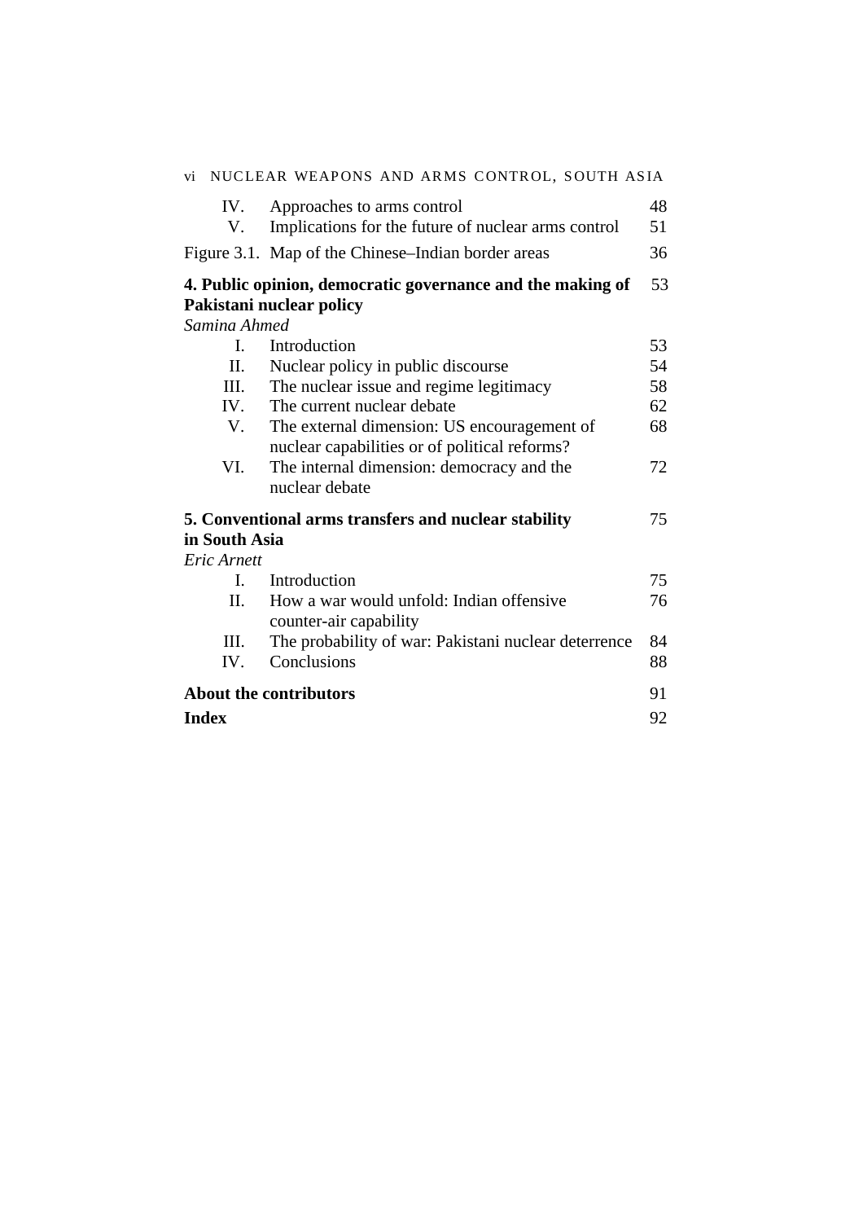| | | |
|---|---|---|
| IV. | Approaches to arms control | 48 |
| V. | Implications for the future of nuclear arms control | 51 |
| Figure 3.1. | Map of the Chinese–Indian border areas | 36 |

**4. Public opinion, democratic governance and the making of Pakistani nuclear policy** 53

*Samina Ahmed*

| | | |
|---|---|---|
| I. | Introduction | 53 |
| II. | Nuclear policy in public discourse | 54 |
| III. | The nuclear issue and regime legitimacy | 58 |
| IV. | The current nuclear debate | 62 |
| V. | The external dimension: US encouragement of nuclear capabilities or of political reforms? | 68 |
| VI. | The internal dimension: democracy and the nuclear debate | 72 |

**5. Conventional arms transfers and nuclear stability in South Asia** 75

*Eric Arnett*

| | | |
|---|---|---|
| I. | Introduction | 75 |
| II. | How a war would unfold: Indian offensive counter-air capability | 76 |
| III. | The probability of war: Pakistani nuclear deterrence | 84 |
| IV. | Conclusions | 88 |

**About the contributors** 91

**Index** 92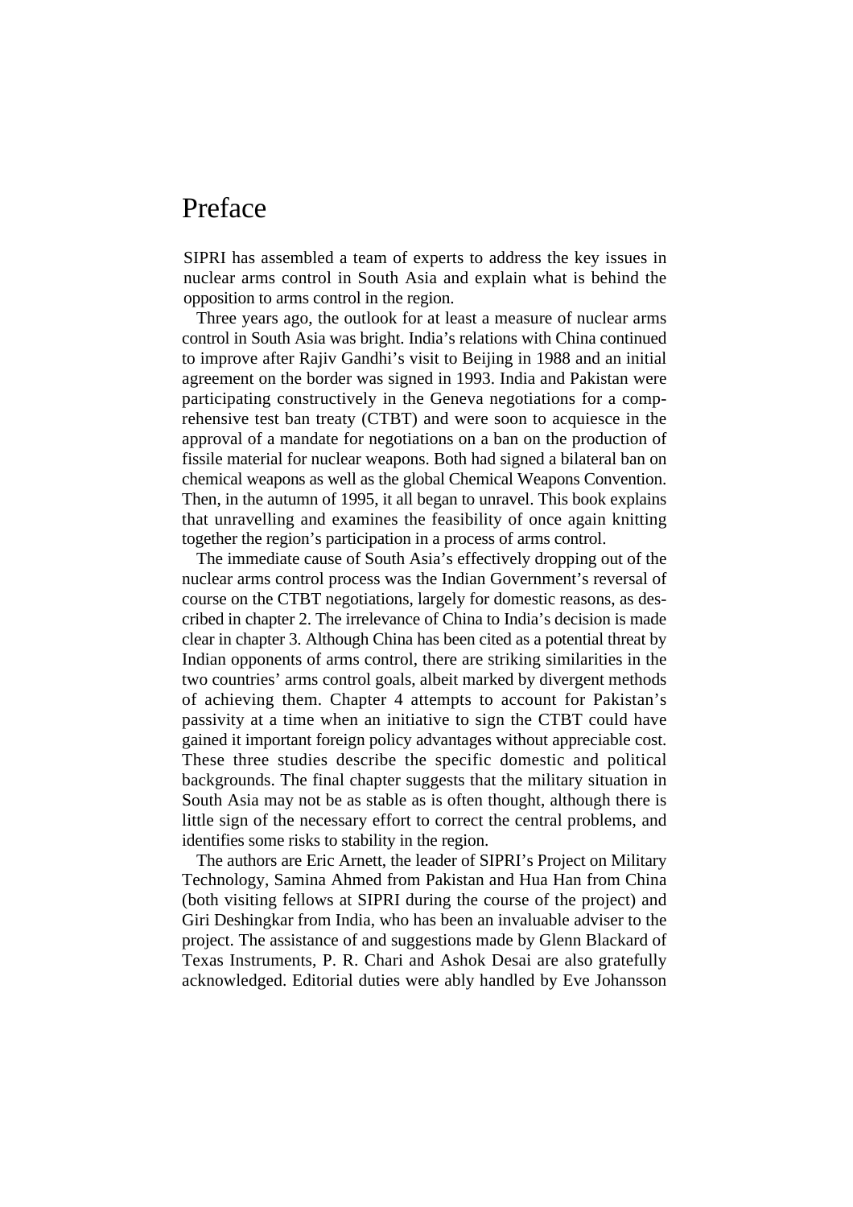# Preface

SIPRI has assembled a team of experts to address the key issues in nuclear arms control in South Asia and explain what is behind the opposition to arms control in the region.

Three years ago, the outlook for at least a measure of nuclear arms control in South Asia was bright. India's relations with China continued to improve after Rajiv Gandhi's visit to Beijing in 1988 and an initial agreement on the border was signed in 1993. India and Pakistan were participating constructively in the Geneva negotiations for a comprehensive test ban treaty (CTBT) and were soon to acquiesce in the approval of a mandate for negotiations on a ban on the production of fissile material for nuclear weapons. Both had signed a bilateral ban on chemical weapons as well as the global Chemical Weapons Convention. Then, in the autumn of 1995, it all began to unravel. This book explains that unravelling and examines the feasibility of once again knitting together the region's participation in a process of arms control.

The immediate cause of South Asia's effectively dropping out of the nuclear arms control process was the Indian Government's reversal of course on the CTBT negotiations, largely for domestic reasons, as described in chapter 2. The irrelevance of China to India's decision is made clear in chapter 3. Although China has been cited as a potential threat by Indian opponents of arms control, there are striking similarities in the two countries' arms control goals, albeit marked by divergent methods of achieving them. Chapter 4 attempts to account for Pakistan's passivity at a time when an initiative to sign the CTBT could have gained it important foreign policy advantages without appreciable cost. These three studies describe the specific domestic and political backgrounds. The final chapter suggests that the military situation in South Asia may not be as stable as is often thought, although there is little sign of the necessary effort to correct the central problems, and identifies some risks to stability in the region.

The authors are Eric Arnett, the leader of SIPRI's Project on Military Technology, Samina Ahmed from Pakistan and Hua Han from China (both visiting fellows at SIPRI during the course of the project) and Giri Deshingkar from India, who has been an invaluable adviser to the project. The assistance of and suggestions made by Glenn Blackard of Texas Instruments, P. R. Chari and Ashok Desai are also gratefully acknowledged. Editorial duties were ably handled by Eve Johansson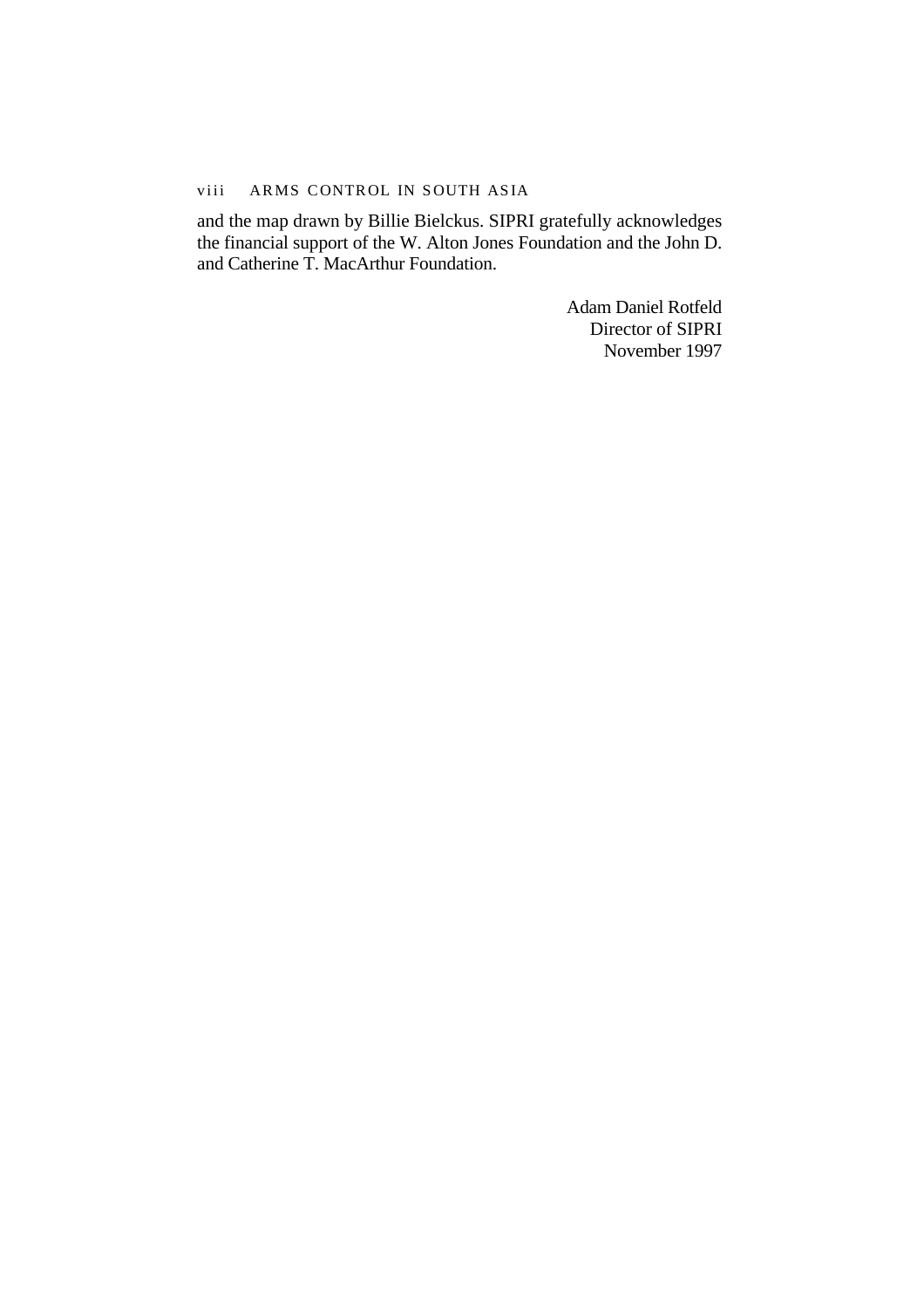and the map drawn by Billie Bielckus. SIPRI gratefully acknowledges the financial support of the W. Alton Jones Foundation and the John D. and Catherine T. MacArthur Foundation.

Adam Daniel Rotfeld  
Director of SIPRI  
November 1997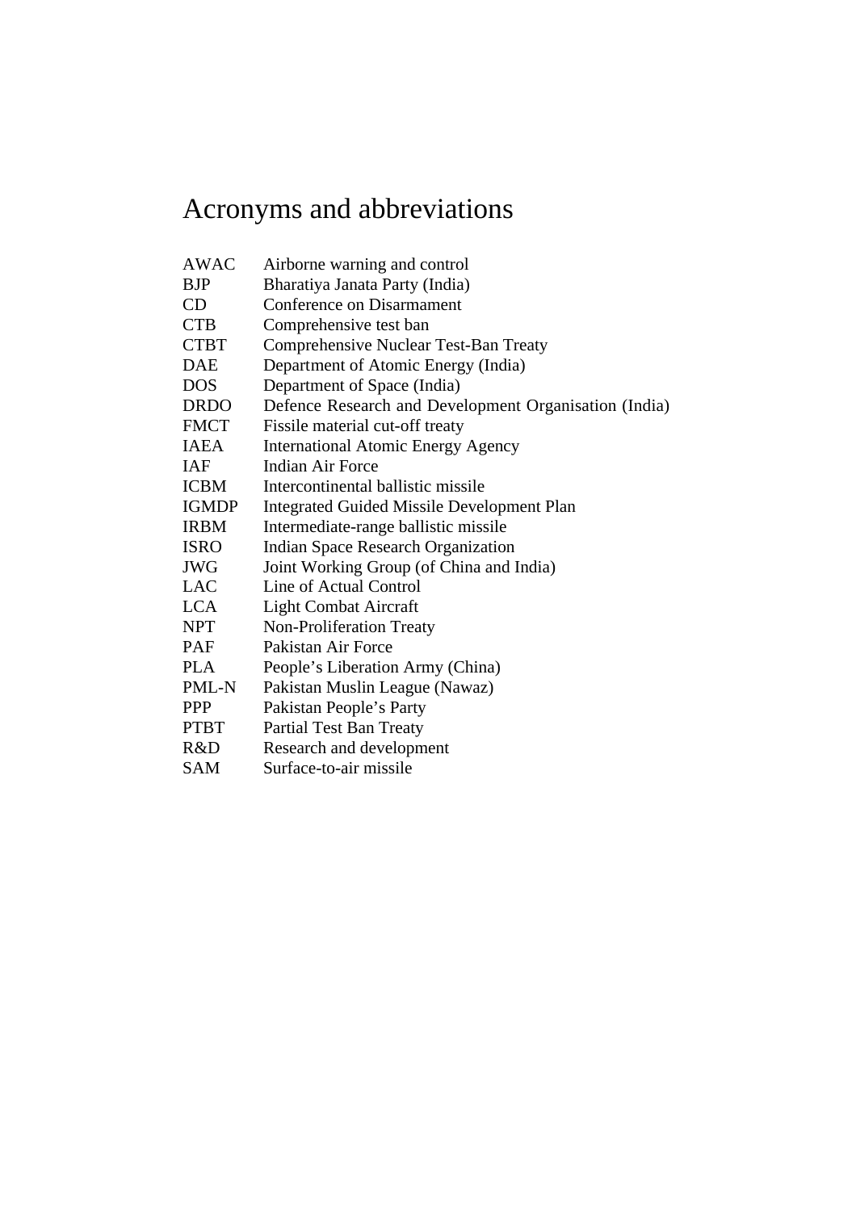# Acronyms and abbreviations

| | |
|---|---|
| AWAC | Airborne warning and control |
| BJP | Bharatiya Janata Party (India) |
| CD | Conference on Disarmament |
| CTB | Comprehensive test ban |
| CTBT | Comprehensive Nuclear Test-Ban Treaty |
| DAE | Department of Atomic Energy (India) |
| DOS | Department of Space (India) |
| DRDO | Defence Research and Development Organisation (India) |
| FMCT | Fissile material cut-off treaty |
| IAEA | International Atomic Energy Agency |
| IAF | Indian Air Force |
| ICBM | Intercontinental ballistic missile |
| IGMDP | Integrated Guided Missile Development Plan |
| IRBM | Intermediate-range ballistic missile |
| ISRO | Indian Space Research Organization |
| JWG | Joint Working Group (of China and India) |
| LAC | Line of Actual Control |
| LCA | Light Combat Aircraft |
| NPT | Non-Proliferation Treaty |
| PAF | Pakistan Air Force |
| PLA | People's Liberation Army (China) |
| PML-N | Pakistan Muslim League (Nawaz) |
| PPP | Pakistan People's Party |
| PTBT | Partial Test Ban Treaty |
| R&D | Research and development |
| SAM | Surface-to-air missile |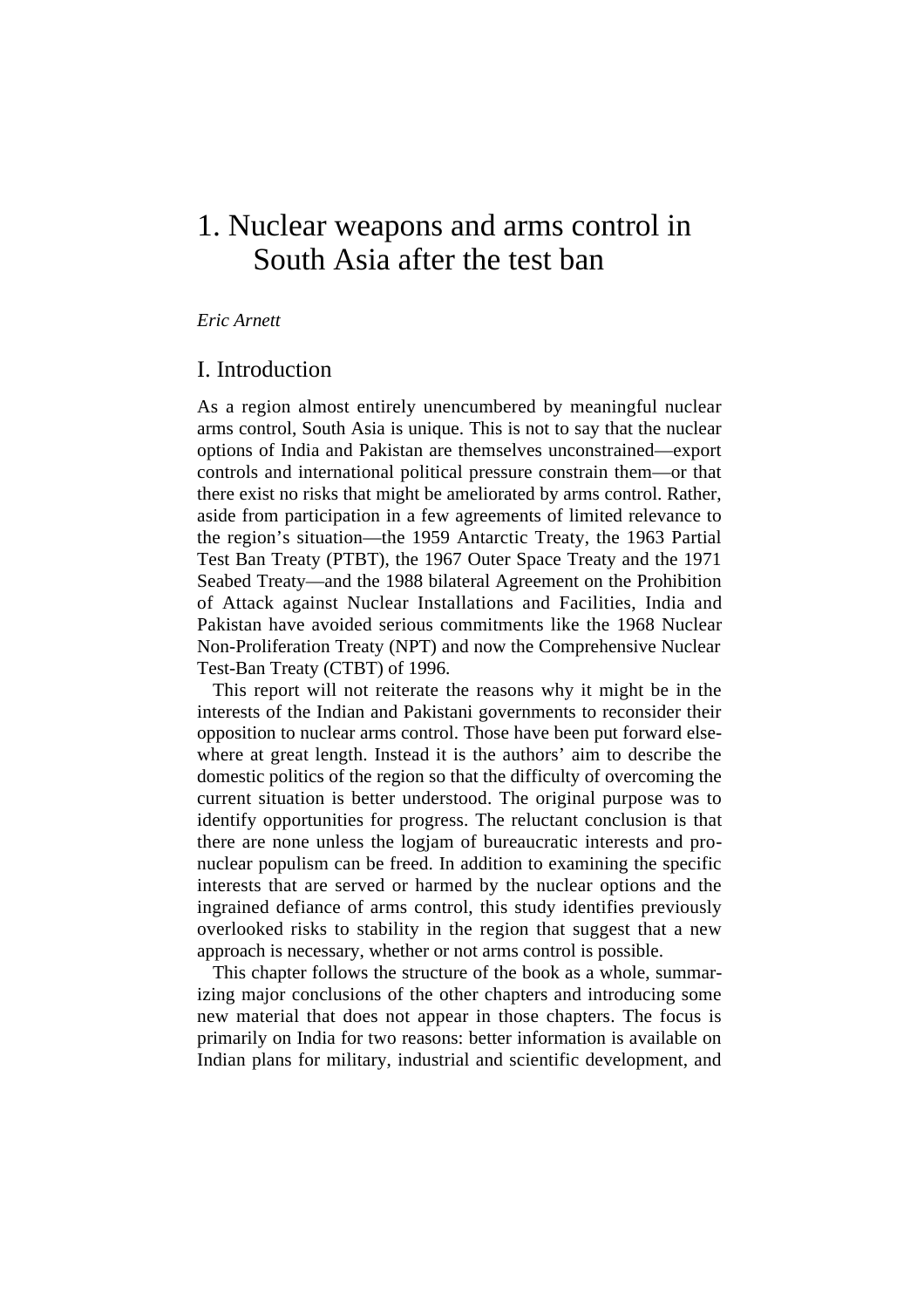# 1. Nuclear weapons and arms control in South Asia after the test ban

*Eric Arnett*

## I. Introduction

As a region almost entirely unencumbered by meaningful nuclear arms control, South Asia is unique. This is not to say that the nuclear options of India and Pakistan are themselves unconstrained—export controls and international political pressure constrain them—or that there exist no risks that might be ameliorated by arms control. Rather, aside from participation in a few agreements of limited relevance to the region's situation—the 1959 Antarctic Treaty, the 1963 Partial Test Ban Treaty (PTBT), the 1967 Outer Space Treaty and the 1971 Seabed Treaty—and the 1988 bilateral Agreement on the Prohibition of Attack against Nuclear Installations and Facilities, India and Pakistan have avoided serious commitments like the 1968 Nuclear Non-Proliferation Treaty (NPT) and now the Comprehensive Nuclear Test-Ban Treaty (CTBT) of 1996.

This report will not reiterate the reasons why it might be in the interests of the Indian and Pakistani governments to reconsider their opposition to nuclear arms control. Those have been put forward elsewhere at great length. Instead it is the authors' aim to describe the domestic politics of the region so that the difficulty of overcoming the current situation is better understood. The original purpose was to identify opportunities for progress. The reluctant conclusion is that there are none unless the logjam of bureaucratic interests and pro-nuclear populism can be freed. In addition to examining the specific interests that are served or harmed by the nuclear options and the ingrained defiance of arms control, this study identifies previously overlooked risks to stability in the region that suggest that a new approach is necessary, whether or not arms control is possible.

This chapter follows the structure of the book as a whole, summarizing major conclusions of the other chapters and introducing some new material that does not appear in those chapters. The focus is primarily on India for two reasons: better information is available on Indian plans for military, industrial and scientific development, and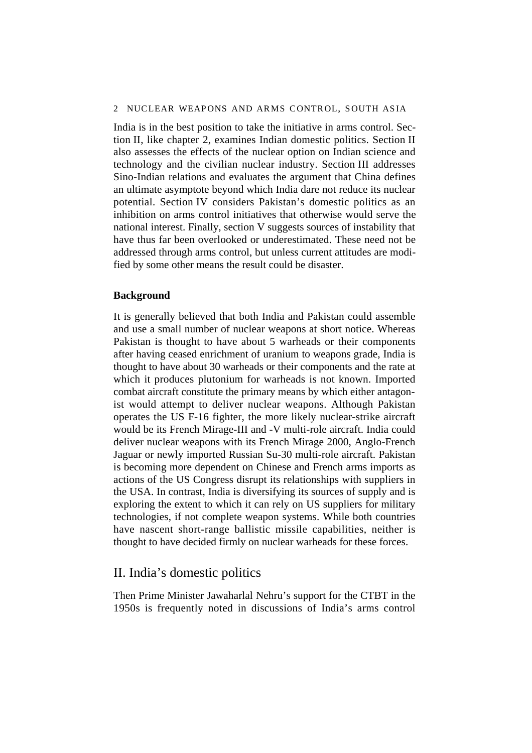India is in the best position to take the initiative in arms control. Section II, like chapter 2, examines Indian domestic politics. Section II also assesses the effects of the nuclear option on Indian science and technology and the civilian nuclear industry. Section III addresses Sino-Indian relations and evaluates the argument that China defines an ultimate asymptote beyond which India dare not reduce its nuclear potential. Section IV considers Pakistan's domestic politics as an inhibition on arms control initiatives that otherwise would serve the national interest. Finally, section V suggests sources of instability that have thus far been overlooked or underestimated. These need not be addressed through arms control, but unless current attitudes are modified by some other means the result could be disaster.

**Background**

It is generally believed that both India and Pakistan could assemble and use a small number of nuclear weapons at short notice. Whereas Pakistan is thought to have about 5 warheads or their components after having ceased enrichment of uranium to weapons grade, India is thought to have about 30 warheads or their components and the rate at which it produces plutonium for warheads is not known. Imported combat aircraft constitute the primary means by which either antagonist would attempt to deliver nuclear weapons. Although Pakistan operates the US F-16 fighter, the more likely nuclear-strike aircraft would be its French Mirage-III and -V multi-role aircraft. India could deliver nuclear weapons with its French Mirage 2000, Anglo-French Jaguar or newly imported Russian Su-30 multi-role aircraft. Pakistan is becoming more dependent on Chinese and French arms imports as actions of the US Congress disrupt its relationships with suppliers in the USA. In contrast, India is diversifying its sources of supply and is exploring the extent to which it can rely on US suppliers for military technologies, if not complete weapon systems. While both countries have nascent short-range ballistic missile capabilities, neither is thought to have decided firmly on nuclear warheads for these forces.

## II. India's domestic politics

Then Prime Minister Jawaharlal Nehru's support for the CTBT in the 1950s is frequently noted in discussions of India's arms control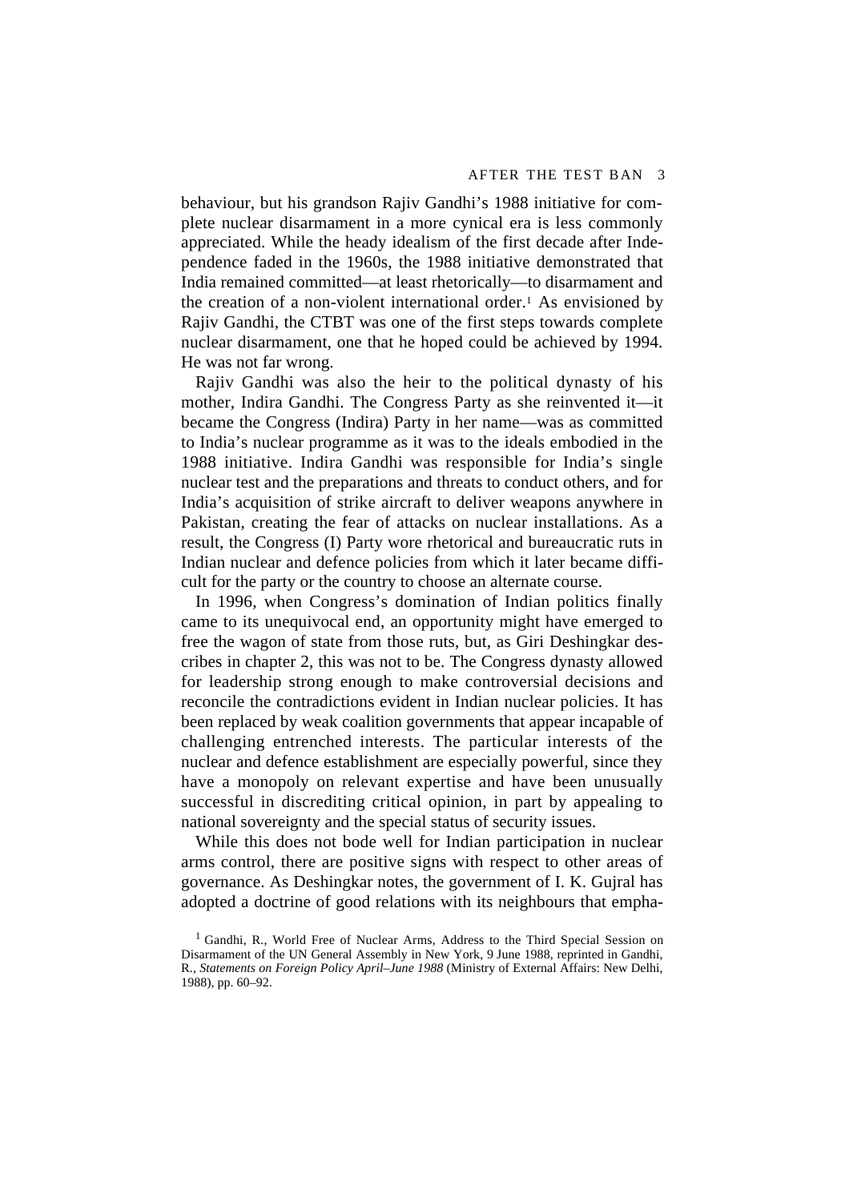behaviour, but his grandson Rajiv Gandhi's 1988 initiative for complete nuclear disarmament in a more cynical era is less commonly appreciated. While the heady idealism of the first decade after Independence faded in the 1960s, the 1988 initiative demonstrated that India remained committed—at least rhetorically—to disarmament and the creation of a non-violent international order.[1] As envisioned by Rajiv Gandhi, the CTBT was one of the first steps towards complete nuclear disarmament, one that he hoped could be achieved by 1994. He was not far wrong.

Rajiv Gandhi was also the heir to the political dynasty of his mother, Indira Gandhi. The Congress Party as she reinvented it—it became the Congress (Indira) Party in her name—was as committed to India's nuclear programme as it was to the ideals embodied in the 1988 initiative. Indira Gandhi was responsible for India's single nuclear test and the preparations and threats to conduct others, and for India's acquisition of strike aircraft to deliver weapons anywhere in Pakistan, creating the fear of attacks on nuclear installations. As a result, the Congress (I) Party wore rhetorical and bureaucratic ruts in Indian nuclear and defence policies from which it later became difficult for the party or the country to choose an alternate course.

In 1996, when Congress's domination of Indian politics finally came to its unequivocal end, an opportunity might have emerged to free the wagon of state from those ruts, but, as Giri Deshingkar describes in chapter 2, this was not to be. The Congress dynasty allowed for leadership strong enough to make controversial decisions and reconcile the contradictions evident in Indian nuclear policies. It has been replaced by weak coalition governments that appear incapable of challenging entrenched interests. The particular interests of the nuclear and defence establishment are especially powerful, since they have a monopoly on relevant expertise and have been unusually successful in discrediting critical opinion, in part by appealing to national sovereignty and the special status of security issues.

While this does not bode well for Indian participation in nuclear arms control, there are positive signs with respect to other areas of governance. As Deshingkar notes, the government of I. K. Gujral has adopted a doctrine of good relations with its neighbours that empha-

[1] Gandhi, R., World Free of Nuclear Arms, Address to the Third Special Session on Disarmament of the UN General Assembly in New York, 9 June 1988, reprinted in Gandhi, R., *Statements on Foreign Policy April–June 1988* (Ministry of External Affairs: New Delhi, 1988), pp. 60–92.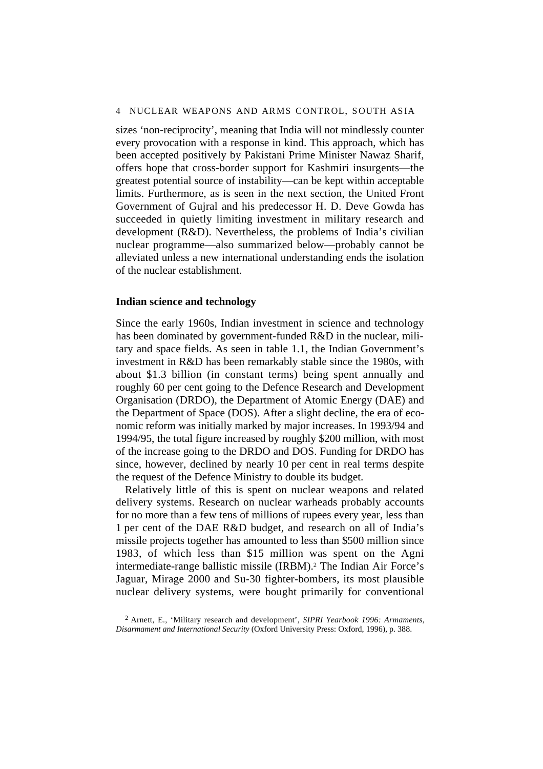sizes 'non-reciprocity', meaning that India will not mindlessly counter every provocation with a response in kind. This approach, which has been accepted positively by Pakistani Prime Minister Nawaz Sharif, offers hope that cross-border support for Kashmiri insurgents—the greatest potential source of instability—can be kept within acceptable limits. Furthermore, as is seen in the next section, the United Front Government of Gujral and his predecessor H. D. Deve Gowda has succeeded in quietly limiting investment in military research and development (R&D). Nevertheless, the problems of India's civilian nuclear programme—also summarized below—probably cannot be alleviated unless a new international understanding ends the isolation of the nuclear establishment.

**Indian science and technology**

Since the early 1960s, Indian investment in science and technology has been dominated by government-funded R&D in the nuclear, military and space fields. As seen in table 1.1, the Indian Government's investment in R&D has been remarkably stable since the 1980s, with about $1.3 billion (in constant terms) being spent annually and roughly 60 per cent going to the Defence Research and Development Organisation (DRDO), the Department of Atomic Energy (DAE) and the Department of Space (DOS). After a slight decline, the era of economic reform was initially marked by major increases. In 1993/94 and 1994/95, the total figure increased by roughly $200 million, with most of the increase going to the DRDO and DOS. Funding for DRDO has since, however, declined by nearly 10 per cent in real terms despite the request of the Defence Ministry to double its budget.

Relatively little of this is spent on nuclear weapons and related delivery systems. Research on nuclear warheads probably accounts for no more than a few tens of millions of rupees every year, less than 1 per cent of the DAE R&D budget, and research on all of India's missile projects together has amounted to less than $500 million since 1983, of which less than $15 million was spent on the Agni intermediate-range ballistic missile (IRBM).[2] The Indian Air Force's Jaguar, Mirage 2000 and Su-30 fighter-bombers, its most plausible nuclear delivery systems, were bought primarily for conventional

[2] Arnett, E., 'Military research and development', *SIPRI Yearbook 1996: Armaments, Disarmament and International Security* (Oxford University Press: Oxford, 1996), p. 388.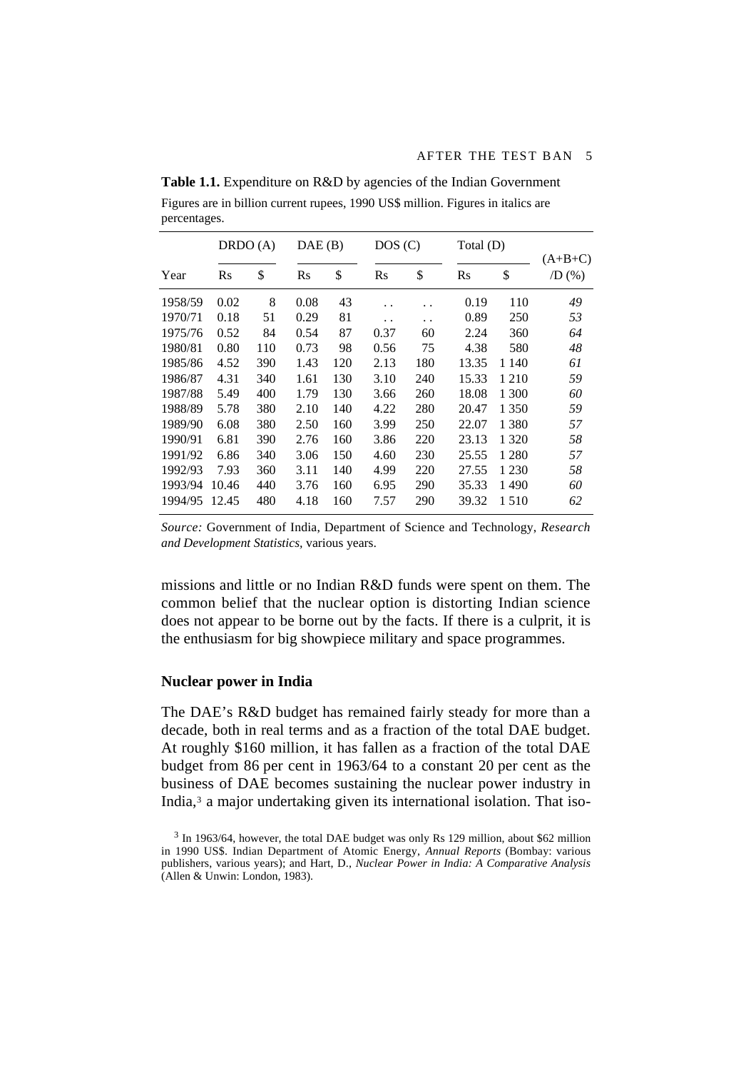**Table 1.1.** Expenditure on R&D by agencies of the Indian Government

Figures are in billion current rupees, 1990 US$ million. Figures in italics are percentages.

| | DRDO (A) | | DAE (B) | | DOS (C) | | Total (D) | | (A+B+C) |
|---|---|---|---|---|---|---|---|---|---|
| Year | Rs | $ | Rs | $ | Rs | $ | Rs | $ | /D (%) |
| 1958/59 | 0.02 | 8 | 0.08 | 43 | . . | . . | 0.19 | 110 | *49* |
| 1970/71 | 0.18 | 51 | 0.29 | 81 | . . | . . | 0.89 | 250 | *53* |
| 1975/76 | 0.52 | 84 | 0.54 | 87 | 0.37 | 60 | 2.24 | 360 | *64* |
| 1980/81 | 0.80 | 110 | 0.73 | 98 | 0.56 | 75 | 4.38 | 580 | *48* |
| 1985/86 | 4.52 | 390 | 1.43 | 120 | 2.13 | 180 | 13.35 | 1 140 | *61* |
| 1986/87 | 4.31 | 340 | 1.61 | 130 | 3.10 | 240 | 15.33 | 1 210 | *59* |
| 1987/88 | 5.49 | 400 | 1.79 | 130 | 3.66 | 260 | 18.08 | 1 300 | *60* |
| 1988/89 | 5.78 | 380 | 2.10 | 140 | 4.22 | 280 | 20.47 | 1 350 | *59* |
| 1989/90 | 6.08 | 380 | 2.50 | 160 | 3.99 | 250 | 22.07 | 1 380 | *57* |
| 1990/91 | 6.81 | 390 | 2.76 | 160 | 3.86 | 220 | 23.13 | 1 320 | *58* |
| 1991/92 | 6.86 | 340 | 3.06 | 150 | 4.60 | 230 | 25.55 | 1 280 | *57* |
| 1992/93 | 7.93 | 360 | 3.11 | 140 | 4.99 | 220 | 27.55 | 1 230 | *58* |
| 1993/94 | 10.46 | 440 | 3.76 | 160 | 6.95 | 290 | 35.33 | 1 490 | *60* |
| 1994/95 | 12.45 | 480 | 4.18 | 160 | 7.57 | 290 | 39.32 | 1 510 | *62* |

*Source:* Government of India, Department of Science and Technology, *Research and Development Statistics*, various years.

missions and little or no Indian R&D funds were spent on them. The common belief that the nuclear option is distorting Indian science does not appear to be borne out by the facts. If there is a culprit, it is the enthusiasm for big showpiece military and space programmes.

### Nuclear power in India

The DAE's R&D budget has remained fairly steady for more than a decade, both in real terms and as a fraction of the total DAE budget. At roughly $160 million, it has fallen as a fraction of the total DAE budget from 86 per cent in 1963/64 to a constant 20 per cent as the business of DAE becomes sustaining the nuclear power industry in India,[3] a major undertaking given its international isolation. That iso-

[3] In 1963/64, however, the total DAE budget was only Rs 129 million, about $62 million in 1990 US$. Indian Department of Atomic Energy, *Annual Reports* (Bombay: various publishers, various years); and Hart, D., *Nuclear Power in India: A Comparative Analysis* (Allen & Unwin: London, 1983).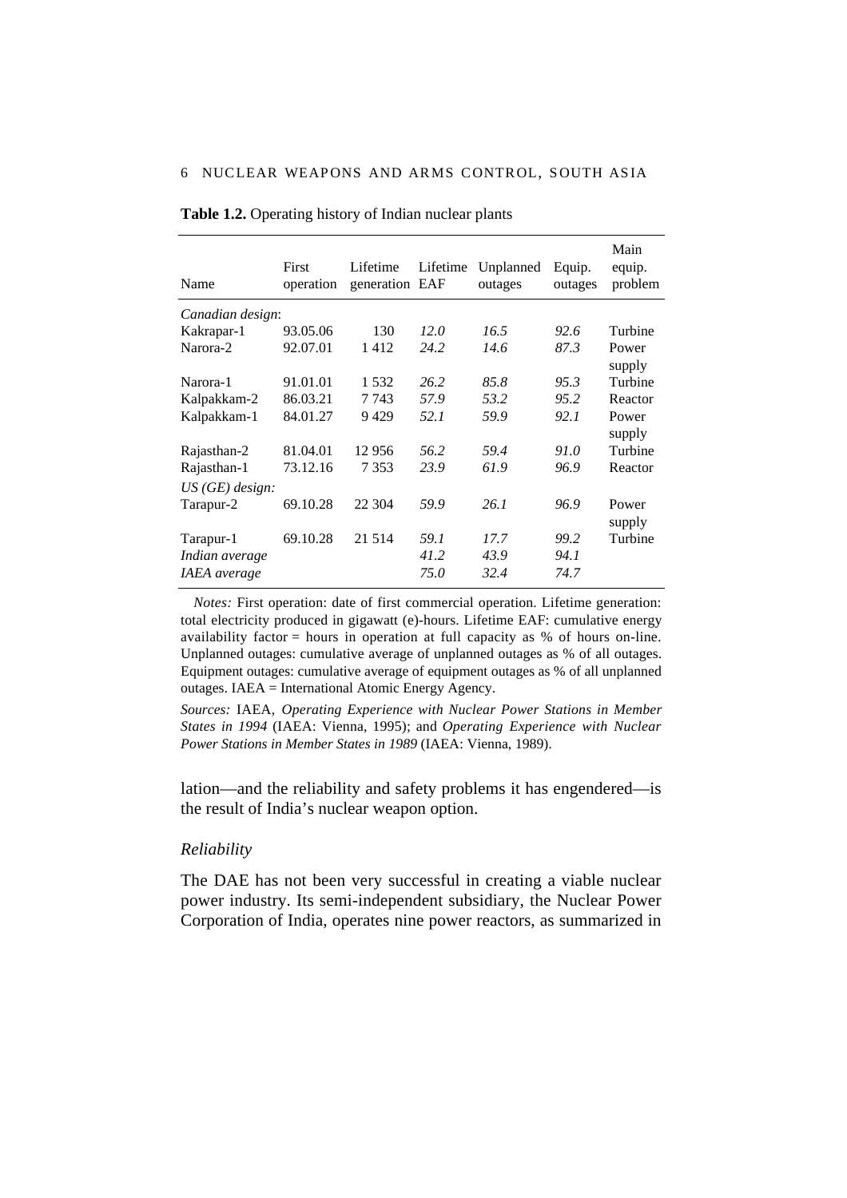**Table 1.2.** Operating history of Indian nuclear plants

| Name | First operation | Lifetime generation | Lifetime EAF | Unplanned outages | Equip. outages | Main equip. problem |
|---|---|---|---|---|---|---|
| *Canadian design*: | | | | | | |
| Kakrapar-1 | 93.05.06 | 130 | *12.0* | *16.5* | *92.6* | Turbine |
| Narora-2 | 92.07.01 | 1 412 | *24.2* | *14.6* | *87.3* | Power supply |
| Narora-1 | 91.01.01 | 1 532 | *26.2* | *85.8* | *95.3* | Turbine |
| Kalpakkam-2 | 86.03.21 | 7 743 | *57.9* | *53.2* | *95.2* | Reactor |
| Kalpakkam-1 | 84.01.27 | 9 429 | *52.1* | *59.9* | *92.1* | Power supply |
| Rajasthan-2 | 81.04.01 | 12 956 | *56.2* | *59.4* | *91.0* | Turbine |
| Rajasthan-1 | 73.12.16 | 7 353 | *23.9* | *61.9* | *96.9* | Reactor |
| *US (GE) design:* | | | | | | |
| Tarapur-2 | 69.10.28 | 22 304 | *59.9* | *26.1* | *96.9* | Power supply |
| Tarapur-1 | 69.10.28 | 21 514 | *59.1* | *17.7* | *99.2* | Turbine |
| *Indian average* | | | *41.2* | *43.9* | *94.1* | |
| *IAEA average* | | | *75.0* | *32.4* | *74.7* | |

*Notes:* First operation: date of first commercial operation. Lifetime generation: total electricity produced in gigawatt (e)-hours. Lifetime EAF: cumulative energy availability factor = hours in operation at full capacity as % of hours on-line. Unplanned outages: cumulative average of unplanned outages as % of all outages. Equipment outages: cumulative average of equipment outages as % of all unplanned outages. IAEA = International Atomic Energy Agency.

*Sources:* IAEA, *Operating Experience with Nuclear Power Stations in Member States in 1994* (IAEA: Vienna, 1995); and *Operating Experience with Nuclear Power Stations in Member States in 1989* (IAEA: Vienna, 1989).

lation—and the reliability and safety problems it has engendered—is the result of India's nuclear weapon option.

### *Reliability*

The DAE has not been very successful in creating a viable nuclear power industry. Its semi-independent subsidiary, the Nuclear Power Corporation of India, operates nine power reactors, as summarized in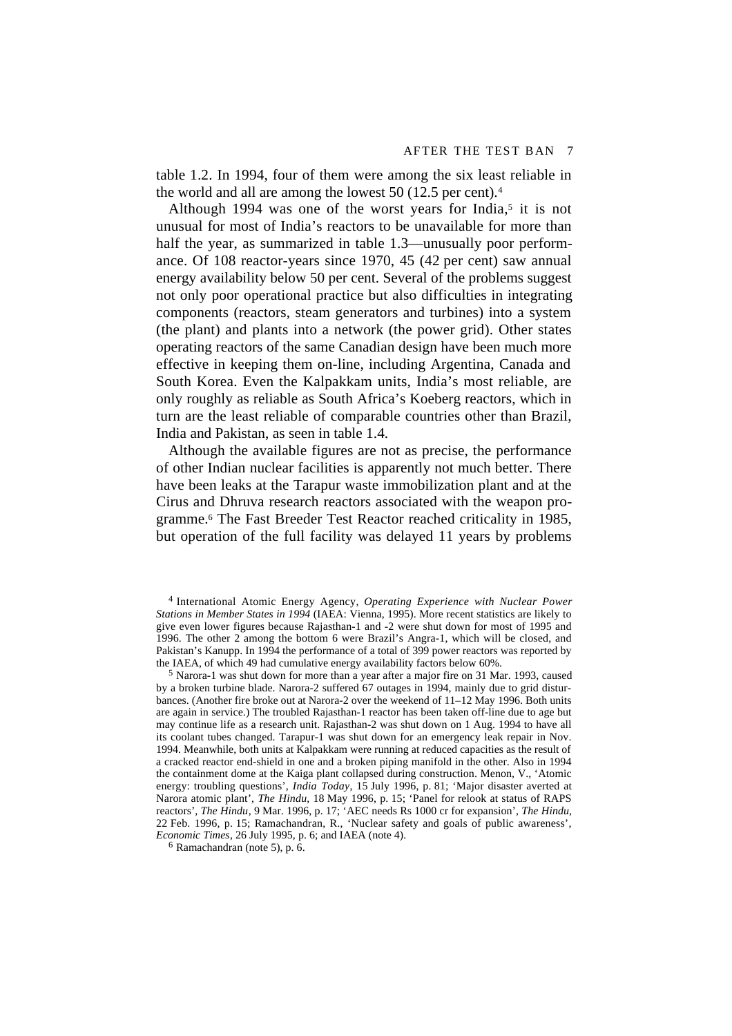table 1.2. In 1994, four of them were among the six least reliable in the world and all are among the lowest 50 (12.5 per cent).[4]

Although 1994 was one of the worst years for India,[5] it is not unusual for most of India's reactors to be unavailable for more than half the year, as summarized in table 1.3—unusually poor performance. Of 108 reactor-years since 1970, 45 (42 per cent) saw annual energy availability below 50 per cent. Several of the problems suggest not only poor operational practice but also difficulties in integrating components (reactors, steam generators and turbines) into a system (the plant) and plants into a network (the power grid). Other states operating reactors of the same Canadian design have been much more effective in keeping them on-line, including Argentina, Canada and South Korea. Even the Kalpakkam units, India's most reliable, are only roughly as reliable as South Africa's Koeberg reactors, which in turn are the least reliable of comparable countries other than Brazil, India and Pakistan, as seen in table 1.4.

Although the available figures are not as precise, the performance of other Indian nuclear facilities is apparently not much better. There have been leaks at the Tarapur waste immobilization plant and at the Cirus and Dhruva research reactors associated with the weapon programme.[6] The Fast Breeder Test Reactor reached criticality in 1985, but operation of the full facility was delayed 11 years by problems

[4] International Atomic Energy Agency, *Operating Experience with Nuclear Power Stations in Member States in 1994* (IAEA: Vienna, 1995). More recent statistics are likely to give even lower figures because Rajasthan-1 and -2 were shut down for most of 1995 and 1996. The other 2 among the bottom 6 were Brazil's Angra-1, which will be closed, and Pakistan's Kanupp. In 1994 the performance of a total of 399 power reactors was reported by the IAEA, of which 49 had cumulative energy availability factors below 60%.

[5] Narora-1 was shut down for more than a year after a major fire on 31 Mar. 1993, caused by a broken turbine blade. Narora-2 suffered 67 outages in 1994, mainly due to grid disturbances. (Another fire broke out at Narora-2 over the weekend of 11–12 May 1996. Both units are again in service.) The troubled Rajasthan-1 reactor has been taken off-line due to age but may continue life as a research unit. Rajasthan-2 was shut down on 1 Aug. 1994 to have all its coolant tubes changed. Tarapur-1 was shut down for an emergency leak repair in Nov. 1994. Meanwhile, both units at Kalpakkam were running at reduced capacities as the result of a cracked reactor end-shield in one and a broken piping manifold in the other. Also in 1994 the containment dome at the Kaiga plant collapsed during construction. Menon, V., 'Atomic energy: troubling questions', *India Today*, 15 July 1996, p. 81; 'Major disaster averted at Narora atomic plant', *The Hindu*, 18 May 1996, p. 15; 'Panel for relook at status of RAPS reactors', *The Hindu*, 9 Mar. 1996, p. 17; 'AEC needs Rs 1000 cr for expansion', *The Hindu*, 22 Feb. 1996, p. 15; Ramachandran, R., 'Nuclear safety and goals of public awareness', *Economic Times*, 26 July 1995, p. 6; and IAEA (note 4).

[6] Ramachandran (note 5), p. 6.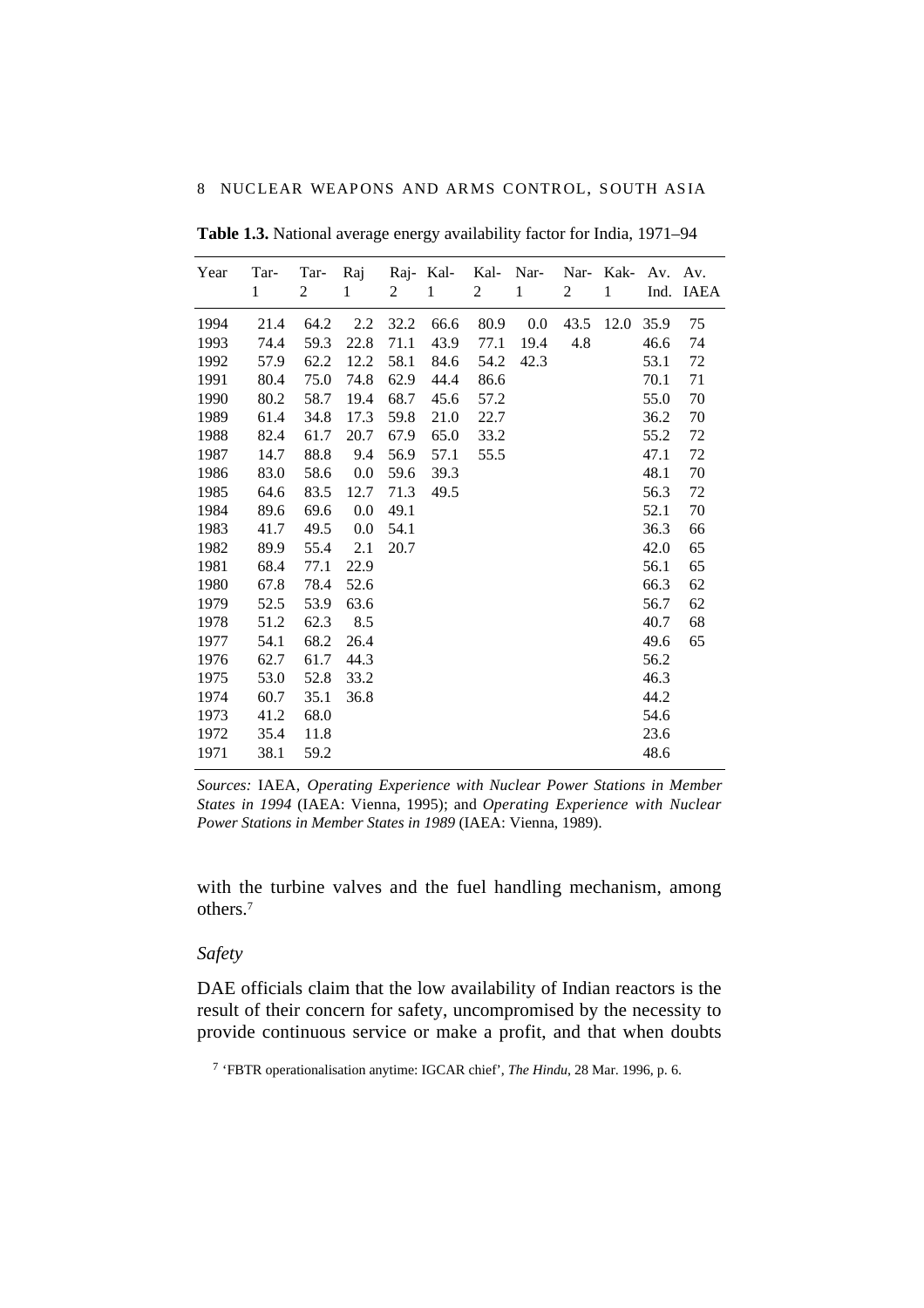**Table 1.3.** National average energy availability factor for India, 1971–94

| Year | Tar-1 | Tar-2 | Raj 1 | Raj-2 | Kal-1 | Kal-2 | Nar-1 | Nar-2 | Kak-1 | Av. Ind. | Av. IAEA |
|---|---|---|---|---|---|---|---|---|---|---|---|
| 1994 | 21.4 | 64.2 | 2.2 | 32.2 | 66.6 | 80.9 | 0.0 | 43.5 | 12.0 | 35.9 | 75 |
| 1993 | 74.4 | 59.3 | 22.8 | 71.1 | 43.9 | 77.1 | 19.4 | 4.8 | | 46.6 | 74 |
| 1992 | 57.9 | 62.2 | 12.2 | 58.1 | 84.6 | 54.2 | 42.3 | | | 53.1 | 72 |
| 1991 | 80.4 | 75.0 | 74.8 | 62.9 | 44.4 | 86.6 | | | | 70.1 | 71 |
| 1990 | 80.2 | 58.7 | 19.4 | 68.7 | 45.6 | 57.2 | | | | 55.0 | 70 |
| 1989 | 61.4 | 34.8 | 17.3 | 59.8 | 21.0 | 22.7 | | | | 36.2 | 70 |
| 1988 | 82.4 | 61.7 | 20.7 | 67.9 | 65.0 | 33.2 | | | | 55.2 | 72 |
| 1987 | 14.7 | 88.8 | 9.4 | 56.9 | 57.1 | 55.5 | | | | 47.1 | 72 |
| 1986 | 83.0 | 58.6 | 0.0 | 59.6 | 39.3 | | | | | 48.1 | 70 |
| 1985 | 64.6 | 83.5 | 12.7 | 71.3 | 49.5 | | | | | 56.3 | 72 |
| 1984 | 89.6 | 69.6 | 0.0 | 49.1 | | | | | | 52.1 | 70 |
| 1983 | 41.7 | 49.5 | 0.0 | 54.1 | | | | | | 36.3 | 66 |
| 1982 | 89.9 | 55.4 | 2.1 | 20.7 | | | | | | 42.0 | 65 |
| 1981 | 68.4 | 77.1 | 22.9 | | | | | | | 56.1 | 65 |
| 1980 | 67.8 | 78.4 | 52.6 | | | | | | | 66.3 | 62 |
| 1979 | 52.5 | 53.9 | 63.6 | | | | | | | 56.7 | 62 |
| 1978 | 51.2 | 62.3 | 8.5 | | | | | | | 40.7 | 68 |
| 1977 | 54.1 | 68.2 | 26.4 | | | | | | | 49.6 | 65 |
| 1976 | 62.7 | 61.7 | 44.3 | | | | | | | 56.2 | |
| 1975 | 53.0 | 52.8 | 33.2 | | | | | | | 46.3 | |
| 1974 | 60.7 | 35.1 | 36.8 | | | | | | | 44.2 | |
| 1973 | 41.2 | 68.0 | | | | | | | | 54.6 | |
| 1972 | 35.4 | 11.8 | | | | | | | | 23.6 | |
| 1971 | 38.1 | 59.2 | | | | | | | | 48.6 | |

*Sources:* IAEA, *Operating Experience with Nuclear Power Stations in Member States in 1994* (IAEA: Vienna, 1995); and *Operating Experience with Nuclear Power Stations in Member States in 1989* (IAEA: Vienna, 1989).

with the turbine valves and the fuel handling mechanism, among others.[7]

### *Safety*

DAE officials claim that the low availability of Indian reactors is the result of their concern for safety, uncompromised by the necessity to provide continuous service or make a profit, and that when doubts

[7] 'FBTR operationalisation anytime: IGCAR chief', *The Hindu*, 28 Mar. 1996, p. 6.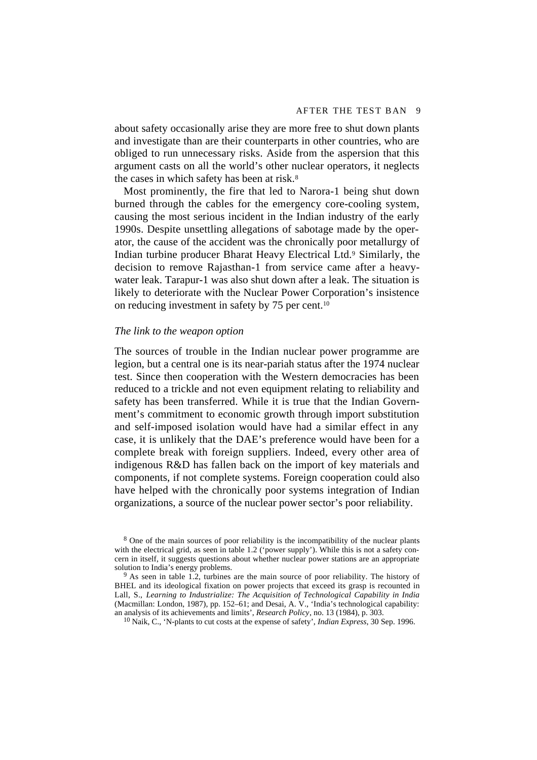about safety occasionally arise they are more free to shut down plants and investigate than are their counterparts in other countries, who are obliged to run unnecessary risks. Aside from the aspersion that this argument casts on all the world's other nuclear operators, it neglects the cases in which safety has been at risk.[8]

Most prominently, the fire that led to Narora-1 being shut down burned through the cables for the emergency core-cooling system, causing the most serious incident in the Indian industry of the early 1990s. Despite unsettling allegations of sabotage made by the operator, the cause of the accident was the chronically poor metallurgy of Indian turbine producer Bharat Heavy Electrical Ltd.[9] Similarly, the decision to remove Rajasthan-1 from service came after a heavy-water leak. Tarapur-1 was also shut down after a leak. The situation is likely to deteriorate with the Nuclear Power Corporation's insistence on reducing investment in safety by 75 per cent.[10]

### *The link to the weapon option*

The sources of trouble in the Indian nuclear power programme are legion, but a central one is its near-pariah status after the 1974 nuclear test. Since then cooperation with the Western democracies has been reduced to a trickle and not even equipment relating to reliability and safety has been transferred. While it is true that the Indian Government's commitment to economic growth through import substitution and self-imposed isolation would have had a similar effect in any case, it is unlikely that the DAE's preference would have been for a complete break with foreign suppliers. Indeed, every other area of indigenous R&D has fallen back on the import of key materials and components, if not complete systems. Foreign cooperation could also have helped with the chronically poor systems integration of Indian organizations, a source of the nuclear power sector's poor reliability.

---

[8] One of the main sources of poor reliability is the incompatibility of the nuclear plants with the electrical grid, as seen in table 1.2 ('power supply'). While this is not a safety concern in itself, it suggests questions about whether nuclear power stations are an appropriate solution to India's energy problems.

[9] As seen in table 1.2, turbines are the main source of poor reliability. The history of BHEL and its ideological fixation on power projects that exceed its grasp is recounted in Lall, S., *Learning to Industrialize: The Acquisition of Technological Capability in India* (Macmillan: London, 1987), pp. 152–61; and Desai, A. V., 'India's technological capability: an analysis of its achievements and limits', *Research Policy*, no. 13 (1984), p. 303.

[10] Naik, C., 'N-plants to cut costs at the expense of safety', *Indian Express*, 30 Sep. 1996.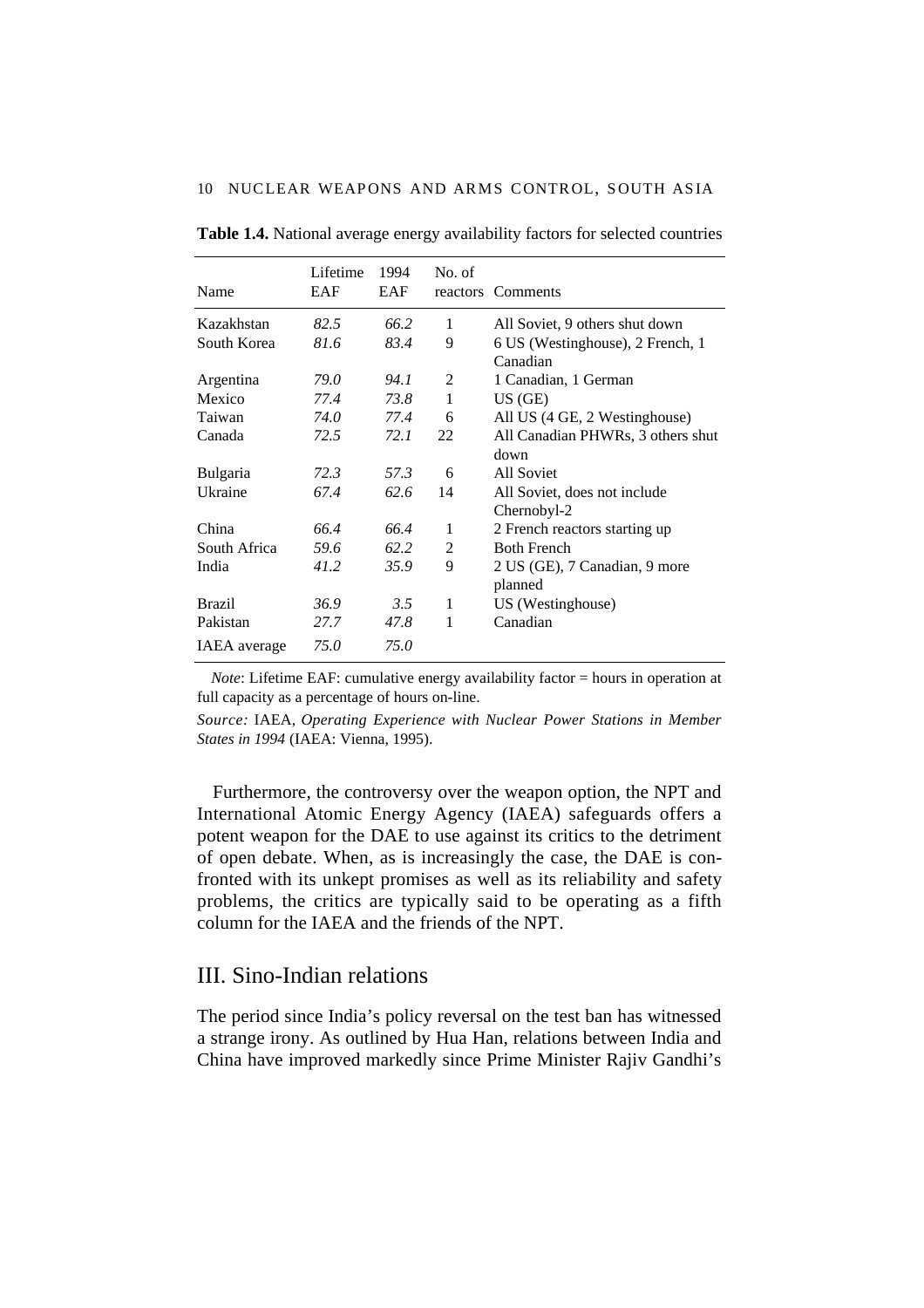**Table 1.4.** National average energy availability factors for selected countries

| Name | Lifetime EAF | 1994 EAF | No. of reactors | Comments |
|---|---|---|---|---|
| Kazakhstan | *82.5* | *66.2* | 1 | All Soviet, 9 others shut down |
| South Korea | *81.6* | *83.4* | 9 | 6 US (Westinghouse), 2 French, 1 Canadian |
| Argentina | *79.0* | *94.1* | 2 | 1 Canadian, 1 German |
| Mexico | *77.4* | *73.8* | 1 | US (GE) |
| Taiwan | *74.0* | *77.4* | 6 | All US (4 GE, 2 Westinghouse) |
| Canada | *72.5* | *72.1* | 22 | All Canadian PHWRs, 3 others shut down |
| Bulgaria | *72.3* | *57.3* | 6 | All Soviet |
| Ukraine | *67.4* | *62.6* | 14 | All Soviet, does not include Chernobyl-2 |
| China | *66.4* | *66.4* | 1 | 2 French reactors starting up |
| South Africa | *59.6* | *62.2* | 2 | Both French |
| India | *41.2* | *35.9* | 9 | 2 US (GE), 7 Canadian, 9 more planned |
| Brazil | *36.9* | *3.5* | 1 | US (Westinghouse) |
| Pakistan | *27.7* | *47.8* | 1 | Canadian |
| IAEA average | *75.0* | *75.0* | | |

*Note*: Lifetime EAF: cumulative energy availability factor = hours in operation at full capacity as a percentage of hours on-line.

*Source:* IAEA, *Operating Experience with Nuclear Power Stations in Member States in 1994* (IAEA: Vienna, 1995).

Furthermore, the controversy over the weapon option, the NPT and International Atomic Energy Agency (IAEA) safeguards offers a potent weapon for the DAE to use against its critics to the detriment of open debate. When, as is increasingly the case, the DAE is confronted with its unkept promises as well as its reliability and safety problems, the critics are typically said to be operating as a fifth column for the IAEA and the friends of the NPT.

## III. Sino-Indian relations

The period since India's policy reversal on the test ban has witnessed a strange irony. As outlined by Hua Han, relations between India and China have improved markedly since Prime Minister Rajiv Gandhi's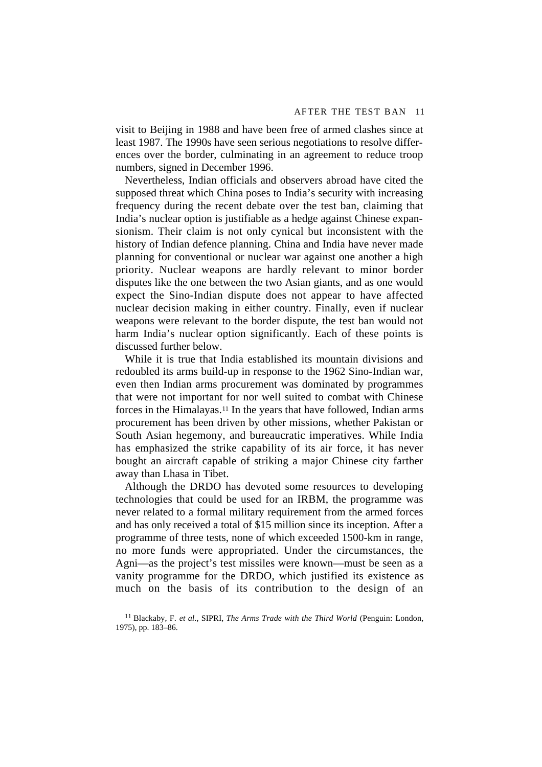visit to Beijing in 1988 and have been free of armed clashes since at least 1987. The 1990s have seen serious negotiations to resolve differences over the border, culminating in an agreement to reduce troop numbers, signed in December 1996.

Nevertheless, Indian officials and observers abroad have cited the supposed threat which China poses to India's security with increasing frequency during the recent debate over the test ban, claiming that India's nuclear option is justifiable as a hedge against Chinese expansionism. Their claim is not only cynical but inconsistent with the history of Indian defence planning. China and India have never made planning for conventional or nuclear war against one another a high priority. Nuclear weapons are hardly relevant to minor border disputes like the one between the two Asian giants, and as one would expect the Sino-Indian dispute does not appear to have affected nuclear decision making in either country. Finally, even if nuclear weapons were relevant to the border dispute, the test ban would not harm India's nuclear option significantly. Each of these points is discussed further below.

While it is true that India established its mountain divisions and redoubled its arms build-up in response to the 1962 Sino-Indian war, even then Indian arms procurement was dominated by programmes that were not important for nor well suited to combat with Chinese forces in the Himalayas.[11] In the years that have followed, Indian arms procurement has been driven by other missions, whether Pakistan or South Asian hegemony, and bureaucratic imperatives. While India has emphasized the strike capability of its air force, it has never bought an aircraft capable of striking a major Chinese city farther away than Lhasa in Tibet.

Although the DRDO has devoted some resources to developing technologies that could be used for an IRBM, the programme was never related to a formal military requirement from the armed forces and has only received a total of $15 million since its inception. After a programme of three tests, none of which exceeded 1500-km in range, no more funds were appropriated. Under the circumstances, the Agni—as the project's test missiles were known—must be seen as a vanity programme for the DRDO, which justified its existence as much on the basis of its contribution to the design of an

[11] Blackaby, F. *et al.*, SIPRI, *The Arms Trade with the Third World* (Penguin: London, 1975), pp. 183–86.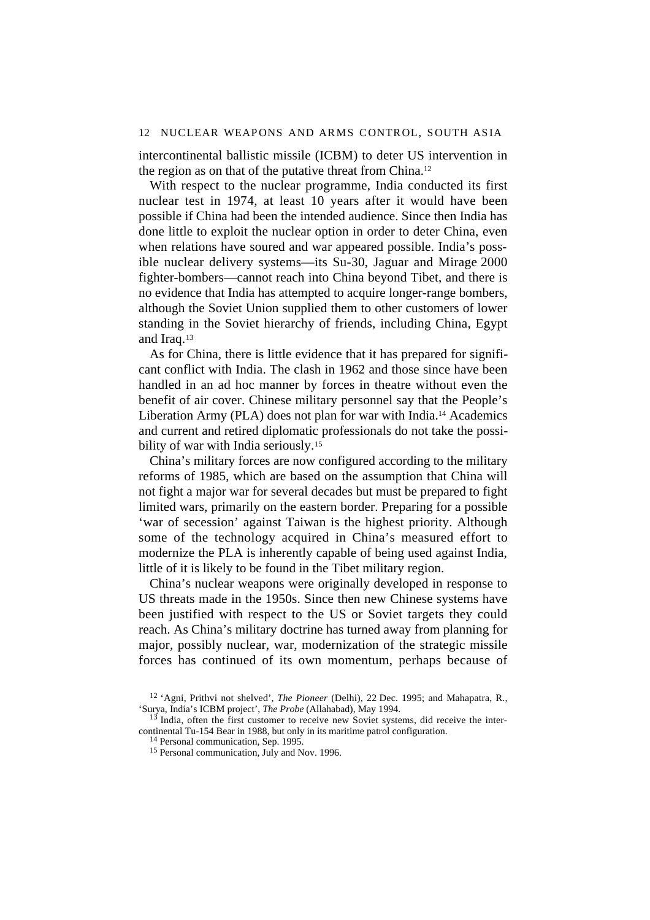intercontinental ballistic missile (ICBM) to deter US intervention in the region as on that of the putative threat from China.[12]

With respect to the nuclear programme, India conducted its first nuclear test in 1974, at least 10 years after it would have been possible if China had been the intended audience. Since then India has done little to exploit the nuclear option in order to deter China, even when relations have soured and war appeared possible. India's possible nuclear delivery systems—its Su-30, Jaguar and Mirage 2000 fighter-bombers—cannot reach into China beyond Tibet, and there is no evidence that India has attempted to acquire longer-range bombers, although the Soviet Union supplied them to other customers of lower standing in the Soviet hierarchy of friends, including China, Egypt and Iraq.[13]

As for China, there is little evidence that it has prepared for significant conflict with India. The clash in 1962 and those since have been handled in an ad hoc manner by forces in theatre without even the benefit of air cover. Chinese military personnel say that the People's Liberation Army (PLA) does not plan for war with India.[14] Academics and current and retired diplomatic professionals do not take the possibility of war with India seriously.[15]

China's military forces are now configured according to the military reforms of 1985, which are based on the assumption that China will not fight a major war for several decades but must be prepared to fight limited wars, primarily on the eastern border. Preparing for a possible 'war of secession' against Taiwan is the highest priority. Although some of the technology acquired in China's measured effort to modernize the PLA is inherently capable of being used against India, little of it is likely to be found in the Tibet military region.

China's nuclear weapons were originally developed in response to US threats made in the 1950s. Since then new Chinese systems have been justified with respect to the US or Soviet targets they could reach. As China's military doctrine has turned away from planning for major, possibly nuclear, war, modernization of the strategic missile forces has continued of its own momentum, perhaps because of

[12] 'Agni, Prithvi not shelved', *The Pioneer* (Delhi), 22 Dec. 1995; and Mahapatra, R., 'Surya, India's ICBM project', *The Probe* (Allahabad), May 1994.

[13] India, often the first customer to receive new Soviet systems, did receive the intercontinental Tu-154 Bear in 1988, but only in its maritime patrol configuration.

[14] Personal communication, Sep. 1995.

[15] Personal communication, July and Nov. 1996.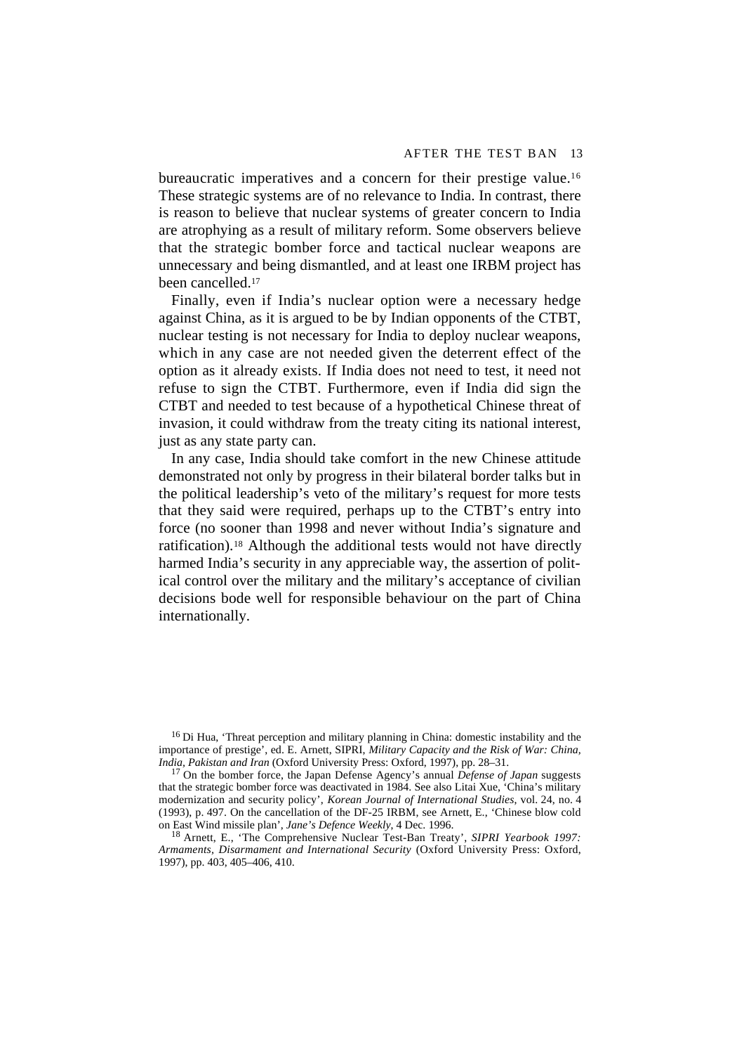bureaucratic imperatives and a concern for their prestige value.[16] These strategic systems are of no relevance to India. In contrast, there is reason to believe that nuclear systems of greater concern to India are atrophying as a result of military reform. Some observers believe that the strategic bomber force and tactical nuclear weapons are unnecessary and being dismantled, and at least one IRBM project has been cancelled.[17]

Finally, even if India's nuclear option were a necessary hedge against China, as it is argued to be by Indian opponents of the CTBT, nuclear testing is not necessary for India to deploy nuclear weapons, which in any case are not needed given the deterrent effect of the option as it already exists. If India does not need to test, it need not refuse to sign the CTBT. Furthermore, even if India did sign the CTBT and needed to test because of a hypothetical Chinese threat of invasion, it could withdraw from the treaty citing its national interest, just as any state party can.

In any case, India should take comfort in the new Chinese attitude demonstrated not only by progress in their bilateral border talks but in the political leadership's veto of the military's request for more tests that they said were required, perhaps up to the CTBT's entry into force (no sooner than 1998 and never without India's signature and ratification).[18] Although the additional tests would not have directly harmed India's security in any appreciable way, the assertion of political control over the military and the military's acceptance of civilian decisions bode well for responsible behaviour on the part of China internationally.

---

[16] Di Hua, 'Threat perception and military planning in China: domestic instability and the importance of prestige', ed. E. Arnett, SIPRI, *Military Capacity and the Risk of War: China, India, Pakistan and Iran* (Oxford University Press: Oxford, 1997), pp. 28–31.

[17] On the bomber force, the Japan Defense Agency's annual *Defense of Japan* suggests that the strategic bomber force was deactivated in 1984. See also Litai Xue, 'China's military modernization and security policy', *Korean Journal of International Studies*, vol. 24, no. 4 (1993), p. 497. On the cancellation of the DF-25 IRBM, see Arnett, E., 'Chinese blow cold on East Wind missile plan', *Jane's Defence Weekly*, 4 Dec. 1996.

[18] Arnett, E., 'The Comprehensive Nuclear Test-Ban Treaty', *SIPRI Yearbook 1997: Armaments, Disarmament and International Security* (Oxford University Press: Oxford, 1997), pp. 403, 405–406, 410.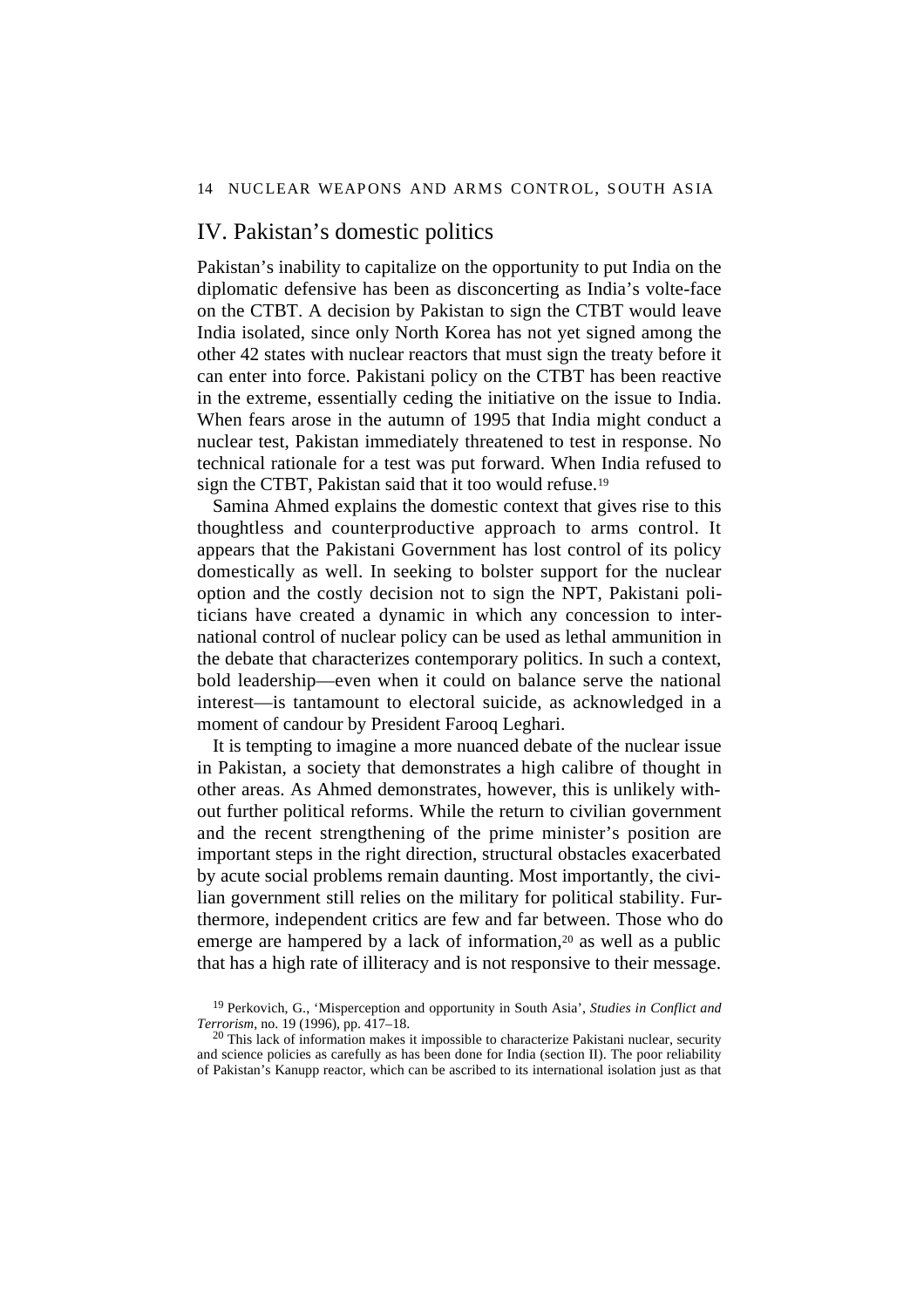## IV. Pakistan's domestic politics

Pakistan's inability to capitalize on the opportunity to put India on the diplomatic defensive has been as disconcerting as India's volte-face on the CTBT. A decision by Pakistan to sign the CTBT would leave India isolated, since only North Korea has not yet signed among the other 42 states with nuclear reactors that must sign the treaty before it can enter into force. Pakistani policy on the CTBT has been reactive in the extreme, essentially ceding the initiative on the issue to India. When fears arose in the autumn of 1995 that India might conduct a nuclear test, Pakistan immediately threatened to test in response. No technical rationale for a test was put forward. When India refused to sign the CTBT, Pakistan said that it too would refuse.[19]

Samina Ahmed explains the domestic context that gives rise to this thoughtless and counterproductive approach to arms control. It appears that the Pakistani Government has lost control of its policy domestically as well. In seeking to bolster support for the nuclear option and the costly decision not to sign the NPT, Pakistani politicians have created a dynamic in which any concession to international control of nuclear policy can be used as lethal ammunition in the debate that characterizes contemporary politics. In such a context, bold leadership—even when it could on balance serve the national interest—is tantamount to electoral suicide, as acknowledged in a moment of candour by President Farooq Leghari.

It is tempting to imagine a more nuanced debate of the nuclear issue in Pakistan, a society that demonstrates a high calibre of thought in other areas. As Ahmed demonstrates, however, this is unlikely without further political reforms. While the return to civilian government and the recent strengthening of the prime minister's position are important steps in the right direction, structural obstacles exacerbated by acute social problems remain daunting. Most importantly, the civilian government still relies on the military for political stability. Furthermore, independent critics are few and far between. Those who do emerge are hampered by a lack of information,[20] as well as a public that has a high rate of illiteracy and is not responsive to their message.

[19] Perkovich, G., 'Misperception and opportunity in South Asia', *Studies in Conflict and Terrorism*, no. 19 (1996), pp. 417–18.

[20] This lack of information makes it impossible to characterize Pakistani nuclear, security and science policies as carefully as has been done for India (section II). The poor reliability of Pakistan's Kanupp reactor, which can be ascribed to its international isolation just as that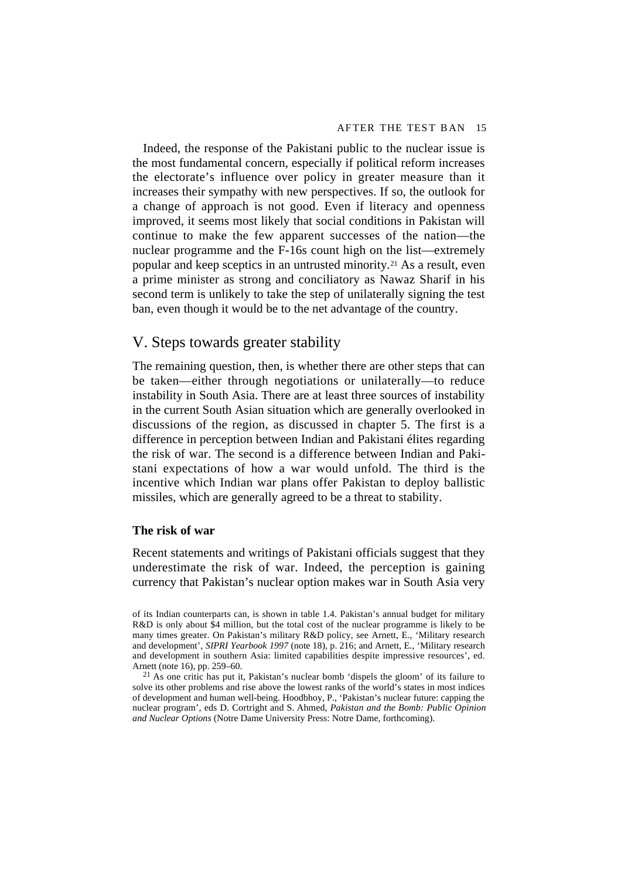Indeed, the response of the Pakistani public to the nuclear issue is the most fundamental concern, especially if political reform increases the electorate's influence over policy in greater measure than it increases their sympathy with new perspectives. If so, the outlook for a change of approach is not good. Even if literacy and openness improved, it seems most likely that social conditions in Pakistan will continue to make the few apparent successes of the nation—the nuclear programme and the F-16s count high on the list—extremely popular and keep sceptics in an untrusted minority.[21] As a result, even a prime minister as strong and conciliatory as Nawaz Sharif in his second term is unlikely to take the step of unilaterally signing the test ban, even though it would be to the net advantage of the country.

## V. Steps towards greater stability

The remaining question, then, is whether there are other steps that can be taken—either through negotiations or unilaterally—to reduce instability in South Asia. There are at least three sources of instability in the current South Asian situation which are generally overlooked in discussions of the region, as discussed in chapter 5. The first is a difference in perception between Indian and Pakistani élites regarding the risk of war. The second is a difference between Indian and Pakistani expectations of how a war would unfold. The third is the incentive which Indian war plans offer Pakistan to deploy ballistic missiles, which are generally agreed to be a threat to stability.

### The risk of war

Recent statements and writings of Pakistani officials suggest that they underestimate the risk of war. Indeed, the perception is gaining currency that Pakistan's nuclear option makes war in South Asia very

of its Indian counterparts can, is shown in table 1.4. Pakistan's annual budget for military R&D is only about $4 million, but the total cost of the nuclear programme is likely to be many times greater. On Pakistan's military R&D policy, see Arnett, E., 'Military research and development', *SIPRI Yearbook 1997* (note 18), p. 216; and Arnett, E., 'Military research and development in southern Asia: limited capabilities despite impressive resources', ed. Arnett (note 16), pp. 259–60.

[21] As one critic has put it, Pakistan's nuclear bomb 'dispels the gloom' of its failure to solve its other problems and rise above the lowest ranks of the world's states in most indices of development and human well-being. Hoodbhoy, P., 'Pakistan's nuclear future: capping the nuclear program', eds D. Cortright and S. Ahmed, *Pakistan and the Bomb: Public Opinion and Nuclear Options* (Notre Dame University Press: Notre Dame, forthcoming).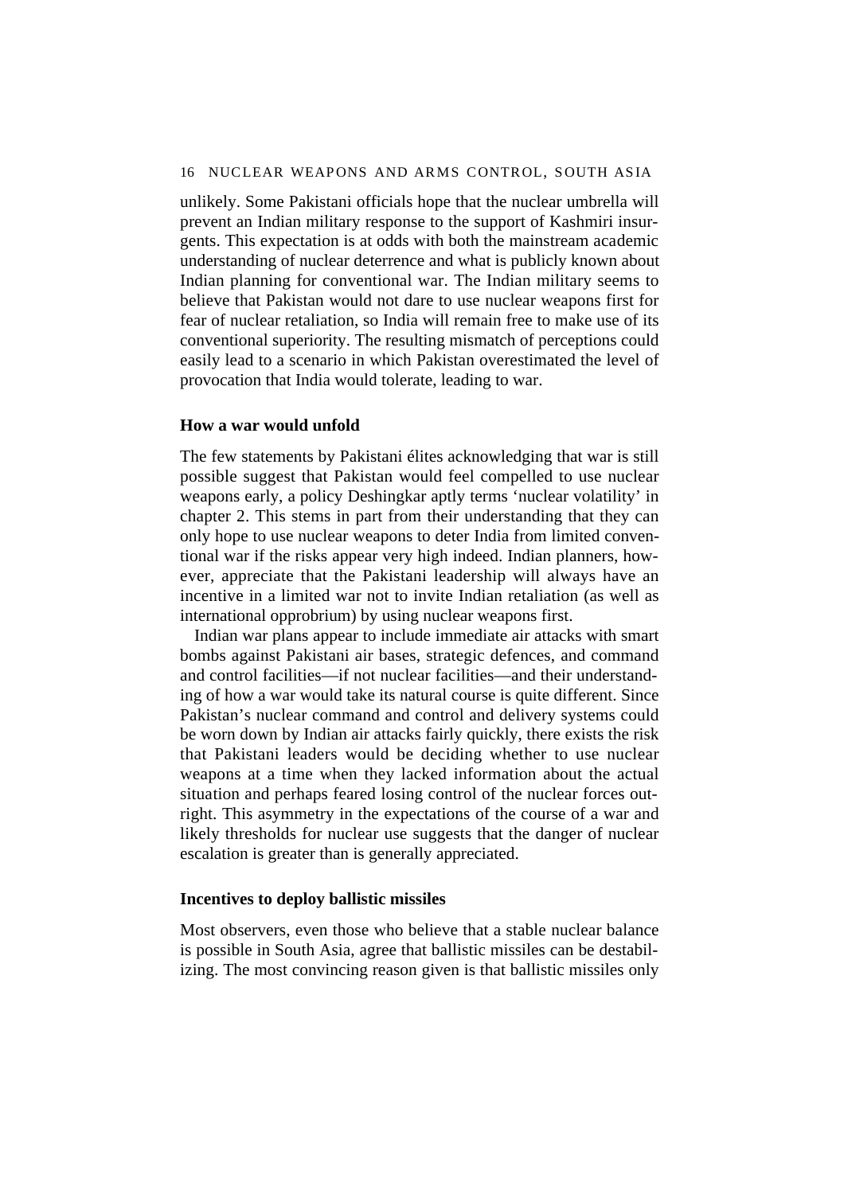unlikely. Some Pakistani officials hope that the nuclear umbrella will prevent an Indian military response to the support of Kashmiri insurgents. This expectation is at odds with both the mainstream academic understanding of nuclear deterrence and what is publicly known about Indian planning for conventional war. The Indian military seems to believe that Pakistan would not dare to use nuclear weapons first for fear of nuclear retaliation, so India will remain free to make use of its conventional superiority. The resulting mismatch of perceptions could easily lead to a scenario in which Pakistan overestimated the level of provocation that India would tolerate, leading to war.

### How a war would unfold

The few statements by Pakistani élites acknowledging that war is still possible suggest that Pakistan would feel compelled to use nuclear weapons early, a policy Deshingkar aptly terms 'nuclear volatility' in chapter 2. This stems in part from their understanding that they can only hope to use nuclear weapons to deter India from limited conventional war if the risks appear very high indeed. Indian planners, however, appreciate that the Pakistani leadership will always have an incentive in a limited war not to invite Indian retaliation (as well as international opprobrium) by using nuclear weapons first.

Indian war plans appear to include immediate air attacks with smart bombs against Pakistani air bases, strategic defences, and command and control facilities—if not nuclear facilities—and their understanding of how a war would take its natural course is quite different. Since Pakistan's nuclear command and control and delivery systems could be worn down by Indian air attacks fairly quickly, there exists the risk that Pakistani leaders would be deciding whether to use nuclear weapons at a time when they lacked information about the actual situation and perhaps feared losing control of the nuclear forces outright. This asymmetry in the expectations of the course of a war and likely thresholds for nuclear use suggests that the danger of nuclear escalation is greater than is generally appreciated.

### Incentives to deploy ballistic missiles

Most observers, even those who believe that a stable nuclear balance is possible in South Asia, agree that ballistic missiles can be destabilizing. The most convincing reason given is that ballistic missiles only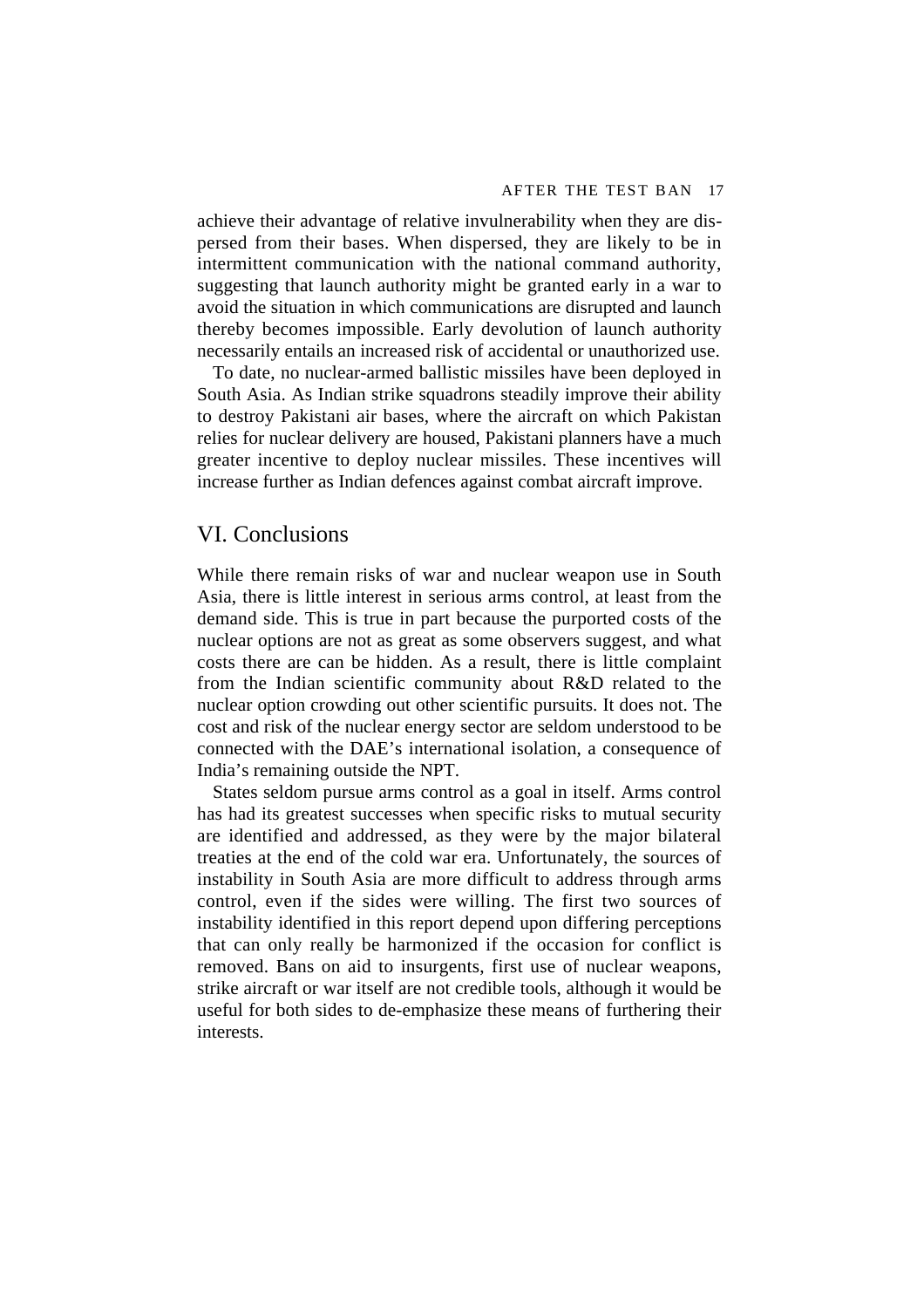achieve their advantage of relative invulnerability when they are dispersed from their bases. When dispersed, they are likely to be in intermittent communication with the national command authority, suggesting that launch authority might be granted early in a war to avoid the situation in which communications are disrupted and launch thereby becomes impossible. Early devolution of launch authority necessarily entails an increased risk of accidental or unauthorized use.

To date, no nuclear-armed ballistic missiles have been deployed in South Asia. As Indian strike squadrons steadily improve their ability to destroy Pakistani air bases, where the aircraft on which Pakistan relies for nuclear delivery are housed, Pakistani planners have a much greater incentive to deploy nuclear missiles. These incentives will increase further as Indian defences against combat aircraft improve.

## VI. Conclusions

While there remain risks of war and nuclear weapon use in South Asia, there is little interest in serious arms control, at least from the demand side. This is true in part because the purported costs of the nuclear options are not as great as some observers suggest, and what costs there are can be hidden. As a result, there is little complaint from the Indian scientific community about R&D related to the nuclear option crowding out other scientific pursuits. It does not. The cost and risk of the nuclear energy sector are seldom understood to be connected with the DAE's international isolation, a consequence of India's remaining outside the NPT.

States seldom pursue arms control as a goal in itself. Arms control has had its greatest successes when specific risks to mutual security are identified and addressed, as they were by the major bilateral treaties at the end of the cold war era. Unfortunately, the sources of instability in South Asia are more difficult to address through arms control, even if the sides were willing. The first two sources of instability identified in this report depend upon differing perceptions that can only really be harmonized if the occasion for conflict is removed. Bans on aid to insurgents, first use of nuclear weapons, strike aircraft or war itself are not credible tools, although it would be useful for both sides to de-emphasize these means of furthering their interests.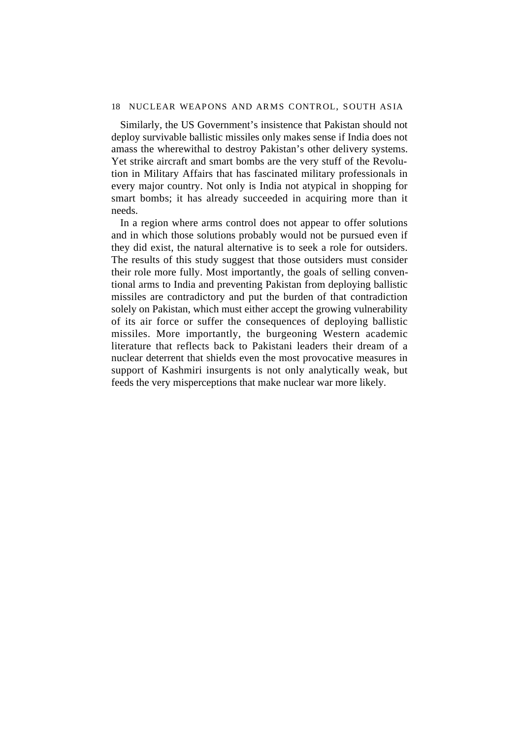Similarly, the US Government's insistence that Pakistan should not deploy survivable ballistic missiles only makes sense if India does not amass the wherewithal to destroy Pakistan's other delivery systems. Yet strike aircraft and smart bombs are the very stuff of the Revolution in Military Affairs that has fascinated military professionals in every major country. Not only is India not atypical in shopping for smart bombs; it has already succeeded in acquiring more than it needs.

In a region where arms control does not appear to offer solutions and in which those solutions probably would not be pursued even if they did exist, the natural alternative is to seek a role for outsiders. The results of this study suggest that those outsiders must consider their role more fully. Most importantly, the goals of selling conventional arms to India and preventing Pakistan from deploying ballistic missiles are contradictory and put the burden of that contradiction solely on Pakistan, which must either accept the growing vulnerability of its air force or suffer the consequences of deploying ballistic missiles. More importantly, the burgeoning Western academic literature that reflects back to Pakistani leaders their dream of a nuclear deterrent that shields even the most provocative measures in support of Kashmiri insurgents is not only analytically weak, but feeds the very misperceptions that make nuclear war more likely.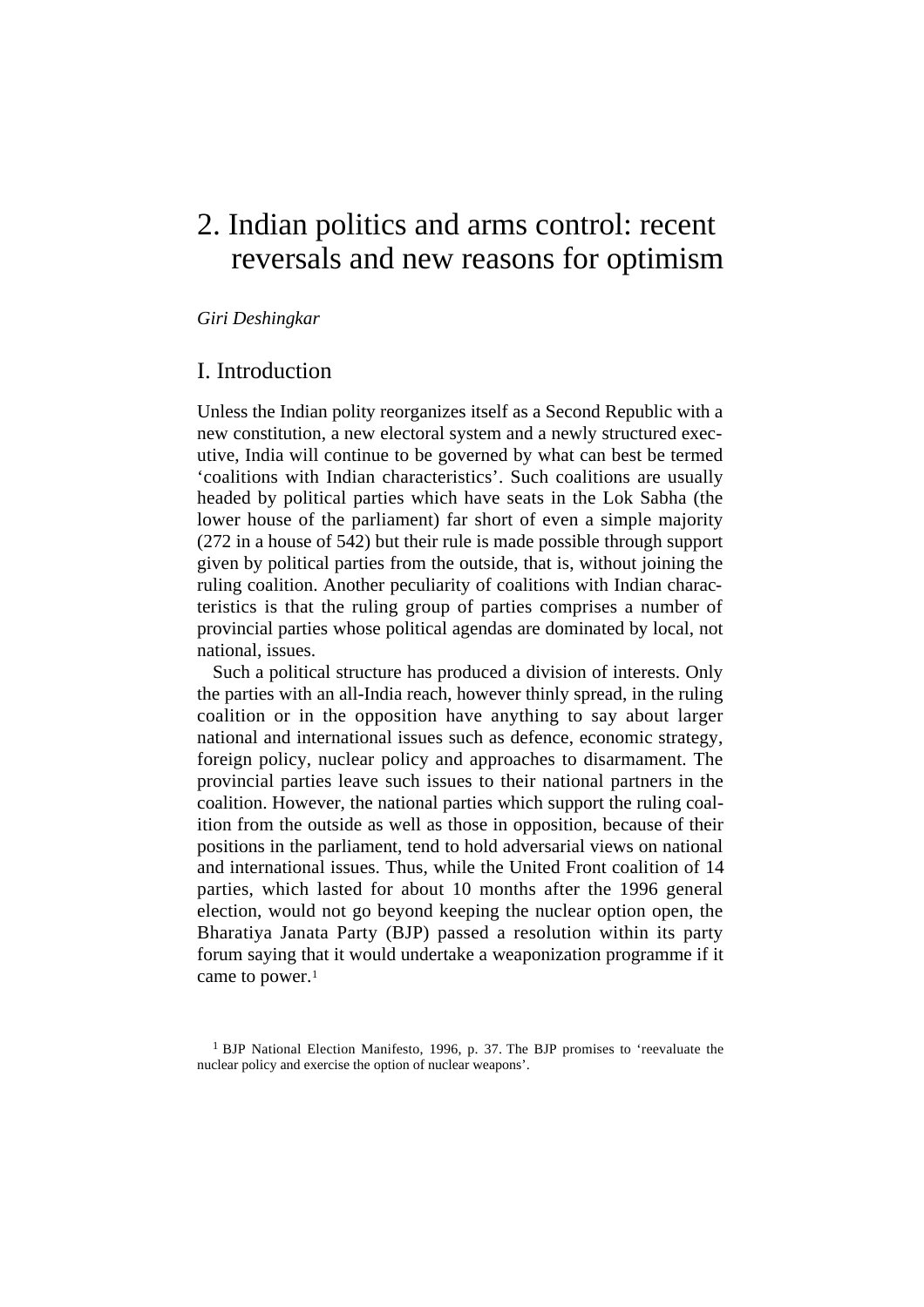# 2. Indian politics and arms control: recent reversals and new reasons for optimism

*Giri Deshingkar*

## I. Introduction

Unless the Indian polity reorganizes itself as a Second Republic with a new constitution, a new electoral system and a newly structured executive, India will continue to be governed by what can best be termed 'coalitions with Indian characteristics'. Such coalitions are usually headed by political parties which have seats in the Lok Sabha (the lower house of the parliament) far short of even a simple majority (272 in a house of 542) but their rule is made possible through support given by political parties from the outside, that is, without joining the ruling coalition. Another peculiarity of coalitions with Indian characteristics is that the ruling group of parties comprises a number of provincial parties whose political agendas are dominated by local, not national, issues.

Such a political structure has produced a division of interests. Only the parties with an all-India reach, however thinly spread, in the ruling coalition or in the opposition have anything to say about larger national and international issues such as defence, economic strategy, foreign policy, nuclear policy and approaches to disarmament. The provincial parties leave such issues to their national partners in the coalition. However, the national parties which support the ruling coalition from the outside as well as those in opposition, because of their positions in the parliament, tend to hold adversarial views on national and international issues. Thus, while the United Front coalition of 14 parties, which lasted for about 10 months after the 1996 general election, would not go beyond keeping the nuclear option open, the Bharatiya Janata Party (BJP) passed a resolution within its party forum saying that it would undertake a weaponization programme if it came to power.[1]

[1] BJP National Election Manifesto, 1996, p. 37. The BJP promises to 'reevaluate the nuclear policy and exercise the option of nuclear weapons'.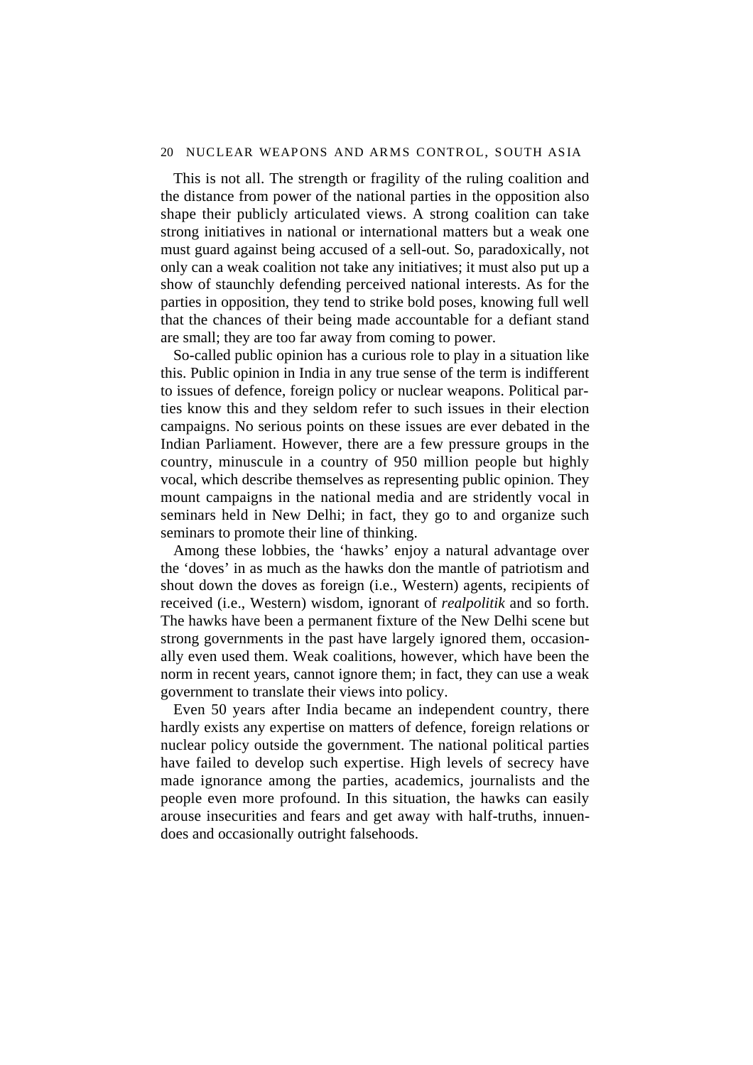This is not all. The strength or fragility of the ruling coalition and the distance from power of the national parties in the opposition also shape their publicly articulated views. A strong coalition can take strong initiatives in national or international matters but a weak one must guard against being accused of a sell-out. So, paradoxically, not only can a weak coalition not take any initiatives; it must also put up a show of staunchly defending perceived national interests. As for the parties in opposition, they tend to strike bold poses, knowing full well that the chances of their being made accountable for a defiant stand are small; they are too far away from coming to power.

So-called public opinion has a curious role to play in a situation like this. Public opinion in India in any true sense of the term is indifferent to issues of defence, foreign policy or nuclear weapons. Political parties know this and they seldom refer to such issues in their election campaigns. No serious points on these issues are ever debated in the Indian Parliament. However, there are a few pressure groups in the country, minuscule in a country of 950 million people but highly vocal, which describe themselves as representing public opinion. They mount campaigns in the national media and are stridently vocal in seminars held in New Delhi; in fact, they go to and organize such seminars to promote their line of thinking.

Among these lobbies, the 'hawks' enjoy a natural advantage over the 'doves' in as much as the hawks don the mantle of patriotism and shout down the doves as foreign (i.e., Western) agents, recipients of received (i.e., Western) wisdom, ignorant of *realpolitik* and so forth. The hawks have been a permanent fixture of the New Delhi scene but strong governments in the past have largely ignored them, occasionally even used them. Weak coalitions, however, which have been the norm in recent years, cannot ignore them; in fact, they can use a weak government to translate their views into policy.

Even 50 years after India became an independent country, there hardly exists any expertise on matters of defence, foreign relations or nuclear policy outside the government. The national political parties have failed to develop such expertise. High levels of secrecy have made ignorance among the parties, academics, journalists and the people even more profound. In this situation, the hawks can easily arouse insecurities and fears and get away with half-truths, innuendoes and occasionally outright falsehoods.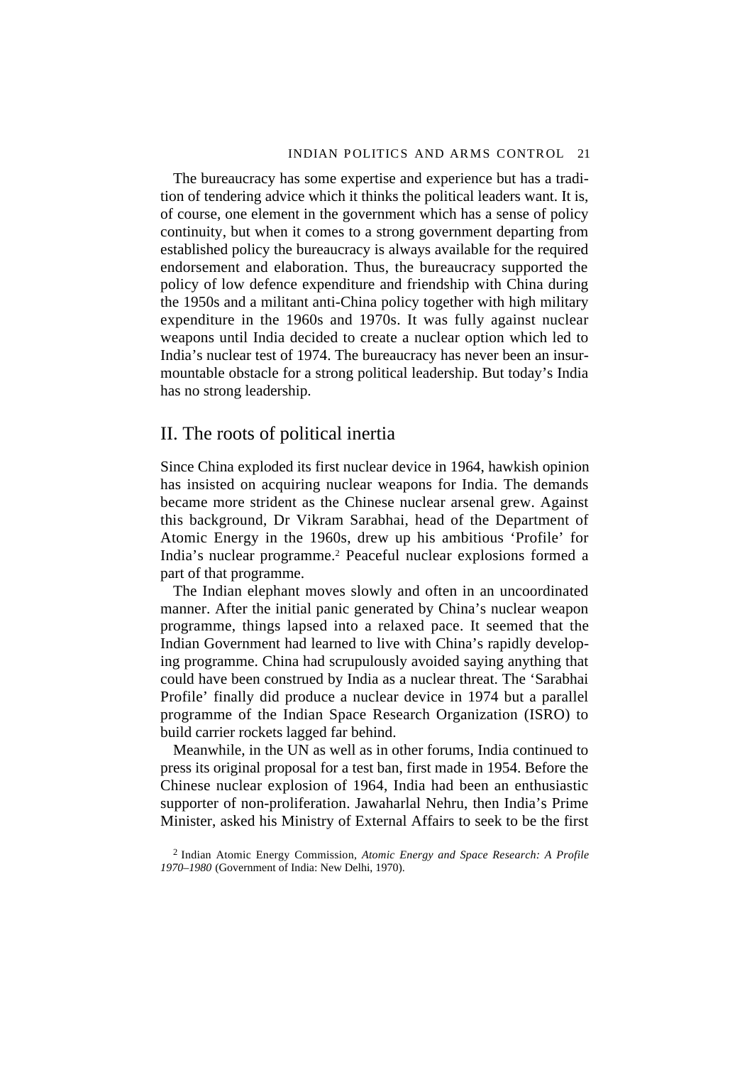The bureaucracy has some expertise and experience but has a tradition of tendering advice which it thinks the political leaders want. It is, of course, one element in the government which has a sense of policy continuity, but when it comes to a strong government departing from established policy the bureaucracy is always available for the required endorsement and elaboration. Thus, the bureaucracy supported the policy of low defence expenditure and friendship with China during the 1950s and a militant anti-China policy together with high military expenditure in the 1960s and 1970s. It was fully against nuclear weapons until India decided to create a nuclear option which led to India's nuclear test of 1974. The bureaucracy has never been an insurmountable obstacle for a strong political leadership. But today's India has no strong leadership.

## II. The roots of political inertia

Since China exploded its first nuclear device in 1964, hawkish opinion has insisted on acquiring nuclear weapons for India. The demands became more strident as the Chinese nuclear arsenal grew. Against this background, Dr Vikram Sarabhai, head of the Department of Atomic Energy in the 1960s, drew up his ambitious 'Profile' for India's nuclear programme.[2] Peaceful nuclear explosions formed a part of that programme.

The Indian elephant moves slowly and often in an uncoordinated manner. After the initial panic generated by China's nuclear weapon programme, things lapsed into a relaxed pace. It seemed that the Indian Government had learned to live with China's rapidly developing programme. China had scrupulously avoided saying anything that could have been construed by India as a nuclear threat. The 'Sarabhai Profile' finally did produce a nuclear device in 1974 but a parallel programme of the Indian Space Research Organization (ISRO) to build carrier rockets lagged far behind.

Meanwhile, in the UN as well as in other forums, India continued to press its original proposal for a test ban, first made in 1954. Before the Chinese nuclear explosion of 1964, India had been an enthusiastic supporter of non-proliferation. Jawaharlal Nehru, then India's Prime Minister, asked his Ministry of External Affairs to seek to be the first

[2] Indian Atomic Energy Commission, *Atomic Energy and Space Research: A Profile 1970–1980* (Government of India: New Delhi, 1970).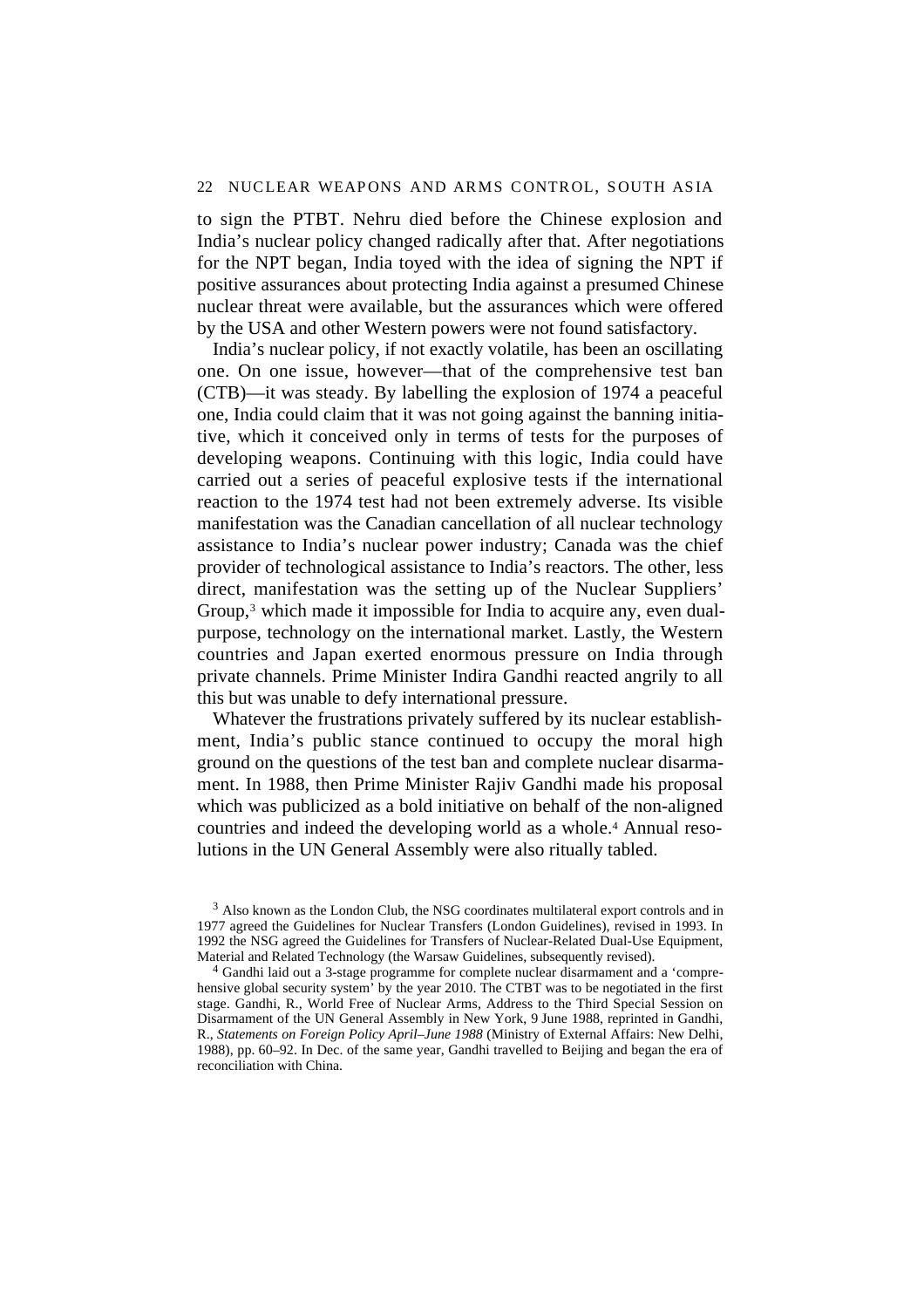to sign the PTBT. Nehru died before the Chinese explosion and India's nuclear policy changed radically after that. After negotiations for the NPT began, India toyed with the idea of signing the NPT if positive assurances about protecting India against a presumed Chinese nuclear threat were available, but the assurances which were offered by the USA and other Western powers were not found satisfactory.

India's nuclear policy, if not exactly volatile, has been an oscillating one. On one issue, however—that of the comprehensive test ban (CTB)—it was steady. By labelling the explosion of 1974 a peaceful one, India could claim that it was not going against the banning initiative, which it conceived only in terms of tests for the purposes of developing weapons. Continuing with this logic, India could have carried out a series of peaceful explosive tests if the international reaction to the 1974 test had not been extremely adverse. Its visible manifestation was the Canadian cancellation of all nuclear technology assistance to India's nuclear power industry; Canada was the chief provider of technological assistance to India's reactors. The other, less direct, manifestation was the setting up of the Nuclear Suppliers' Group,[3] which made it impossible for India to acquire any, even dual-purpose, technology on the international market. Lastly, the Western countries and Japan exerted enormous pressure on India through private channels. Prime Minister Indira Gandhi reacted angrily to all this but was unable to defy international pressure.

Whatever the frustrations privately suffered by its nuclear establishment, India's public stance continued to occupy the moral high ground on the questions of the test ban and complete nuclear disarmament. In 1988, then Prime Minister Rajiv Gandhi made his proposal which was publicized as a bold initiative on behalf of the non-aligned countries and indeed the developing world as a whole.[4] Annual resolutions in the UN General Assembly were also ritually tabled.

[3] Also known as the London Club, the NSG coordinates multilateral export controls and in 1977 agreed the Guidelines for Nuclear Transfers (London Guidelines), revised in 1993. In 1992 the NSG agreed the Guidelines for Transfers of Nuclear-Related Dual-Use Equipment, Material and Related Technology (the Warsaw Guidelines, subsequently revised).

[4] Gandhi laid out a 3-stage programme for complete nuclear disarmament and a 'comprehensive global security system' by the year 2010. The CTBT was to be negotiated in the first stage. Gandhi, R., World Free of Nuclear Arms, Address to the Third Special Session on Disarmament of the UN General Assembly in New York, 9 June 1988, reprinted in Gandhi, R., *Statements on Foreign Policy April–June 1988* (Ministry of External Affairs: New Delhi, 1988), pp. 60–92. In Dec. of the same year, Gandhi travelled to Beijing and began the era of reconciliation with China.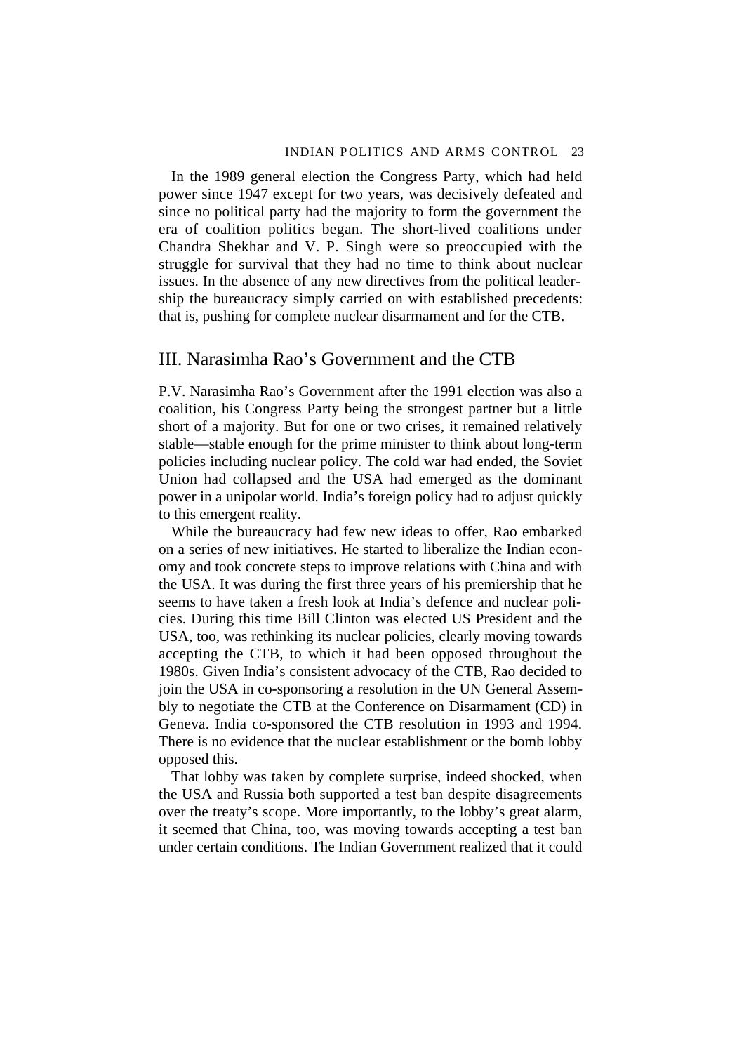In the 1989 general election the Congress Party, which had held power since 1947 except for two years, was decisively defeated and since no political party had the majority to form the government the era of coalition politics began. The short-lived coalitions under Chandra Shekhar and V. P. Singh were so preoccupied with the struggle for survival that they had no time to think about nuclear issues. In the absence of any new directives from the political leadership the bureaucracy simply carried on with established precedents: that is, pushing for complete nuclear disarmament and for the CTB.

## III. Narasimha Rao's Government and the CTB

P.V. Narasimha Rao's Government after the 1991 election was also a coalition, his Congress Party being the strongest partner but a little short of a majority. But for one or two crises, it remained relatively stable—stable enough for the prime minister to think about long-term policies including nuclear policy. The cold war had ended, the Soviet Union had collapsed and the USA had emerged as the dominant power in a unipolar world. India's foreign policy had to adjust quickly to this emergent reality.

While the bureaucracy had few new ideas to offer, Rao embarked on a series of new initiatives. He started to liberalize the Indian economy and took concrete steps to improve relations with China and with the USA. It was during the first three years of his premiership that he seems to have taken a fresh look at India's defence and nuclear policies. During this time Bill Clinton was elected US President and the USA, too, was rethinking its nuclear policies, clearly moving towards accepting the CTB, to which it had been opposed throughout the 1980s. Given India's consistent advocacy of the CTB, Rao decided to join the USA in co-sponsoring a resolution in the UN General Assembly to negotiate the CTB at the Conference on Disarmament (CD) in Geneva. India co-sponsored the CTB resolution in 1993 and 1994. There is no evidence that the nuclear establishment or the bomb lobby opposed this.

That lobby was taken by complete surprise, indeed shocked, when the USA and Russia both supported a test ban despite disagreements over the treaty's scope. More importantly, to the lobby's great alarm, it seemed that China, too, was moving towards accepting a test ban under certain conditions. The Indian Government realized that it could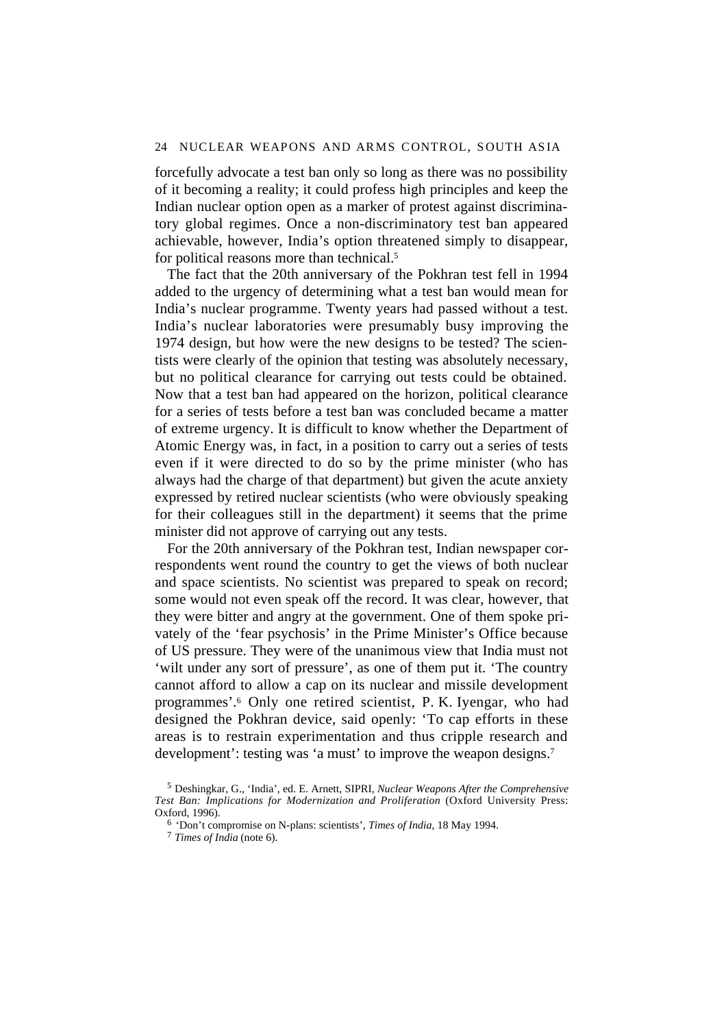forcefully advocate a test ban only so long as there was no possibility of it becoming a reality; it could profess high principles and keep the Indian nuclear option open as a marker of protest against discriminatory global regimes. Once a non-discriminatory test ban appeared achievable, however, India's option threatened simply to disappear, for political reasons more than technical.[5]

The fact that the 20th anniversary of the Pokhran test fell in 1994 added to the urgency of determining what a test ban would mean for India's nuclear programme. Twenty years had passed without a test. India's nuclear laboratories were presumably busy improving the 1974 design, but how were the new designs to be tested? The scientists were clearly of the opinion that testing was absolutely necessary, but no political clearance for carrying out tests could be obtained. Now that a test ban had appeared on the horizon, political clearance for a series of tests before a test ban was concluded became a matter of extreme urgency. It is difficult to know whether the Department of Atomic Energy was, in fact, in a position to carry out a series of tests even if it were directed to do so by the prime minister (who has always had the charge of that department) but given the acute anxiety expressed by retired nuclear scientists (who were obviously speaking for their colleagues still in the department) it seems that the prime minister did not approve of carrying out any tests.

For the 20th anniversary of the Pokhran test, Indian newspaper correspondents went round the country to get the views of both nuclear and space scientists. No scientist was prepared to speak on record; some would not even speak off the record. It was clear, however, that they were bitter and angry at the government. One of them spoke privately of the 'fear psychosis' in the Prime Minister's Office because of US pressure. They were of the unanimous view that India must not 'wilt under any sort of pressure', as one of them put it. 'The country cannot afford to allow a cap on its nuclear and missile development programmes'.[6] Only one retired scientist, P. K. Iyengar, who had designed the Pokhran device, said openly: 'To cap efforts in these areas is to restrain experimentation and thus cripple research and development': testing was 'a must' to improve the weapon designs.[7]

[5] Deshingkar, G., 'India', ed. E. Arnett, SIPRI, *Nuclear Weapons After the Comprehensive Test Ban: Implications for Modernization and Proliferation* (Oxford University Press: Oxford, 1996).

[6] 'Don't compromise on N-plans: scientists', *Times of India*, 18 May 1994.

[7] *Times of India* (note 6).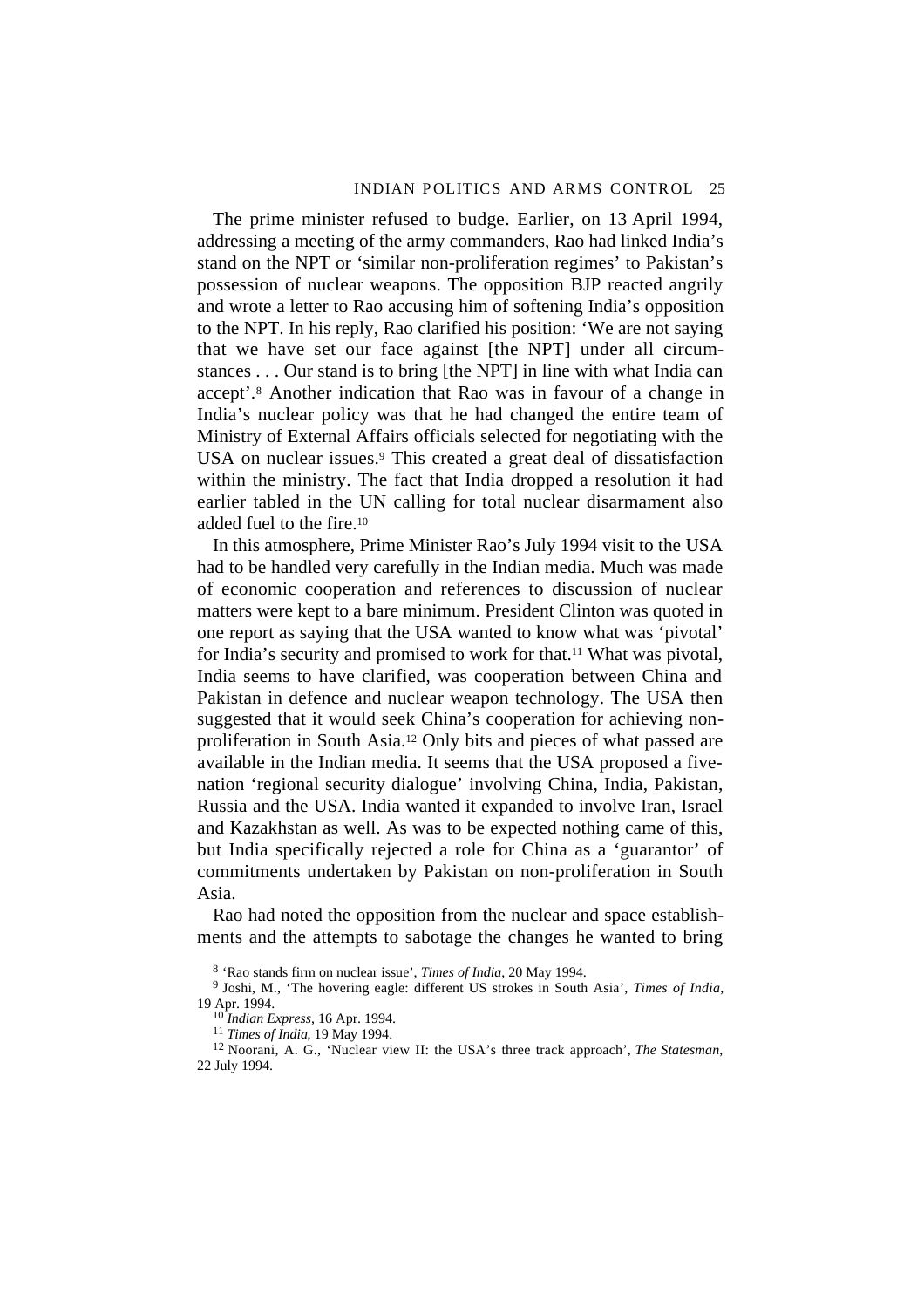The prime minister refused to budge. Earlier, on 13 April 1994, addressing a meeting of the army commanders, Rao had linked India's stand on the NPT or 'similar non-proliferation regimes' to Pakistan's possession of nuclear weapons. The opposition BJP reacted angrily and wrote a letter to Rao accusing him of softening India's opposition to the NPT. In his reply, Rao clarified his position: 'We are not saying that we have set our face against [the NPT] under all circumstances . . . Our stand is to bring [the NPT] in line with what India can accept'.[8] Another indication that Rao was in favour of a change in India's nuclear policy was that he had changed the entire team of Ministry of External Affairs officials selected for negotiating with the USA on nuclear issues.[9] This created a great deal of dissatisfaction within the ministry. The fact that India dropped a resolution it had earlier tabled in the UN calling for total nuclear disarmament also added fuel to the fire.[10]

In this atmosphere, Prime Minister Rao's July 1994 visit to the USA had to be handled very carefully in the Indian media. Much was made of economic cooperation and references to discussion of nuclear matters were kept to a bare minimum. President Clinton was quoted in one report as saying that the USA wanted to know what was 'pivotal' for India's security and promised to work for that.[11] What was pivotal, India seems to have clarified, was cooperation between China and Pakistan in defence and nuclear weapon technology. The USA then suggested that it would seek China's cooperation for achieving non-proliferation in South Asia.[12] Only bits and pieces of what passed are available in the Indian media. It seems that the USA proposed a five-nation 'regional security dialogue' involving China, India, Pakistan, Russia and the USA. India wanted it expanded to involve Iran, Israel and Kazakhstan as well. As was to be expected nothing came of this, but India specifically rejected a role for China as a 'guarantor' of commitments undertaken by Pakistan on non-proliferation in South Asia.

Rao had noted the opposition from the nuclear and space establishments and the attempts to sabotage the changes he wanted to bring

[8] 'Rao stands firm on nuclear issue', *Times of India*, 20 May 1994.

[9] Joshi, M., 'The hovering eagle: different US strokes in South Asia', *Times of India*, 19 Apr. 1994.

[10] *Indian Express*, 16 Apr. 1994.

[11] *Times of India*, 19 May 1994.

[12] Noorani, A. G., 'Nuclear view II: the USA's three track approach', *The Statesman*, 22 July 1994.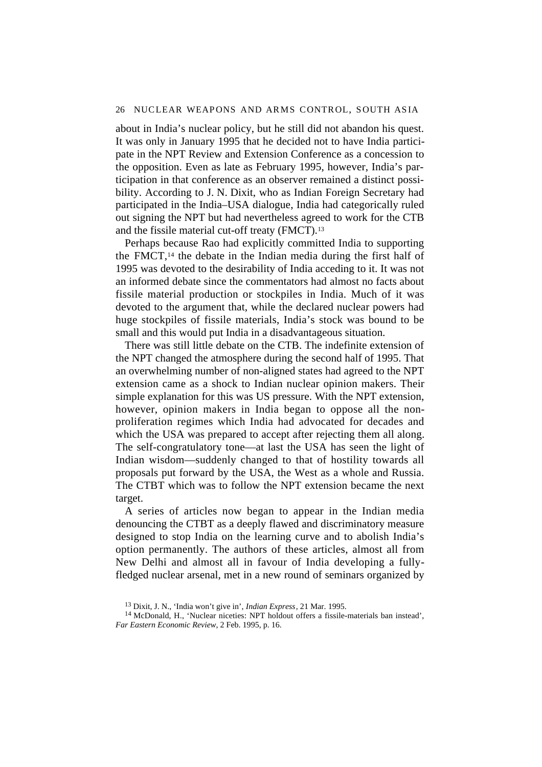about in India's nuclear policy, but he still did not abandon his quest. It was only in January 1995 that he decided not to have India participate in the NPT Review and Extension Conference as a concession to the opposition. Even as late as February 1995, however, India's participation in that conference as an observer remained a distinct possibility. According to J. N. Dixit, who as Indian Foreign Secretary had participated in the India–USA dialogue, India had categorically ruled out signing the NPT but had nevertheless agreed to work for the CTB and the fissile material cut-off treaty (FMCT).[13]

Perhaps because Rao had explicitly committed India to supporting the FMCT,[14] the debate in the Indian media during the first half of 1995 was devoted to the desirability of India acceding to it. It was not an informed debate since the commentators had almost no facts about fissile material production or stockpiles in India. Much of it was devoted to the argument that, while the declared nuclear powers had huge stockpiles of fissile materials, India's stock was bound to be small and this would put India in a disadvantageous situation.

There was still little debate on the CTB. The indefinite extension of the NPT changed the atmosphere during the second half of 1995. That an overwhelming number of non-aligned states had agreed to the NPT extension came as a shock to Indian nuclear opinion makers. Their simple explanation for this was US pressure. With the NPT extension, however, opinion makers in India began to oppose all the non-proliferation regimes which India had advocated for decades and which the USA was prepared to accept after rejecting them all along. The self-congratulatory tone—at last the USA has seen the light of Indian wisdom—suddenly changed to that of hostility towards all proposals put forward by the USA, the West as a whole and Russia. The CTBT which was to follow the NPT extension became the next target.

A series of articles now began to appear in the Indian media denouncing the CTBT as a deeply flawed and discriminatory measure designed to stop India on the learning curve and to abolish India's option permanently. The authors of these articles, almost all from New Delhi and almost all in favour of India developing a fully-fledged nuclear arsenal, met in a new round of seminars organized by

[13] Dixit, J. N., 'India won't give in', *Indian Express*, 21 Mar. 1995.

[14] McDonald, H., 'Nuclear niceties: NPT holdout offers a fissile-materials ban instead', *Far Eastern Economic Review*, 2 Feb. 1995, p. 16.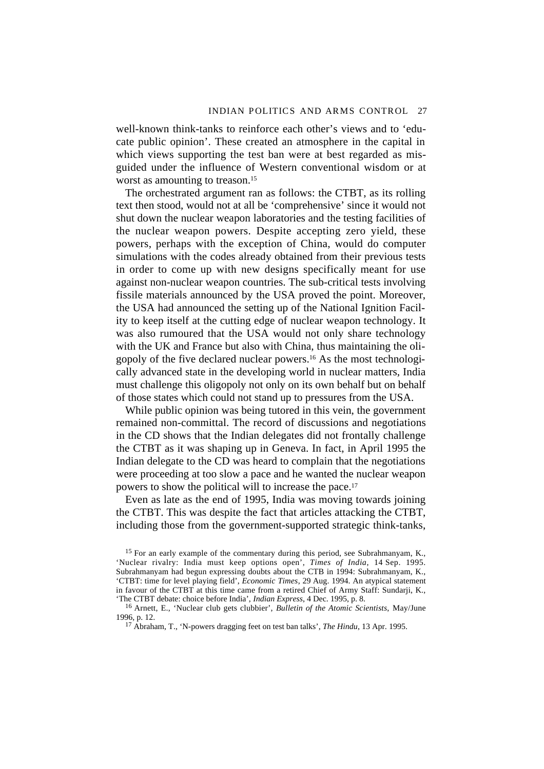well-known think-tanks to reinforce each other's views and to 'educate public opinion'. These created an atmosphere in the capital in which views supporting the test ban were at best regarded as misguided under the influence of Western conventional wisdom or at worst as amounting to treason.[15]

The orchestrated argument ran as follows: the CTBT, as its rolling text then stood, would not at all be 'comprehensive' since it would not shut down the nuclear weapon laboratories and the testing facilities of the nuclear weapon powers. Despite accepting zero yield, these powers, perhaps with the exception of China, would do computer simulations with the codes already obtained from their previous tests in order to come up with new designs specifically meant for use against non-nuclear weapon countries. The sub-critical tests involving fissile materials announced by the USA proved the point. Moreover, the USA had announced the setting up of the National Ignition Facility to keep itself at the cutting edge of nuclear weapon technology. It was also rumoured that the USA would not only share technology with the UK and France but also with China, thus maintaining the oligopoly of the five declared nuclear powers.[16] As the most technologically advanced state in the developing world in nuclear matters, India must challenge this oligopoly not only on its own behalf but on behalf of those states which could not stand up to pressures from the USA.

While public opinion was being tutored in this vein, the government remained non-committal. The record of discussions and negotiations in the CD shows that the Indian delegates did not frontally challenge the CTBT as it was shaping up in Geneva. In fact, in April 1995 the Indian delegate to the CD was heard to complain that the negotiations were proceeding at too slow a pace and he wanted the nuclear weapon powers to show the political will to increase the pace.[17]

Even as late as the end of 1995, India was moving towards joining the CTBT. This was despite the fact that articles attacking the CTBT, including those from the government-supported strategic think-tanks,

[15] For an early example of the commentary during this period, see Subrahmanyam, K., 'Nuclear rivalry: India must keep options open', *Times of India*, 14 Sep. 1995. Subrahmanyam had begun expressing doubts about the CTB in 1994: Subrahmanyam, K., 'CTBT: time for level playing field', *Economic Times*, 29 Aug. 1994. An atypical statement in favour of the CTBT at this time came from a retired Chief of Army Staff: Sundarji, K., 'The CTBT debate: choice before India', *Indian Express*, 4 Dec. 1995, p. 8.

[16] Arnett, E., 'Nuclear club gets clubbier', *Bulletin of the Atomic Scientists*, May/June 1996, p. 12.

[17] Abraham, T., 'N-powers dragging feet on test ban talks', *The Hindu*, 13 Apr. 1995.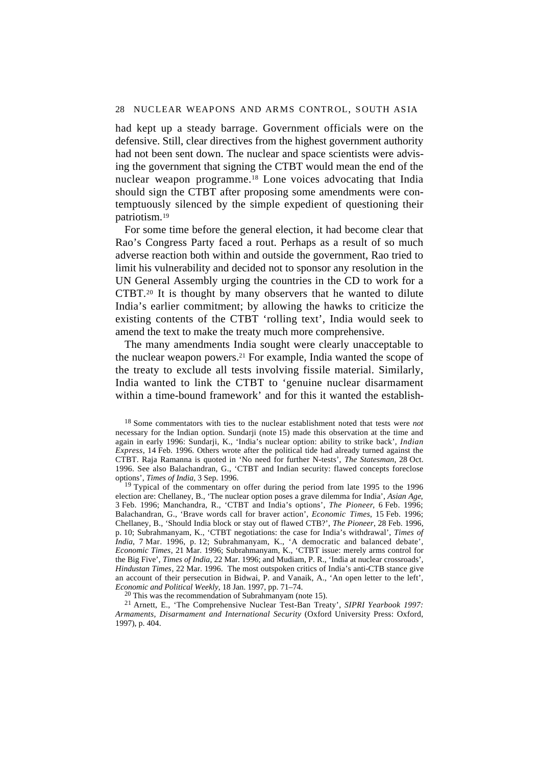had kept up a steady barrage. Government officials were on the defensive. Still, clear directives from the highest government authority had not been sent down. The nuclear and space scientists were advising the government that signing the CTBT would mean the end of the nuclear weapon programme.[18] Lone voices advocating that India should sign the CTBT after proposing some amendments were contemptuously silenced by the simple expedient of questioning their patriotism.[19]

For some time before the general election, it had become clear that Rao's Congress Party faced a rout. Perhaps as a result of so much adverse reaction both within and outside the government, Rao tried to limit his vulnerability and decided not to sponsor any resolution in the UN General Assembly urging the countries in the CD to work for a CTBT.[20] It is thought by many observers that he wanted to dilute India's earlier commitment; by allowing the hawks to criticize the existing contents of the CTBT 'rolling text', India would seek to amend the text to make the treaty much more comprehensive.

The many amendments India sought were clearly unacceptable to the nuclear weapon powers.[21] For example, India wanted the scope of the treaty to exclude all tests involving fissile material. Similarly, India wanted to link the CTBT to 'genuine nuclear disarmament within a time-bound framework' and for this it wanted the establish-

---

[18] Some commentators with ties to the nuclear establishment noted that tests were *not* necessary for the Indian option. Sundarji (note 15) made this observation at the time and again in early 1996: Sundarji, K., 'India's nuclear option: ability to strike back', *Indian Express*, 14 Feb. 1996. Others wrote after the political tide had already turned against the CTBT. Raja Ramanna is quoted in 'No need for further N-tests', *The Statesman*, 28 Oct. 1996. See also Balachandran, G., 'CTBT and Indian security: flawed concepts foreclose options', *Times of India*, 3 Sep. 1996.

[19] Typical of the commentary on offer during the period from late 1995 to the 1996 election are: Chellaney, B., 'The nuclear option poses a grave dilemma for India', *Asian Age*, 3 Feb. 1996; Manchandra, R., 'CTBT and India's options', *The Pioneer*, 6 Feb. 1996; Balachandran, G., 'Brave words call for braver action', *Economic Times*, 15 Feb. 1996; Chellaney, B., 'Should India block or stay out of flawed CTB?', *The Pioneer*, 28 Feb. 1996, p. 10; Subrahmanyam, K., 'CTBT negotiations: the case for India's withdrawal', *Times of India*, 7 Mar. 1996, p. 12; Subrahmanyam, K., 'A democratic and balanced debate', *Economic Times*, 21 Mar. 1996; Subrahmanyam, K., 'CTBT issue: merely arms control for the Big Five', *Times of India*, 22 Mar. 1996; and Mudiam, P. R., 'India at nuclear crossroads', *Hindustan Times*, 22 Mar. 1996. The most outspoken critics of India's anti-CTB stance give an account of their persecution in Bidwai, P. and Vanaik, A., 'An open letter to the left', *Economic and Political Weekly*, 18 Jan. 1997, pp. 71–74.

[20] This was the recommendation of Subrahmanyam (note 15).

[21] Arnett, E., 'The Comprehensive Nuclear Test-Ban Treaty', *SIPRI Yearbook 1997: Armaments, Disarmament and International Security* (Oxford University Press: Oxford, 1997), p. 404.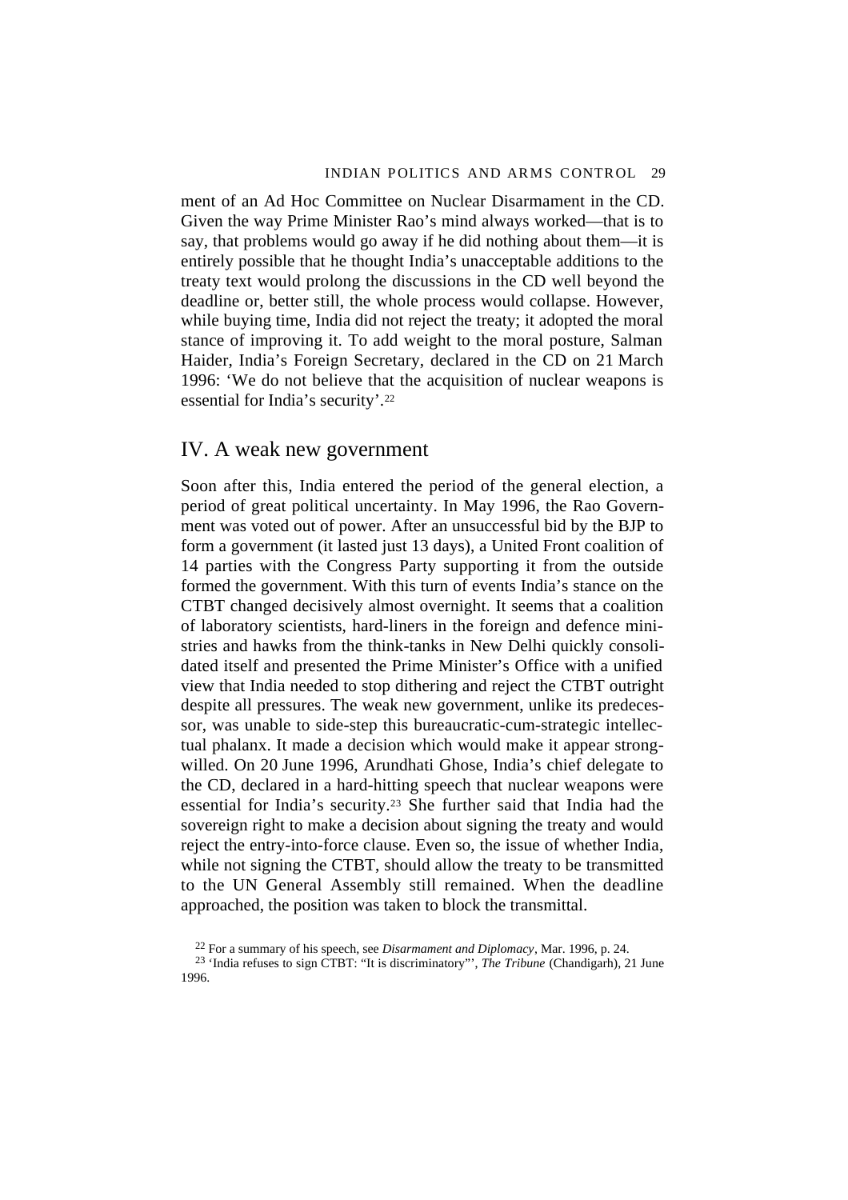ment of an Ad Hoc Committee on Nuclear Disarmament in the CD. Given the way Prime Minister Rao's mind always worked—that is to say, that problems would go away if he did nothing about them—it is entirely possible that he thought India's unacceptable additions to the treaty text would prolong the discussions in the CD well beyond the deadline or, better still, the whole process would collapse. However, while buying time, India did not reject the treaty; it adopted the moral stance of improving it. To add weight to the moral posture, Salman Haider, India's Foreign Secretary, declared in the CD on 21 March 1996: 'We do not believe that the acquisition of nuclear weapons is essential for India's security'.[22]

## IV. A weak new government

Soon after this, India entered the period of the general election, a period of great political uncertainty. In May 1996, the Rao Government was voted out of power. After an unsuccessful bid by the BJP to form a government (it lasted just 13 days), a United Front coalition of 14 parties with the Congress Party supporting it from the outside formed the government. With this turn of events India's stance on the CTBT changed decisively almost overnight. It seems that a coalition of laboratory scientists, hard-liners in the foreign and defence ministries and hawks from the think-tanks in New Delhi quickly consolidated itself and presented the Prime Minister's Office with a unified view that India needed to stop dithering and reject the CTBT outright despite all pressures. The weak new government, unlike its predecessor, was unable to side-step this bureaucratic-cum-strategic intellectual phalanx. It made a decision which would make it appear strong-willed. On 20 June 1996, Arundhati Ghose, India's chief delegate to the CD, declared in a hard-hitting speech that nuclear weapons were essential for India's security.[23] She further said that India had the sovereign right to make a decision about signing the treaty and would reject the entry-into-force clause. Even so, the issue of whether India, while not signing the CTBT, should allow the treaty to be transmitted to the UN General Assembly still remained. When the deadline approached, the position was taken to block the transmittal.

[22] For a summary of his speech, see *Disarmament and Diplomacy*, Mar. 1996, p. 24.

[23] 'India refuses to sign CTBT: "It is discriminatory"', *The Tribune* (Chandigarh), 21 June 1996.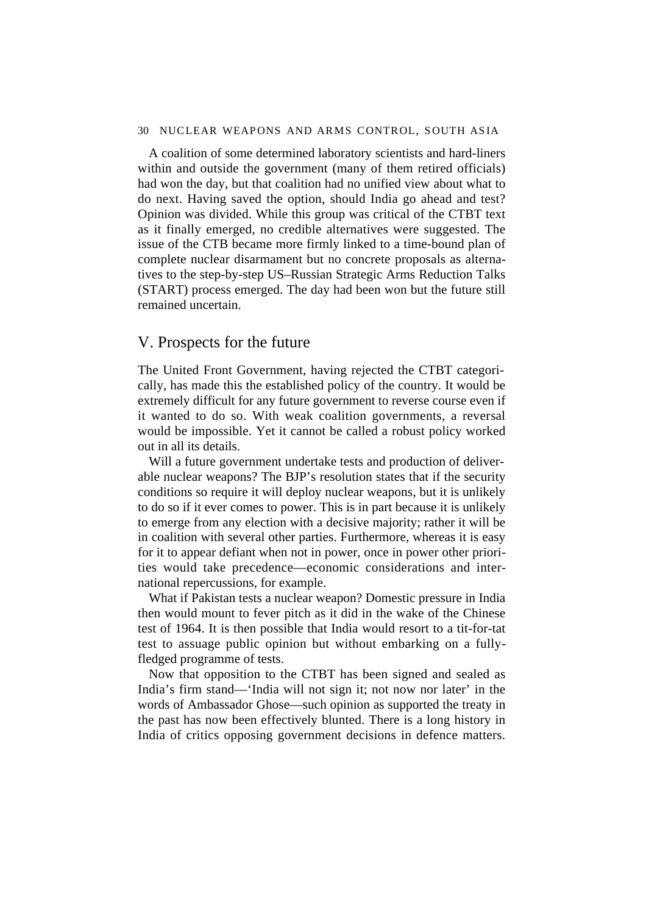A coalition of some determined laboratory scientists and hard-liners within and outside the government (many of them retired officials) had won the day, but that coalition had no unified view about what to do next. Having saved the option, should India go ahead and test? Opinion was divided. While this group was critical of the CTBT text as it finally emerged, no credible alternatives were suggested. The issue of the CTB became more firmly linked to a time-bound plan of complete nuclear disarmament but no concrete proposals as alternatives to the step-by-step US–Russian Strategic Arms Reduction Talks (START) process emerged. The day had been won but the future still remained uncertain.

## V. Prospects for the future

The United Front Government, having rejected the CTBT categorically, has made this the established policy of the country. It would be extremely difficult for any future government to reverse course even if it wanted to do so. With weak coalition governments, a reversal would be impossible. Yet it cannot be called a robust policy worked out in all its details.

Will a future government undertake tests and production of deliverable nuclear weapons? The BJP's resolution states that if the security conditions so require it will deploy nuclear weapons, but it is unlikely to do so if it ever comes to power. This is in part because it is unlikely to emerge from any election with a decisive majority; rather it will be in coalition with several other parties. Furthermore, whereas it is easy for it to appear defiant when not in power, once in power other priorities would take precedence—economic considerations and international repercussions, for example.

What if Pakistan tests a nuclear weapon? Domestic pressure in India then would mount to fever pitch as it did in the wake of the Chinese test of 1964. It is then possible that India would resort to a tit-for-tat test to assuage public opinion but without embarking on a fully-fledged programme of tests.

Now that opposition to the CTBT has been signed and sealed as India's firm stand—'India will not sign it; not now nor later' in the words of Ambassador Ghose—such opinion as supported the treaty in the past has now been effectively blunted. There is a long history in India of critics opposing government decisions in defence matters.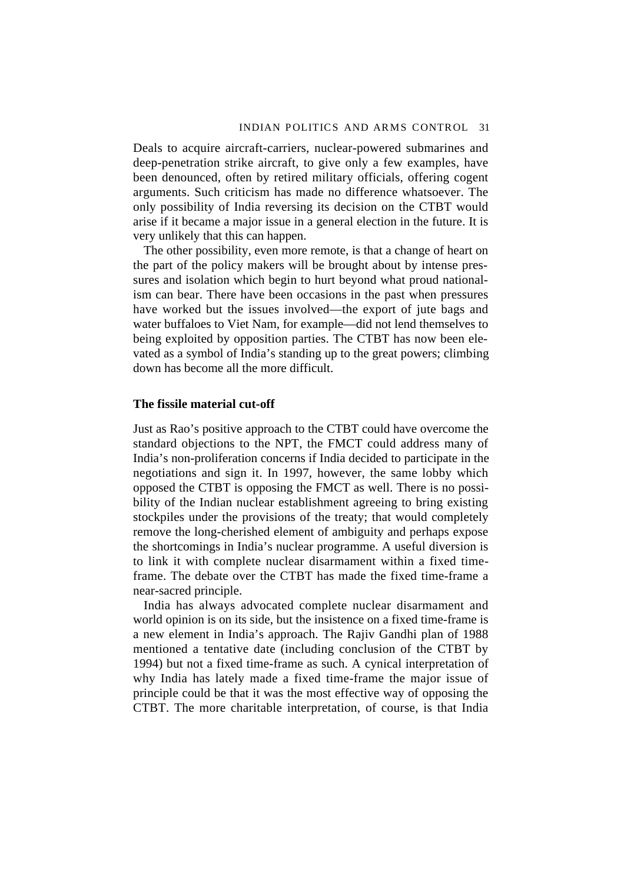Deals to acquire aircraft-carriers, nuclear-powered submarines and deep-penetration strike aircraft, to give only a few examples, have been denounced, often by retired military officials, offering cogent arguments. Such criticism has made no difference whatsoever. The only possibility of India reversing its decision on the CTBT would arise if it became a major issue in a general election in the future. It is very unlikely that this can happen.

The other possibility, even more remote, is that a change of heart on the part of the policy makers will be brought about by intense pressures and isolation which begin to hurt beyond what proud nationalism can bear. There have been occasions in the past when pressures have worked but the issues involved—the export of jute bags and water buffaloes to Viet Nam, for example—did not lend themselves to being exploited by opposition parties. The CTBT has now been elevated as a symbol of India's standing up to the great powers; climbing down has become all the more difficult.

### The fissile material cut-off

Just as Rao's positive approach to the CTBT could have overcome the standard objections to the NPT, the FMCT could address many of India's non-proliferation concerns if India decided to participate in the negotiations and sign it. In 1997, however, the same lobby which opposed the CTBT is opposing the FMCT as well. There is no possibility of the Indian nuclear establishment agreeing to bring existing stockpiles under the provisions of the treaty; that would completely remove the long-cherished element of ambiguity and perhaps expose the shortcomings in India's nuclear programme. A useful diversion is to link it with complete nuclear disarmament within a fixed time-frame. The debate over the CTBT has made the fixed time-frame a near-sacred principle.

India has always advocated complete nuclear disarmament and world opinion is on its side, but the insistence on a fixed time-frame is a new element in India's approach. The Rajiv Gandhi plan of 1988 mentioned a tentative date (including conclusion of the CTBT by 1994) but not a fixed time-frame as such. A cynical interpretation of why India has lately made a fixed time-frame the major issue of principle could be that it was the most effective way of opposing the CTBT. The more charitable interpretation, of course, is that India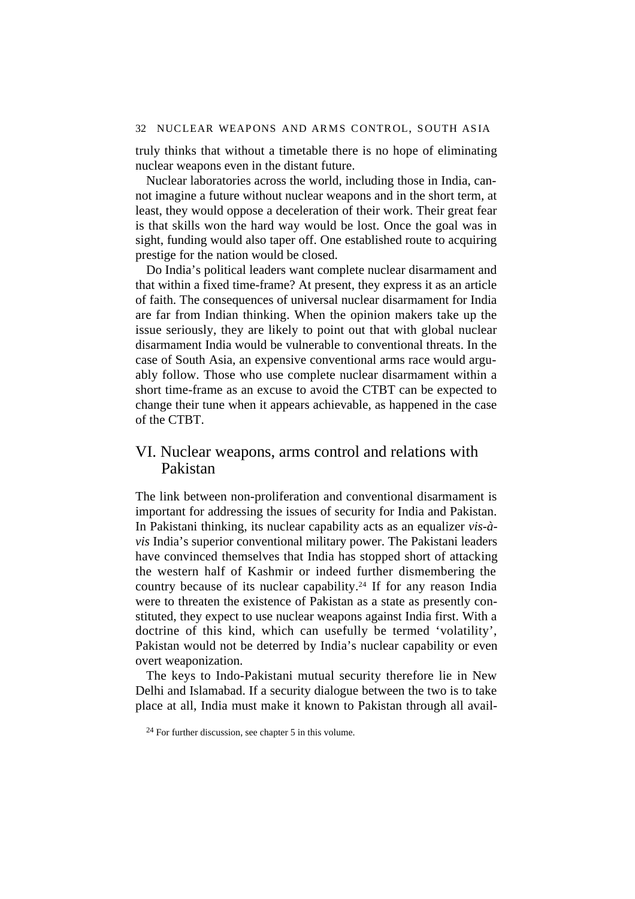truly thinks that without a timetable there is no hope of eliminating nuclear weapons even in the distant future.

Nuclear laboratories across the world, including those in India, cannot imagine a future without nuclear weapons and in the short term, at least, they would oppose a deceleration of their work. Their great fear is that skills won the hard way would be lost. Once the goal was in sight, funding would also taper off. One established route to acquiring prestige for the nation would be closed.

Do India's political leaders want complete nuclear disarmament and that within a fixed time-frame? At present, they express it as an article of faith. The consequences of universal nuclear disarmament for India are far from Indian thinking. When the opinion makers take up the issue seriously, they are likely to point out that with global nuclear disarmament India would be vulnerable to conventional threats. In the case of South Asia, an expensive conventional arms race would arguably follow. Those who use complete nuclear disarmament within a short time-frame as an excuse to avoid the CTBT can be expected to change their tune when it appears achievable, as happened in the case of the CTBT.

## VI. Nuclear weapons, arms control and relations with Pakistan

The link between non-proliferation and conventional disarmament is important for addressing the issues of security for India and Pakistan. In Pakistani thinking, its nuclear capability acts as an equalizer *vis-à-vis* India's superior conventional military power. The Pakistani leaders have convinced themselves that India has stopped short of attacking the western half of Kashmir or indeed further dismembering the country because of its nuclear capability.[24] If for any reason India were to threaten the existence of Pakistan as a state as presently constituted, they expect to use nuclear weapons against India first. With a doctrine of this kind, which can usefully be termed 'volatility', Pakistan would not be deterred by India's nuclear capability or even overt weaponization.

The keys to Indo-Pakistani mutual security therefore lie in New Delhi and Islamabad. If a security dialogue between the two is to take place at all, India must make it known to Pakistan through all avail-

[24] For further discussion, see chapter 5 in this volume.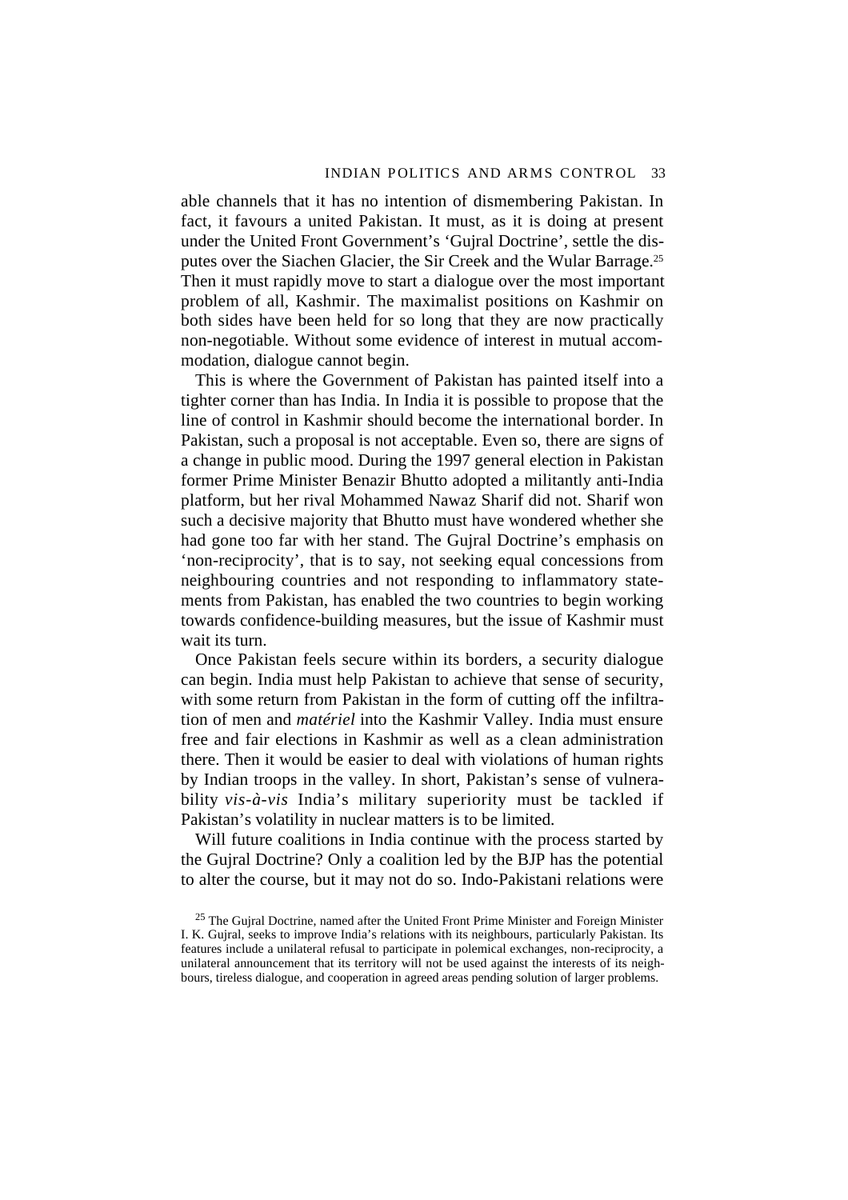able channels that it has no intention of dismembering Pakistan. In fact, it favours a united Pakistan. It must, as it is doing at present under the United Front Government's 'Gujral Doctrine', settle the disputes over the Siachen Glacier, the Sir Creek and the Wular Barrage.[25] Then it must rapidly move to start a dialogue over the most important problem of all, Kashmir. The maximalist positions on Kashmir on both sides have been held for so long that they are now practically non-negotiable. Without some evidence of interest in mutual accommodation, dialogue cannot begin.

This is where the Government of Pakistan has painted itself into a tighter corner than has India. In India it is possible to propose that the line of control in Kashmir should become the international border. In Pakistan, such a proposal is not acceptable. Even so, there are signs of a change in public mood. During the 1997 general election in Pakistan former Prime Minister Benazir Bhutto adopted a militantly anti-India platform, but her rival Mohammed Nawaz Sharif did not. Sharif won such a decisive majority that Bhutto must have wondered whether she had gone too far with her stand. The Gujral Doctrine's emphasis on 'non-reciprocity', that is to say, not seeking equal concessions from neighbouring countries and not responding to inflammatory statements from Pakistan, has enabled the two countries to begin working towards confidence-building measures, but the issue of Kashmir must wait its turn.

Once Pakistan feels secure within its borders, a security dialogue can begin. India must help Pakistan to achieve that sense of security, with some return from Pakistan in the form of cutting off the infiltration of men and *matériel* into the Kashmir Valley. India must ensure free and fair elections in Kashmir as well as a clean administration there. Then it would be easier to deal with violations of human rights by Indian troops in the valley. In short, Pakistan's sense of vulnerability *vis-à-vis* India's military superiority must be tackled if Pakistan's volatility in nuclear matters is to be limited.

Will future coalitions in India continue with the process started by the Gujral Doctrine? Only a coalition led by the BJP has the potential to alter the course, but it may not do so. Indo-Pakistani relations were

[25] The Gujral Doctrine, named after the United Front Prime Minister and Foreign Minister I. K. Gujral, seeks to improve India's relations with its neighbours, particularly Pakistan. Its features include a unilateral refusal to participate in polemical exchanges, non-reciprocity, a unilateral announcement that its territory will not be used against the interests of its neighbours, tireless dialogue, and cooperation in agreed areas pending solution of larger problems.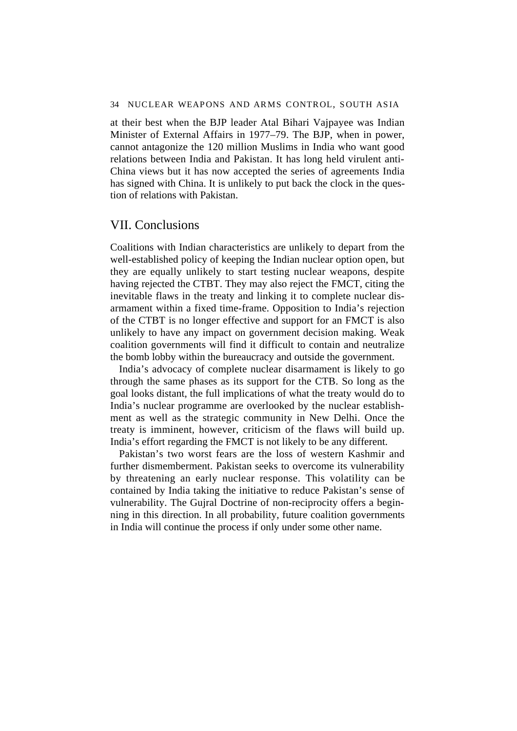at their best when the BJP leader Atal Bihari Vajpayee was Indian Minister of External Affairs in 1977–79. The BJP, when in power, cannot antagonize the 120 million Muslims in India who want good relations between India and Pakistan. It has long held virulent anti-China views but it has now accepted the series of agreements India has signed with China. It is unlikely to put back the clock in the question of relations with Pakistan.

## VII. Conclusions

Coalitions with Indian characteristics are unlikely to depart from the well-established policy of keeping the Indian nuclear option open, but they are equally unlikely to start testing nuclear weapons, despite having rejected the CTBT. They may also reject the FMCT, citing the inevitable flaws in the treaty and linking it to complete nuclear disarmament within a fixed time-frame. Opposition to India's rejection of the CTBT is no longer effective and support for an FMCT is also unlikely to have any impact on government decision making. Weak coalition governments will find it difficult to contain and neutralize the bomb lobby within the bureaucracy and outside the government.

India's advocacy of complete nuclear disarmament is likely to go through the same phases as its support for the CTB. So long as the goal looks distant, the full implications of what the treaty would do to India's nuclear programme are overlooked by the nuclear establishment as well as the strategic community in New Delhi. Once the treaty is imminent, however, criticism of the flaws will build up. India's effort regarding the FMCT is not likely to be any different.

Pakistan's two worst fears are the loss of western Kashmir and further dismemberment. Pakistan seeks to overcome its vulnerability by threatening an early nuclear response. This volatility can be contained by India taking the initiative to reduce Pakistan's sense of vulnerability. The Gujral Doctrine of non-reciprocity offers a beginning in this direction. In all probability, future coalition governments in India will continue the process if only under some other name.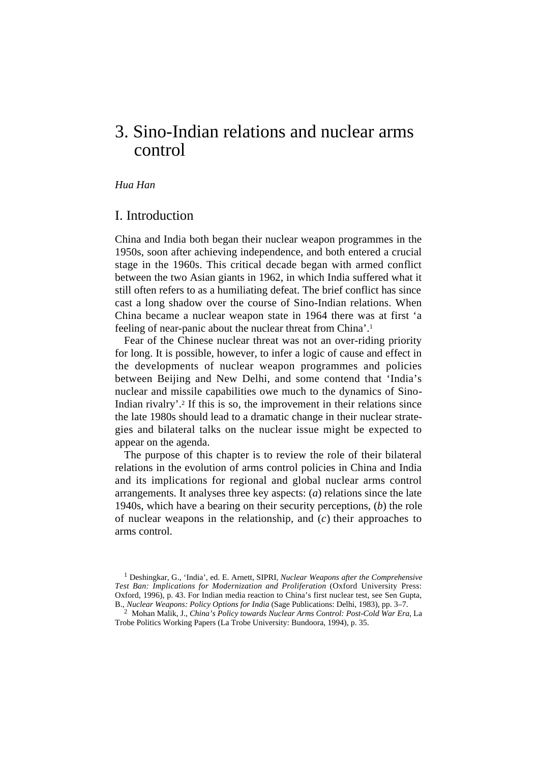# 3. Sino-Indian relations and nuclear arms control

*Hua Han*

## I. Introduction

China and India both began their nuclear weapon programmes in the 1950s, soon after achieving independence, and both entered a crucial stage in the 1960s. This critical decade began with armed conflict between the two Asian giants in 1962, in which India suffered what it still often refers to as a humiliating defeat. The brief conflict has since cast a long shadow over the course of Sino-Indian relations. When China became a nuclear weapon state in 1964 there was at first 'a feeling of near-panic about the nuclear threat from China'.[1]

Fear of the Chinese nuclear threat was not an over-riding priority for long. It is possible, however, to infer a logic of cause and effect in the developments of nuclear weapon programmes and policies between Beijing and New Delhi, and some contend that 'India's nuclear and missile capabilities owe much to the dynamics of Sino-Indian rivalry'.[2] If this is so, the improvement in their relations since the late 1980s should lead to a dramatic change in their nuclear strategies and bilateral talks on the nuclear issue might be expected to appear on the agenda.

The purpose of this chapter is to review the role of their bilateral relations in the evolution of arms control policies in China and India and its implications for regional and global nuclear arms control arrangements. It analyses three key aspects: (*a*) relations since the late 1940s, which have a bearing on their security perceptions, (*b*) the role of nuclear weapons in the relationship, and (*c*) their approaches to arms control.

[1] Deshingkar, G., 'India', ed. E. Arnett, SIPRI, *Nuclear Weapons after the Comprehensive Test Ban: Implications for Modernization and Proliferation* (Oxford University Press: Oxford, 1996), p. 43. For Indian media reaction to China's first nuclear test, see Sen Gupta, B., *Nuclear Weapons: Policy Options for India* (Sage Publications: Delhi, 1983), pp. 3–7.

[2] Mohan Malik, J., *China's Policy towards Nuclear Arms Control: Post-Cold War Era*, La Trobe Politics Working Papers (La Trobe University: Bundoora, 1994), p. 35.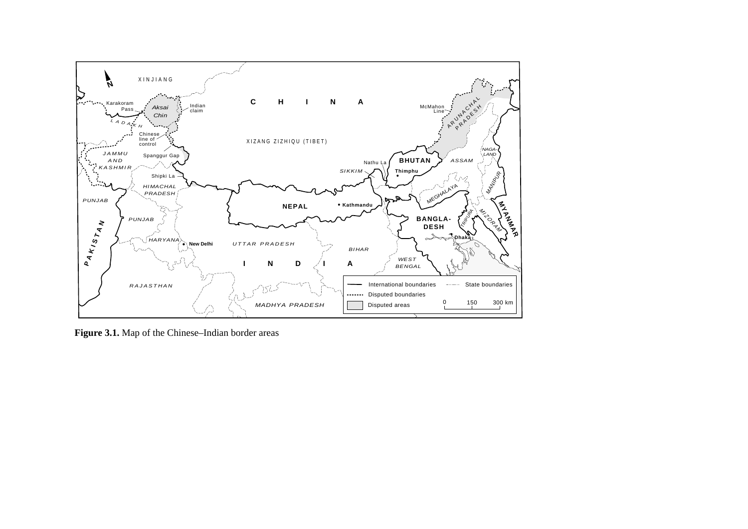**Figure 3.1.** Map of the Chinese–Indian border areas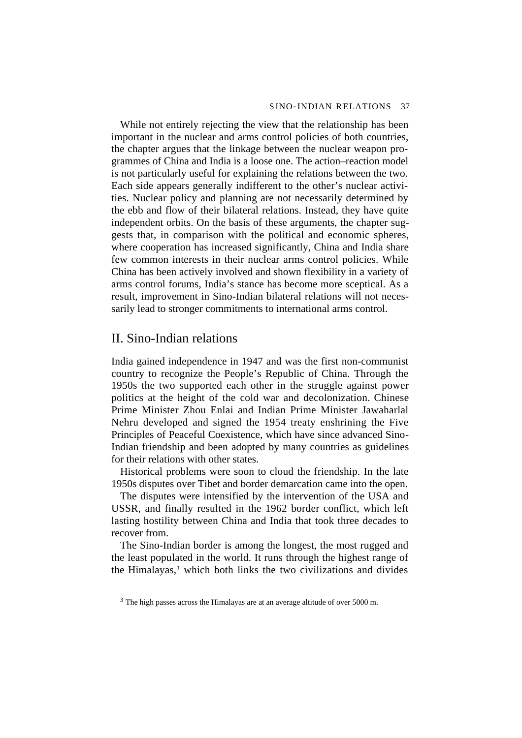While not entirely rejecting the view that the relationship has been important in the nuclear and arms control policies of both countries, the chapter argues that the linkage between the nuclear weapon programmes of China and India is a loose one. The action–reaction model is not particularly useful for explaining the relations between the two. Each side appears generally indifferent to the other's nuclear activities. Nuclear policy and planning are not necessarily determined by the ebb and flow of their bilateral relations. Instead, they have quite independent orbits. On the basis of these arguments, the chapter suggests that, in comparison with the political and economic spheres, where cooperation has increased significantly, China and India share few common interests in their nuclear arms control policies. While China has been actively involved and shown flexibility in a variety of arms control forums, India's stance has become more sceptical. As a result, improvement in Sino-Indian bilateral relations will not necessarily lead to stronger commitments to international arms control.

## II. Sino-Indian relations

India gained independence in 1947 and was the first non-communist country to recognize the People's Republic of China. Through the 1950s the two supported each other in the struggle against power politics at the height of the cold war and decolonization. Chinese Prime Minister Zhou Enlai and Indian Prime Minister Jawaharlal Nehru developed and signed the 1954 treaty enshrining the Five Principles of Peaceful Coexistence, which have since advanced Sino-Indian friendship and been adopted by many countries as guidelines for their relations with other states.

Historical problems were soon to cloud the friendship. In the late 1950s disputes over Tibet and border demarcation came into the open.

The disputes were intensified by the intervention of the USA and USSR, and finally resulted in the 1962 border conflict, which left lasting hostility between China and India that took three decades to recover from.

The Sino-Indian border is among the longest, the most rugged and the least populated in the world. It runs through the highest range of the Himalayas,[3] which both links the two civilizations and divides

[3] The high passes across the Himalayas are at an average altitude of over 5000 m.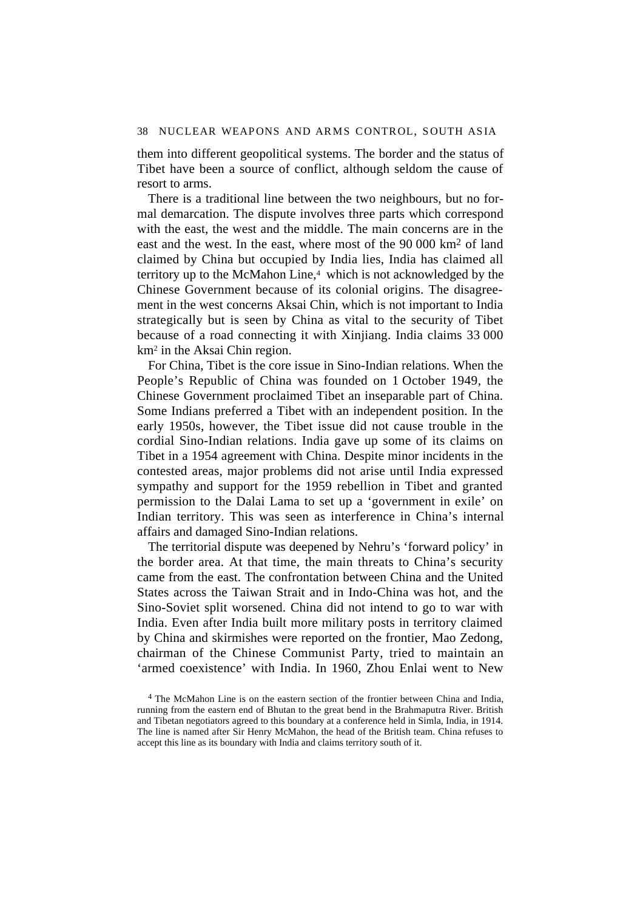them into different geopolitical systems. The border and the status of Tibet have been a source of conflict, although seldom the cause of resort to arms.

There is a traditional line between the two neighbours, but no formal demarcation. The dispute involves three parts which correspond with the east, the west and the middle. The main concerns are in the east and the west. In the east, where most of the 90 000 $km^2$ of land claimed by China but occupied by India lies, India has claimed all territory up to the McMahon Line,[4] which is not acknowledged by the Chinese Government because of its colonial origins. The disagreement in the west concerns Aksai Chin, which is not important to India strategically but is seen by China as vital to the security of Tibet because of a road connecting it with Xinjiang. India claims 33 000 $km^2$ in the Aksai Chin region.

For China, Tibet is the core issue in Sino-Indian relations. When the People's Republic of China was founded on 1 October 1949, the Chinese Government proclaimed Tibet an inseparable part of China. Some Indians preferred a Tibet with an independent position. In the early 1950s, however, the Tibet issue did not cause trouble in the cordial Sino-Indian relations. India gave up some of its claims on Tibet in a 1954 agreement with China. Despite minor incidents in the contested areas, major problems did not arise until India expressed sympathy and support for the 1959 rebellion in Tibet and granted permission to the Dalai Lama to set up a 'government in exile' on Indian territory. This was seen as interference in China's internal affairs and damaged Sino-Indian relations.

The territorial dispute was deepened by Nehru's 'forward policy' in the border area. At that time, the main threats to China's security came from the east. The confrontation between China and the United States across the Taiwan Strait and in Indo-China was hot, and the Sino-Soviet split worsened. China did not intend to go to war with India. Even after India built more military posts in territory claimed by China and skirmishes were reported on the frontier, Mao Zedong, chairman of the Chinese Communist Party, tried to maintain an 'armed coexistence' with India. In 1960, Zhou Enlai went to New

[4] The McMahon Line is on the eastern section of the frontier between China and India, running from the eastern end of Bhutan to the great bend in the Brahmaputra River. British and Tibetan negotiators agreed to this boundary at a conference held in Simla, India, in 1914. The line is named after Sir Henry McMahon, the head of the British team. China refuses to accept this line as its boundary with India and claims territory south of it.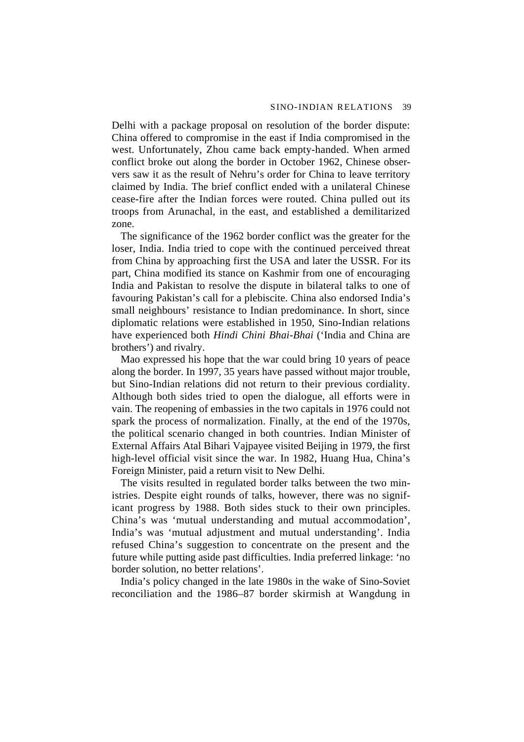Delhi with a package proposal on resolution of the border dispute: China offered to compromise in the east if India compromised in the west. Unfortunately, Zhou came back empty-handed. When armed conflict broke out along the border in October 1962, Chinese observers saw it as the result of Nehru's order for China to leave territory claimed by India. The brief conflict ended with a unilateral Chinese cease-fire after the Indian forces were routed. China pulled out its troops from Arunachal, in the east, and established a demilitarized zone.

The significance of the 1962 border conflict was the greater for the loser, India. India tried to cope with the continued perceived threat from China by approaching first the USA and later the USSR. For its part, China modified its stance on Kashmir from one of encouraging India and Pakistan to resolve the dispute in bilateral talks to one of favouring Pakistan's call for a plebiscite. China also endorsed India's small neighbours' resistance to Indian predominance. In short, since diplomatic relations were established in 1950, Sino-Indian relations have experienced both *Hindi Chini Bhai-Bhai* ('India and China are brothers') and rivalry.

Mao expressed his hope that the war could bring 10 years of peace along the border. In 1997, 35 years have passed without major trouble, but Sino-Indian relations did not return to their previous cordiality. Although both sides tried to open the dialogue, all efforts were in vain. The reopening of embassies in the two capitals in 1976 could not spark the process of normalization. Finally, at the end of the 1970s, the political scenario changed in both countries. Indian Minister of External Affairs Atal Bihari Vajpayee visited Beijing in 1979, the first high-level official visit since the war. In 1982, Huang Hua, China's Foreign Minister, paid a return visit to New Delhi.

The visits resulted in regulated border talks between the two ministries. Despite eight rounds of talks, however, there was no significant progress by 1988. Both sides stuck to their own principles. China's was 'mutual understanding and mutual accommodation', India's was 'mutual adjustment and mutual understanding'. India refused China's suggestion to concentrate on the present and the future while putting aside past difficulties. India preferred linkage: 'no border solution, no better relations'.

India's policy changed in the late 1980s in the wake of Sino-Soviet reconciliation and the 1986–87 border skirmish at Wangdung in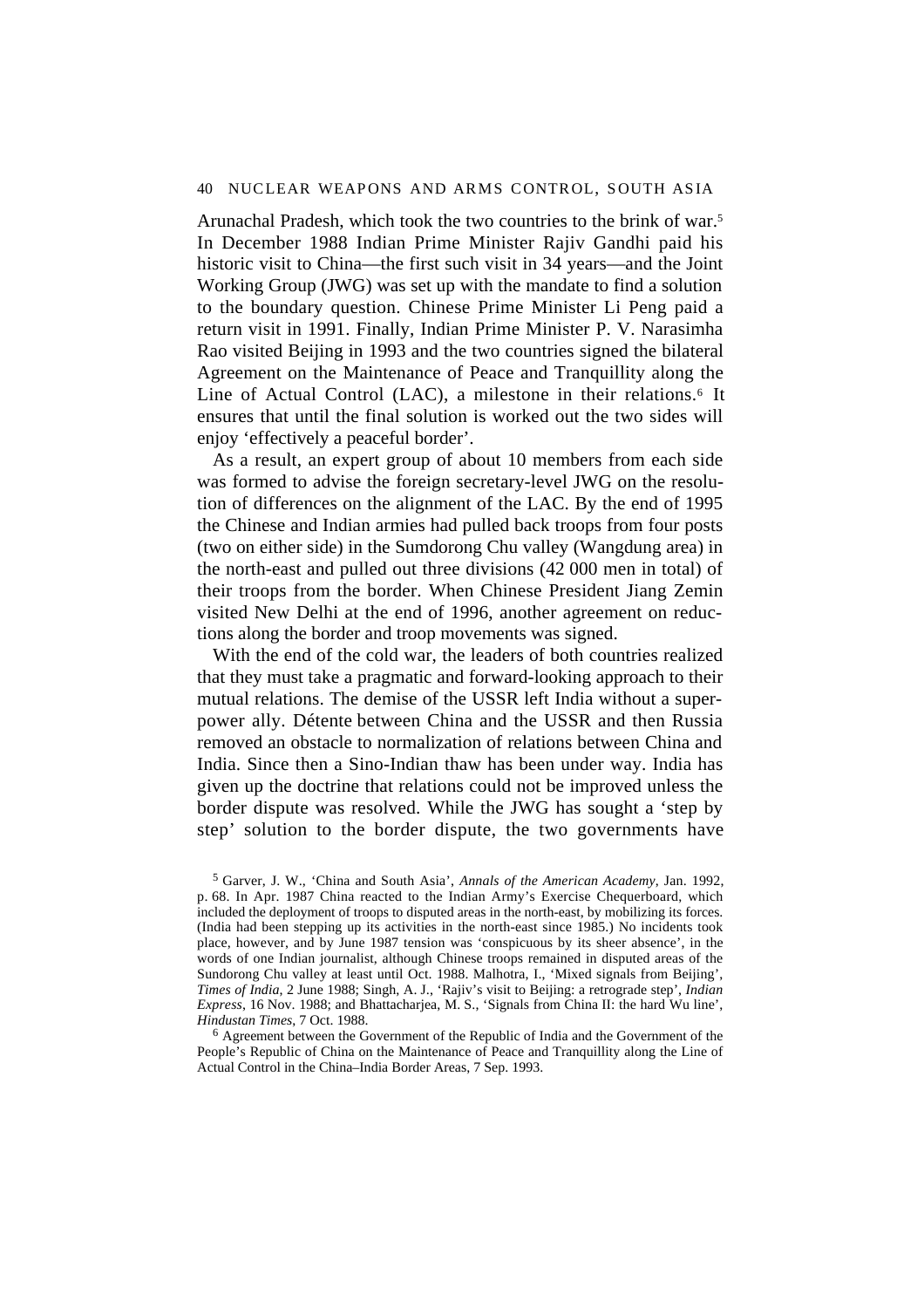Arunachal Pradesh, which took the two countries to the brink of war.[5] In December 1988 Indian Prime Minister Rajiv Gandhi paid his historic visit to China—the first such visit in 34 years—and the Joint Working Group (JWG) was set up with the mandate to find a solution to the boundary question. Chinese Prime Minister Li Peng paid a return visit in 1991. Finally, Indian Prime Minister P. V. Narasimha Rao visited Beijing in 1993 and the two countries signed the bilateral Agreement on the Maintenance of Peace and Tranquillity along the Line of Actual Control (LAC), a milestone in their relations.[6] It ensures that until the final solution is worked out the two sides will enjoy 'effectively a peaceful border'.

As a result, an expert group of about 10 members from each side was formed to advise the foreign secretary-level JWG on the resolution of differences on the alignment of the LAC. By the end of 1995 the Chinese and Indian armies had pulled back troops from four posts (two on either side) in the Sumdorong Chu valley (Wangdung area) in the north-east and pulled out three divisions (42 000 men in total) of their troops from the border. When Chinese President Jiang Zemin visited New Delhi at the end of 1996, another agreement on reductions along the border and troop movements was signed.

With the end of the cold war, the leaders of both countries realized that they must take a pragmatic and forward-looking approach to their mutual relations. The demise of the USSR left India without a superpower ally. Détente between China and the USSR and then Russia removed an obstacle to normalization of relations between China and India. Since then a Sino-Indian thaw has been under way. India has given up the doctrine that relations could not be improved unless the border dispute was resolved. While the JWG has sought a 'step by step' solution to the border dispute, the two governments have

[5] Garver, J. W., 'China and South Asia', *Annals of the American Academy*, Jan. 1992, p. 68. In Apr. 1987 China reacted to the Indian Army's Exercise Chequerboard, which included the deployment of troops to disputed areas in the north-east, by mobilizing its forces. (India had been stepping up its activities in the north-east since 1985.) No incidents took place, however, and by June 1987 tension was 'conspicuous by its sheer absence', in the words of one Indian journalist, although Chinese troops remained in disputed areas of the Sundorong Chu valley at least until Oct. 1988. Malhotra, I., 'Mixed signals from Beijing', *Times of India*, 2 June 1988; Singh, A. J., 'Rajiv's visit to Beijing: a retrograde step', *Indian Express*, 16 Nov. 1988; and Bhattacharjea, M. S., 'Signals from China II: the hard Wu line', *Hindustan Times*, 7 Oct. 1988.

[6] Agreement between the Government of the Republic of India and the Government of the People's Republic of China on the Maintenance of Peace and Tranquillity along the Line of Actual Control in the China–India Border Areas, 7 Sep. 1993.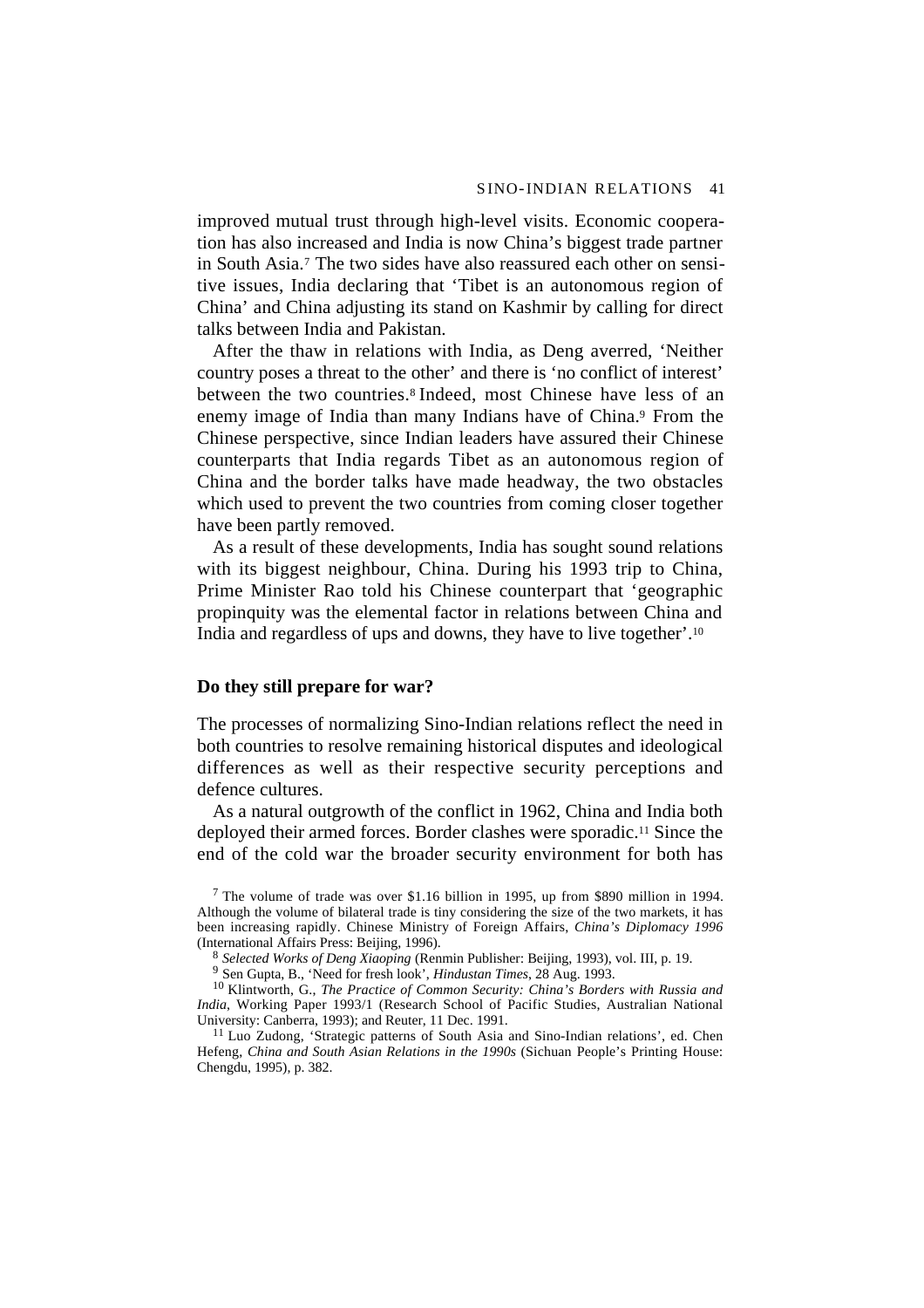improved mutual trust through high-level visits. Economic cooperation has also increased and India is now China's biggest trade partner in South Asia.[7] The two sides have also reassured each other on sensitive issues, India declaring that 'Tibet is an autonomous region of China' and China adjusting its stand on Kashmir by calling for direct talks between India and Pakistan.

After the thaw in relations with India, as Deng averred, 'Neither country poses a threat to the other' and there is 'no conflict of interest' between the two countries.[8] Indeed, most Chinese have less of an enemy image of India than many Indians have of China.[9] From the Chinese perspective, since Indian leaders have assured their Chinese counterparts that India regards Tibet as an autonomous region of China and the border talks have made headway, the two obstacles which used to prevent the two countries from coming closer together have been partly removed.

As a result of these developments, India has sought sound relations with its biggest neighbour, China. During his 1993 trip to China, Prime Minister Rao told his Chinese counterpart that 'geographic propinquity was the elemental factor in relations between China and India and regardless of ups and downs, they have to live together'.[10]

## Do they still prepare for war?

The processes of normalizing Sino-Indian relations reflect the need in both countries to resolve remaining historical disputes and ideological differences as well as their respective security perceptions and defence cultures.

As a natural outgrowth of the conflict in 1962, China and India both deployed their armed forces. Border clashes were sporadic.[11] Since the end of the cold war the broader security environment for both has

[7] The volume of trade was over $1.16 billion in 1995, up from $890 million in 1994. Although the volume of bilateral trade is tiny considering the size of the two markets, it has been increasing rapidly. Chinese Ministry of Foreign Affairs, *China's Diplomacy 1996* (International Affairs Press: Beijing, 1996).

[8] *Selected Works of Deng Xiaoping* (Renmin Publisher: Beijing, 1993), vol. III, p. 19.

[9] Sen Gupta, B., 'Need for fresh look', *Hindustan Times*, 28 Aug. 1993.

[10] Klintworth, G., *The Practice of Common Security: China's Borders with Russia and India*, Working Paper 1993/1 (Research School of Pacific Studies, Australian National University: Canberra, 1993); and Reuter, 11 Dec. 1991.

[11] Luo Zudong, 'Strategic patterns of South Asia and Sino-Indian relations', ed. Chen Hefeng, *China and South Asian Relations in the 1990s* (Sichuan People's Printing House: Chengdu, 1995), p. 382.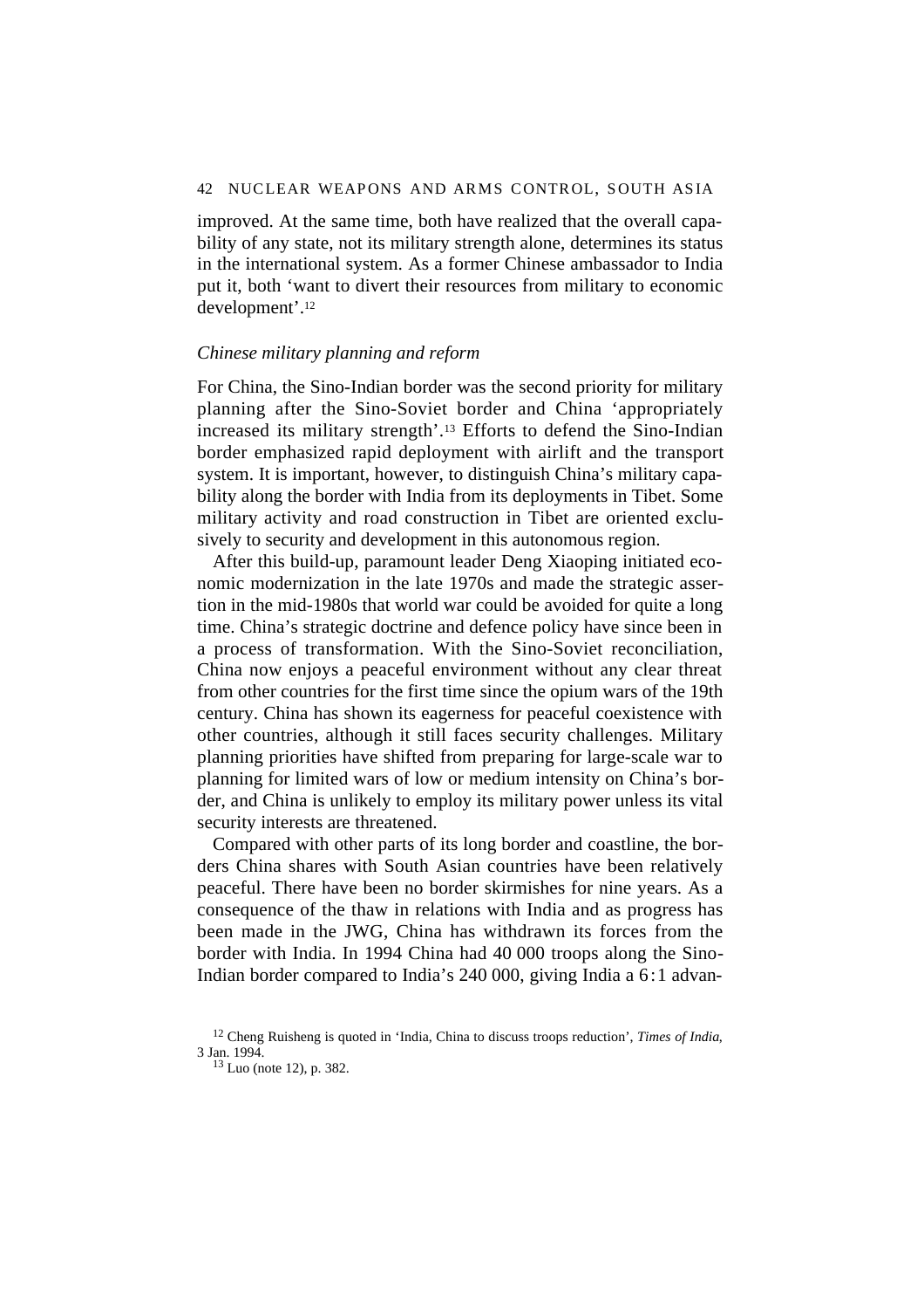improved. At the same time, both have realized that the overall capability of any state, not its military strength alone, determines its status in the international system. As a former Chinese ambassador to India put it, both 'want to divert their resources from military to economic development'.[12]

*Chinese military planning and reform*

For China, the Sino-Indian border was the second priority for military planning after the Sino-Soviet border and China 'appropriately increased its military strength'.[13] Efforts to defend the Sino-Indian border emphasized rapid deployment with airlift and the transport system. It is important, however, to distinguish China's military capability along the border with India from its deployments in Tibet. Some military activity and road construction in Tibet are oriented exclusively to security and development in this autonomous region.

After this build-up, paramount leader Deng Xiaoping initiated economic modernization in the late 1970s and made the strategic assertion in the mid-1980s that world war could be avoided for quite a long time. China's strategic doctrine and defence policy have since been in a process of transformation. With the Sino-Soviet reconciliation, China now enjoys a peaceful environment without any clear threat from other countries for the first time since the opium wars of the 19th century. China has shown its eagerness for peaceful coexistence with other countries, although it still faces security challenges. Military planning priorities have shifted from preparing for large-scale war to planning for limited wars of low or medium intensity on China's border, and China is unlikely to employ its military power unless its vital security interests are threatened.

Compared with other parts of its long border and coastline, the borders China shares with South Asian countries have been relatively peaceful. There have been no border skirmishes for nine years. As a consequence of the thaw in relations with India and as progress has been made in the JWG, China has withdrawn its forces from the border with India. In 1994 China had 40 000 troops along the Sino-Indian border compared to India's 240 000, giving India a 6 : 1 advan-

[12] Cheng Ruisheng is quoted in 'India, China to discuss troops reduction', *Times of India*, 3 Jan. 1994.

[13] Luo (note 12), p. 382.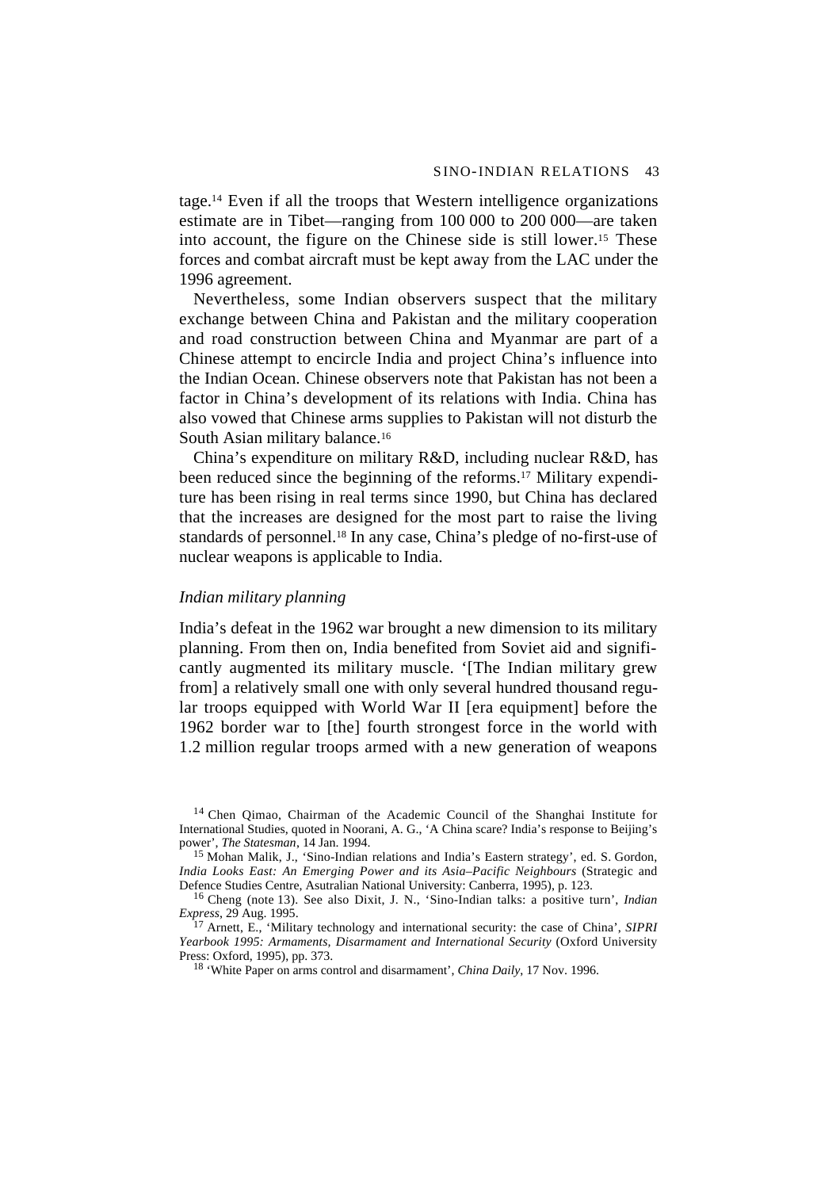tage.[14] Even if all the troops that Western intelligence organizations estimate are in Tibet—ranging from 100 000 to 200 000—are taken into account, the figure on the Chinese side is still lower.[15] These forces and combat aircraft must be kept away from the LAC under the 1996 agreement.

Nevertheless, some Indian observers suspect that the military exchange between China and Pakistan and the military cooperation and road construction between China and Myanmar are part of a Chinese attempt to encircle India and project China's influence into the Indian Ocean. Chinese observers note that Pakistan has not been a factor in China's development of its relations with India. China has also vowed that Chinese arms supplies to Pakistan will not disturb the South Asian military balance.[16]

China's expenditure on military R&D, including nuclear R&D, has been reduced since the beginning of the reforms.[17] Military expenditure has been rising in real terms since 1990, but China has declared that the increases are designed for the most part to raise the living standards of personnel.[18] In any case, China's pledge of no-first-use of nuclear weapons is applicable to India.

### *Indian military planning*

India's defeat in the 1962 war brought a new dimension to its military planning. From then on, India benefited from Soviet aid and significantly augmented its military muscle. '[The Indian military grew from] a relatively small one with only several hundred thousand regular troops equipped with World War II [era equipment] before the 1962 border war to [the] fourth strongest force in the world with 1.2 million regular troops armed with a new generation of weapons

---

[14] Chen Qimao, Chairman of the Academic Council of the Shanghai Institute for International Studies, quoted in Noorani, A. G., 'A China scare? India's response to Beijing's power', *The Statesman*, 14 Jan. 1994.

[15] Mohan Malik, J., 'Sino-Indian relations and India's Eastern strategy', ed. S. Gordon, *India Looks East: An Emerging Power and its Asia–Pacific Neighbours* (Strategic and Defence Studies Centre, Asutralian National University: Canberra, 1995), p. 123.

[16] Cheng (note 13). See also Dixit, J. N., 'Sino-Indian talks: a positive turn', *Indian Express*, 29 Aug. 1995.

[17] Arnett, E., 'Military technology and international security: the case of China', *SIPRI Yearbook 1995: Armaments, Disarmament and International Security* (Oxford University Press: Oxford, 1995), pp. 373.

[18] 'White Paper on arms control and disarmament', *China Daily*, 17 Nov. 1996.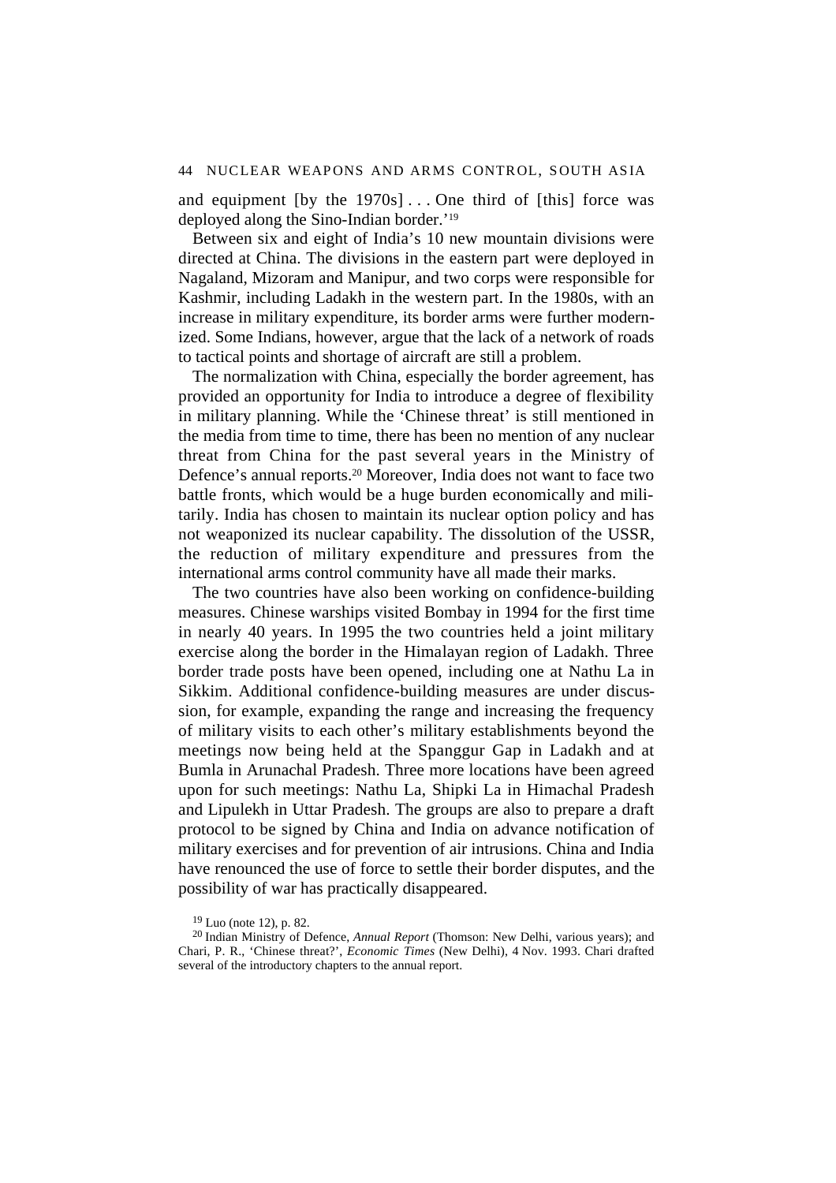and equipment [by the 1970s] . . . One third of [this] force was deployed along the Sino-Indian border.'[19]

Between six and eight of India's 10 new mountain divisions were directed at China. The divisions in the eastern part were deployed in Nagaland, Mizoram and Manipur, and two corps were responsible for Kashmir, including Ladakh in the western part. In the 1980s, with an increase in military expenditure, its border arms were further modernized. Some Indians, however, argue that the lack of a network of roads to tactical points and shortage of aircraft are still a problem.

The normalization with China, especially the border agreement, has provided an opportunity for India to introduce a degree of flexibility in military planning. While the 'Chinese threat' is still mentioned in the media from time to time, there has been no mention of any nuclear threat from China for the past several years in the Ministry of Defence's annual reports.[20] Moreover, India does not want to face two battle fronts, which would be a huge burden economically and militarily. India has chosen to maintain its nuclear option policy and has not weaponized its nuclear capability. The dissolution of the USSR, the reduction of military expenditure and pressures from the international arms control community have all made their marks.

The two countries have also been working on confidence-building measures. Chinese warships visited Bombay in 1994 for the first time in nearly 40 years. In 1995 the two countries held a joint military exercise along the border in the Himalayan region of Ladakh. Three border trade posts have been opened, including one at Nathu La in Sikkim. Additional confidence-building measures are under discussion, for example, expanding the range and increasing the frequency of military visits to each other's military establishments beyond the meetings now being held at the Spanggur Gap in Ladakh and at Bumla in Arunachal Pradesh. Three more locations have been agreed upon for such meetings: Nathu La, Shipki La in Himachal Pradesh and Lipulekh in Uttar Pradesh. The groups are also to prepare a draft protocol to be signed by China and India on advance notification of military exercises and for prevention of air intrusions. China and India have renounced the use of force to settle their border disputes, and the possibility of war has practically disappeared.

[19] Luo (note 12), p. 82.

[20] Indian Ministry of Defence, *Annual Report* (Thomson: New Delhi, various years); and Chari, P. R., 'Chinese threat?', *Economic Times* (New Delhi), 4 Nov. 1993. Chari drafted several of the introductory chapters to the annual report.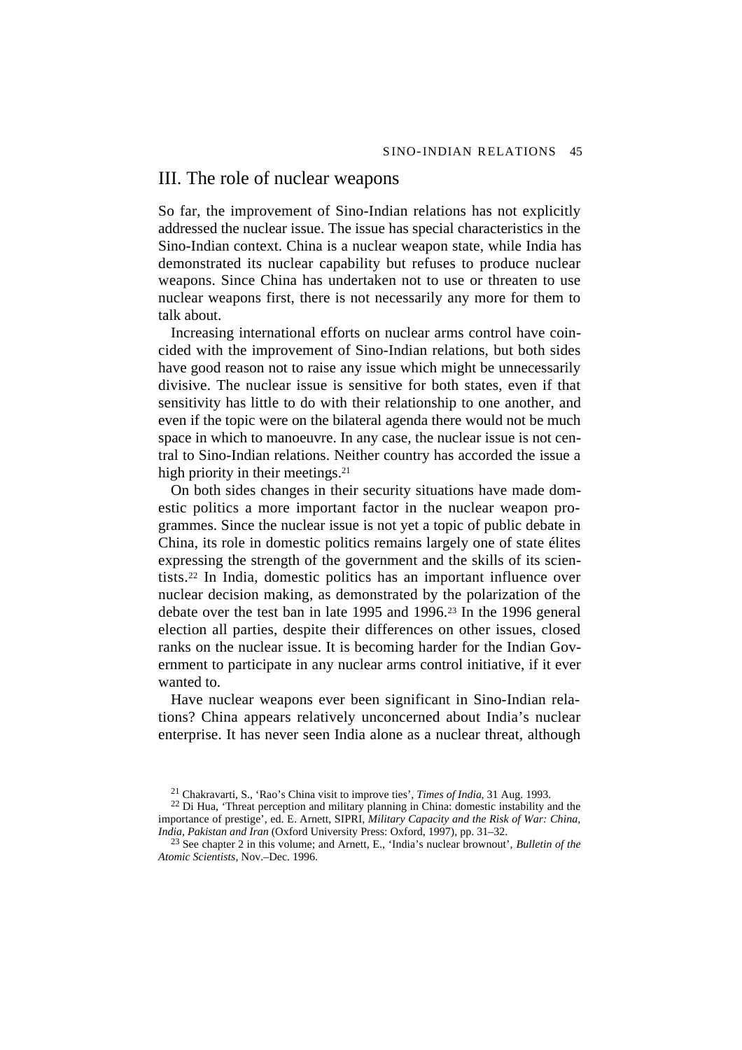## III. The role of nuclear weapons

So far, the improvement of Sino-Indian relations has not explicitly addressed the nuclear issue. The issue has special characteristics in the Sino-Indian context. China is a nuclear weapon state, while India has demonstrated its nuclear capability but refuses to produce nuclear weapons. Since China has undertaken not to use or threaten to use nuclear weapons first, there is not necessarily any more for them to talk about.

Increasing international efforts on nuclear arms control have coincided with the improvement of Sino-Indian relations, but both sides have good reason not to raise any issue which might be unnecessarily divisive. The nuclear issue is sensitive for both states, even if that sensitivity has little to do with their relationship to one another, and even if the topic were on the bilateral agenda there would not be much space in which to manoeuvre. In any case, the nuclear issue is not central to Sino-Indian relations. Neither country has accorded the issue a high priority in their meetings.[21]

On both sides changes in their security situations have made domestic politics a more important factor in the nuclear weapon programmes. Since the nuclear issue is not yet a topic of public debate in China, its role in domestic politics remains largely one of state élites expressing the strength of the government and the skills of its scientists.[22] In India, domestic politics has an important influence over nuclear decision making, as demonstrated by the polarization of the debate over the test ban in late 1995 and 1996.[23] In the 1996 general election all parties, despite their differences on other issues, closed ranks on the nuclear issue. It is becoming harder for the Indian Government to participate in any nuclear arms control initiative, if it ever wanted to.

Have nuclear weapons ever been significant in Sino-Indian relations? China appears relatively unconcerned about India's nuclear enterprise. It has never seen India alone as a nuclear threat, although

[21] Chakravarti, S., 'Rao's China visit to improve ties', *Times of India*, 31 Aug. 1993.

[22] Di Hua, 'Threat perception and military planning in China: domestic instability and the importance of prestige', ed. E. Arnett, SIPRI, *Military Capacity and the Risk of War: China, India, Pakistan and Iran* (Oxford University Press: Oxford, 1997), pp. 31–32.

[23] See chapter 2 in this volume; and Arnett, E., 'India's nuclear brownout', *Bulletin of the Atomic Scientists*, Nov.–Dec. 1996.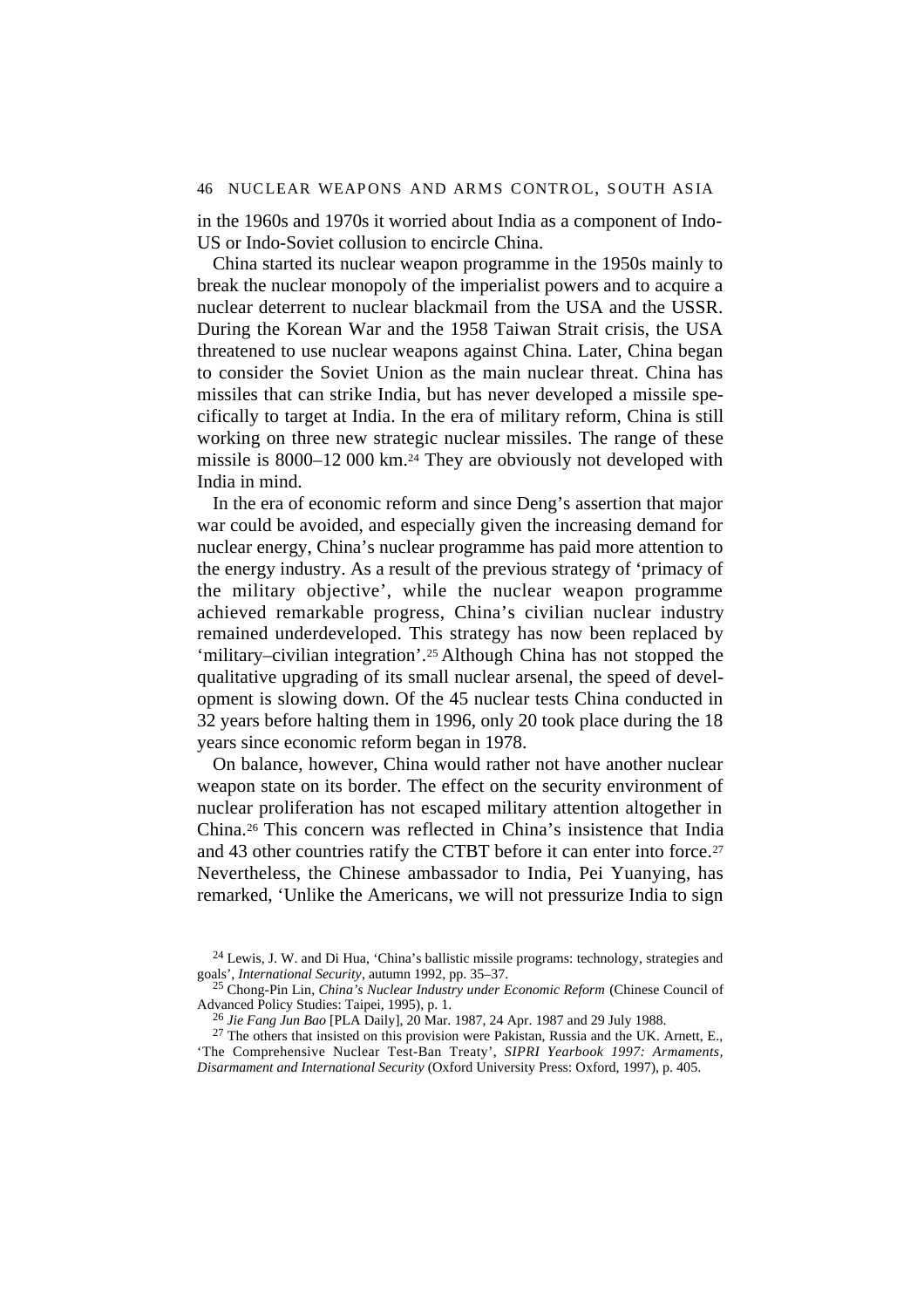in the 1960s and 1970s it worried about India as a component of Indo-US or Indo-Soviet collusion to encircle China.

China started its nuclear weapon programme in the 1950s mainly to break the nuclear monopoly of the imperialist powers and to acquire a nuclear deterrent to nuclear blackmail from the USA and the USSR. During the Korean War and the 1958 Taiwan Strait crisis, the USA threatened to use nuclear weapons against China. Later, China began to consider the Soviet Union as the main nuclear threat. China has missiles that can strike India, but has never developed a missile specifically to target at India. In the era of military reform, China is still working on three new strategic nuclear missiles. The range of these missile is 8000–12 000 km.[24] They are obviously not developed with India in mind.

In the era of economic reform and since Deng's assertion that major war could be avoided, and especially given the increasing demand for nuclear energy, China's nuclear programme has paid more attention to the energy industry. As a result of the previous strategy of 'primacy of the military objective', while the nuclear weapon programme achieved remarkable progress, China's civilian nuclear industry remained underdeveloped. This strategy has now been replaced by 'military–civilian integration'.[25] Although China has not stopped the qualitative upgrading of its small nuclear arsenal, the speed of development is slowing down. Of the 45 nuclear tests China conducted in 32 years before halting them in 1996, only 20 took place during the 18 years since economic reform began in 1978.

On balance, however, China would rather not have another nuclear weapon state on its border. The effect on the security environment of nuclear proliferation has not escaped military attention altogether in China.[26] This concern was reflected in China's insistence that India and 43 other countries ratify the CTBT before it can enter into force.[27] Nevertheless, the Chinese ambassador to India, Pei Yuanying, has remarked, 'Unlike the Americans, we will not pressurize India to sign

[24] Lewis, J. W. and Di Hua, 'China's ballistic missile programs: technology, strategies and goals', *International Security*, autumn 1992, pp. 35–37.

[25] Chong-Pin Lin, *China's Nuclear Industry under Economic Reform* (Chinese Council of Advanced Policy Studies: Taipei, 1995), p. 1.

[26] *Jie Fang Jun Bao* [PLA Daily], 20 Mar. 1987, 24 Apr. 1987 and 29 July 1988.

[27] The others that insisted on this provision were Pakistan, Russia and the UK. Arnett, E., 'The Comprehensive Nuclear Test-Ban Treaty', *SIPRI Yearbook 1997: Armaments, Disarmament and International Security* (Oxford University Press: Oxford, 1997), p. 405.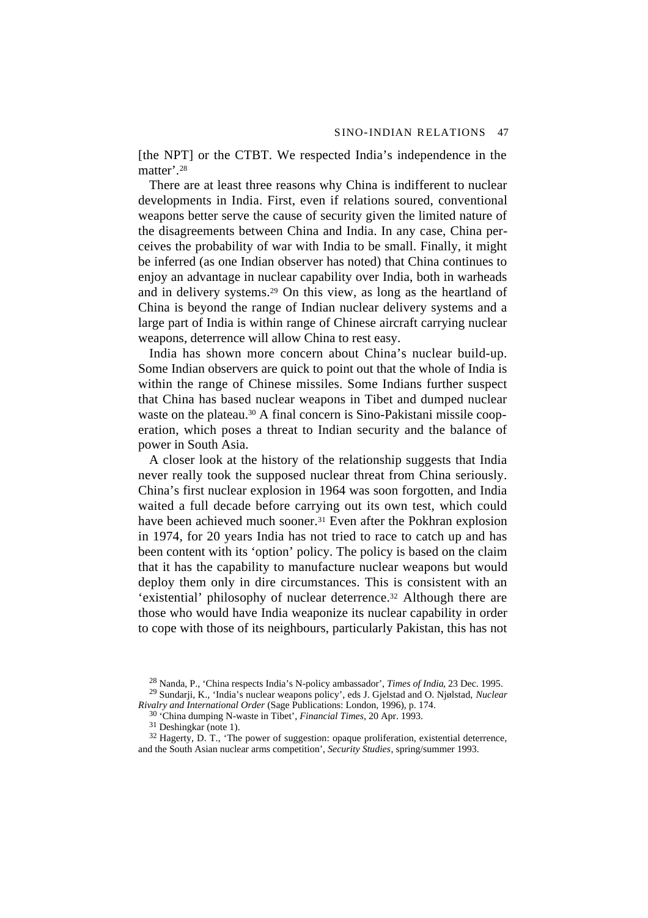[the NPT] or the CTBT. We respected India's independence in the matter'.[28]

There are at least three reasons why China is indifferent to nuclear developments in India. First, even if relations soured, conventional weapons better serve the cause of security given the limited nature of the disagreements between China and India. In any case, China perceives the probability of war with India to be small. Finally, it might be inferred (as one Indian observer has noted) that China continues to enjoy an advantage in nuclear capability over India, both in warheads and in delivery systems.[29] On this view, as long as the heartland of China is beyond the range of Indian nuclear delivery systems and a large part of India is within range of Chinese aircraft carrying nuclear weapons, deterrence will allow China to rest easy.

India has shown more concern about China's nuclear build-up. Some Indian observers are quick to point out that the whole of India is within the range of Chinese missiles. Some Indians further suspect that China has based nuclear weapons in Tibet and dumped nuclear waste on the plateau.[30] A final concern is Sino-Pakistani missile cooperation, which poses a threat to Indian security and the balance of power in South Asia.

A closer look at the history of the relationship suggests that India never really took the supposed nuclear threat from China seriously. China's first nuclear explosion in 1964 was soon forgotten, and India waited a full decade before carrying out its own test, which could have been achieved much sooner.[31] Even after the Pokhran explosion in 1974, for 20 years India has not tried to race to catch up and has been content with its 'option' policy. The policy is based on the claim that it has the capability to manufacture nuclear weapons but would deploy them only in dire circumstances. This is consistent with an 'existential' philosophy of nuclear deterrence.[32] Although there are those who would have India weaponize its nuclear capability in order to cope with those of its neighbours, particularly Pakistan, this has not

[28] Nanda, P., 'China respects India's N-policy ambassador', *Times of India*, 23 Dec. 1995.

[29] Sundarji, K., 'India's nuclear weapons policy', eds J. Gjelstad and O. Njølstad, *Nuclear Rivalry and International Order* (Sage Publications: London, 1996), p. 174.

[30] 'China dumping N-waste in Tibet', *Financial Times*, 20 Apr. 1993.

[31] Deshingkar (note 1).

[32] Hagerty, D. T., 'The power of suggestion: opaque proliferation, existential deterrence, and the South Asian nuclear arms competition', *Security Studies*, spring/summer 1993.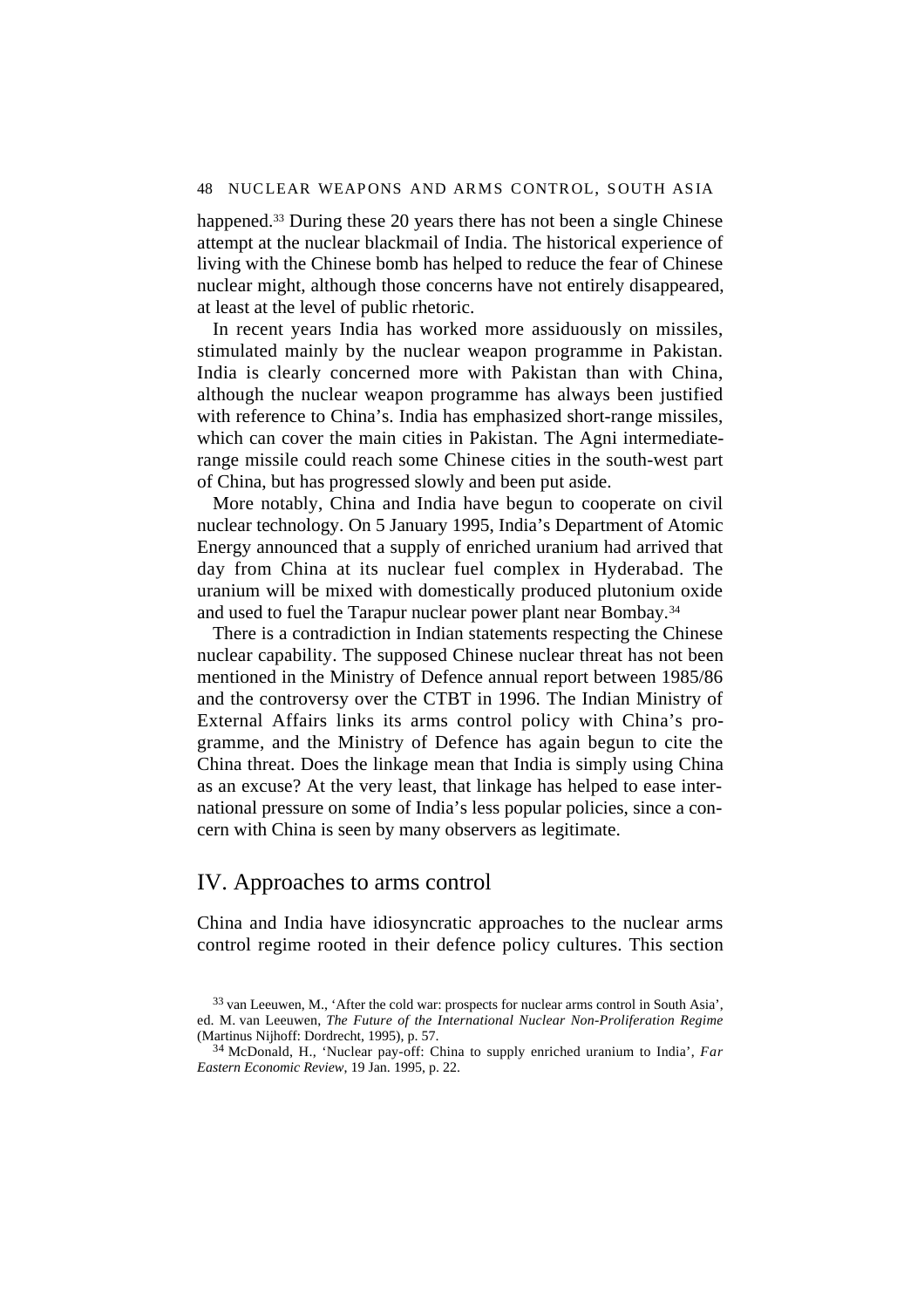happened.[33] During these 20 years there has not been a single Chinese attempt at the nuclear blackmail of India. The historical experience of living with the Chinese bomb has helped to reduce the fear of Chinese nuclear might, although those concerns have not entirely disappeared, at least at the level of public rhetoric.

In recent years India has worked more assiduously on missiles, stimulated mainly by the nuclear weapon programme in Pakistan. India is clearly concerned more with Pakistan than with China, although the nuclear weapon programme has always been justified with reference to China's. India has emphasized short-range missiles, which can cover the main cities in Pakistan. The Agni intermediate-range missile could reach some Chinese cities in the south-west part of China, but has progressed slowly and been put aside.

More notably, China and India have begun to cooperate on civil nuclear technology. On 5 January 1995, India's Department of Atomic Energy announced that a supply of enriched uranium had arrived that day from China at its nuclear fuel complex in Hyderabad. The uranium will be mixed with domestically produced plutonium oxide and used to fuel the Tarapur nuclear power plant near Bombay.[34]

There is a contradiction in Indian statements respecting the Chinese nuclear capability. The supposed Chinese nuclear threat has not been mentioned in the Ministry of Defence annual report between 1985/86 and the controversy over the CTBT in 1996. The Indian Ministry of External Affairs links its arms control policy with China's programme, and the Ministry of Defence has again begun to cite the China threat. Does the linkage mean that India is simply using China as an excuse? At the very least, that linkage has helped to ease international pressure on some of India's less popular policies, since a concern with China is seen by many observers as legitimate.

## IV. Approaches to arms control

China and India have idiosyncratic approaches to the nuclear arms control regime rooted in their defence policy cultures. This section

[33] van Leeuwen, M., 'After the cold war: prospects for nuclear arms control in South Asia', ed. M. van Leeuwen, *The Future of the International Nuclear Non-Proliferation Regime* (Martinus Nijhoff: Dordrecht, 1995), p. 57.

[34] McDonald, H., 'Nuclear pay-off: China to supply enriched uranium to India', *Far Eastern Economic Review*, 19 Jan. 1995, p. 22.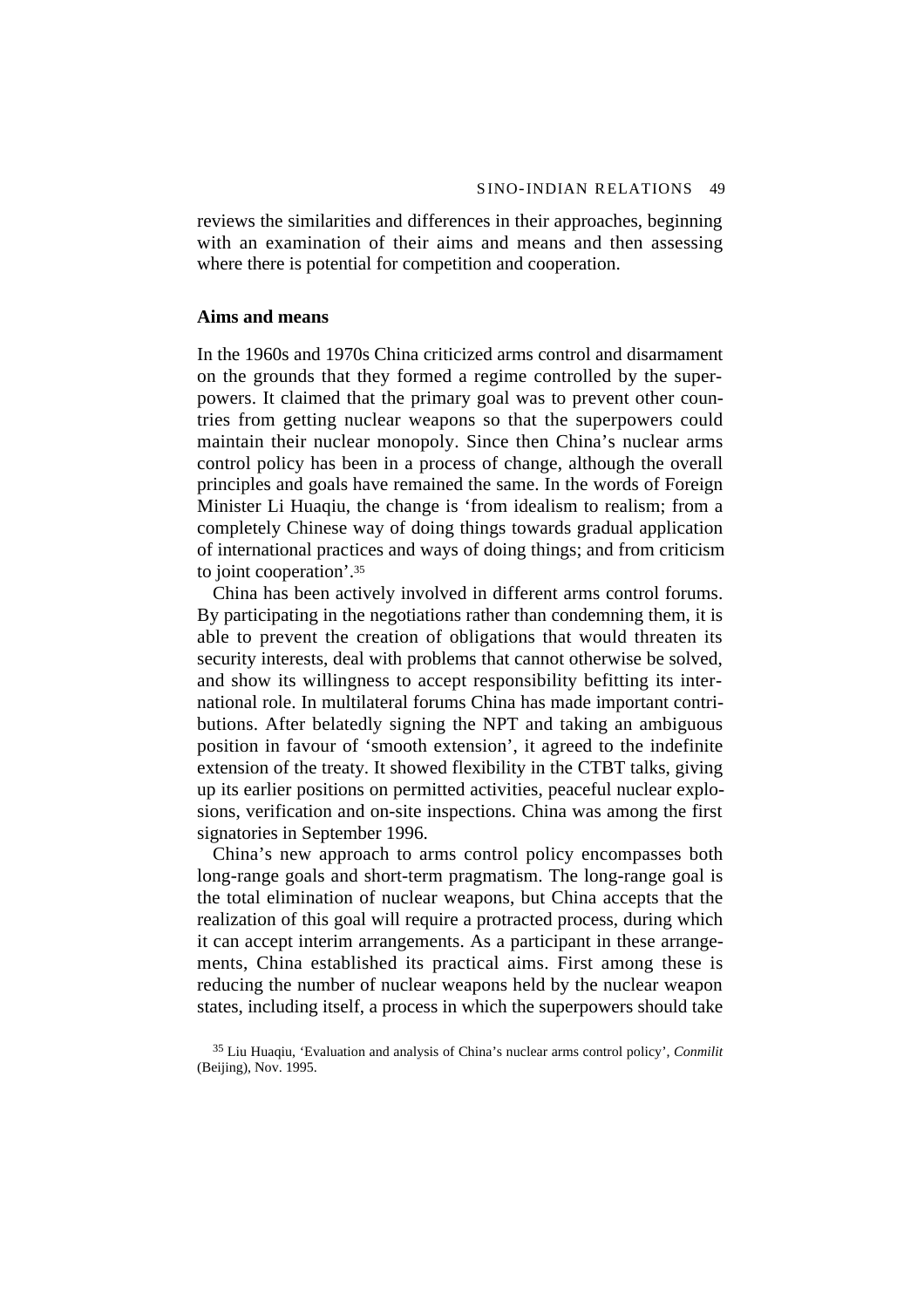reviews the similarities and differences in their approaches, beginning with an examination of their aims and means and then assessing where there is potential for competition and cooperation.

### Aims and means

In the 1960s and 1970s China criticized arms control and disarmament on the grounds that they formed a regime controlled by the superpowers. It claimed that the primary goal was to prevent other countries from getting nuclear weapons so that the superpowers could maintain their nuclear monopoly. Since then China's nuclear arms control policy has been in a process of change, although the overall principles and goals have remained the same. In the words of Foreign Minister Li Huaqiu, the change is 'from idealism to realism; from a completely Chinese way of doing things towards gradual application of international practices and ways of doing things; and from criticism to joint cooperation'.[35]

China has been actively involved in different arms control forums. By participating in the negotiations rather than condemning them, it is able to prevent the creation of obligations that would threaten its security interests, deal with problems that cannot otherwise be solved, and show its willingness to accept responsibility befitting its international role. In multilateral forums China has made important contributions. After belatedly signing the NPT and taking an ambiguous position in favour of 'smooth extension', it agreed to the indefinite extension of the treaty. It showed flexibility in the CTBT talks, giving up its earlier positions on permitted activities, peaceful nuclear explosions, verification and on-site inspections. China was among the first signatories in September 1996.

China's new approach to arms control policy encompasses both long-range goals and short-term pragmatism. The long-range goal is the total elimination of nuclear weapons, but China accepts that the realization of this goal will require a protracted process, during which it can accept interim arrangements. As a participant in these arrangements, China established its practical aims. First among these is reducing the number of nuclear weapons held by the nuclear weapon states, including itself, a process in which the superpowers should take

[35] Liu Huaqiu, 'Evaluation and analysis of China's nuclear arms control policy', *Conmilit* (Beijing), Nov. 1995.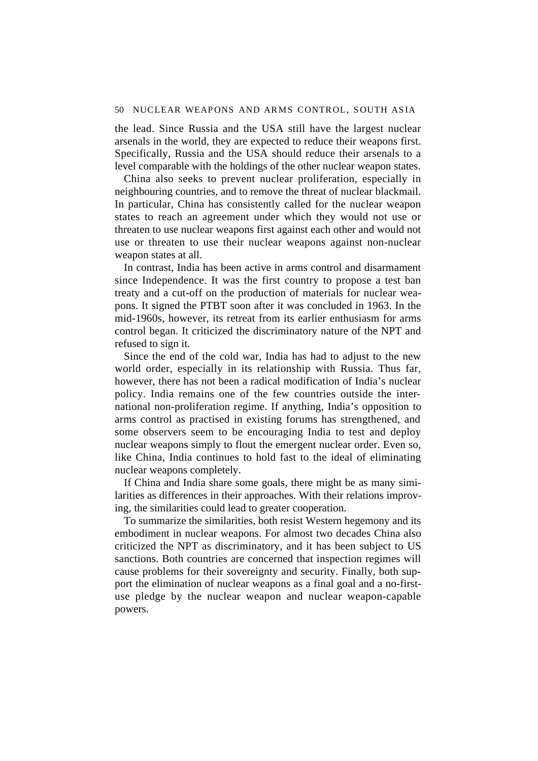the lead. Since Russia and the USA still have the largest nuclear arsenals in the world, they are expected to reduce their weapons first. Specifically, Russia and the USA should reduce their arsenals to a level comparable with the holdings of the other nuclear weapon states.

China also seeks to prevent nuclear proliferation, especially in neighbouring countries, and to remove the threat of nuclear blackmail. In particular, China has consistently called for the nuclear weapon states to reach an agreement under which they would not use or threaten to use nuclear weapons first against each other and would not use or threaten to use their nuclear weapons against non-nuclear weapon states at all.

In contrast, India has been active in arms control and disarmament since Independence. It was the first country to propose a test ban treaty and a cut-off on the production of materials for nuclear weapons. It signed the PTBT soon after it was concluded in 1963. In the mid-1960s, however, its retreat from its earlier enthusiasm for arms control began. It criticized the discriminatory nature of the NPT and refused to sign it.

Since the end of the cold war, India has had to adjust to the new world order, especially in its relationship with Russia. Thus far, however, there has not been a radical modification of India's nuclear policy. India remains one of the few countries outside the international non-proliferation regime. If anything, India's opposition to arms control as practised in existing forums has strengthened, and some observers seem to be encouraging India to test and deploy nuclear weapons simply to flout the emergent nuclear order. Even so, like China, India continues to hold fast to the ideal of eliminating nuclear weapons completely.

If China and India share some goals, there might be as many similarities as differences in their approaches. With their relations improving, the similarities could lead to greater cooperation.

To summarize the similarities, both resist Western hegemony and its embodiment in nuclear weapons. For almost two decades China also criticized the NPT as discriminatory, and it has been subject to US sanctions. Both countries are concerned that inspection regimes will cause problems for their sovereignty and security. Finally, both support the elimination of nuclear weapons as a final goal and a no-first-use pledge by the nuclear weapon and nuclear weapon-capable powers.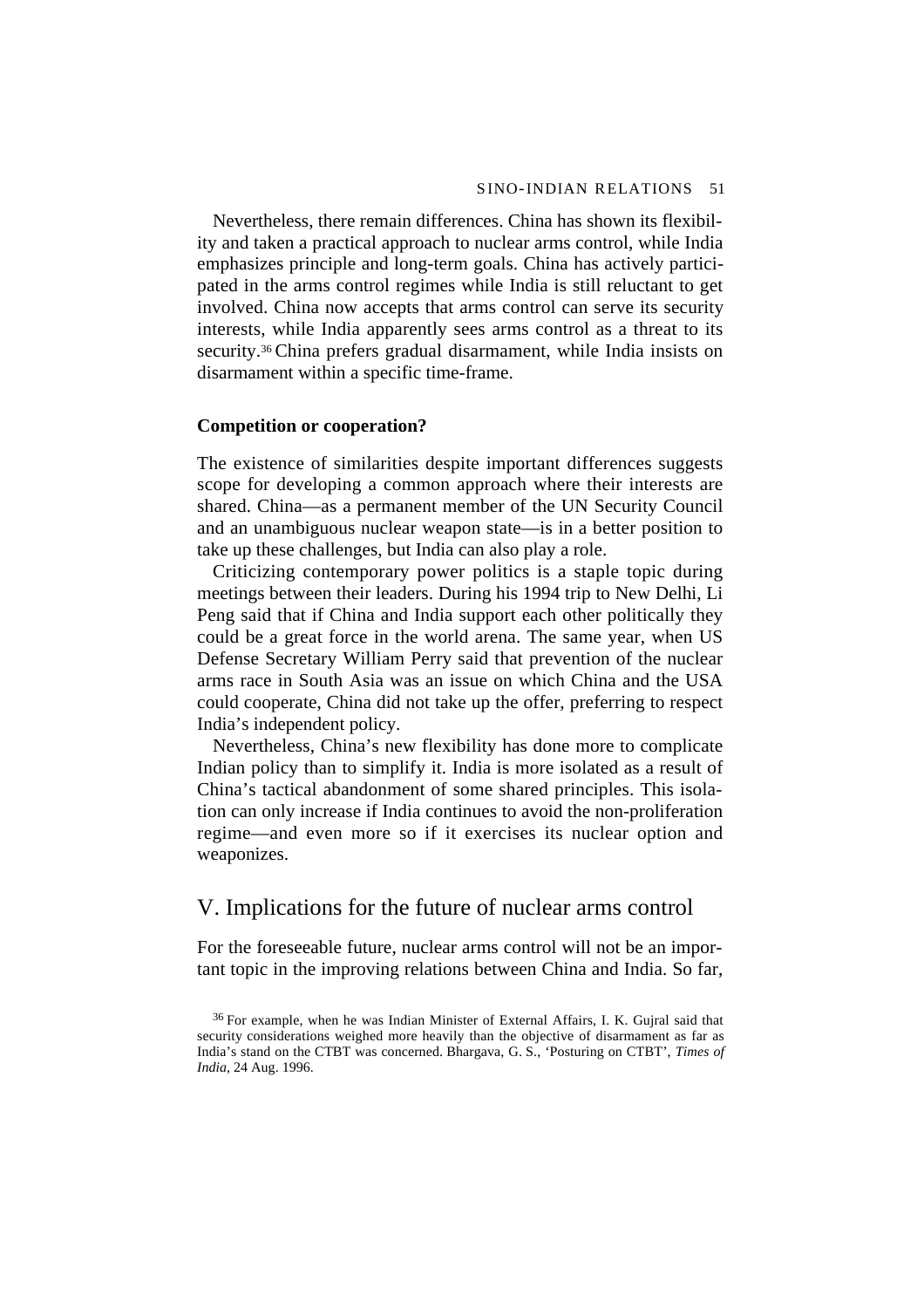Nevertheless, there remain differences. China has shown its flexibility and taken a practical approach to nuclear arms control, while India emphasizes principle and long-term goals. China has actively participated in the arms control regimes while India is still reluctant to get involved. China now accepts that arms control can serve its security interests, while India apparently sees arms control as a threat to its security.[36] China prefers gradual disarmament, while India insists on disarmament within a specific time-frame.

### Competition or cooperation?

The existence of similarities despite important differences suggests scope for developing a common approach where their interests are shared. China—as a permanent member of the UN Security Council and an unambiguous nuclear weapon state—is in a better position to take up these challenges, but India can also play a role.

Criticizing contemporary power politics is a staple topic during meetings between their leaders. During his 1994 trip to New Delhi, Li Peng said that if China and India support each other politically they could be a great force in the world arena. The same year, when US Defense Secretary William Perry said that prevention of the nuclear arms race in South Asia was an issue on which China and the USA could cooperate, China did not take up the offer, preferring to respect India's independent policy.

Nevertheless, China's new flexibility has done more to complicate Indian policy than to simplify it. India is more isolated as a result of China's tactical abandonment of some shared principles. This isolation can only increase if India continues to avoid the non-proliferation regime—and even more so if it exercises its nuclear option and weaponizes.

## V. Implications for the future of nuclear arms control

For the foreseeable future, nuclear arms control will not be an important topic in the improving relations between China and India. So far,

[36] For example, when he was Indian Minister of External Affairs, I. K. Gujral said that security considerations weighed more heavily than the objective of disarmament as far as India's stand on the CTBT was concerned. Bhargava, G. S., 'Posturing on CTBT', *Times of India*, 24 Aug. 1996.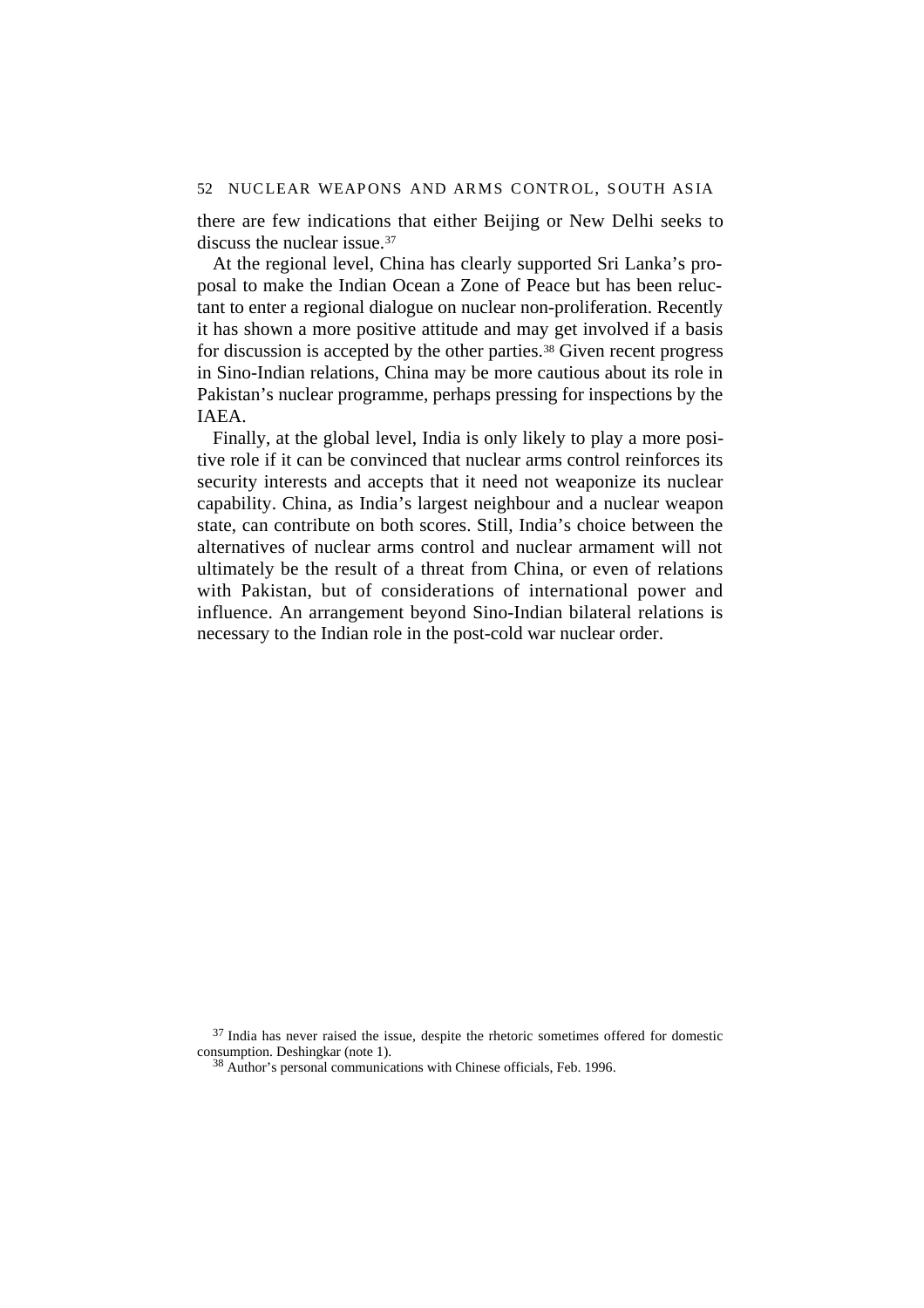there are few indications that either Beijing or New Delhi seeks to discuss the nuclear issue.[37]

At the regional level, China has clearly supported Sri Lanka's proposal to make the Indian Ocean a Zone of Peace but has been reluctant to enter a regional dialogue on nuclear non-proliferation. Recently it has shown a more positive attitude and may get involved if a basis for discussion is accepted by the other parties.[38] Given recent progress in Sino-Indian relations, China may be more cautious about its role in Pakistan's nuclear programme, perhaps pressing for inspections by the IAEA.

Finally, at the global level, India is only likely to play a more positive role if it can be convinced that nuclear arms control reinforces its security interests and accepts that it need not weaponize its nuclear capability. China, as India's largest neighbour and a nuclear weapon state, can contribute on both scores. Still, India's choice between the alternatives of nuclear arms control and nuclear armament will not ultimately be the result of a threat from China, or even of relations with Pakistan, but of considerations of international power and influence. An arrangement beyond Sino-Indian bilateral relations is necessary to the Indian role in the post-cold war nuclear order.

[37] India has never raised the issue, despite the rhetoric sometimes offered for domestic consumption. Deshingkar (note 1).

[38] Author's personal communications with Chinese officials, Feb. 1996.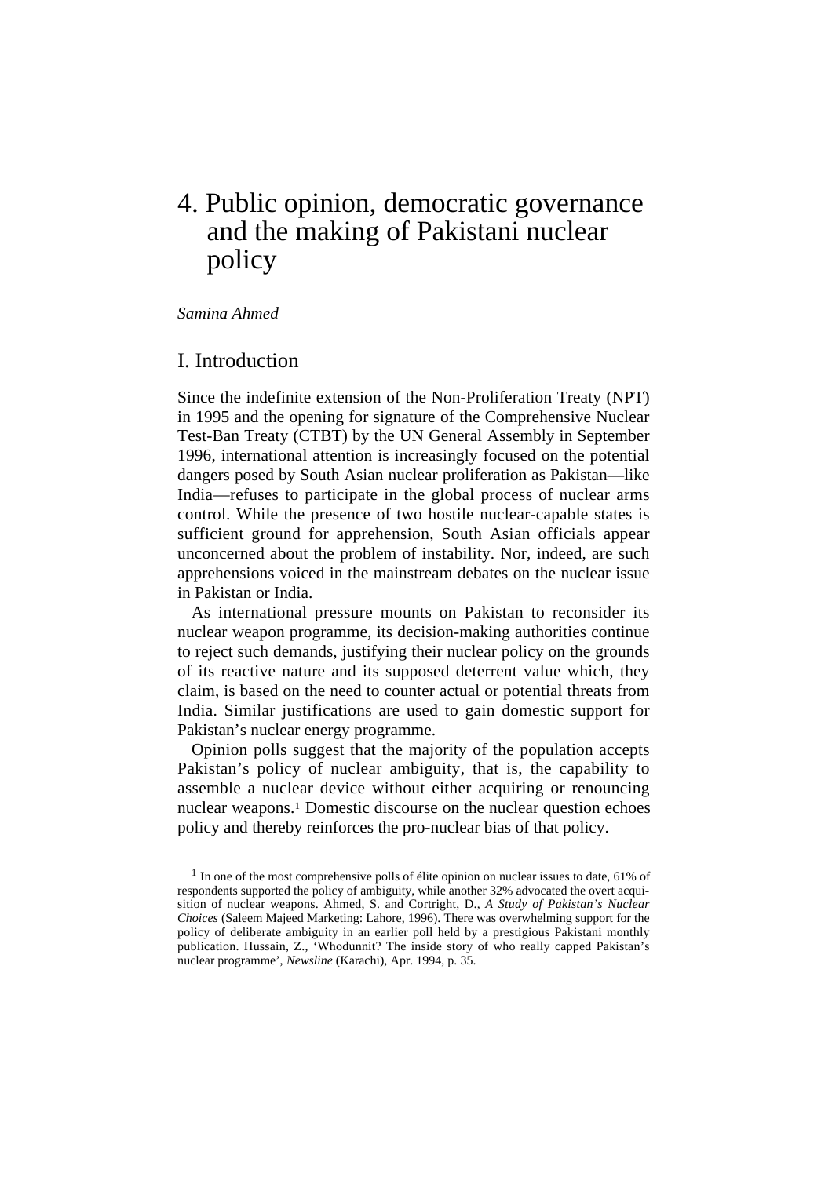# 4. Public opinion, democratic governance and the making of Pakistani nuclear policy

*Samina Ahmed*

## I. Introduction

Since the indefinite extension of the Non-Proliferation Treaty (NPT) in 1995 and the opening for signature of the Comprehensive Nuclear Test-Ban Treaty (CTBT) by the UN General Assembly in September 1996, international attention is increasingly focused on the potential dangers posed by South Asian nuclear proliferation as Pakistan—like India—refuses to participate in the global process of nuclear arms control. While the presence of two hostile nuclear-capable states is sufficient ground for apprehension, South Asian officials appear unconcerned about the problem of instability. Nor, indeed, are such apprehensions voiced in the mainstream debates on the nuclear issue in Pakistan or India.

As international pressure mounts on Pakistan to reconsider its nuclear weapon programme, its decision-making authorities continue to reject such demands, justifying their nuclear policy on the grounds of its reactive nature and its supposed deterrent value which, they claim, is based on the need to counter actual or potential threats from India. Similar justifications are used to gain domestic support for Pakistan's nuclear energy programme.

Opinion polls suggest that the majority of the population accepts Pakistan's policy of nuclear ambiguity, that is, the capability to assemble a nuclear device without either acquiring or renouncing nuclear weapons.[1] Domestic discourse on the nuclear question echoes policy and thereby reinforces the pro-nuclear bias of that policy.

[1] In one of the most comprehensive polls of élite opinion on nuclear issues to date, 61% of respondents supported the policy of ambiguity, while another 32% advocated the overt acquisition of nuclear weapons. Ahmed, S. and Cortright, D., *A Study of Pakistan's Nuclear Choices* (Saleem Majeed Marketing: Lahore, 1996). There was overwhelming support for the policy of deliberate ambiguity in an earlier poll held by a prestigious Pakistani monthly publication. Hussain, Z., 'Whodunnit? The inside story of who really capped Pakistan's nuclear programme', *Newsline* (Karachi), Apr. 1994, p. 35.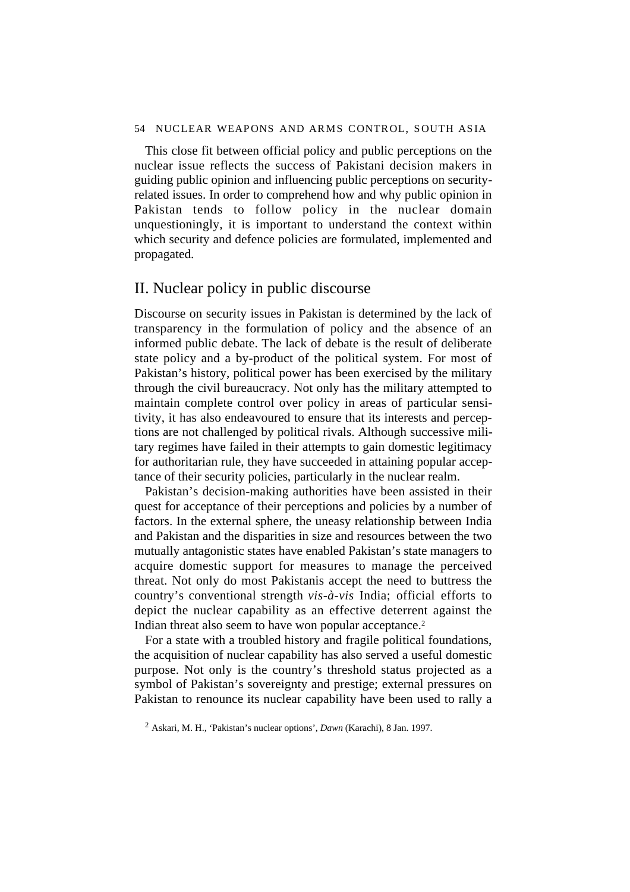This close fit between official policy and public perceptions on the nuclear issue reflects the success of Pakistani decision makers in guiding public opinion and influencing public perceptions on security-related issues. In order to comprehend how and why public opinion in Pakistan tends to follow policy in the nuclear domain unquestioningly, it is important to understand the context within which security and defence policies are formulated, implemented and propagated.

## II. Nuclear policy in public discourse

Discourse on security issues in Pakistan is determined by the lack of transparency in the formulation of policy and the absence of an informed public debate. The lack of debate is the result of deliberate state policy and a by-product of the political system. For most of Pakistan's history, political power has been exercised by the military through the civil bureaucracy. Not only has the military attempted to maintain complete control over policy in areas of particular sensitivity, it has also endeavoured to ensure that its interests and perceptions are not challenged by political rivals. Although successive military regimes have failed in their attempts to gain domestic legitimacy for authoritarian rule, they have succeeded in attaining popular acceptance of their security policies, particularly in the nuclear realm.

Pakistan's decision-making authorities have been assisted in their quest for acceptance of their perceptions and policies by a number of factors. In the external sphere, the uneasy relationship between India and Pakistan and the disparities in size and resources between the two mutually antagonistic states have enabled Pakistan's state managers to acquire domestic support for measures to manage the perceived threat. Not only do most Pakistanis accept the need to buttress the country's conventional strength *vis-à-vis* India; official efforts to depict the nuclear capability as an effective deterrent against the Indian threat also seem to have won popular acceptance.[2]

For a state with a troubled history and fragile political foundations, the acquisition of nuclear capability has also served a useful domestic purpose. Not only is the country's threshold status projected as a symbol of Pakistan's sovereignty and prestige; external pressures on Pakistan to renounce its nuclear capability have been used to rally a

[2] Askari, M. H., 'Pakistan's nuclear options', *Dawn* (Karachi), 8 Jan. 1997.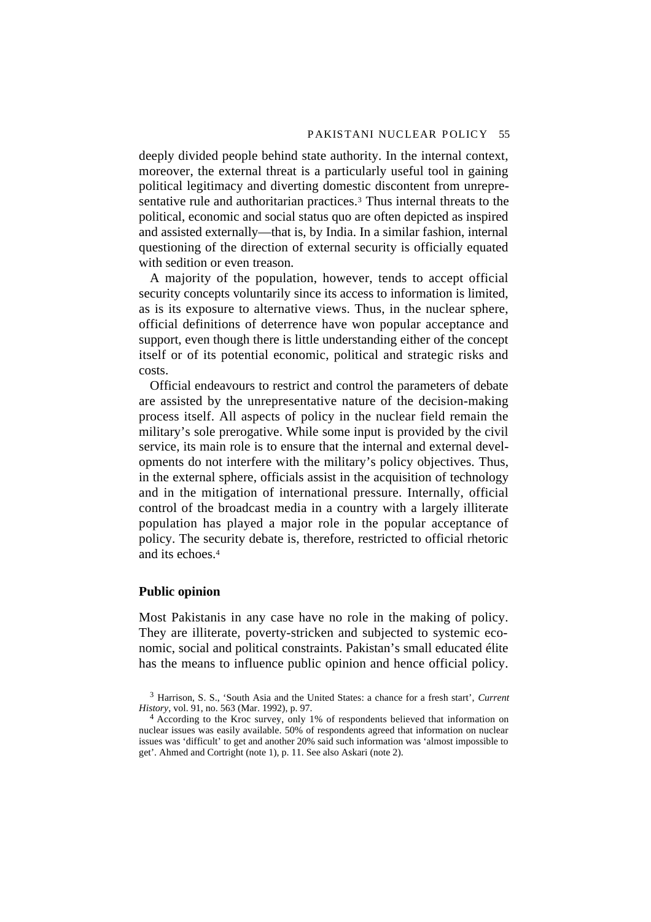deeply divided people behind state authority. In the internal context, moreover, the external threat is a particularly useful tool in gaining political legitimacy and diverting domestic discontent from unrepresentative rule and authoritarian practices.[3] Thus internal threats to the political, economic and social status quo are often depicted as inspired and assisted externally—that is, by India. In a similar fashion, internal questioning of the direction of external security is officially equated with sedition or even treason.

A majority of the population, however, tends to accept official security concepts voluntarily since its access to information is limited, as is its exposure to alternative views. Thus, in the nuclear sphere, official definitions of deterrence have won popular acceptance and support, even though there is little understanding either of the concept itself or of its potential economic, political and strategic risks and costs.

Official endeavours to restrict and control the parameters of debate are assisted by the unrepresentative nature of the decision-making process itself. All aspects of policy in the nuclear field remain the military's sole prerogative. While some input is provided by the civil service, its main role is to ensure that the internal and external developments do not interfere with the military's policy objectives. Thus, in the external sphere, officials assist in the acquisition of technology and in the mitigation of international pressure. Internally, official control of the broadcast media in a country with a largely illiterate population has played a major role in the popular acceptance of policy. The security debate is, therefore, restricted to official rhetoric and its echoes.[4]

## Public opinion

Most Pakistanis in any case have no role in the making of policy. They are illiterate, poverty-stricken and subjected to systemic economic, social and political constraints. Pakistan's small educated élite has the means to influence public opinion and hence official policy.

[3] Harrison, S. S., 'South Asia and the United States: a chance for a fresh start', *Current History*, vol. 91, no. 563 (Mar. 1992), p. 97.

[4] According to the Kroc survey, only 1% of respondents believed that information on nuclear issues was easily available. 50% of respondents agreed that information on nuclear issues was 'difficult' to get and another 20% said such information was 'almost impossible to get'. Ahmed and Cortright (note 1), p. 11. See also Askari (note 2).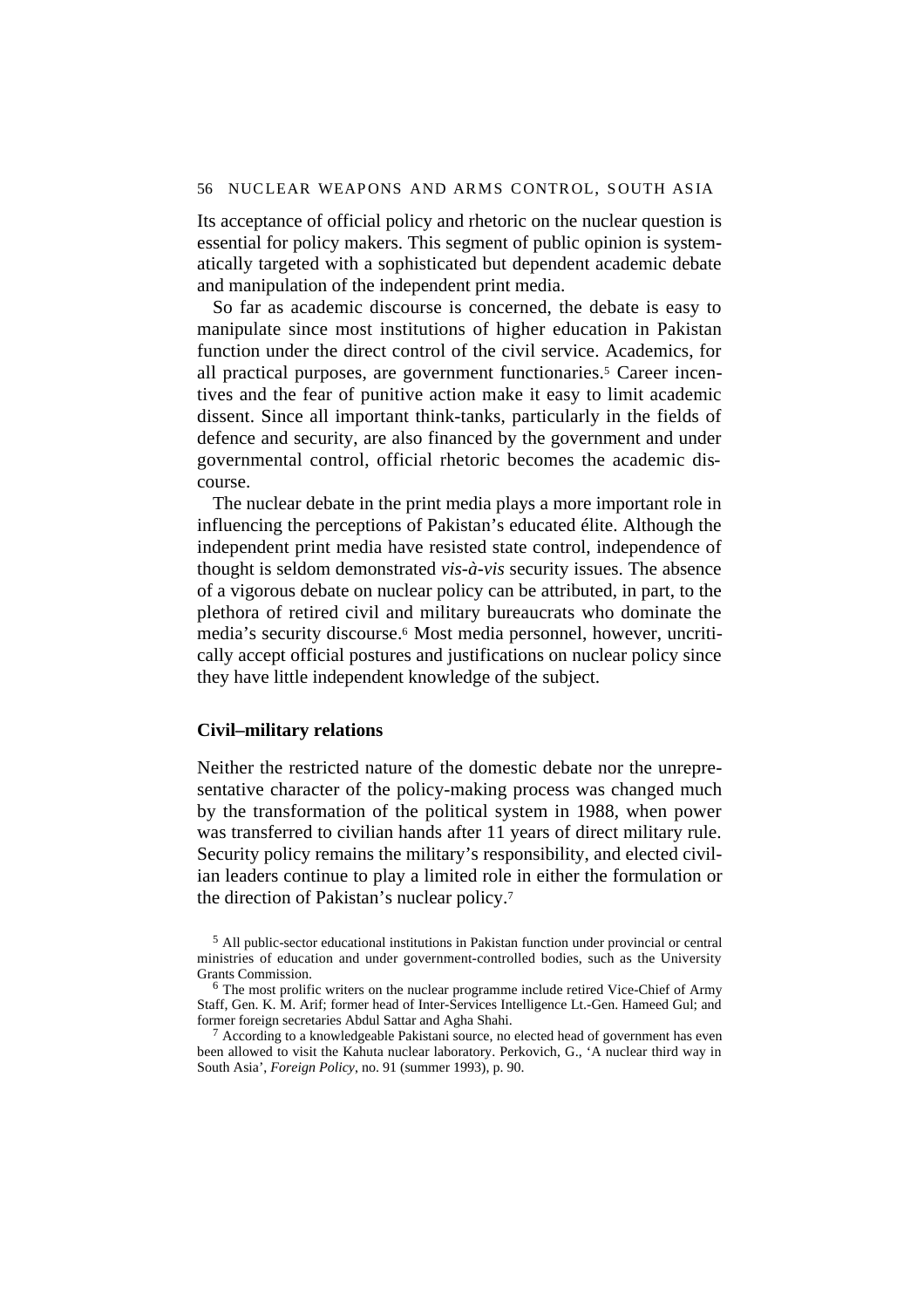Its acceptance of official policy and rhetoric on the nuclear question is essential for policy makers. This segment of public opinion is systematically targeted with a sophisticated but dependent academic debate and manipulation of the independent print media.

So far as academic discourse is concerned, the debate is easy to manipulate since most institutions of higher education in Pakistan function under the direct control of the civil service. Academics, for all practical purposes, are government functionaries.[5] Career incentives and the fear of punitive action make it easy to limit academic dissent. Since all important think-tanks, particularly in the fields of defence and security, are also financed by the government and under governmental control, official rhetoric becomes the academic discourse.

The nuclear debate in the print media plays a more important role in influencing the perceptions of Pakistan's educated élite. Although the independent print media have resisted state control, independence of thought is seldom demonstrated *vis-à-vis* security issues. The absence of a vigorous debate on nuclear policy can be attributed, in part, to the plethora of retired civil and military bureaucrats who dominate the media's security discourse.[6] Most media personnel, however, uncritically accept official postures and justifications on nuclear policy since they have little independent knowledge of the subject.

### Civil–military relations

Neither the restricted nature of the domestic debate nor the unrepresentative character of the policy-making process was changed much by the transformation of the political system in 1988, when power was transferred to civilian hands after 11 years of direct military rule. Security policy remains the military's responsibility, and elected civilian leaders continue to play a limited role in either the formulation or the direction of Pakistan's nuclear policy.[7]

[5] All public-sector educational institutions in Pakistan function under provincial or central ministries of education and under government-controlled bodies, such as the University Grants Commission.

[6] The most prolific writers on the nuclear programme include retired Vice-Chief of Army Staff, Gen. K. M. Arif; former head of Inter-Services Intelligence Lt.-Gen. Hameed Gul; and former foreign secretaries Abdul Sattar and Agha Shahi.

[7] According to a knowledgeable Pakistani source, no elected head of government has even been allowed to visit the Kahuta nuclear laboratory. Perkovich, G., 'A nuclear third way in South Asia', *Foreign Policy*, no. 91 (summer 1993), p. 90.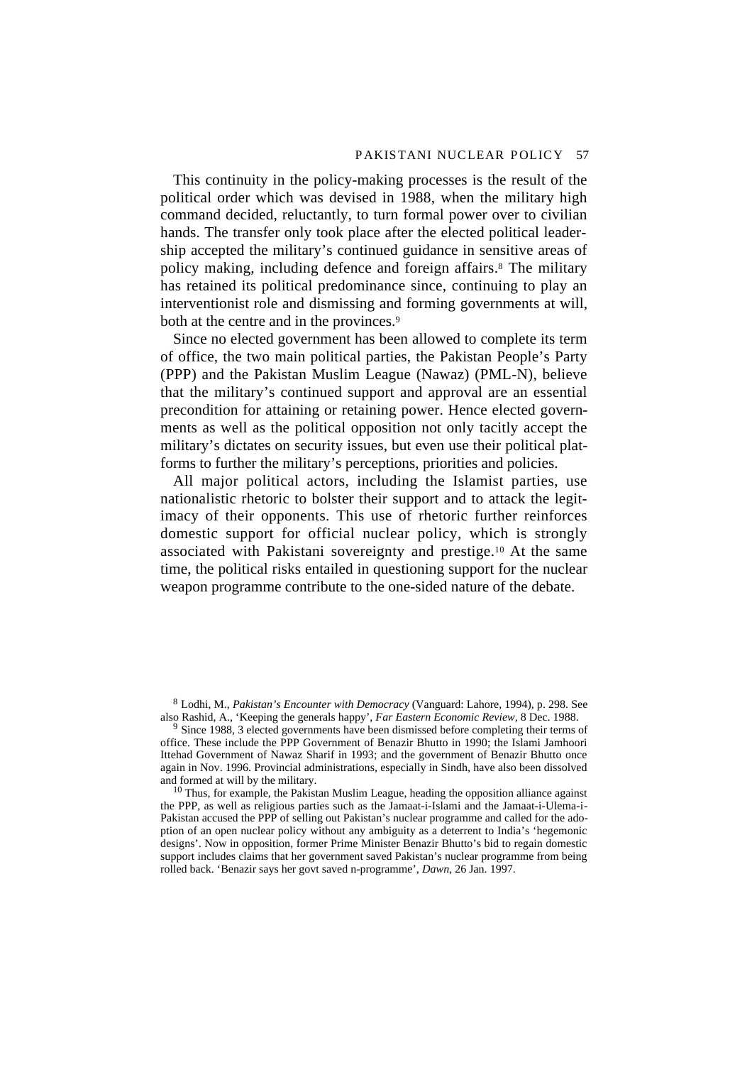This continuity in the policy-making processes is the result of the political order which was devised in 1988, when the military high command decided, reluctantly, to turn formal power over to civilian hands. The transfer only took place after the elected political leadership accepted the military's continued guidance in sensitive areas of policy making, including defence and foreign affairs.[8] The military has retained its political predominance since, continuing to play an interventionist role and dismissing and forming governments at will, both at the centre and in the provinces.[9]

Since no elected government has been allowed to complete its term of office, the two main political parties, the Pakistan People's Party (PPP) and the Pakistan Muslim League (Nawaz) (PML-N), believe that the military's continued support and approval are an essential precondition for attaining or retaining power. Hence elected governments as well as the political opposition not only tacitly accept the military's dictates on security issues, but even use their political platforms to further the military's perceptions, priorities and policies.

All major political actors, including the Islamist parties, use nationalistic rhetoric to bolster their support and to attack the legitimacy of their opponents. This use of rhetoric further reinforces domestic support for official nuclear policy, which is strongly associated with Pakistani sovereignty and prestige.[10] At the same time, the political risks entailed in questioning support for the nuclear weapon programme contribute to the one-sided nature of the debate.

---

[8] Lodhi, M., *Pakistan's Encounter with Democracy* (Vanguard: Lahore, 1994), p. 298. See also Rashid, A., 'Keeping the generals happy', *Far Eastern Economic Review*, 8 Dec. 1988.

[9] Since 1988, 3 elected governments have been dismissed before completing their terms of office. These include the PPP Government of Benazir Bhutto in 1990; the Islami Jamhoori Ittehad Government of Nawaz Sharif in 1993; and the government of Benazir Bhutto once again in Nov. 1996. Provincial administrations, especially in Sindh, have also been dissolved and formed at will by the military.

[10] Thus, for example, the Pakistan Muslim League, heading the opposition alliance against the PPP, as well as religious parties such as the Jamaat-i-Islami and the Jamaat-i-Ulema-i-Pakistan accused the PPP of selling out Pakistan's nuclear programme and called for the adoption of an open nuclear policy without any ambiguity as a deterrent to India's 'hegemonic designs'. Now in opposition, former Prime Minister Benazir Bhutto's bid to regain domestic support includes claims that her government saved Pakistan's nuclear programme from being rolled back. 'Benazir says her govt saved n-programme', *Dawn*, 26 Jan. 1997.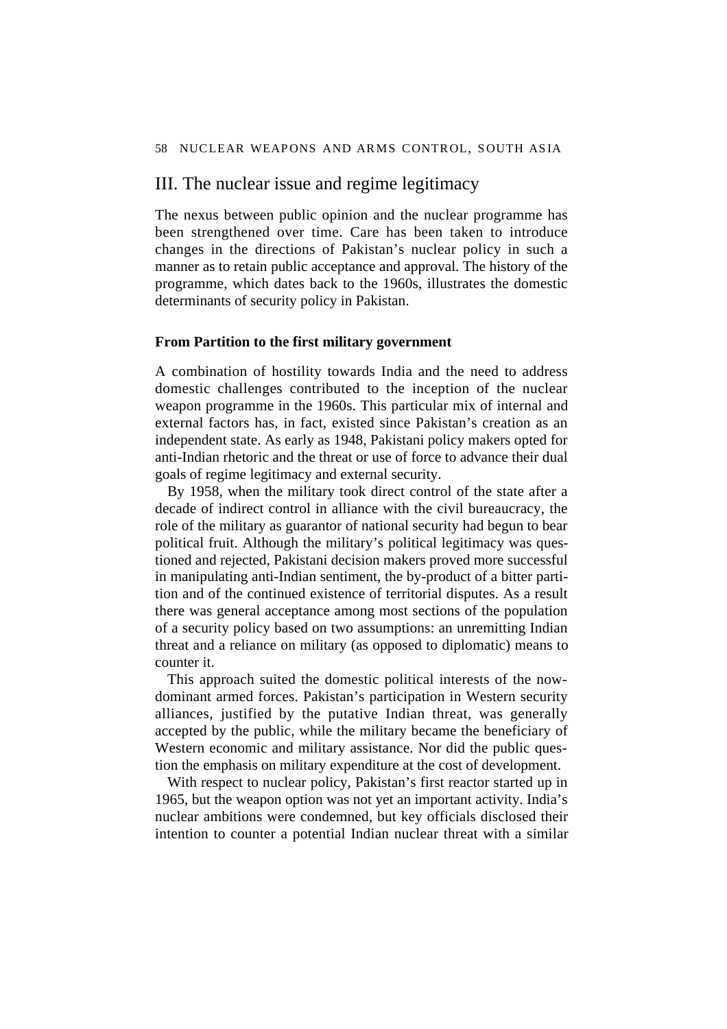## III. The nuclear issue and regime legitimacy

The nexus between public opinion and the nuclear programme has been strengthened over time. Care has been taken to introduce changes in the directions of Pakistan's nuclear policy in such a manner as to retain public acceptance and approval. The history of the programme, which dates back to the 1960s, illustrates the domestic determinants of security policy in Pakistan.

### From Partition to the first military government

A combination of hostility towards India and the need to address domestic challenges contributed to the inception of the nuclear weapon programme in the 1960s. This particular mix of internal and external factors has, in fact, existed since Pakistan's creation as an independent state. As early as 1948, Pakistani policy makers opted for anti-Indian rhetoric and the threat or use of force to advance their dual goals of regime legitimacy and external security.

By 1958, when the military took direct control of the state after a decade of indirect control in alliance with the civil bureaucracy, the role of the military as guarantor of national security had begun to bear political fruit. Although the military's political legitimacy was questioned and rejected, Pakistani decision makers proved more successful in manipulating anti-Indian sentiment, the by-product of a bitter partition and of the continued existence of territorial disputes. As a result there was general acceptance among most sections of the population of a security policy based on two assumptions: an unremitting Indian threat and a reliance on military (as opposed to diplomatic) means to counter it.

This approach suited the domestic political interests of the now-dominant armed forces. Pakistan's participation in Western security alliances, justified by the putative Indian threat, was generally accepted by the public, while the military became the beneficiary of Western economic and military assistance. Nor did the public question the emphasis on military expenditure at the cost of development.

With respect to nuclear policy, Pakistan's first reactor started up in 1965, but the weapon option was not yet an important activity. India's nuclear ambitions were condemned, but key officials disclosed their intention to counter a potential Indian nuclear threat with a similar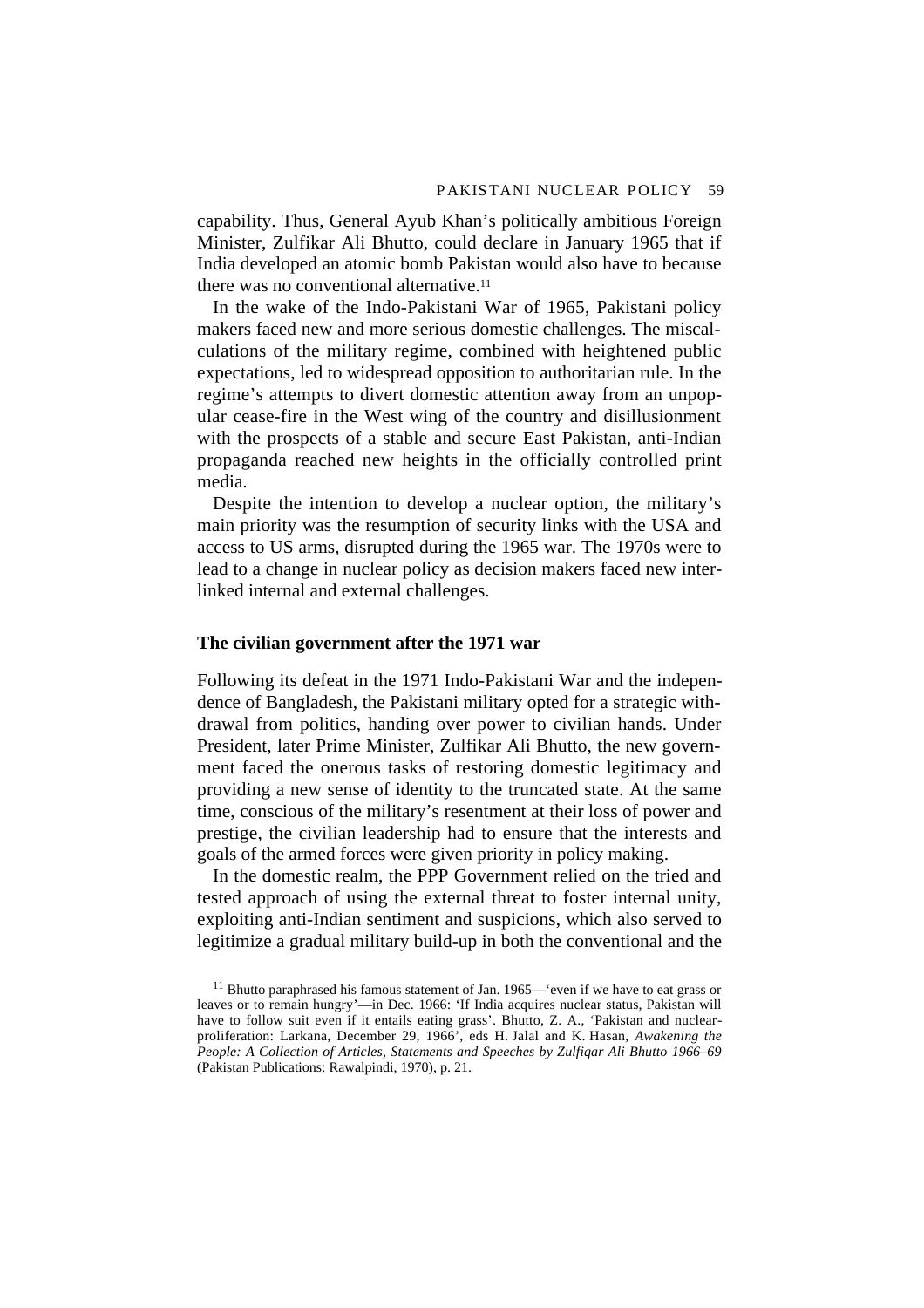capability. Thus, General Ayub Khan's politically ambitious Foreign Minister, Zulfikar Ali Bhutto, could declare in January 1965 that if India developed an atomic bomb Pakistan would also have to because there was no conventional alternative.[11]

In the wake of the Indo-Pakistani War of 1965, Pakistani policy makers faced new and more serious domestic challenges. The miscalculations of the military regime, combined with heightened public expectations, led to widespread opposition to authoritarian rule. In the regime's attempts to divert domestic attention away from an unpopular cease-fire in the West wing of the country and disillusionment with the prospects of a stable and secure East Pakistan, anti-Indian propaganda reached new heights in the officially controlled print media.

Despite the intention to develop a nuclear option, the military's main priority was the resumption of security links with the USA and access to US arms, disrupted during the 1965 war. The 1970s were to lead to a change in nuclear policy as decision makers faced new interlinked internal and external challenges.

### The civilian government after the 1971 war

Following its defeat in the 1971 Indo-Pakistani War and the independence of Bangladesh, the Pakistani military opted for a strategic withdrawal from politics, handing over power to civilian hands. Under President, later Prime Minister, Zulfikar Ali Bhutto, the new government faced the onerous tasks of restoring domestic legitimacy and providing a new sense of identity to the truncated state. At the same time, conscious of the military's resentment at their loss of power and prestige, the civilian leadership had to ensure that the interests and goals of the armed forces were given priority in policy making.

In the domestic realm, the PPP Government relied on the tried and tested approach of using the external threat to foster internal unity, exploiting anti-Indian sentiment and suspicions, which also served to legitimize a gradual military build-up in both the conventional and the

[11] Bhutto paraphrased his famous statement of Jan. 1965—'even if we have to eat grass or leaves or to remain hungry'—in Dec. 1966: 'If India acquires nuclear status, Pakistan will have to follow suit even if it entails eating grass'. Bhutto, Z. A., 'Pakistan and nuclear-proliferation: Larkana, December 29, 1966', eds H. Jalal and K. Hasan, *Awakening the People: A Collection of Articles, Statements and Speeches by Zulfiqar Ali Bhutto 1966–69* (Pakistan Publications: Rawalpindi, 1970), p. 21.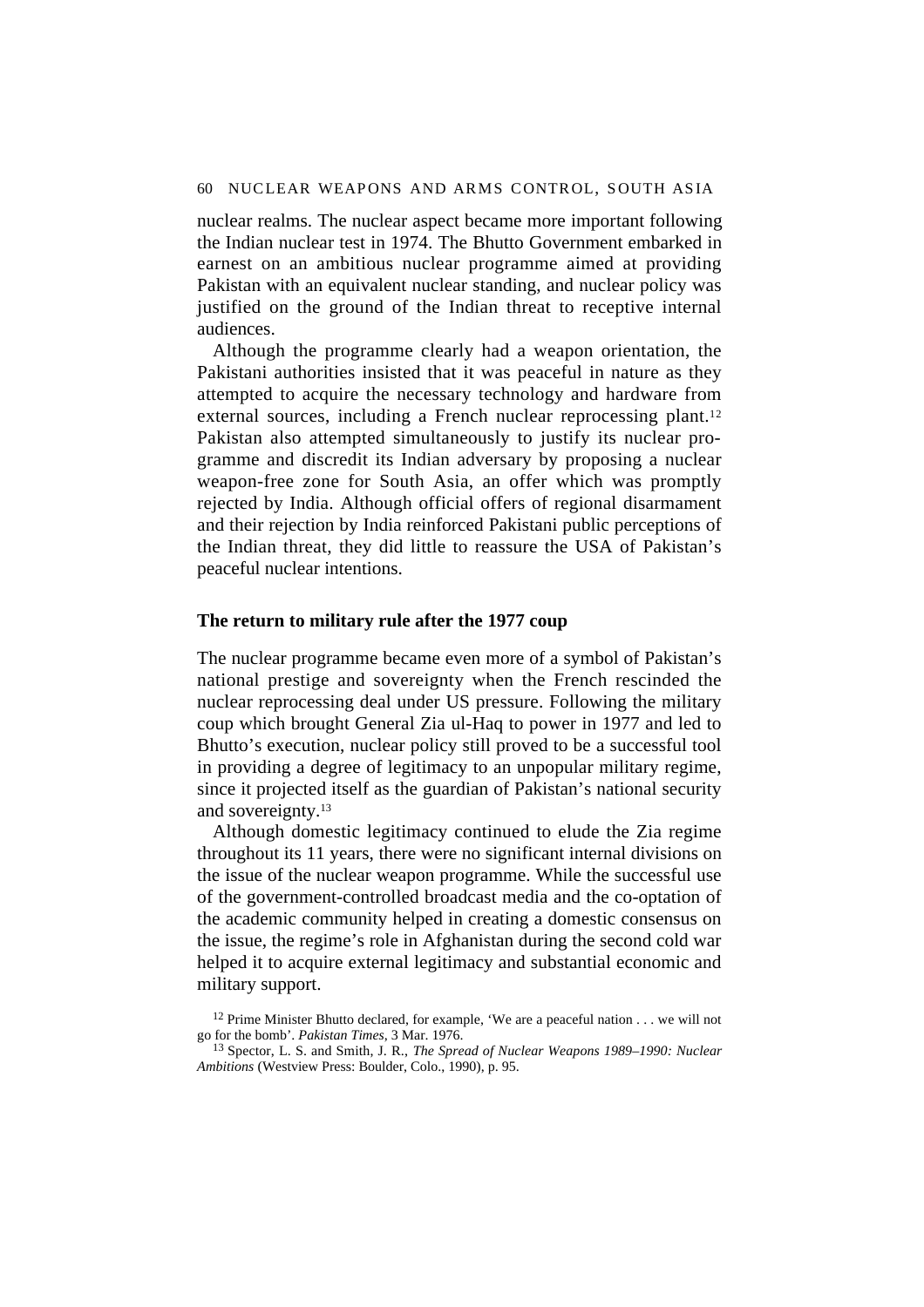nuclear realms. The nuclear aspect became more important following the Indian nuclear test in 1974. The Bhutto Government embarked in earnest on an ambitious nuclear programme aimed at providing Pakistan with an equivalent nuclear standing, and nuclear policy was justified on the ground of the Indian threat to receptive internal audiences.

Although the programme clearly had a weapon orientation, the Pakistani authorities insisted that it was peaceful in nature as they attempted to acquire the necessary technology and hardware from external sources, including a French nuclear reprocessing plant.[12] Pakistan also attempted simultaneously to justify its nuclear programme and discredit its Indian adversary by proposing a nuclear weapon-free zone for South Asia, an offer which was promptly rejected by India. Although official offers of regional disarmament and their rejection by India reinforced Pakistani public perceptions of the Indian threat, they did little to reassure the USA of Pakistan's peaceful nuclear intentions.

### The return to military rule after the 1977 coup

The nuclear programme became even more of a symbol of Pakistan's national prestige and sovereignty when the French rescinded the nuclear reprocessing deal under US pressure. Following the military coup which brought General Zia ul-Haq to power in 1977 and led to Bhutto's execution, nuclear policy still proved to be a successful tool in providing a degree of legitimacy to an unpopular military regime, since it projected itself as the guardian of Pakistan's national security and sovereignty.[13]

Although domestic legitimacy continued to elude the Zia regime throughout its 11 years, there were no significant internal divisions on the issue of the nuclear weapon programme. While the successful use of the government-controlled broadcast media and the co-optation of the academic community helped in creating a domestic consensus on the issue, the regime's role in Afghanistan during the second cold war helped it to acquire external legitimacy and substantial economic and military support.

[12] Prime Minister Bhutto declared, for example, 'We are a peaceful nation . . . we will not go for the bomb'. *Pakistan Times*, 3 Mar. 1976.

[13] Spector, L. S. and Smith, J. R., *The Spread of Nuclear Weapons 1989–1990: Nuclear Ambitions* (Westview Press: Boulder, Colo., 1990), p. 95.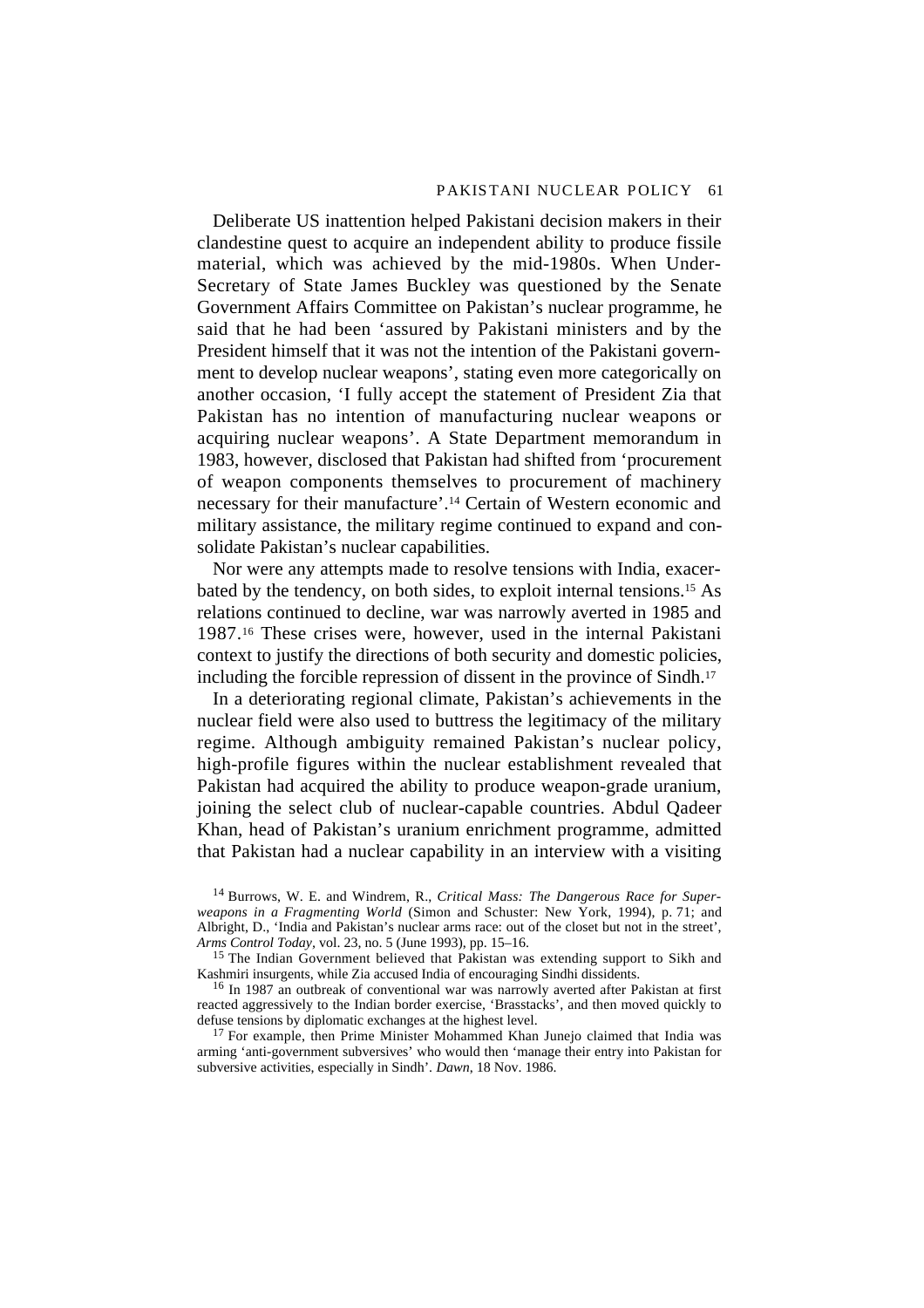Deliberate US inattention helped Pakistani decision makers in their clandestine quest to acquire an independent ability to produce fissile material, which was achieved by the mid-1980s. When Under-Secretary of State James Buckley was questioned by the Senate Government Affairs Committee on Pakistan's nuclear programme, he said that he had been 'assured by Pakistani ministers and by the President himself that it was not the intention of the Pakistani government to develop nuclear weapons', stating even more categorically on another occasion, 'I fully accept the statement of President Zia that Pakistan has no intention of manufacturing nuclear weapons or acquiring nuclear weapons'. A State Department memorandum in 1983, however, disclosed that Pakistan had shifted from 'procurement of weapon components themselves to procurement of machinery necessary for their manufacture'.[14] Certain of Western economic and military assistance, the military regime continued to expand and consolidate Pakistan's nuclear capabilities.

Nor were any attempts made to resolve tensions with India, exacerbated by the tendency, on both sides, to exploit internal tensions.[15] As relations continued to decline, war was narrowly averted in 1985 and 1987.[16] These crises were, however, used in the internal Pakistani context to justify the directions of both security and domestic policies, including the forcible repression of dissent in the province of Sindh.[17]

In a deteriorating regional climate, Pakistan's achievements in the nuclear field were also used to buttress the legitimacy of the military regime. Although ambiguity remained Pakistan's nuclear policy, high-profile figures within the nuclear establishment revealed that Pakistan had acquired the ability to produce weapon-grade uranium, joining the select club of nuclear-capable countries. Abdul Qadeer Khan, head of Pakistan's uranium enrichment programme, admitted that Pakistan had a nuclear capability in an interview with a visiting

[14] Burrows, W. E. and Windrem, R., *Critical Mass: The Dangerous Race for Superweapons in a Fragmenting World* (Simon and Schuster: New York, 1994), p. 71; and Albright, D., 'India and Pakistan's nuclear arms race: out of the closet but not in the street', *Arms Control Today*, vol. 23, no. 5 (June 1993), pp. 15–16.

[15] The Indian Government believed that Pakistan was extending support to Sikh and Kashmiri insurgents, while Zia accused India of encouraging Sindhi dissidents.

[16] In 1987 an outbreak of conventional war was narrowly averted after Pakistan at first reacted aggressively to the Indian border exercise, 'Brasstacks', and then moved quickly to defuse tensions by diplomatic exchanges at the highest level.

[17] For example, then Prime Minister Mohammed Khan Junejo claimed that India was arming 'anti-government subversives' who would then 'manage their entry into Pakistan for subversive activities, especially in Sindh'. *Dawn*, 18 Nov. 1986.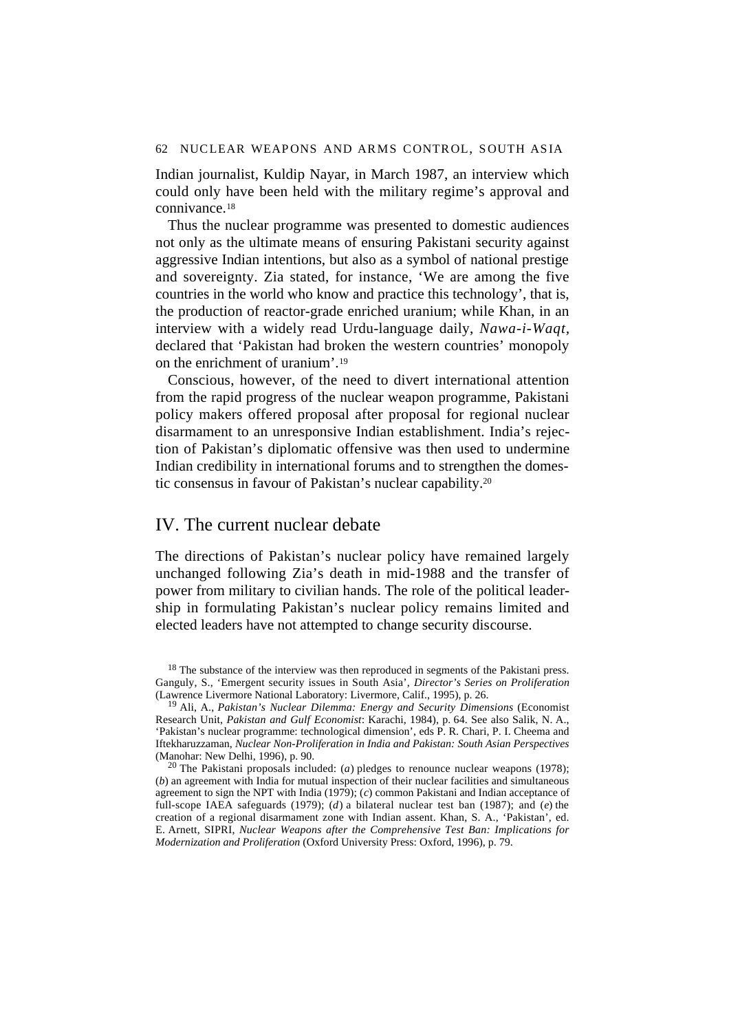Indian journalist, Kuldip Nayar, in March 1987, an interview which could only have been held with the military regime's approval and connivance.[18]

Thus the nuclear programme was presented to domestic audiences not only as the ultimate means of ensuring Pakistani security against aggressive Indian intentions, but also as a symbol of national prestige and sovereignty. Zia stated, for instance, 'We are among the five countries in the world who know and practice this technology', that is, the production of reactor-grade enriched uranium; while Khan, in an interview with a widely read Urdu-language daily, *Nawa-i-Waqt,* declared that 'Pakistan had broken the western countries' monopoly on the enrichment of uranium'.[19]

Conscious, however, of the need to divert international attention from the rapid progress of the nuclear weapon programme, Pakistani policy makers offered proposal after proposal for regional nuclear disarmament to an unresponsive Indian establishment. India's rejection of Pakistan's diplomatic offensive was then used to undermine Indian credibility in international forums and to strengthen the domestic consensus in favour of Pakistan's nuclear capability.[20]

## IV. The current nuclear debate

The directions of Pakistan's nuclear policy have remained largely unchanged following Zia's death in mid-1988 and the transfer of power from military to civilian hands. The role of the political leadership in formulating Pakistan's nuclear policy remains limited and elected leaders have not attempted to change security discourse.

[18] The substance of the interview was then reproduced in segments of the Pakistani press. Ganguly, S., 'Emergent security issues in South Asia', *Director's Series on Proliferation* (Lawrence Livermore National Laboratory: Livermore, Calif., 1995), p. 26.

[19] Ali, A., *Pakistan's Nuclear Dilemma: Energy and Security Dimensions* (Economist Research Unit, *Pakistan and Gulf Economist*: Karachi, 1984), p. 64. See also Salik, N. A., 'Pakistan's nuclear programme: technological dimension', eds P. R. Chari, P. I. Cheema and Iftekharuzzaman, *Nuclear Non-Proliferation in India and Pakistan: South Asian Perspectives* (Manohar: New Delhi, 1996), p. 90.

[20] The Pakistani proposals included: (*a*) pledges to renounce nuclear weapons (1978); (*b*) an agreement with India for mutual inspection of their nuclear facilities and simultaneous agreement to sign the NPT with India (1979); (*c*) common Pakistani and Indian acceptance of full-scope IAEA safeguards (1979); (*d*) a bilateral nuclear test ban (1987); and (*e*) the creation of a regional disarmament zone with Indian assent. Khan, S. A., 'Pakistan', ed. E. Arnett, SIPRI, *Nuclear Weapons after the Comprehensive Test Ban: Implications for Modernization and Proliferation* (Oxford University Press: Oxford, 1996), p. 79.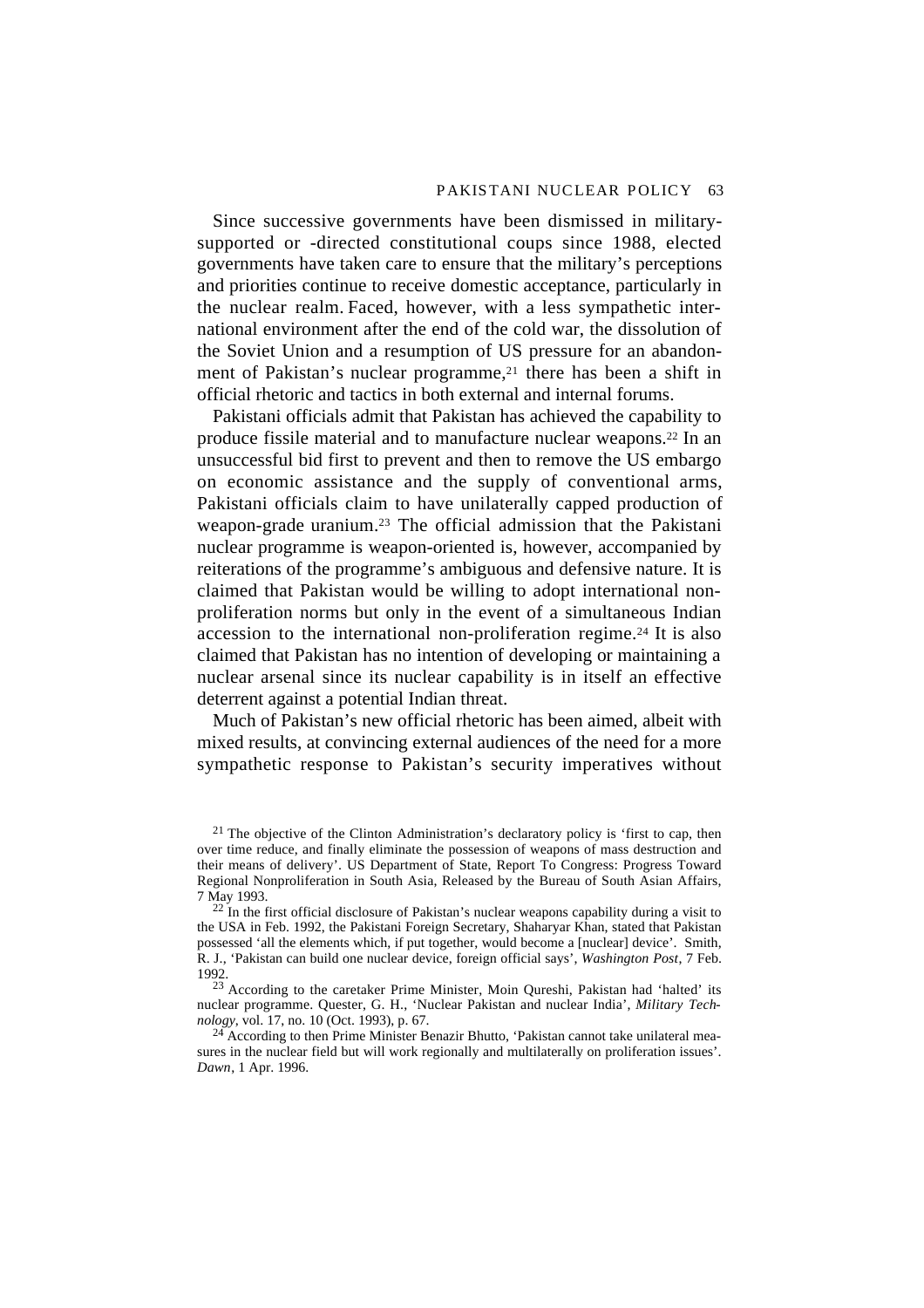Since successive governments have been dismissed in military-supported or -directed constitutional coups since 1988, elected governments have taken care to ensure that the military's perceptions and priorities continue to receive domestic acceptance, particularly in the nuclear realm. Faced, however, with a less sympathetic international environment after the end of the cold war, the dissolution of the Soviet Union and a resumption of US pressure for an abandonment of Pakistan's nuclear programme,[21] there has been a shift in official rhetoric and tactics in both external and internal forums.

Pakistani officials admit that Pakistan has achieved the capability to produce fissile material and to manufacture nuclear weapons.[22] In an unsuccessful bid first to prevent and then to remove the US embargo on economic assistance and the supply of conventional arms, Pakistani officials claim to have unilaterally capped production of weapon-grade uranium.[23] The official admission that the Pakistani nuclear programme is weapon-oriented is, however, accompanied by reiterations of the programme's ambiguous and defensive nature. It is claimed that Pakistan would be willing to adopt international non-proliferation norms but only in the event of a simultaneous Indian accession to the international non-proliferation regime.[24] It is also claimed that Pakistan has no intention of developing or maintaining a nuclear arsenal since its nuclear capability is in itself an effective deterrent against a potential Indian threat.

Much of Pakistan's new official rhetoric has been aimed, albeit with mixed results, at convincing external audiences of the need for a more sympathetic response to Pakistan's security imperatives without

[21] The objective of the Clinton Administration's declaratory policy is 'first to cap, then over time reduce, and finally eliminate the possession of weapons of mass destruction and their means of delivery'. US Department of State, Report To Congress: Progress Toward Regional Nonproliferation in South Asia, Released by the Bureau of South Asian Affairs, 7 May 1993.

[22] In the first official disclosure of Pakistan's nuclear weapons capability during a visit to the USA in Feb. 1992, the Pakistani Foreign Secretary, Shaharyar Khan, stated that Pakistan possessed 'all the elements which, if put together, would become a [nuclear] device'. Smith, R. J., 'Pakistan can build one nuclear device, foreign official says', *Washington Post*, 7 Feb. 1992.

[23] According to the caretaker Prime Minister, Moin Qureshi, Pakistan had 'halted' its nuclear programme. Quester, G. H., 'Nuclear Pakistan and nuclear India', *Military Technology*, vol. 17, no. 10 (Oct. 1993), p. 67.

[24] According to then Prime Minister Benazir Bhutto, 'Pakistan cannot take unilateral measures in the nuclear field but will work regionally and multilaterally on proliferation issues'. *Dawn*, 1 Apr. 1996.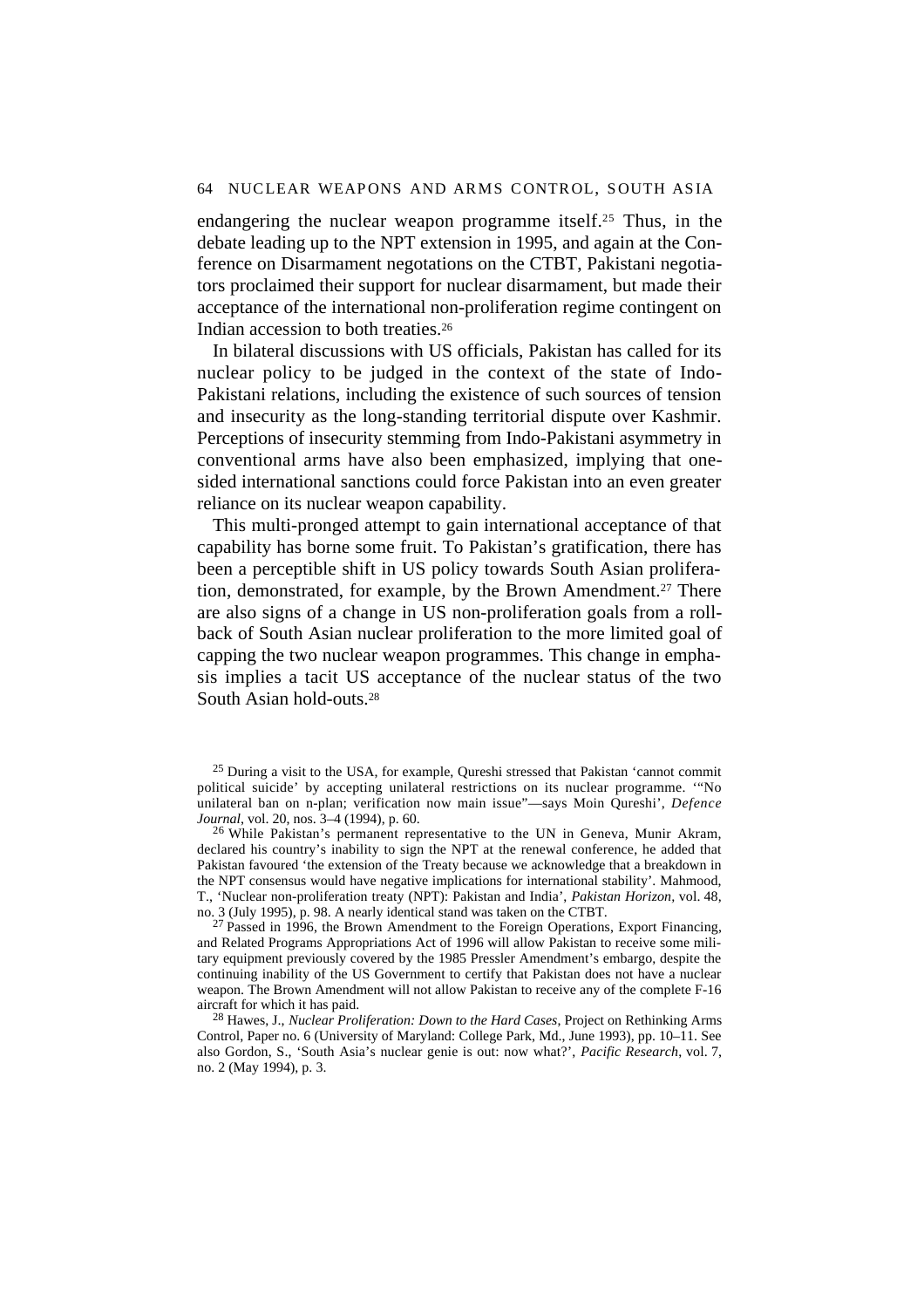endangering the nuclear weapon programme itself.[25] Thus, in the debate leading up to the NPT extension in 1995, and again at the Conference on Disarmament negotiations on the CTBT, Pakistani negotiators proclaimed their support for nuclear disarmament, but made their acceptance of the international non-proliferation regime contingent on Indian accession to both treaties.[26]

In bilateral discussions with US officials, Pakistan has called for its nuclear policy to be judged in the context of the state of Indo-Pakistani relations, including the existence of such sources of tension and insecurity as the long-standing territorial dispute over Kashmir. Perceptions of insecurity stemming from Indo-Pakistani asymmetry in conventional arms have also been emphasized, implying that one-sided international sanctions could force Pakistan into an even greater reliance on its nuclear weapon capability.

This multi-pronged attempt to gain international acceptance of that capability has borne some fruit. To Pakistan's gratification, there has been a perceptible shift in US policy towards South Asian proliferation, demonstrated, for example, by the Brown Amendment.[27] There are also signs of a change in US non-proliferation goals from a rollback of South Asian nuclear proliferation to the more limited goal of capping the two nuclear weapon programmes. This change in emphasis implies a tacit US acceptance of the nuclear status of the two South Asian hold-outs.[28]

---

[25] During a visit to the USA, for example, Qureshi stressed that Pakistan 'cannot commit political suicide' by accepting unilateral restrictions on its nuclear programme. '"No unilateral ban on n-plan; verification now main issue"—says Moin Qureshi', *Defence Journal*, vol. 20, nos. 3–4 (1994), p. 60.

[26] While Pakistan's permanent representative to the UN in Geneva, Munir Akram, declared his country's inability to sign the NPT at the renewal conference, he added that Pakistan favoured 'the extension of the Treaty because we acknowledge that a breakdown in the NPT consensus would have negative implications for international stability'. Mahmood, T., 'Nuclear non-proliferation treaty (NPT): Pakistan and India', *Pakistan Horizon*, vol. 48, no. 3 (July 1995), p. 98. A nearly identical stand was taken on the CTBT.

[27] Passed in 1996, the Brown Amendment to the Foreign Operations, Export Financing, and Related Programs Appropriations Act of 1996 will allow Pakistan to receive some military equipment previously covered by the 1985 Pressler Amendment's embargo, despite the continuing inability of the US Government to certify that Pakistan does not have a nuclear weapon. The Brown Amendment will not allow Pakistan to receive any of the complete F-16 aircraft for which it has paid.

[28] Hawes, J., *Nuclear Proliferation: Down to the Hard Cases*, Project on Rethinking Arms Control, Paper no. 6 (University of Maryland: College Park, Md., June 1993), pp. 10–11. See also Gordon, S., 'South Asia's nuclear genie is out: now what?', *Pacific Research*, vol. 7, no. 2 (May 1994), p. 3.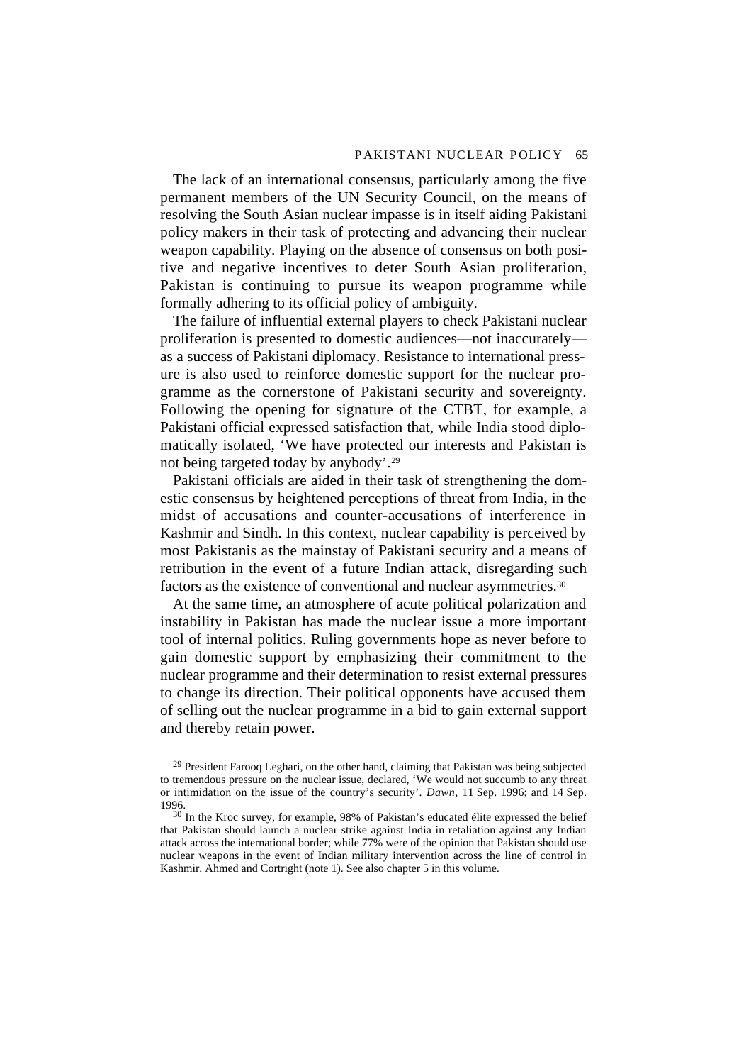The lack of an international consensus, particularly among the five permanent members of the UN Security Council, on the means of resolving the South Asian nuclear impasse is in itself aiding Pakistani policy makers in their task of protecting and advancing their nuclear weapon capability. Playing on the absence of consensus on both positive and negative incentives to deter South Asian proliferation, Pakistan is continuing to pursue its weapon programme while formally adhering to its official policy of ambiguity.

The failure of influential external players to check Pakistani nuclear proliferation is presented to domestic audiences—not inaccurately—as a success of Pakistani diplomacy. Resistance to international pressure is also used to reinforce domestic support for the nuclear programme as the cornerstone of Pakistani security and sovereignty. Following the opening for signature of the CTBT, for example, a Pakistani official expressed satisfaction that, while India stood diplomatically isolated, 'We have protected our interests and Pakistan is not being targeted today by anybody'.[29]

Pakistani officials are aided in their task of strengthening the domestic consensus by heightened perceptions of threat from India, in the midst of accusations and counter-accusations of interference in Kashmir and Sindh. In this context, nuclear capability is perceived by most Pakistanis as the mainstay of Pakistani security and a means of retribution in the event of a future Indian attack, disregarding such factors as the existence of conventional and nuclear asymmetries.[30]

At the same time, an atmosphere of acute political polarization and instability in Pakistan has made the nuclear issue a more important tool of internal politics. Ruling governments hope as never before to gain domestic support by emphasizing their commitment to the nuclear programme and their determination to resist external pressures to change its direction. Their political opponents have accused them of selling out the nuclear programme in a bid to gain external support and thereby retain power.

[29] President Farooq Leghari, on the other hand, claiming that Pakistan was being subjected to tremendous pressure on the nuclear issue, declared, 'We would not succumb to any threat or intimidation on the issue of the country's security'. *Dawn*, 11 Sep. 1996; and 14 Sep. 1996.

[30] In the Kroc survey, for example, 98% of Pakistan's educated élite expressed the belief that Pakistan should launch a nuclear strike against India in retaliation against any Indian attack across the international border; while 77% were of the opinion that Pakistan should use nuclear weapons in the event of Indian military intervention across the line of control in Kashmir. Ahmed and Cortright (note 1). See also chapter 5 in this volume.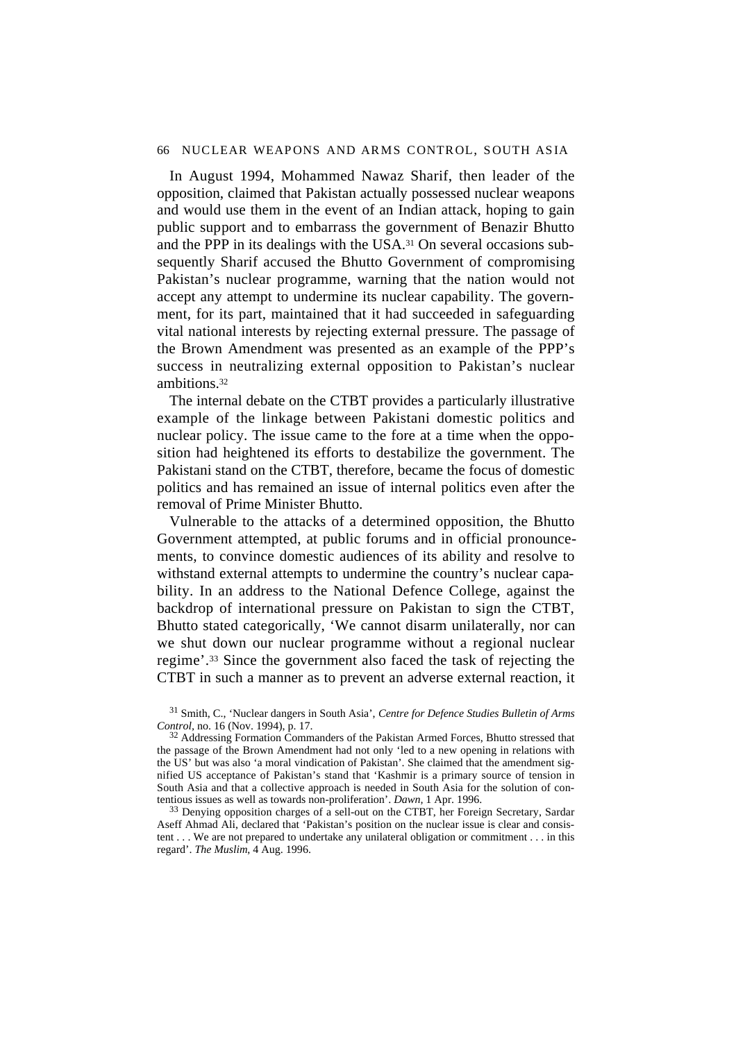In August 1994, Mohammed Nawaz Sharif, then leader of the opposition, claimed that Pakistan actually possessed nuclear weapons and would use them in the event of an Indian attack, hoping to gain public support and to embarrass the government of Benazir Bhutto and the PPP in its dealings with the USA.[31] On several occasions subsequently Sharif accused the Bhutto Government of compromising Pakistan's nuclear programme, warning that the nation would not accept any attempt to undermine its nuclear capability. The government, for its part, maintained that it had succeeded in safeguarding vital national interests by rejecting external pressure. The passage of the Brown Amendment was presented as an example of the PPP's success in neutralizing external opposition to Pakistan's nuclear ambitions.[32]

The internal debate on the CTBT provides a particularly illustrative example of the linkage between Pakistani domestic politics and nuclear policy. The issue came to the fore at a time when the opposition had heightened its efforts to destabilize the government. The Pakistani stand on the CTBT, therefore, became the focus of domestic politics and has remained an issue of internal politics even after the removal of Prime Minister Bhutto.

Vulnerable to the attacks of a determined opposition, the Bhutto Government attempted, at public forums and in official pronouncements, to convince domestic audiences of its ability and resolve to withstand external attempts to undermine the country's nuclear capability. In an address to the National Defence College, against the backdrop of international pressure on Pakistan to sign the CTBT, Bhutto stated categorically, 'We cannot disarm unilaterally, nor can we shut down our nuclear programme without a regional nuclear regime'.[33] Since the government also faced the task of rejecting the CTBT in such a manner as to prevent an adverse external reaction, it

[31] Smith, C., 'Nuclear dangers in South Asia', *Centre for Defence Studies Bulletin of Arms Control*, no. 16 (Nov. 1994), p. 17.

[32] Addressing Formation Commanders of the Pakistan Armed Forces, Bhutto stressed that the passage of the Brown Amendment had not only 'led to a new opening in relations with the US' but was also 'a moral vindication of Pakistan'. She claimed that the amendment signified US acceptance of Pakistan's stand that 'Kashmir is a primary source of tension in South Asia and that a collective approach is needed in South Asia for the solution of contentious issues as well as towards non-proliferation'. *Dawn*, 1 Apr. 1996.

[33] Denying opposition charges of a sell-out on the CTBT, her Foreign Secretary, Sardar Aseff Ahmad Ali, declared that 'Pakistan's position on the nuclear issue is clear and consistent . . . We are not prepared to undertake any unilateral obligation or commitment . . . in this regard'. *The Muslim*, 4 Aug. 1996.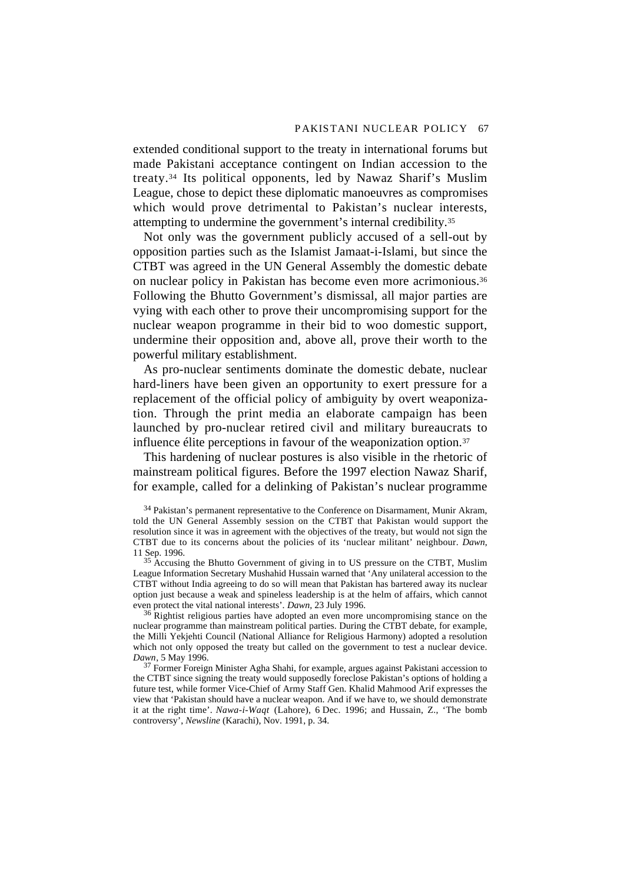extended conditional support to the treaty in international forums but made Pakistani acceptance contingent on Indian accession to the treaty.[34] Its political opponents, led by Nawaz Sharif's Muslim League, chose to depict these diplomatic manoeuvres as compromises which would prove detrimental to Pakistan's nuclear interests, attempting to undermine the government's internal credibility.[35]

Not only was the government publicly accused of a sell-out by opposition parties such as the Islamist Jamaat-i-Islami, but since the CTBT was agreed in the UN General Assembly the domestic debate on nuclear policy in Pakistan has become even more acrimonious.[36] Following the Bhutto Government's dismissal, all major parties are vying with each other to prove their uncompromising support for the nuclear weapon programme in their bid to woo domestic support, undermine their opposition and, above all, prove their worth to the powerful military establishment.

As pro-nuclear sentiments dominate the domestic debate, nuclear hard-liners have been given an opportunity to exert pressure for a replacement of the official policy of ambiguity by overt weaponization. Through the print media an elaborate campaign has been launched by pro-nuclear retired civil and military bureaucrats to influence élite perceptions in favour of the weaponization option.[37]

This hardening of nuclear postures is also visible in the rhetoric of mainstream political figures. Before the 1997 election Nawaz Sharif, for example, called for a delinking of Pakistan's nuclear programme

---

[34] Pakistan's permanent representative to the Conference on Disarmament, Munir Akram, told the UN General Assembly session on the CTBT that Pakistan would support the resolution since it was in agreement with the objectives of the treaty, but would not sign the CTBT due to its concerns about the policies of its 'nuclear militant' neighbour. *Dawn,* 11 Sep. 1996.

[35] Accusing the Bhutto Government of giving in to US pressure on the CTBT, Muslim League Information Secretary Mushahid Hussain warned that 'Any unilateral accession to the CTBT without India agreeing to do so will mean that Pakistan has bartered away its nuclear option just because a weak and spineless leadership is at the helm of affairs, which cannot even protect the vital national interests'. *Dawn,* 23 July 1996.

[36] Rightist religious parties have adopted an even more uncompromising stance on the nuclear programme than mainstream political parties. During the CTBT debate, for example, the Milli Yekjehti Council (National Alliance for Religious Harmony) adopted a resolution which not only opposed the treaty but called on the government to test a nuclear device. *Dawn*, 5 May 1996.

[37] Former Foreign Minister Agha Shahi, for example, argues against Pakistani accession to the CTBT since signing the treaty would supposedly foreclose Pakistan's options of holding a future test, while former Vice-Chief of Army Staff Gen. Khalid Mahmood Arif expresses the view that 'Pakistan should have a nuclear weapon. And if we have to, we should demonstrate it at the right time'. *Nawa-i-Waqt* (Lahore), 6 Dec. 1996; and Hussain, Z., 'The bomb controversy', *Newsline* (Karachi), Nov. 1991, p. 34.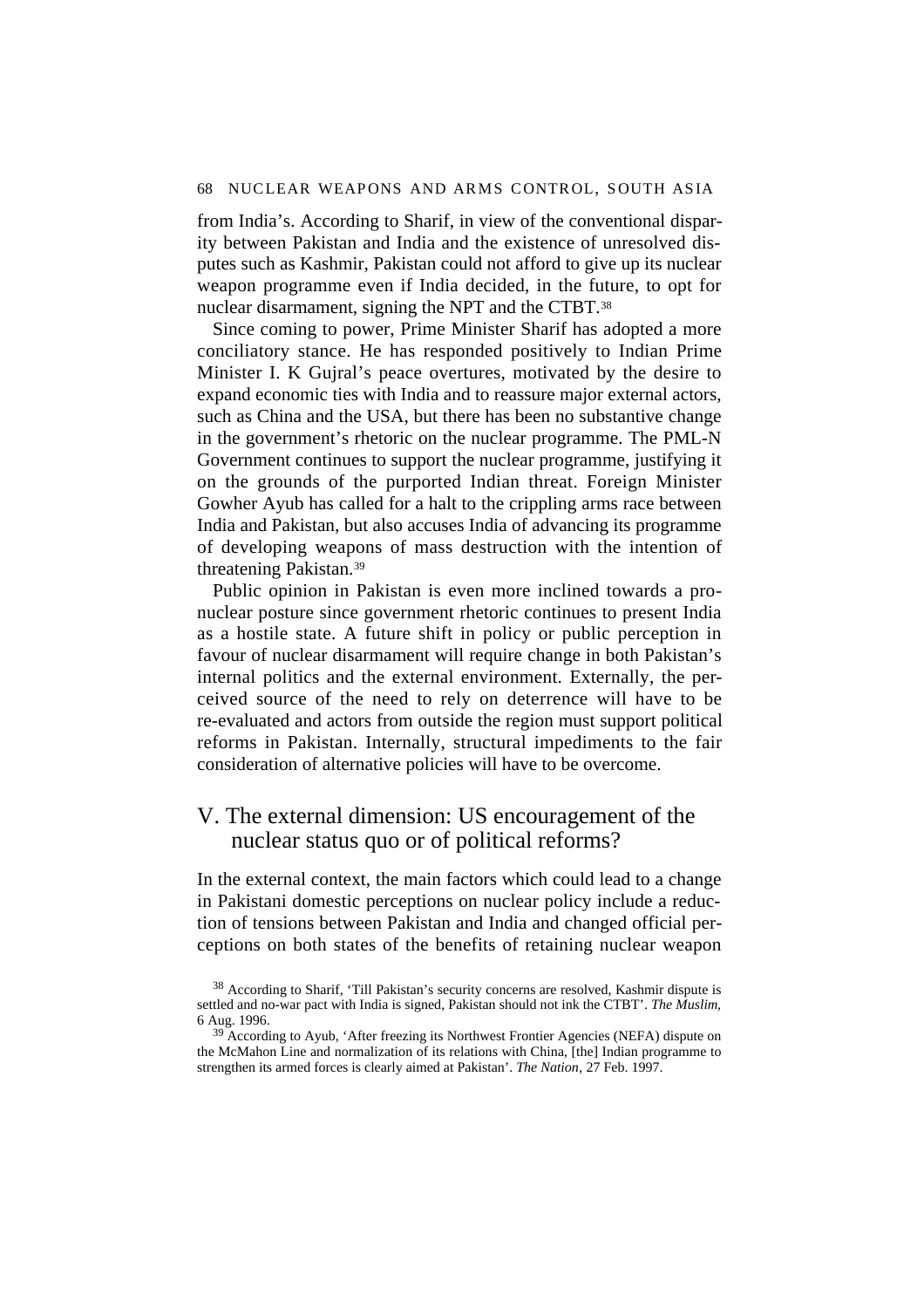from India's. According to Sharif, in view of the conventional disparity between Pakistan and India and the existence of unresolved disputes such as Kashmir, Pakistan could not afford to give up its nuclear weapon programme even if India decided, in the future, to opt for nuclear disarmament, signing the NPT and the CTBT.[38]

Since coming to power, Prime Minister Sharif has adopted a more conciliatory stance. He has responded positively to Indian Prime Minister I. K Gujral's peace overtures, motivated by the desire to expand economic ties with India and to reassure major external actors, such as China and the USA, but there has been no substantive change in the government's rhetoric on the nuclear programme. The PML-N Government continues to support the nuclear programme, justifying it on the grounds of the purported Indian threat. Foreign Minister Gowher Ayub has called for a halt to the crippling arms race between India and Pakistan, but also accuses India of advancing its programme of developing weapons of mass destruction with the intention of threatening Pakistan.[39]

Public opinion in Pakistan is even more inclined towards a pro-nuclear posture since government rhetoric continues to present India as a hostile state. A future shift in policy or public perception in favour of nuclear disarmament will require change in both Pakistan's internal politics and the external environment. Externally, the perceived source of the need to rely on deterrence will have to be re-evaluated and actors from outside the region must support political reforms in Pakistan. Internally, structural impediments to the fair consideration of alternative policies will have to be overcome.

## V. The external dimension: US encouragement of the nuclear status quo or of political reforms?

In the external context, the main factors which could lead to a change in Pakistani domestic perceptions on nuclear policy include a reduction of tensions between Pakistan and India and changed official perceptions on both states of the benefits of retaining nuclear weapon

[38] According to Sharif, 'Till Pakistan's security concerns are resolved, Kashmir dispute is settled and no-war pact with India is signed, Pakistan should not ink the CTBT'. *The Muslim*, 6 Aug. 1996.

[39] According to Ayub, 'After freezing its Northwest Frontier Agencies (NEFA) dispute on the McMahon Line and normalization of its relations with China, [the] Indian programme to strengthen its armed forces is clearly aimed at Pakistan'. *The Nation*, 27 Feb. 1997.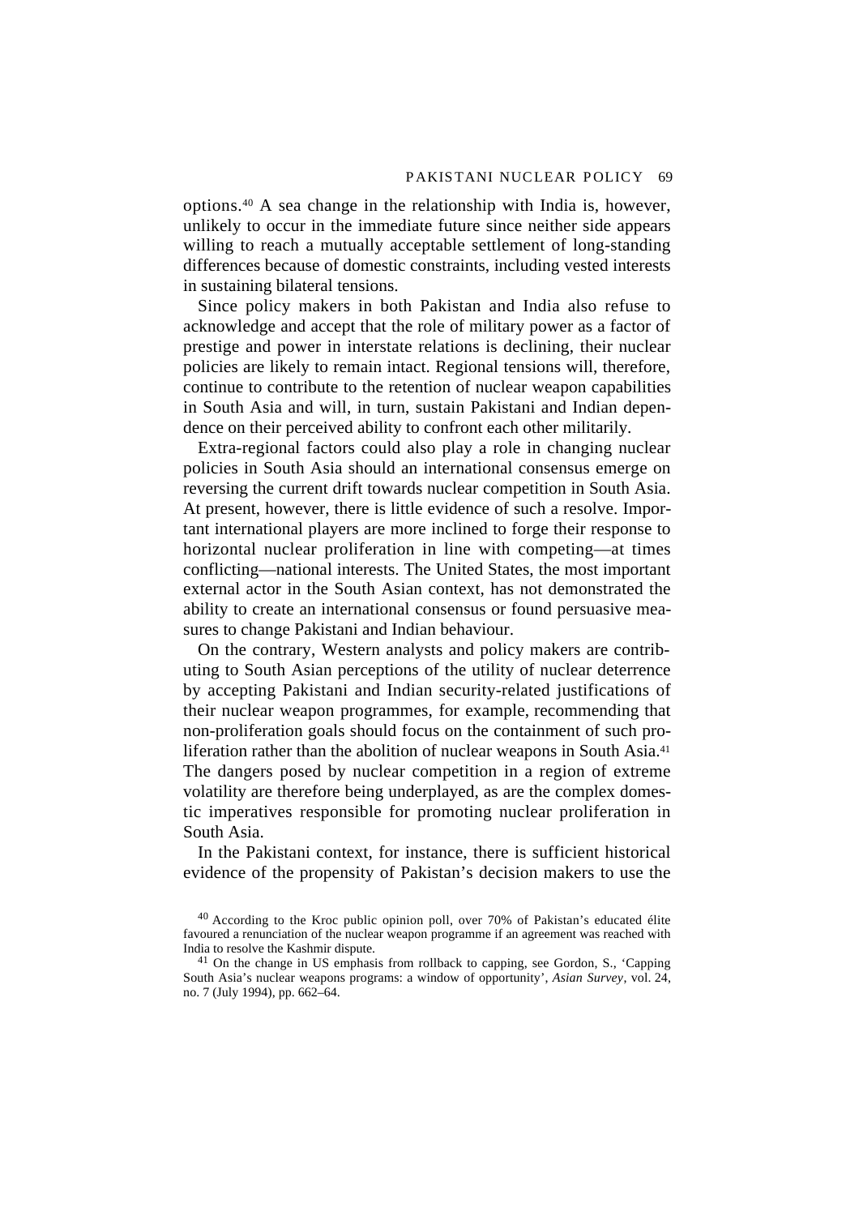options.[40] A sea change in the relationship with India is, however, unlikely to occur in the immediate future since neither side appears willing to reach a mutually acceptable settlement of long-standing differences because of domestic constraints, including vested interests in sustaining bilateral tensions.

Since policy makers in both Pakistan and India also refuse to acknowledge and accept that the role of military power as a factor of prestige and power in interstate relations is declining, their nuclear policies are likely to remain intact. Regional tensions will, therefore, continue to contribute to the retention of nuclear weapon capabilities in South Asia and will, in turn, sustain Pakistani and Indian dependence on their perceived ability to confront each other militarily.

Extra-regional factors could also play a role in changing nuclear policies in South Asia should an international consensus emerge on reversing the current drift towards nuclear competition in South Asia. At present, however, there is little evidence of such a resolve. Important international players are more inclined to forge their response to horizontal nuclear proliferation in line with competing—at times conflicting—national interests. The United States, the most important external actor in the South Asian context, has not demonstrated the ability to create an international consensus or found persuasive measures to change Pakistani and Indian behaviour.

On the contrary, Western analysts and policy makers are contributing to South Asian perceptions of the utility of nuclear deterrence by accepting Pakistani and Indian security-related justifications of their nuclear weapon programmes, for example, recommending that non-proliferation goals should focus on the containment of such proliferation rather than the abolition of nuclear weapons in South Asia.[41] The dangers posed by nuclear competition in a region of extreme volatility are therefore being underplayed, as are the complex domestic imperatives responsible for promoting nuclear proliferation in South Asia.

In the Pakistani context, for instance, there is sufficient historical evidence of the propensity of Pakistan's decision makers to use the

[40] According to the Kroc public opinion poll, over 70% of Pakistan's educated élite favoured a renunciation of the nuclear weapon programme if an agreement was reached with India to resolve the Kashmir dispute.

[41] On the change in US emphasis from rollback to capping, see Gordon, S., 'Capping South Asia's nuclear weapons programs: a window of opportunity', *Asian Survey*, vol. 24, no. 7 (July 1994), pp. 662–64.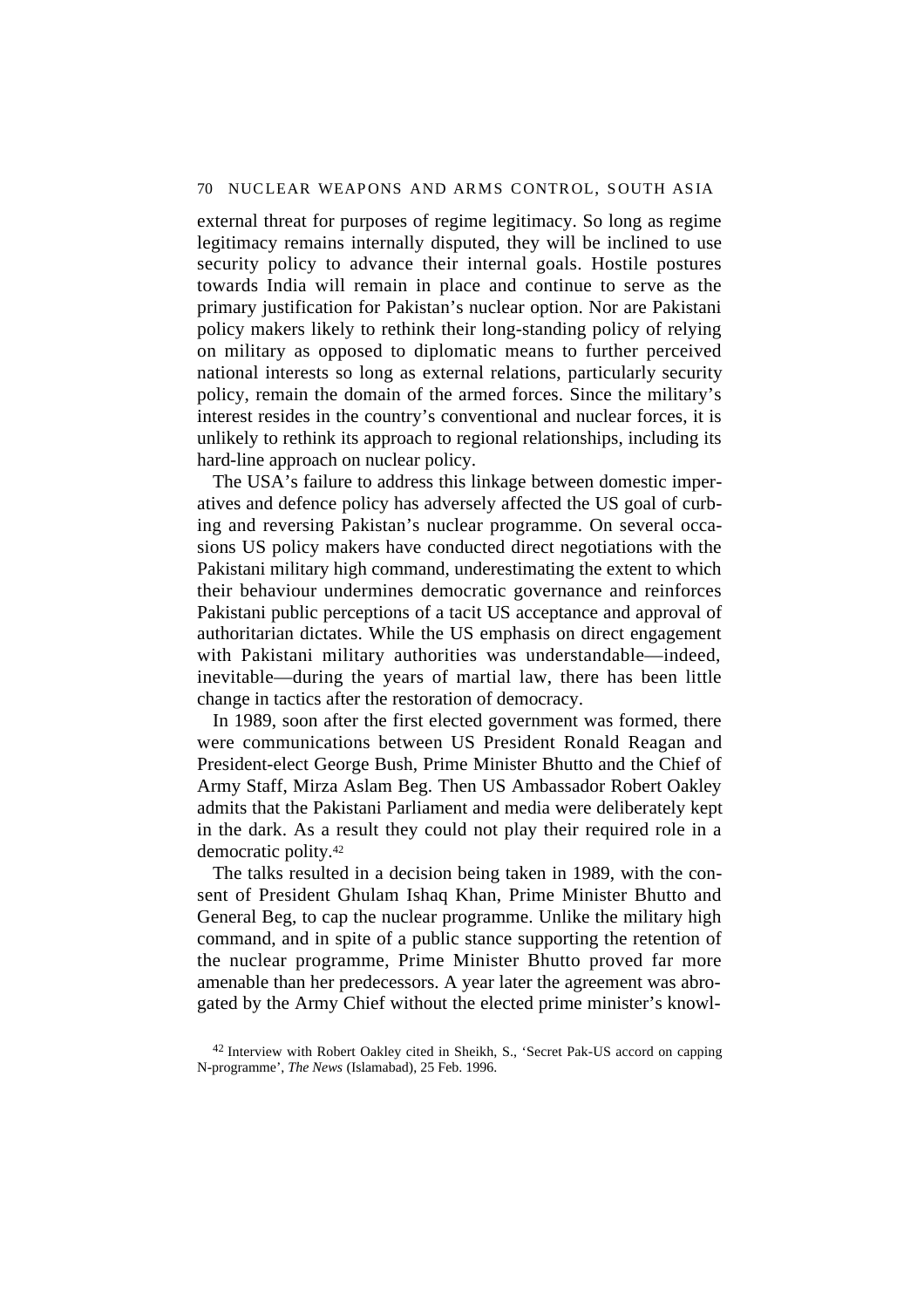external threat for purposes of regime legitimacy. So long as regime legitimacy remains internally disputed, they will be inclined to use security policy to advance their internal goals. Hostile postures towards India will remain in place and continue to serve as the primary justification for Pakistan's nuclear option. Nor are Pakistani policy makers likely to rethink their long-standing policy of relying on military as opposed to diplomatic means to further perceived national interests so long as external relations, particularly security policy, remain the domain of the armed forces. Since the military's interest resides in the country's conventional and nuclear forces, it is unlikely to rethink its approach to regional relationships, including its hard-line approach on nuclear policy.

The USA's failure to address this linkage between domestic imperatives and defence policy has adversely affected the US goal of curbing and reversing Pakistan's nuclear programme. On several occasions US policy makers have conducted direct negotiations with the Pakistani military high command, underestimating the extent to which their behaviour undermines democratic governance and reinforces Pakistani public perceptions of a tacit US acceptance and approval of authoritarian dictates. While the US emphasis on direct engagement with Pakistani military authorities was understandable—indeed, inevitable—during the years of martial law, there has been little change in tactics after the restoration of democracy.

In 1989, soon after the first elected government was formed, there were communications between US President Ronald Reagan and President-elect George Bush, Prime Minister Bhutto and the Chief of Army Staff, Mirza Aslam Beg. Then US Ambassador Robert Oakley admits that the Pakistani Parliament and media were deliberately kept in the dark. As a result they could not play their required role in a democratic polity.[42]

The talks resulted in a decision being taken in 1989, with the consent of President Ghulam Ishaq Khan, Prime Minister Bhutto and General Beg, to cap the nuclear programme. Unlike the military high command, and in spite of a public stance supporting the retention of the nuclear programme, Prime Minister Bhutto proved far more amenable than her predecessors. A year later the agreement was abrogated by the Army Chief without the elected prime minister's knowl-

[42] Interview with Robert Oakley cited in Sheikh, S., 'Secret Pak-US accord on capping N-programme', *The News* (Islamabad), 25 Feb. 1996.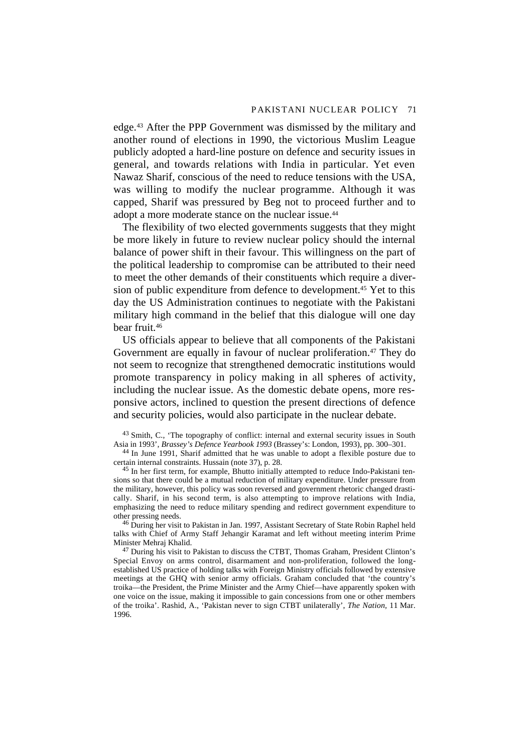edge.[43] After the PPP Government was dismissed by the military and another round of elections in 1990, the victorious Muslim League publicly adopted a hard-line posture on defence and security issues in general, and towards relations with India in particular. Yet even Nawaz Sharif, conscious of the need to reduce tensions with the USA, was willing to modify the nuclear programme. Although it was capped, Sharif was pressured by Beg not to proceed further and to adopt a more moderate stance on the nuclear issue.[44]

The flexibility of two elected governments suggests that they might be more likely in future to review nuclear policy should the internal balance of power shift in their favour. This willingness on the part of the political leadership to compromise can be attributed to their need to meet the other demands of their constituents which require a diversion of public expenditure from defence to development.[45] Yet to this day the US Administration continues to negotiate with the Pakistani military high command in the belief that this dialogue will one day bear fruit.[46]

US officials appear to believe that all components of the Pakistani Government are equally in favour of nuclear proliferation.[47] They do not seem to recognize that strengthened democratic institutions would promote transparency in policy making in all spheres of activity, including the nuclear issue. As the domestic debate opens, more responsive actors, inclined to question the present directions of defence and security policies, would also participate in the nuclear debate.

[43] Smith, C., 'The topography of conflict: internal and external security issues in South Asia in 1993', *Brassey's Defence Yearbook 1993* (Brassey's: London, 1993), pp. 300–301.

[44] In June 1991, Sharif admitted that he was unable to adopt a flexible posture due to certain internal constraints. Hussain (note 37), p. 28.

[45] In her first term, for example, Bhutto initially attempted to reduce Indo-Pakistani tensions so that there could be a mutual reduction of military expenditure. Under pressure from the military, however, this policy was soon reversed and government rhetoric changed drastically. Sharif, in his second term, is also attempting to improve relations with India, emphasizing the need to reduce military spending and redirect government expenditure to other pressing needs.

[46] During her visit to Pakistan in Jan. 1997, Assistant Secretary of State Robin Raphel held talks with Chief of Army Staff Jehangir Karamat and left without meeting interim Prime Minister Mehraj Khalid.

[47] During his visit to Pakistan to discuss the CTBT, Thomas Graham, President Clinton's Special Envoy on arms control, disarmament and non-proliferation, followed the long-established US practice of holding talks with Foreign Ministry officials followed by extensive meetings at the GHQ with senior army officials. Graham concluded that 'the country's troika—the President, the Prime Minister and the Army Chief—have apparently spoken with one voice on the issue, making it impossible to gain concessions from one or other members of the troika'. Rashid, A., 'Pakistan never to sign CTBT unilaterally', *The Nation*, 11 Mar. 1996.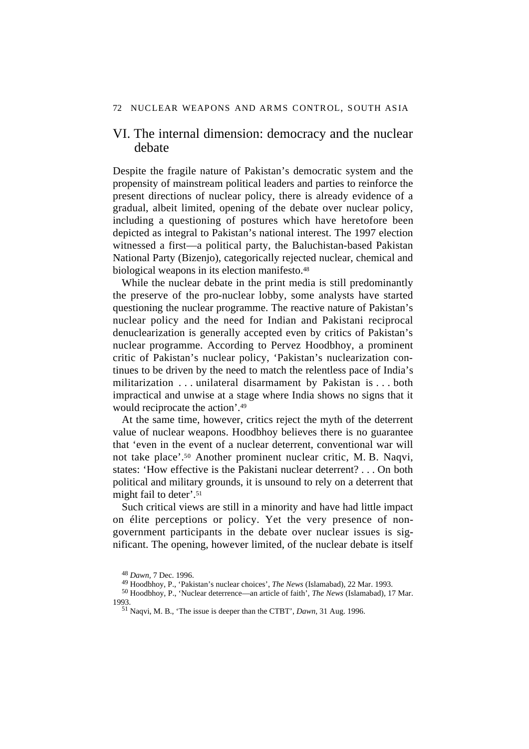## VI. The internal dimension: democracy and the nuclear debate

Despite the fragile nature of Pakistan's democratic system and the propensity of mainstream political leaders and parties to reinforce the present directions of nuclear policy, there is already evidence of a gradual, albeit limited, opening of the debate over nuclear policy, including a questioning of postures which have heretofore been depicted as integral to Pakistan's national interest. The 1997 election witnessed a first—a political party, the Baluchistan-based Pakistan National Party (Bizenjo), categorically rejected nuclear, chemical and biological weapons in its election manifesto.[48]

While the nuclear debate in the print media is still predominantly the preserve of the pro-nuclear lobby, some analysts have started questioning the nuclear programme. The reactive nature of Pakistan's nuclear policy and the need for Indian and Pakistani reciprocal denuclearization is generally accepted even by critics of Pakistan's nuclear programme. According to Pervez Hoodbhoy, a prominent critic of Pakistan's nuclear policy, 'Pakistan's nuclearization continues to be driven by the need to match the relentless pace of India's militarization . . . unilateral disarmament by Pakistan is . . . both impractical and unwise at a stage where India shows no signs that it would reciprocate the action'.[49]

At the same time, however, critics reject the myth of the deterrent value of nuclear weapons. Hoodbhoy believes there is no guarantee that 'even in the event of a nuclear deterrent, conventional war will not take place'.[50] Another prominent nuclear critic, M. B. Naqvi, states: 'How effective is the Pakistani nuclear deterrent? . . . On both political and military grounds, it is unsound to rely on a deterrent that might fail to deter'.[51]

Such critical views are still in a minority and have had little impact on élite perceptions or policy. Yet the very presence of non-government participants in the debate over nuclear issues is significant. The opening, however limited, of the nuclear debate is itself

[48] *Dawn*, 7 Dec. 1996.

[49] Hoodbhoy, P., 'Pakistan's nuclear choices', *The News* (Islamabad), 22 Mar. 1993.

[50] Hoodbhoy, P., 'Nuclear deterrence—an article of faith', *The News* (Islamabad), 17 Mar. 1993.

[51] Naqvi, M. B., 'The issue is deeper than the CTBT', *Dawn*, 31 Aug. 1996.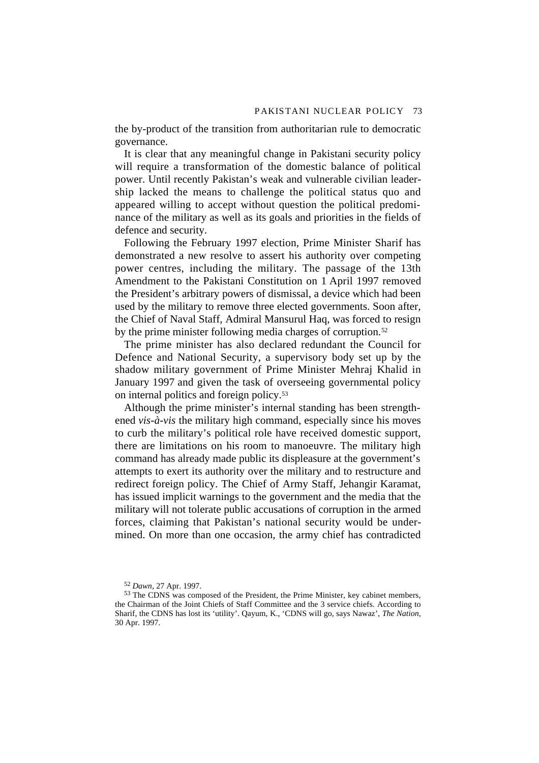the by-product of the transition from authoritarian rule to democratic governance.

It is clear that any meaningful change in Pakistani security policy will require a transformation of the domestic balance of political power. Until recently Pakistan's weak and vulnerable civilian leadership lacked the means to challenge the political status quo and appeared willing to accept without question the political predominance of the military as well as its goals and priorities in the fields of defence and security.

Following the February 1997 election, Prime Minister Sharif has demonstrated a new resolve to assert his authority over competing power centres, including the military. The passage of the 13th Amendment to the Pakistani Constitution on 1 April 1997 removed the President's arbitrary powers of dismissal, a device which had been used by the military to remove three elected governments. Soon after, the Chief of Naval Staff, Admiral Mansurul Haq, was forced to resign by the prime minister following media charges of corruption.[52]

The prime minister has also declared redundant the Council for Defence and National Security, a supervisory body set up by the shadow military government of Prime Minister Mehraj Khalid in January 1997 and given the task of overseeing governmental policy on internal politics and foreign policy.[53]

Although the prime minister's internal standing has been strengthened *vis-à-vis* the military high command, especially since his moves to curb the military's political role have received domestic support, there are limitations on his room to manoeuvre. The military high command has already made public its displeasure at the government's attempts to exert its authority over the military and to restructure and redirect foreign policy. The Chief of Army Staff, Jehangir Karamat, has issued implicit warnings to the government and the media that the military will not tolerate public accusations of corruption in the armed forces, claiming that Pakistan's national security would be undermined. On more than one occasion, the army chief has contradicted

[52] *Dawn*, 27 Apr. 1997.

[53] The CDNS was composed of the President, the Prime Minister, key cabinet members, the Chairman of the Joint Chiefs of Staff Committee and the 3 service chiefs. According to Sharif, the CDNS has lost its 'utility'. Qayum, K., 'CDNS will go, says Nawaz', *The Nation*, 30 Apr. 1997.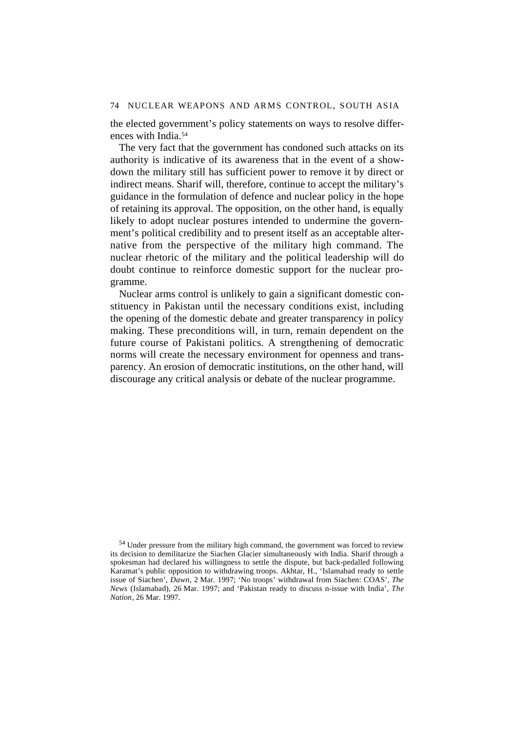the elected government's policy statements on ways to resolve differences with India.[54]

The very fact that the government has condoned such attacks on its authority is indicative of its awareness that in the event of a showdown the military still has sufficient power to remove it by direct or indirect means. Sharif will, therefore, continue to accept the military's guidance in the formulation of defence and nuclear policy in the hope of retaining its approval. The opposition, on the other hand, is equally likely to adopt nuclear postures intended to undermine the government's political credibility and to present itself as an acceptable alternative from the perspective of the military high command. The nuclear rhetoric of the military and the political leadership will do doubt continue to reinforce domestic support for the nuclear programme.

Nuclear arms control is unlikely to gain a significant domestic constituency in Pakistan until the necessary conditions exist, including the opening of the domestic debate and greater transparency in policy making. These preconditions will, in turn, remain dependent on the future course of Pakistani politics. A strengthening of democratic norms will create the necessary environment for openness and transparency. An erosion of democratic institutions, on the other hand, will discourage any critical analysis or debate of the nuclear programme.

[54] Under pressure from the military high command, the government was forced to review its decision to demilitarize the Siachen Glacier simultaneously with India. Sharif through a spokesman had declared his willingness to settle the dispute, but back-pedalled following Karamat's public opposition to withdrawing troops. Akhtar, H., 'Islamabad ready to settle issue of Siachen', *Dawn*, 2 Mar. 1997; 'No troops' withdrawal from Siachen: COAS', *The News* (Islamabad), 26 Mar. 1997; and 'Pakistan ready to discuss n-issue with India', *The Nation*, 26 Mar. 1997.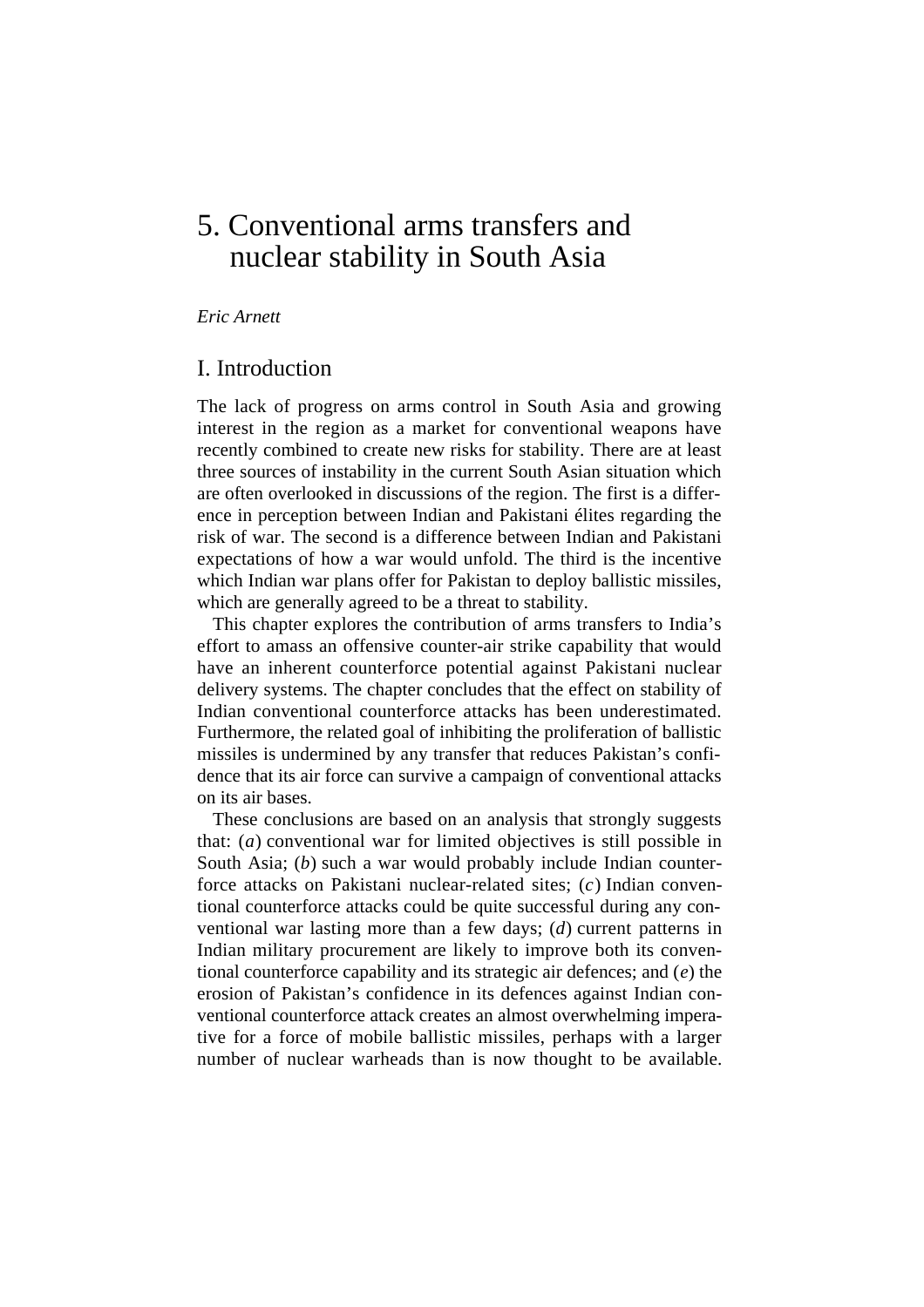# 5. Conventional arms transfers and nuclear stability in South Asia

*Eric Arnett*

## I. Introduction

The lack of progress on arms control in South Asia and growing interest in the region as a market for conventional weapons have recently combined to create new risks for stability. There are at least three sources of instability in the current South Asian situation which are often overlooked in discussions of the region. The first is a difference in perception between Indian and Pakistani élites regarding the risk of war. The second is a difference between Indian and Pakistani expectations of how a war would unfold. The third is the incentive which Indian war plans offer for Pakistan to deploy ballistic missiles, which are generally agreed to be a threat to stability.

This chapter explores the contribution of arms transfers to India's effort to amass an offensive counter-air strike capability that would have an inherent counterforce potential against Pakistani nuclear delivery systems. The chapter concludes that the effect on stability of Indian conventional counterforce attacks has been underestimated. Furthermore, the related goal of inhibiting the proliferation of ballistic missiles is undermined by any transfer that reduces Pakistan's confidence that its air force can survive a campaign of conventional attacks on its air bases.

These conclusions are based on an analysis that strongly suggests that: (*a*) conventional war for limited objectives is still possible in South Asia; (*b*) such a war would probably include Indian counterforce attacks on Pakistani nuclear-related sites; (*c*) Indian conventional counterforce attacks could be quite successful during any conventional war lasting more than a few days; (*d*) current patterns in Indian military procurement are likely to improve both its conventional counterforce capability and its strategic air defences; and (*e*) the erosion of Pakistan's confidence in its defences against Indian conventional counterforce attack creates an almost overwhelming imperative for a force of mobile ballistic missiles, perhaps with a larger number of nuclear warheads than is now thought to be available.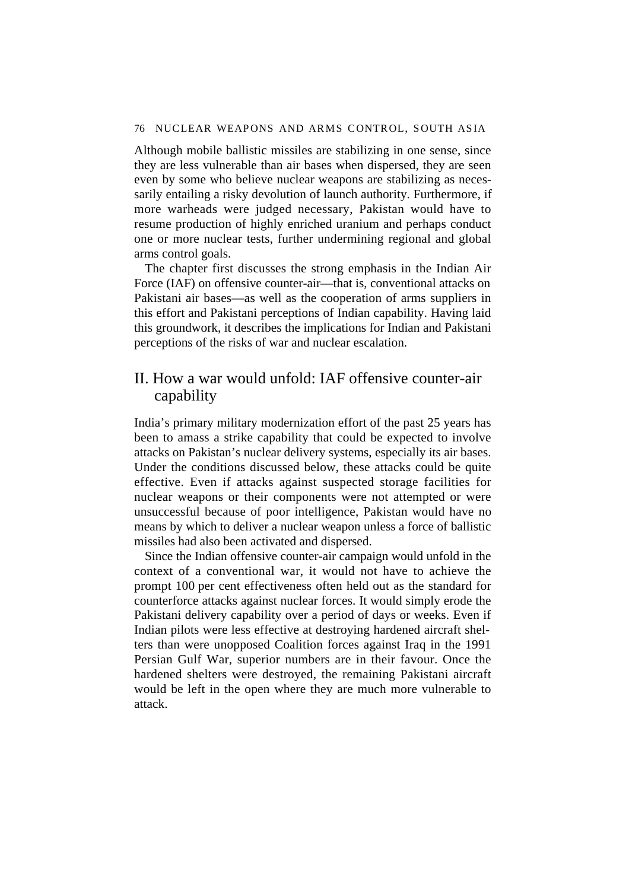Although mobile ballistic missiles are stabilizing in one sense, since they are less vulnerable than air bases when dispersed, they are seen even by some who believe nuclear weapons are stabilizing as necessarily entailing a risky devolution of launch authority. Furthermore, if more warheads were judged necessary, Pakistan would have to resume production of highly enriched uranium and perhaps conduct one or more nuclear tests, further undermining regional and global arms control goals.

The chapter first discusses the strong emphasis in the Indian Air Force (IAF) on offensive counter-air—that is, conventional attacks on Pakistani air bases—as well as the cooperation of arms suppliers in this effort and Pakistani perceptions of Indian capability. Having laid this groundwork, it describes the implications for Indian and Pakistani perceptions of the risks of war and nuclear escalation.

## II. How a war would unfold: IAF offensive counter-air capability

India's primary military modernization effort of the past 25 years has been to amass a strike capability that could be expected to involve attacks on Pakistan's nuclear delivery systems, especially its air bases. Under the conditions discussed below, these attacks could be quite effective. Even if attacks against suspected storage facilities for nuclear weapons or their components were not attempted or were unsuccessful because of poor intelligence, Pakistan would have no means by which to deliver a nuclear weapon unless a force of ballistic missiles had also been activated and dispersed.

Since the Indian offensive counter-air campaign would unfold in the context of a conventional war, it would not have to achieve the prompt 100 per cent effectiveness often held out as the standard for counterforce attacks against nuclear forces. It would simply erode the Pakistani delivery capability over a period of days or weeks. Even if Indian pilots were less effective at destroying hardened aircraft shelters than were unopposed Coalition forces against Iraq in the 1991 Persian Gulf War, superior numbers are in their favour. Once the hardened shelters were destroyed, the remaining Pakistani aircraft would be left in the open where they are much more vulnerable to attack.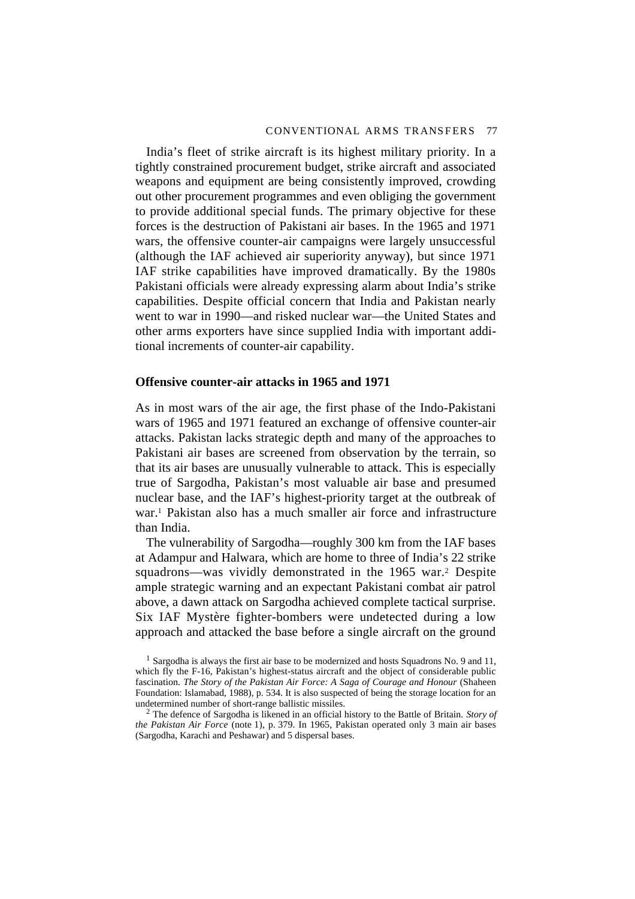India's fleet of strike aircraft is its highest military priority. In a tightly constrained procurement budget, strike aircraft and associated weapons and equipment are being consistently improved, crowding out other procurement programmes and even obliging the government to provide additional special funds. The primary objective for these forces is the destruction of Pakistani air bases. In the 1965 and 1971 wars, the offensive counter-air campaigns were largely unsuccessful (although the IAF achieved air superiority anyway), but since 1971 IAF strike capabilities have improved dramatically. By the 1980s Pakistani officials were already expressing alarm about India's strike capabilities. Despite official concern that India and Pakistan nearly went to war in 1990—and risked nuclear war—the United States and other arms exporters have since supplied India with important additional increments of counter-air capability.

### Offensive counter-air attacks in 1965 and 1971

As in most wars of the air age, the first phase of the Indo-Pakistani wars of 1965 and 1971 featured an exchange of offensive counter-air attacks. Pakistan lacks strategic depth and many of the approaches to Pakistani air bases are screened from observation by the terrain, so that its air bases are unusually vulnerable to attack. This is especially true of Sargodha, Pakistan's most valuable air base and presumed nuclear base, and the IAF's highest-priority target at the outbreak of war.[1] Pakistan also has a much smaller air force and infrastructure than India.

The vulnerability of Sargodha—roughly 300 km from the IAF bases at Adampur and Halwara, which are home to three of India's 22 strike squadrons—was vividly demonstrated in the 1965 war.[2] Despite ample strategic warning and an expectant Pakistani combat air patrol above, a dawn attack on Sargodha achieved complete tactical surprise. Six IAF Mystère fighter-bombers were undetected during a low approach and attacked the base before a single aircraft on the ground

[1] Sargodha is always the first air base to be modernized and hosts Squadrons No. 9 and 11, which fly the F-16, Pakistan's highest-status aircraft and the object of considerable public fascination. *The Story of the Pakistan Air Force: A Saga of Courage and Honour* (Shaheen Foundation: Islamabad, 1988), p. 534. It is also suspected of being the storage location for an undetermined number of short-range ballistic missiles.

[2] The defence of Sargodha is likened in an official history to the Battle of Britain. *Story of the Pakistan Air Force* (note 1), p. 379. In 1965, Pakistan operated only 3 main air bases (Sargodha, Karachi and Peshawar) and 5 dispersal bases.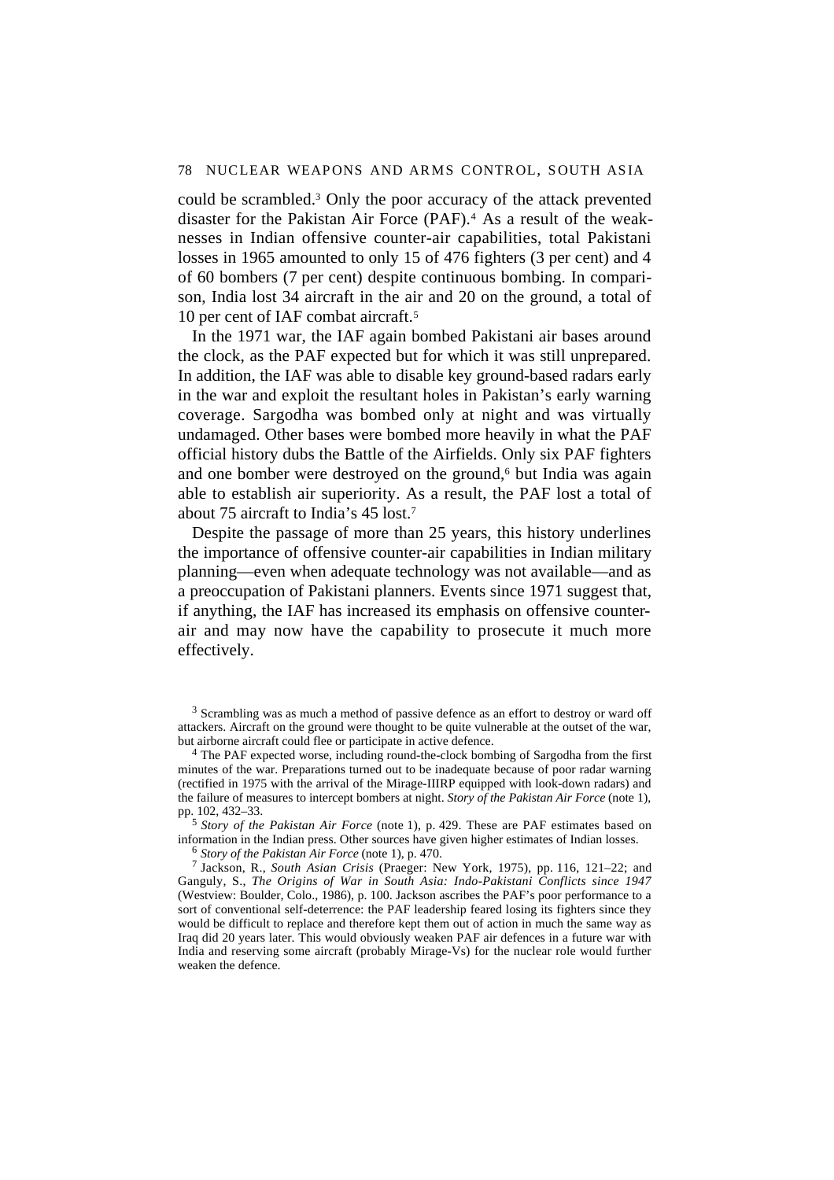could be scrambled.[3] Only the poor accuracy of the attack prevented disaster for the Pakistan Air Force (PAF).[4] As a result of the weaknesses in Indian offensive counter-air capabilities, total Pakistani losses in 1965 amounted to only 15 of 476 fighters (3 per cent) and 4 of 60 bombers (7 per cent) despite continuous bombing. In comparison, India lost 34 aircraft in the air and 20 on the ground, a total of 10 per cent of IAF combat aircraft.[5]

In the 1971 war, the IAF again bombed Pakistani air bases around the clock, as the PAF expected but for which it was still unprepared. In addition, the IAF was able to disable key ground-based radars early in the war and exploit the resultant holes in Pakistan's early warning coverage. Sargodha was bombed only at night and was virtually undamaged. Other bases were bombed more heavily in what the PAF official history dubs the Battle of the Airfields. Only six PAF fighters and one bomber were destroyed on the ground,[6] but India was again able to establish air superiority. As a result, the PAF lost a total of about 75 aircraft to India's 45 lost.[7]

Despite the passage of more than 25 years, this history underlines the importance of offensive counter-air capabilities in Indian military planning—even when adequate technology was not available—and as a preoccupation of Pakistani planners. Events since 1971 suggest that, if anything, the IAF has increased its emphasis on offensive counter-air and may now have the capability to prosecute it much more effectively.

[3] Scrambling was as much a method of passive defence as an effort to destroy or ward off attackers. Aircraft on the ground were thought to be quite vulnerable at the outset of the war, but airborne aircraft could flee or participate in active defence.

[4] The PAF expected worse, including round-the-clock bombing of Sargodha from the first minutes of the war. Preparations turned out to be inadequate because of poor radar warning (rectified in 1975 with the arrival of the Mirage-IIIRP equipped with look-down radars) and the failure of measures to intercept bombers at night. *Story of the Pakistan Air Force* (note 1), pp. 102, 432–33.

[5] *Story of the Pakistan Air Force* (note 1), p. 429. These are PAF estimates based on information in the Indian press. Other sources have given higher estimates of Indian losses.

[6] *Story of the Pakistan Air Force* (note 1), p. 470.

[7] Jackson, R., *South Asian Crisis* (Praeger: New York, 1975), pp. 116, 121–22; and Ganguly, S., *The Origins of War in South Asia: Indo-Pakistani Conflicts since 1947* (Westview: Boulder, Colo., 1986), p. 100. Jackson ascribes the PAF's poor performance to a sort of conventional self-deterrence: the PAF leadership feared losing its fighters since they would be difficult to replace and therefore kept them out of action in much the same way as Iraq did 20 years later. This would obviously weaken PAF air defences in a future war with India and reserving some aircraft (probably Mirage-Vs) for the nuclear role would further weaken the defence.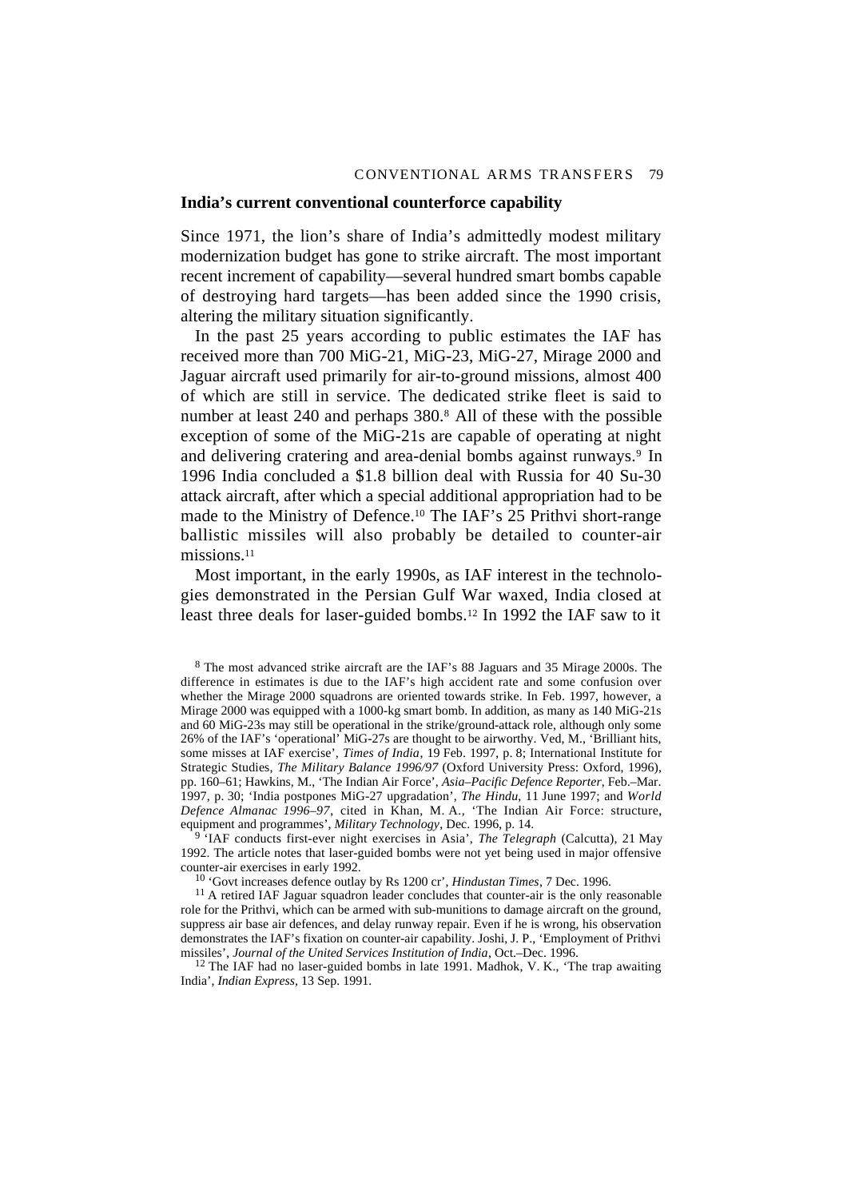## India's current conventional counterforce capability

Since 1971, the lion's share of India's admittedly modest military modernization budget has gone to strike aircraft. The most important recent increment of capability—several hundred smart bombs capable of destroying hard targets—has been added since the 1990 crisis, altering the military situation significantly.

In the past 25 years according to public estimates the IAF has received more than 700 MiG-21, MiG-23, MiG-27, Mirage 2000 and Jaguar aircraft used primarily for air-to-ground missions, almost 400 of which are still in service. The dedicated strike fleet is said to number at least 240 and perhaps 380.[8] All of these with the possible exception of some of the MiG-21s are capable of operating at night and delivering cratering and area-denial bombs against runways.[9] In 1996 India concluded a $1.8 billion deal with Russia for 40 Su-30 attack aircraft, after which a special additional appropriation had to be made to the Ministry of Defence.[10] The IAF's 25 Prithvi short-range ballistic missiles will also probably be detailed to counter-air missions.[11]

Most important, in the early 1990s, as IAF interest in the technologies demonstrated in the Persian Gulf War waxed, India closed at least three deals for laser-guided bombs.[12] In 1992 the IAF saw to it

[8] The most advanced strike aircraft are the IAF's 88 Jaguars and 35 Mirage 2000s. The difference in estimates is due to the IAF's high accident rate and some confusion over whether the Mirage 2000 squadrons are oriented towards strike. In Feb. 1997, however, a Mirage 2000 was equipped with a 1000-kg smart bomb. In addition, as many as 140 MiG-21s and 60 MiG-23s may still be operational in the strike/ground-attack role, although only some 26% of the IAF's 'operational' MiG-27s are thought to be airworthy. Ved, M., 'Brilliant hits, some misses at IAF exercise', *Times of India*, 19 Feb. 1997, p. 8; International Institute for Strategic Studies, *The Military Balance 1996/97* (Oxford University Press: Oxford, 1996), pp. 160–61; Hawkins, M., 'The Indian Air Force', *Asia–Pacific Defence Reporter*, Feb.–Mar. 1997, p. 30; 'India postpones MiG-27 upgradation', *The Hindu*, 11 June 1997; and *World Defence Almanac 1996–97*, cited in Khan, M. A., 'The Indian Air Force: structure, equipment and programmes', *Military Technology*, Dec. 1996, p. 14.

[9] 'IAF conducts first-ever night exercises in Asia', *The Telegraph* (Calcutta), 21 May 1992. The article notes that laser-guided bombs were not yet being used in major offensive counter-air exercises in early 1992.

[10] 'Govt increases defence outlay by Rs 1200 cr', *Hindustan Times*, 7 Dec. 1996.

[11] A retired IAF Jaguar squadron leader concludes that counter-air is the only reasonable role for the Prithvi, which can be armed with sub-munitions to damage aircraft on the ground, suppress air base air defences, and delay runway repair. Even if he is wrong, his observation demonstrates the IAF's fixation on counter-air capability. Joshi, J. P., 'Employment of Prithvi missiles', *Journal of the United Services Institution of India*, Oct.–Dec. 1996.

[12] The IAF had no laser-guided bombs in late 1991. Madhok, V. K., 'The trap awaiting India', *Indian Express*, 13 Sep. 1991.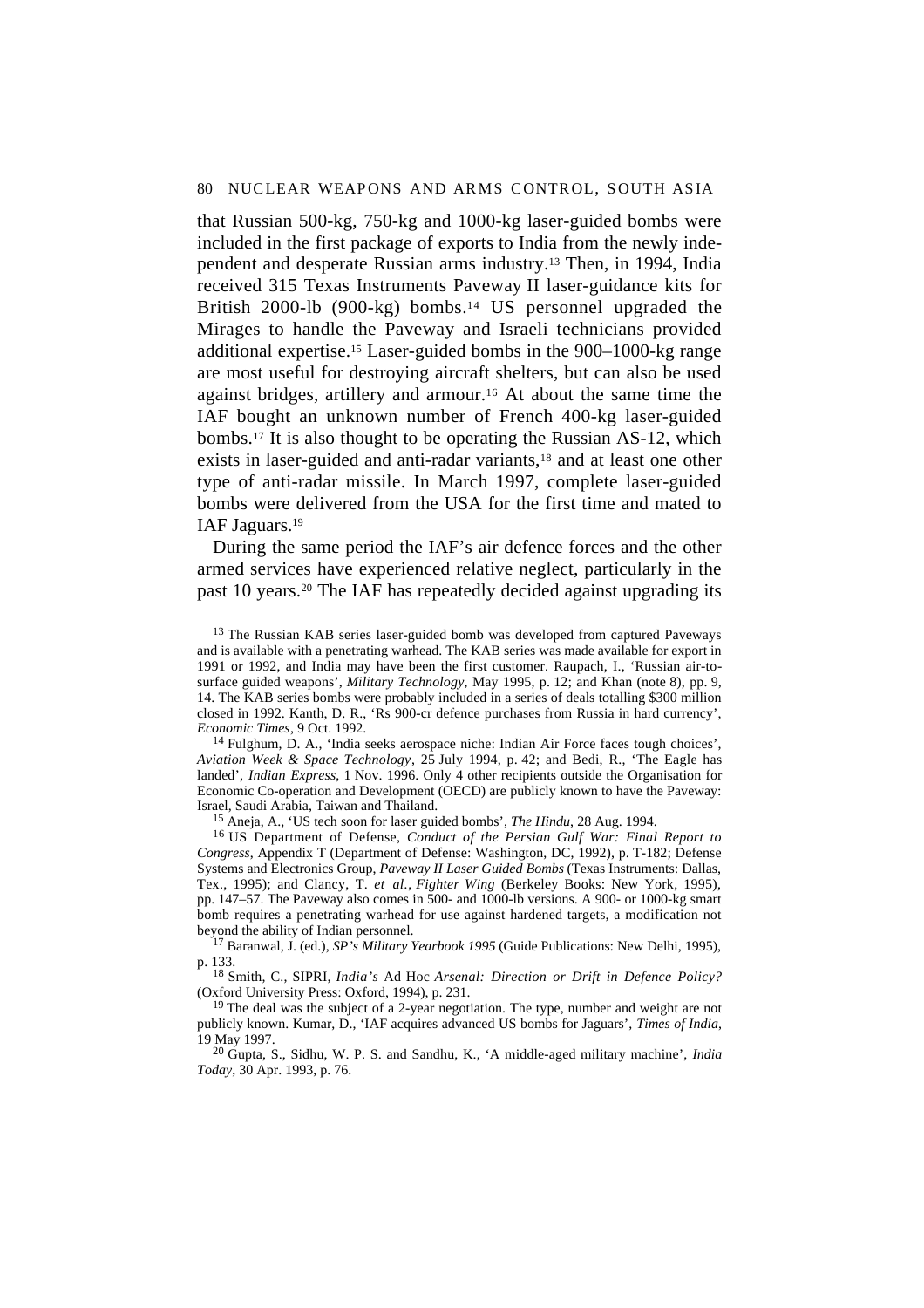that Russian 500-kg, 750-kg and 1000-kg laser-guided bombs were included in the first package of exports to India from the newly independent and desperate Russian arms industry.[13] Then, in 1994, India received 315 Texas Instruments Paveway II laser-guidance kits for British 2000-lb (900-kg) bombs.[14] US personnel upgraded the Mirages to handle the Paveway and Israeli technicians provided additional expertise.[15] Laser-guided bombs in the 900–1000-kg range are most useful for destroying aircraft shelters, but can also be used against bridges, artillery and armour.[16] At about the same time the IAF bought an unknown number of French 400-kg laser-guided bombs.[17] It is also thought to be operating the Russian AS-12, which exists in laser-guided and anti-radar variants,[18] and at least one other type of anti-radar missile. In March 1997, complete laser-guided bombs were delivered from the USA for the first time and mated to IAF Jaguars.[19]

During the same period the IAF's air defence forces and the other armed services have experienced relative neglect, particularly in the past 10 years.[20] The IAF has repeatedly decided against upgrading its

[13] The Russian KAB series laser-guided bomb was developed from captured Paveways and is available with a penetrating warhead. The KAB series was made available for export in 1991 or 1992, and India may have been the first customer. Raupach, I., 'Russian air-to-surface guided weapons', *Military Technology*, May 1995, p. 12; and Khan (note 8), pp. 9, 14. The KAB series bombs were probably included in a series of deals totalling $300 million closed in 1992. Kanth, D. R., 'Rs 900-cr defence purchases from Russia in hard currency', *Economic Times*, 9 Oct. 1992.

[14] Fulghum, D. A., 'India seeks aerospace niche: Indian Air Force faces tough choices', *Aviation Week & Space Technology*, 25 July 1994, p. 42; and Bedi, R., 'The Eagle has landed', *Indian Express*, 1 Nov. 1996. Only 4 other recipients outside the Organisation for Economic Co-operation and Development (OECD) are publicly known to have the Paveway: Israel, Saudi Arabia, Taiwan and Thailand.

[15] Aneja, A., 'US tech soon for laser guided bombs', *The Hindu*, 28 Aug. 1994.

[16] US Department of Defense, *Conduct of the Persian Gulf War: Final Report to Congress*, Appendix T (Department of Defense: Washington, DC, 1992), p. T-182; Defense Systems and Electronics Group, *Paveway II Laser Guided Bombs* (Texas Instruments: Dallas, Tex., 1995); and Clancy, T. *et al.*, *Fighter Wing* (Berkeley Books: New York, 1995), pp. 147–57. The Paveway also comes in 500- and 1000-lb versions. A 900- or 1000-kg smart bomb requires a penetrating warhead for use against hardened targets, a modification not beyond the ability of Indian personnel.

[17] Baranwal, J. (ed.), *SP's Military Yearbook 1995* (Guide Publications: New Delhi, 1995), p. 133.

[18] Smith, C., SIPRI, *India's* Ad Hoc *Arsenal: Direction or Drift in Defence Policy?* (Oxford University Press: Oxford, 1994), p. 231.

[19] The deal was the subject of a 2-year negotiation. The type, number and weight are not publicly known. Kumar, D., 'IAF acquires advanced US bombs for Jaguars', *Times of India*, 19 May 1997.

[20] Gupta, S., Sidhu, W. P. S. and Sandhu, K., 'A middle-aged military machine', *India Today*, 30 Apr. 1993, p. 76.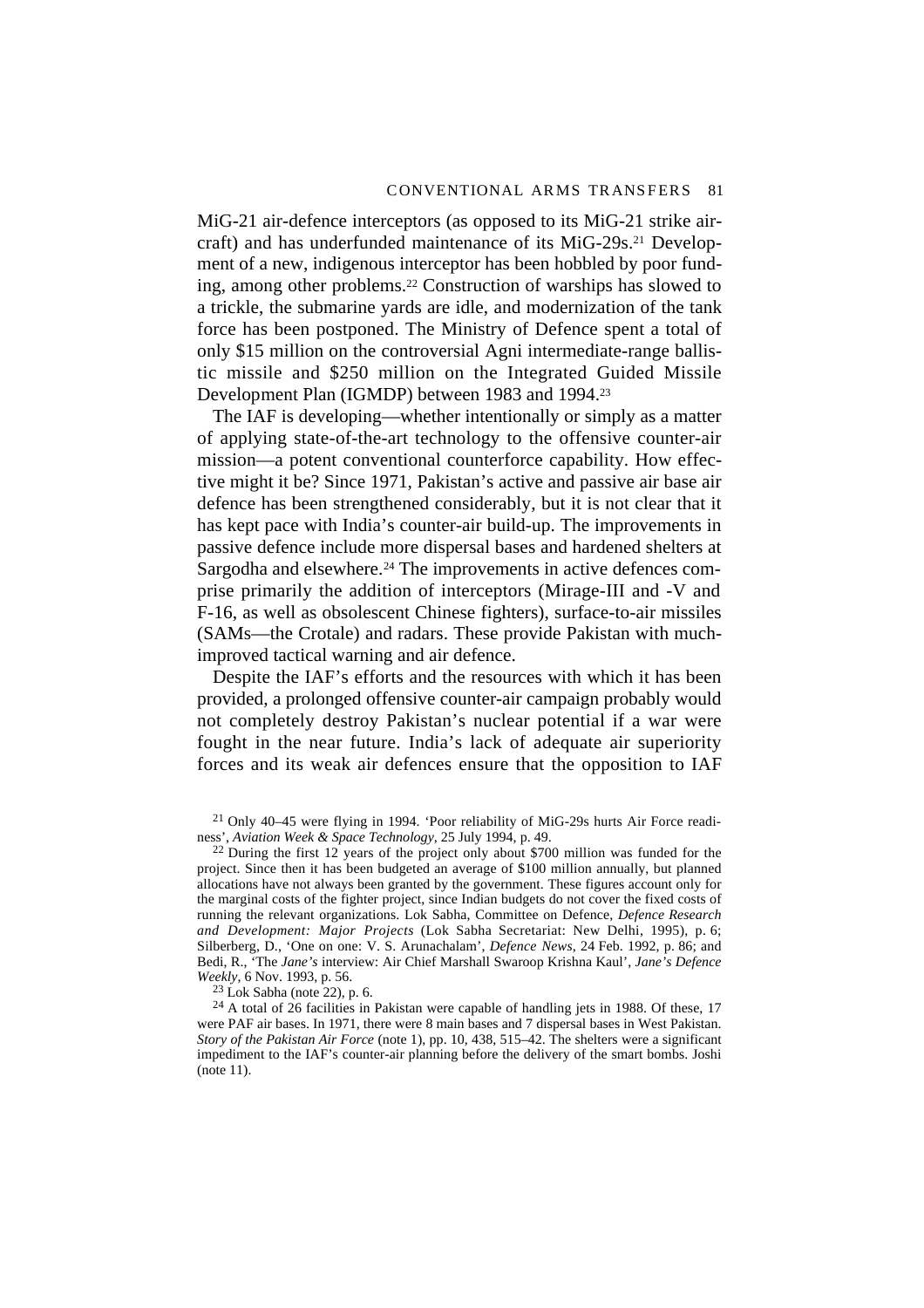MiG-21 air-defence interceptors (as opposed to its MiG-21 strike aircraft) and has underfunded maintenance of its MiG-29s.[21] Development of a new, indigenous interceptor has been hobbled by poor funding, among other problems.[22] Construction of warships has slowed to a trickle, the submarine yards are idle, and modernization of the tank force has been postponed. The Ministry of Defence spent a total of only $15 million on the controversial Agni intermediate-range ballistic missile and $250 million on the Integrated Guided Missile Development Plan (IGMDP) between 1983 and 1994.[23]

The IAF is developing—whether intentionally or simply as a matter of applying state-of-the-art technology to the offensive counter-air mission—a potent conventional counterforce capability. How effective might it be? Since 1971, Pakistan's active and passive air base air defence has been strengthened considerably, but it is not clear that it has kept pace with India's counter-air build-up. The improvements in passive defence include more dispersal bases and hardened shelters at Sargodha and elsewhere.[24] The improvements in active defences comprise primarily the addition of interceptors (Mirage-III and -V and F-16, as well as obsolescent Chinese fighters), surface-to-air missiles (SAMs—the Crotale) and radars. These provide Pakistan with much-improved tactical warning and air defence.

Despite the IAF's efforts and the resources with which it has been provided, a prolonged offensive counter-air campaign probably would not completely destroy Pakistan's nuclear potential if a war were fought in the near future. India's lack of adequate air superiority forces and its weak air defences ensure that the opposition to IAF

---

[21] Only 40–45 were flying in 1994. 'Poor reliability of MiG-29s hurts Air Force readiness', *Aviation Week & Space Technology*, 25 July 1994, p. 49.

[22] During the first 12 years of the project only about $700 million was funded for the project. Since then it has been budgeted an average of $100 million annually, but planned allocations have not always been granted by the government. These figures account only for the marginal costs of the fighter project, since Indian budgets do not cover the fixed costs of running the relevant organizations. Lok Sabha, Committee on Defence, *Defence Research and Development: Major Projects* (Lok Sabha Secretariat: New Delhi, 1995), p. 6; Silberberg, D., 'One on one: V. S. Arunachalam', *Defence News*, 24 Feb. 1992, p. 86; and Bedi, R., 'The *Jane's* interview: Air Chief Marshall Swaroop Krishna Kaul', *Jane's Defence Weekly*, 6 Nov. 1993, p. 56.

[23] Lok Sabha (note 22), p. 6.

[24] A total of 26 facilities in Pakistan were capable of handling jets in 1988. Of these, 17 were PAF air bases. In 1971, there were 8 main bases and 7 dispersal bases in West Pakistan. *Story of the Pakistan Air Force* (note 1), pp. 10, 438, 515–42. The shelters were a significant impediment to the IAF's counter-air planning before the delivery of the smart bombs. Joshi (note 11).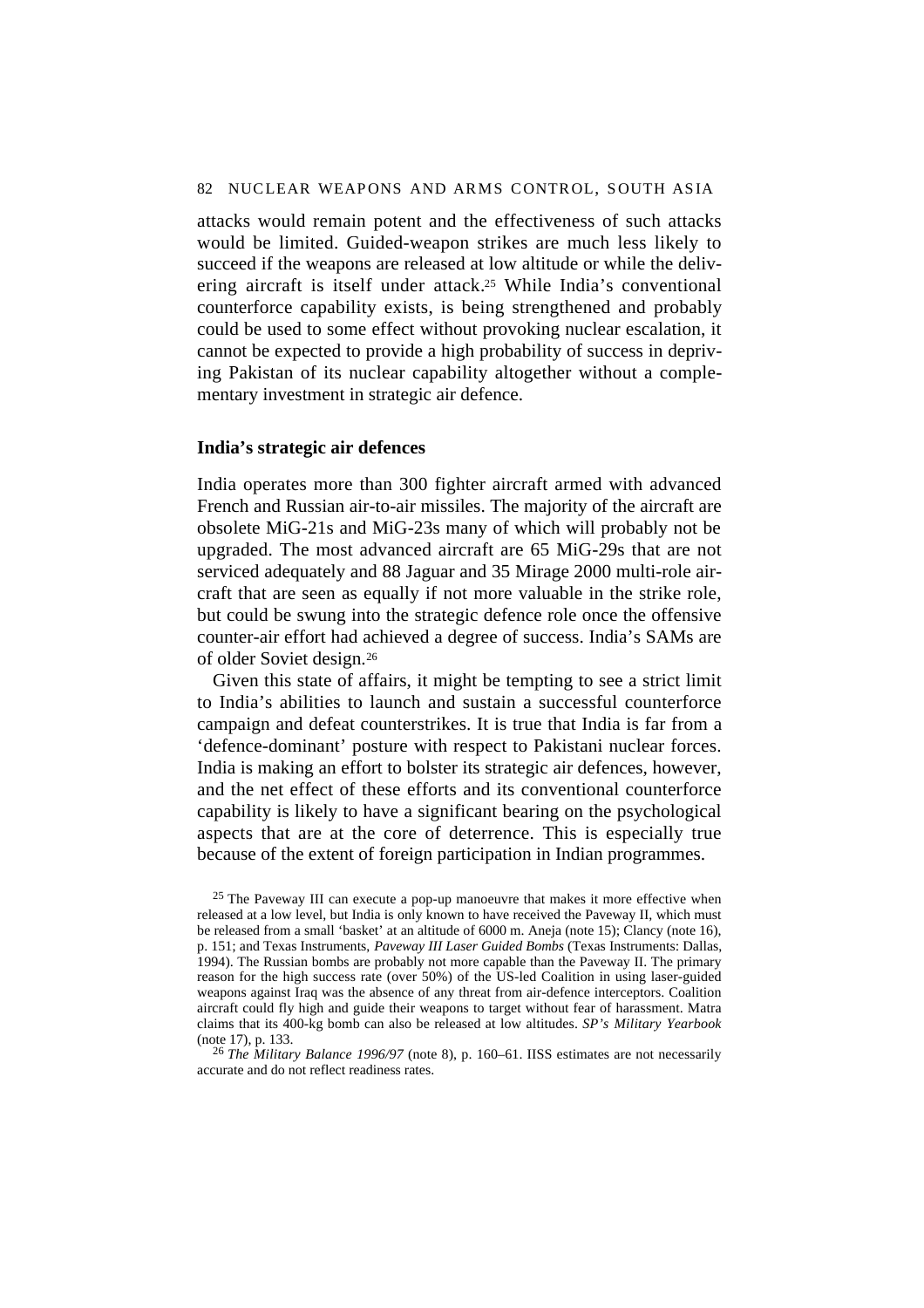attacks would remain potent and the effectiveness of such attacks would be limited. Guided-weapon strikes are much less likely to succeed if the weapons are released at low altitude or while the delivering aircraft is itself under attack.[25] While India's conventional counterforce capability exists, is being strengthened and probably could be used to some effect without provoking nuclear escalation, it cannot be expected to provide a high probability of success in depriving Pakistan of its nuclear capability altogether without a complementary investment in strategic air defence.

**India's strategic air defences**

India operates more than 300 fighter aircraft armed with advanced French and Russian air-to-air missiles. The majority of the aircraft are obsolete MiG-21s and MiG-23s many of which will probably not be upgraded. The most advanced aircraft are 65 MiG-29s that are not serviced adequately and 88 Jaguar and 35 Mirage 2000 multi-role aircraft that are seen as equally if not more valuable in the strike role, but could be swung into the strategic defence role once the offensive counter-air effort had achieved a degree of success. India's SAMs are of older Soviet design.[26]

Given this state of affairs, it might be tempting to see a strict limit to India's abilities to launch and sustain a successful counterforce campaign and defeat counterstrikes. It is true that India is far from a 'defence-dominant' posture with respect to Pakistani nuclear forces. India is making an effort to bolster its strategic air defences, however, and the net effect of these efforts and its conventional counterforce capability is likely to have a significant bearing on the psychological aspects that are at the core of deterrence. This is especially true because of the extent of foreign participation in Indian programmes.

[25] The Paveway III can execute a pop-up manoeuvre that makes it more effective when released at a low level, but India is only known to have received the Paveway II, which must be released from a small 'basket' at an altitude of 6000 m. Aneja (note 15); Clancy (note 16), p. 151; and Texas Instruments, *Paveway III Laser Guided Bombs* (Texas Instruments: Dallas, 1994). The Russian bombs are probably not more capable than the Paveway II. The primary reason for the high success rate (over 50%) of the US-led Coalition in using laser-guided weapons against Iraq was the absence of any threat from air-defence interceptors. Coalition aircraft could fly high and guide their weapons to target without fear of harassment. Matra claims that its 400-kg bomb can also be released at low altitudes. *SP's Military Yearbook* (note 17), p. 133.

[26] *The Military Balance 1996/97* (note 8), p. 160–61. IISS estimates are not necessarily accurate and do not reflect readiness rates.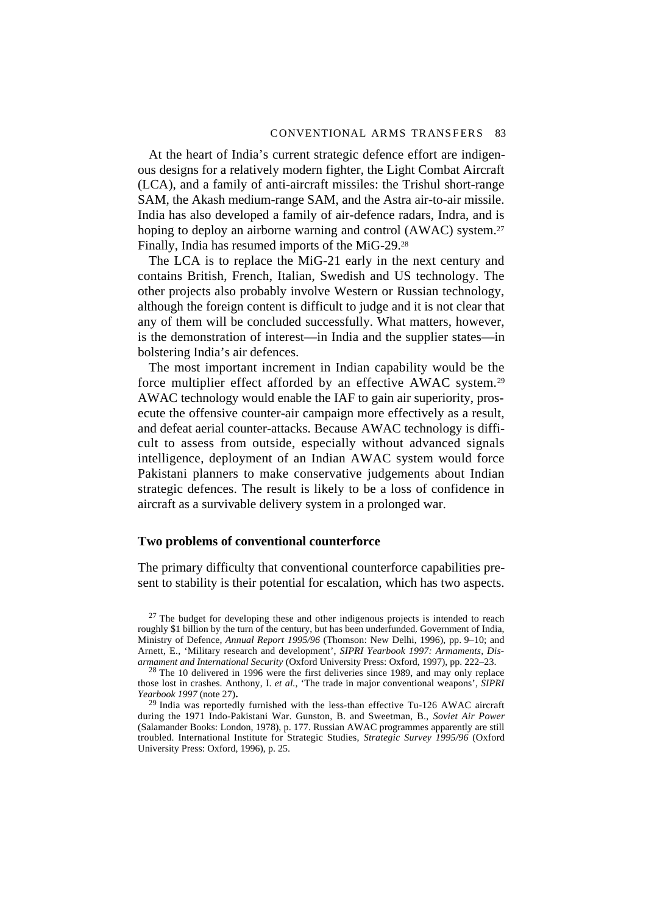At the heart of India's current strategic defence effort are indigenous designs for a relatively modern fighter, the Light Combat Aircraft (LCA), and a family of anti-aircraft missiles: the Trishul short-range SAM, the Akash medium-range SAM, and the Astra air-to-air missile. India has also developed a family of air-defence radars, Indra, and is hoping to deploy an airborne warning and control (AWAC) system.[27] Finally, India has resumed imports of the MiG-29.[28]

The LCA is to replace the MiG-21 early in the next century and contains British, French, Italian, Swedish and US technology. The other projects also probably involve Western or Russian technology, although the foreign content is difficult to judge and it is not clear that any of them will be concluded successfully. What matters, however, is the demonstration of interest—in India and the supplier states—in bolstering India's air defences.

The most important increment in Indian capability would be the force multiplier effect afforded by an effective AWAC system.[29] AWAC technology would enable the IAF to gain air superiority, prosecute the offensive counter-air campaign more effectively as a result, and defeat aerial counter-attacks. Because AWAC technology is difficult to assess from outside, especially without advanced signals intelligence, deployment of an Indian AWAC system would force Pakistani planners to make conservative judgements about Indian strategic defences. The result is likely to be a loss of confidence in aircraft as a survivable delivery system in a prolonged war.

### Two problems of conventional counterforce

The primary difficulty that conventional counterforce capabilities present to stability is their potential for escalation, which has two aspects.

[27] The budget for developing these and other indigenous projects is intended to reach roughly $1 billion by the turn of the century, but has been underfunded. Government of India, Ministry of Defence, *Annual Report 1995/96* (Thomson: New Delhi, 1996), pp. 9–10; and Arnett, E., 'Military research and development', *SIPRI Yearbook 1997: Armaments, Disarmament and International Security* (Oxford University Press: Oxford, 1997), pp. 222–23.

[28] The 10 delivered in 1996 were the first deliveries since 1989, and may only replace those lost in crashes. Anthony, I. *et al.*, 'The trade in major conventional weapons', *SIPRI Yearbook 1997* (note 27).

[29] India was reportedly furnished with the less-than effective Tu-126 AWAC aircraft during the 1971 Indo-Pakistani War. Gunston, B. and Sweetman, B., *Soviet Air Power* (Salamander Books: London, 1978), p. 177. Russian AWAC programmes apparently are still troubled. International Institute for Strategic Studies, *Strategic Survey 1995/96* (Oxford University Press: Oxford, 1996), p. 25.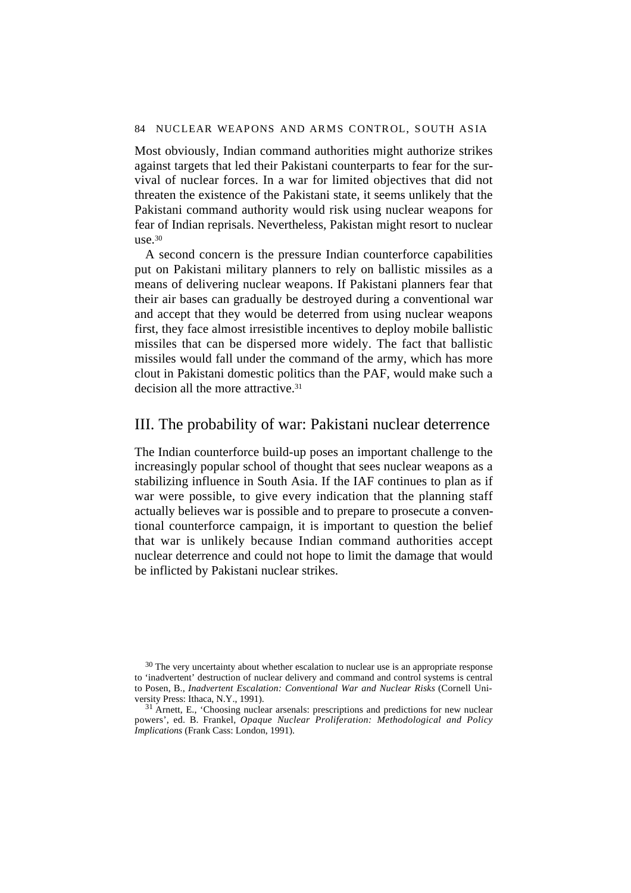Most obviously, Indian command authorities might authorize strikes against targets that led their Pakistani counterparts to fear for the survival of nuclear forces. In a war for limited objectives that did not threaten the existence of the Pakistani state, it seems unlikely that the Pakistani command authority would risk using nuclear weapons for fear of Indian reprisals. Nevertheless, Pakistan might resort to nuclear use.[30]

A second concern is the pressure Indian counterforce capabilities put on Pakistani military planners to rely on ballistic missiles as a means of delivering nuclear weapons. If Pakistani planners fear that their air bases can gradually be destroyed during a conventional war and accept that they would be deterred from using nuclear weapons first, they face almost irresistible incentives to deploy mobile ballistic missiles that can be dispersed more widely. The fact that ballistic missiles would fall under the command of the army, which has more clout in Pakistani domestic politics than the PAF, would make such a decision all the more attractive.[31]

## III. The probability of war: Pakistani nuclear deterrence

The Indian counterforce build-up poses an important challenge to the increasingly popular school of thought that sees nuclear weapons as a stabilizing influence in South Asia. If the IAF continues to plan as if war were possible, to give every indication that the planning staff actually believes war is possible and to prepare to prosecute a conventional counterforce campaign, it is important to question the belief that war is unlikely because Indian command authorities accept nuclear deterrence and could not hope to limit the damage that would be inflicted by Pakistani nuclear strikes.

---

[30] The very uncertainty about whether escalation to nuclear use is an appropriate response to 'inadvertent' destruction of nuclear delivery and command and control systems is central to Posen, B., *Inadvertent Escalation: Conventional War and Nuclear Risks* (Cornell University Press: Ithaca, N.Y., 1991).

[31] Arnett, E., 'Choosing nuclear arsenals: prescriptions and predictions for new nuclear powers', ed. B. Frankel, *Opaque Nuclear Proliferation: Methodological and Policy Implications* (Frank Cass: London, 1991).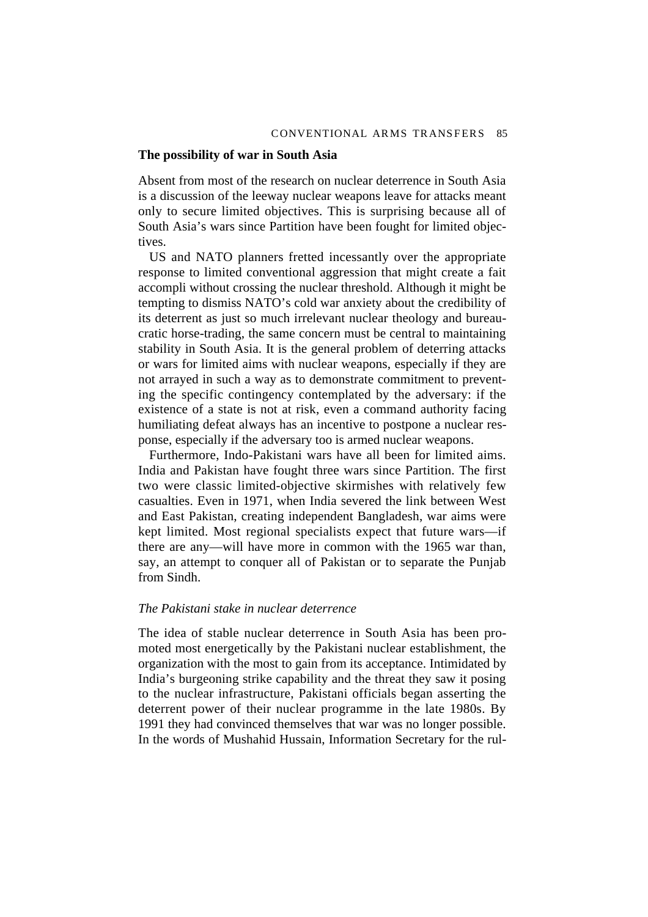## The possibility of war in South Asia

Absent from most of the research on nuclear deterrence in South Asia is a discussion of the leeway nuclear weapons leave for attacks meant only to secure limited objectives. This is surprising because all of South Asia's wars since Partition have been fought for limited objectives.

US and NATO planners fretted incessantly over the appropriate response to limited conventional aggression that might create a fait accompli without crossing the nuclear threshold. Although it might be tempting to dismiss NATO's cold war anxiety about the credibility of its deterrent as just so much irrelevant nuclear theology and bureaucratic horse-trading, the same concern must be central to maintaining stability in South Asia. It is the general problem of deterring attacks or wars for limited aims with nuclear weapons, especially if they are not arrayed in such a way as to demonstrate commitment to preventing the specific contingency contemplated by the adversary: if the existence of a state is not at risk, even a command authority facing humiliating defeat always has an incentive to postpone a nuclear response, especially if the adversary too is armed nuclear weapons.

Furthermore, Indo-Pakistani wars have all been for limited aims. India and Pakistan have fought three wars since Partition. The first two were classic limited-objective skirmishes with relatively few casualties. Even in 1971, when India severed the link between West and East Pakistan, creating independent Bangladesh, war aims were kept limited. Most regional specialists expect that future wars—if there are any—will have more in common with the 1965 war than, say, an attempt to conquer all of Pakistan or to separate the Punjab from Sindh.

### *The Pakistani stake in nuclear deterrence*

The idea of stable nuclear deterrence in South Asia has been promoted most energetically by the Pakistani nuclear establishment, the organization with the most to gain from its acceptance. Intimidated by India's burgeoning strike capability and the threat they saw it posing to the nuclear infrastructure, Pakistani officials began asserting the deterrent power of their nuclear programme in the late 1980s. By 1991 they had convinced themselves that war was no longer possible. In the words of Mushahid Hussain, Information Secretary for the rul-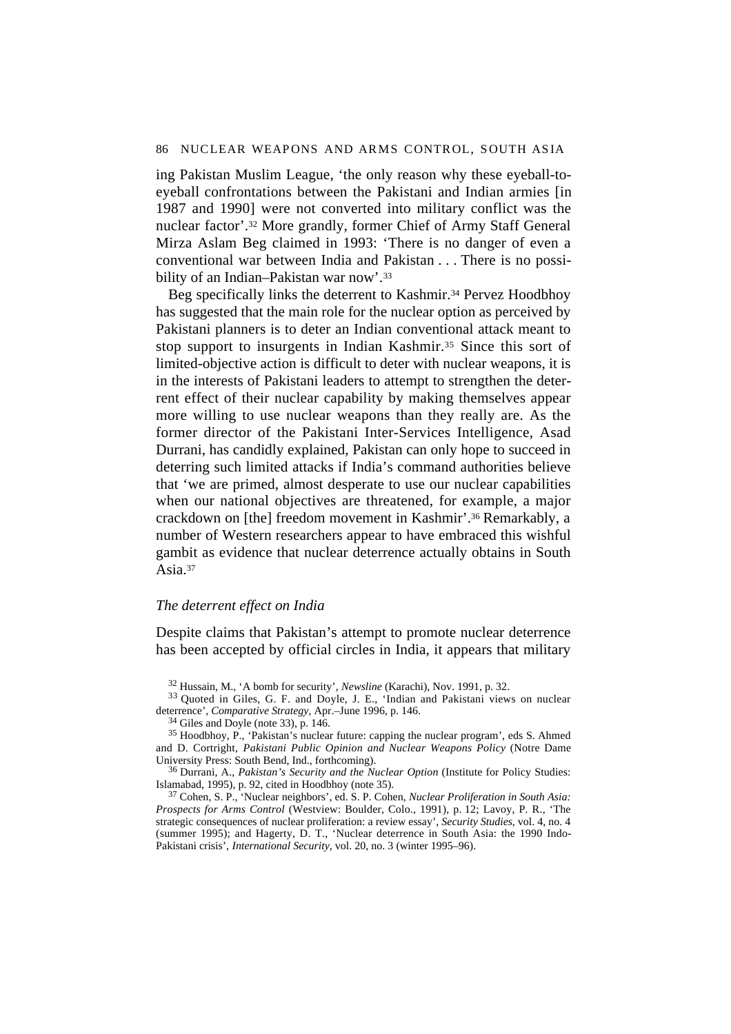ing Pakistan Muslim League, 'the only reason why these eyeball-to-eyeball confrontations between the Pakistani and Indian armies [in 1987 and 1990] were not converted into military conflict was the nuclear factor'.[32] More grandly, former Chief of Army Staff General Mirza Aslam Beg claimed in 1993: 'There is no danger of even a conventional war between India and Pakistan . . . There is no possibility of an Indian–Pakistan war now'.[33]

Beg specifically links the deterrent to Kashmir.[34] Pervez Hoodbhoy has suggested that the main role for the nuclear option as perceived by Pakistani planners is to deter an Indian conventional attack meant to stop support to insurgents in Indian Kashmir.[35] Since this sort of limited-objective action is difficult to deter with nuclear weapons, it is in the interests of Pakistani leaders to attempt to strengthen the deterrent effect of their nuclear capability by making themselves appear more willing to use nuclear weapons than they really are. As the former director of the Pakistani Inter-Services Intelligence, Asad Durrani, has candidly explained, Pakistan can only hope to succeed in deterring such limited attacks if India's command authorities believe that 'we are primed, almost desperate to use our nuclear capabilities when our national objectives are threatened, for example, a major crackdown on [the] freedom movement in Kashmir'.[36] Remarkably, a number of Western researchers appear to have embraced this wishful gambit as evidence that nuclear deterrence actually obtains in South Asia.[37]

### *The deterrent effect on India*

Despite claims that Pakistan's attempt to promote nuclear deterrence has been accepted by official circles in India, it appears that military

[32] Hussain, M., 'A bomb for security', *Newsline* (Karachi), Nov. 1991, p. 32.

[33] Quoted in Giles, G. F. and Doyle, J. E., 'Indian and Pakistani views on nuclear deterrence', *Comparative Strategy*, Apr.–June 1996, p. 146.

[34] Giles and Doyle (note 33), p. 146.

[35] Hoodbhoy, P., 'Pakistan's nuclear future: capping the nuclear program', eds S. Ahmed and D. Cortright, *Pakistani Public Opinion and Nuclear Weapons Policy* (Notre Dame University Press: South Bend, Ind., forthcoming).

[36] Durrani, A., *Pakistan's Security and the Nuclear Option* (Institute for Policy Studies: Islamabad, 1995), p. 92, cited in Hoodbhoy (note 35).

[37] Cohen, S. P., 'Nuclear neighbors', ed. S. P. Cohen, *Nuclear Proliferation in South Asia: Prospects for Arms Control* (Westview: Boulder, Colo., 1991), p. 12; Lavoy, P. R., 'The strategic consequences of nuclear proliferation: a review essay', *Security Studies*, vol. 4, no. 4 (summer 1995); and Hagerty, D. T., 'Nuclear deterrence in South Asia: the 1990 Indo-Pakistani crisis', *International Security*, vol. 20, no. 3 (winter 1995–96).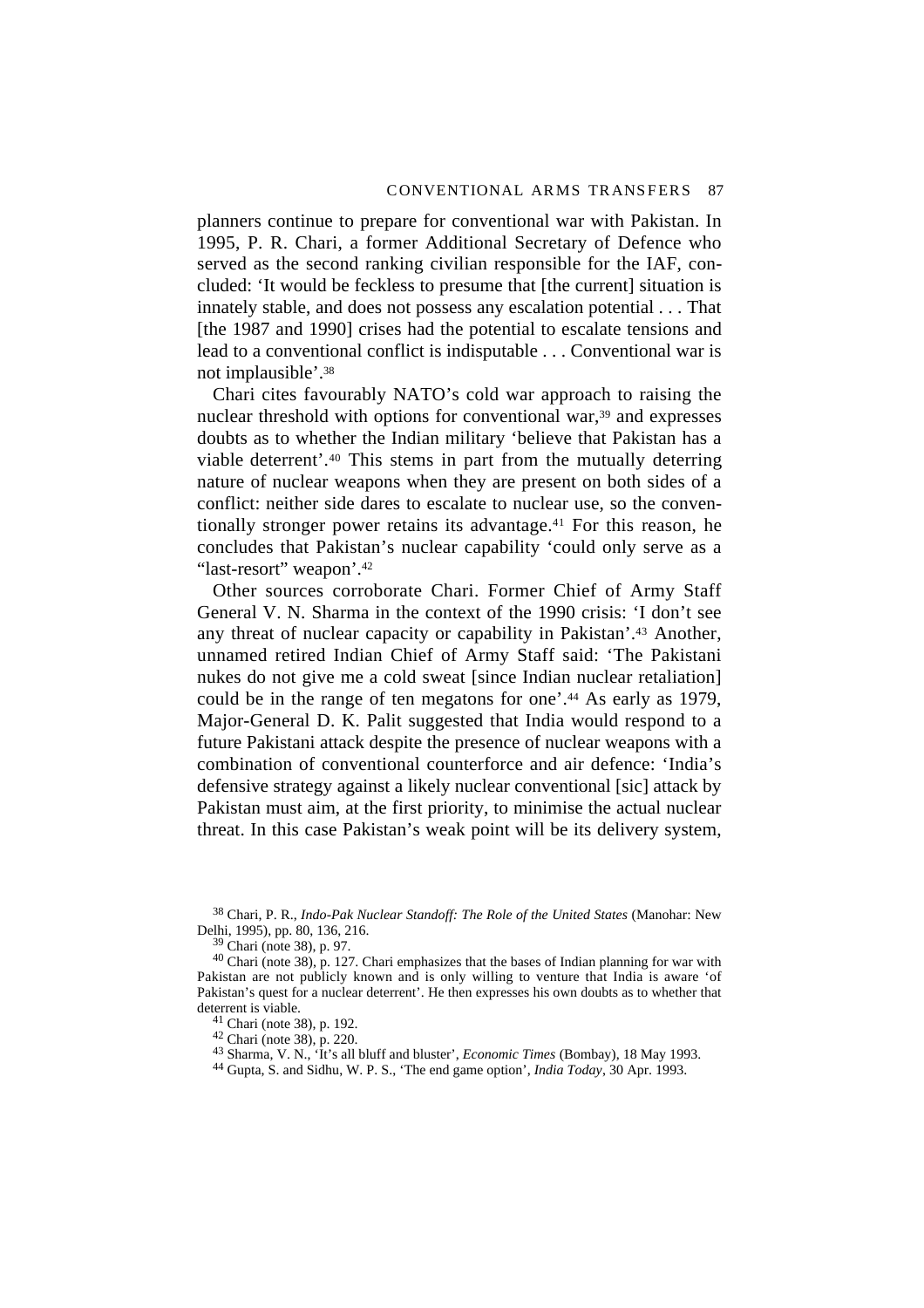planners continue to prepare for conventional war with Pakistan. In 1995, P. R. Chari, a former Additional Secretary of Defence who served as the second ranking civilian responsible for the IAF, concluded: 'It would be feckless to presume that [the current] situation is innately stable, and does not possess any escalation potential . . . That [the 1987 and 1990] crises had the potential to escalate tensions and lead to a conventional conflict is indisputable . . . Conventional war is not implausible'.[38]

Chari cites favourably NATO's cold war approach to raising the nuclear threshold with options for conventional war,[39] and expresses doubts as to whether the Indian military 'believe that Pakistan has a viable deterrent'.[40] This stems in part from the mutually deterring nature of nuclear weapons when they are present on both sides of a conflict: neither side dares to escalate to nuclear use, so the conventionally stronger power retains its advantage.[41] For this reason, he concludes that Pakistan's nuclear capability 'could only serve as a "last-resort" weapon'.[42]

Other sources corroborate Chari. Former Chief of Army Staff General V. N. Sharma in the context of the 1990 crisis: 'I don't see any threat of nuclear capacity or capability in Pakistan'.[43] Another, unnamed retired Indian Chief of Army Staff said: 'The Pakistani nukes do not give me a cold sweat [since Indian nuclear retaliation] could be in the range of ten megatons for one'.[44] As early as 1979, Major-General D. K. Palit suggested that India would respond to a future Pakistani attack despite the presence of nuclear weapons with a combination of conventional counterforce and air defence: 'India's defensive strategy against a likely nuclear conventional [sic] attack by Pakistan must aim, at the first priority, to minimise the actual nuclear threat. In this case Pakistan's weak point will be its delivery system,

[38] Chari, P. R., *Indo-Pak Nuclear Standoff: The Role of the United States* (Manohar: New Delhi, 1995), pp. 80, 136, 216.

[39] Chari (note 38), p. 97.

[40] Chari (note 38), p. 127. Chari emphasizes that the bases of Indian planning for war with Pakistan are not publicly known and is only willing to venture that India is aware 'of Pakistan's quest for a nuclear deterrent'. He then expresses his own doubts as to whether that deterrent is viable.

[41] Chari (note 38), p. 192.

[42] Chari (note 38), p. 220.

[43] Sharma, V. N., 'It's all bluff and bluster', *Economic Times* (Bombay), 18 May 1993.

[44] Gupta, S. and Sidhu, W. P. S., 'The end game option', *India Today*, 30 Apr. 1993.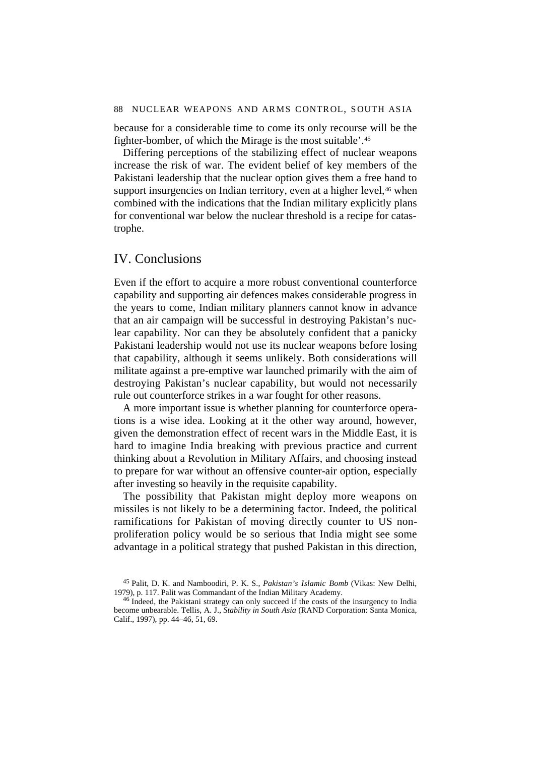because for a considerable time to come its only recourse will be the fighter-bomber, of which the Mirage is the most suitable'.[45]

Differing perceptions of the stabilizing effect of nuclear weapons increase the risk of war. The evident belief of key members of the Pakistani leadership that the nuclear option gives them a free hand to support insurgencies on Indian territory, even at a higher level,[46] when combined with the indications that the Indian military explicitly plans for conventional war below the nuclear threshold is a recipe for catastrophe.

## IV. Conclusions

Even if the effort to acquire a more robust conventional counterforce capability and supporting air defences makes considerable progress in the years to come, Indian military planners cannot know in advance that an air campaign will be successful in destroying Pakistan's nuclear capability. Nor can they be absolutely confident that a panicky Pakistani leadership would not use its nuclear weapons before losing that capability, although it seems unlikely. Both considerations will militate against a pre-emptive war launched primarily with the aim of destroying Pakistan's nuclear capability, but would not necessarily rule out counterforce strikes in a war fought for other reasons.

A more important issue is whether planning for counterforce operations is a wise idea. Looking at it the other way around, however, given the demonstration effect of recent wars in the Middle East, it is hard to imagine India breaking with previous practice and current thinking about a Revolution in Military Affairs, and choosing instead to prepare for war without an offensive counter-air option, especially after investing so heavily in the requisite capability.

The possibility that Pakistan might deploy more weapons on missiles is not likely to be a determining factor. Indeed, the political ramifications for Pakistan of moving directly counter to US non-proliferation policy would be so serious that India might see some advantage in a political strategy that pushed Pakistan in this direction,

[45] Palit, D. K. and Namboodiri, P. K. S., *Pakistan's Islamic Bomb* (Vikas: New Delhi, 1979), p. 117. Palit was Commandant of the Indian Military Academy.

[46] Indeed, the Pakistani strategy can only succeed if the costs of the insurgency to India become unbearable. Tellis, A. J., *Stability in South Asia* (RAND Corporation: Santa Monica, Calif., 1997), pp. 44–46, 51, 69.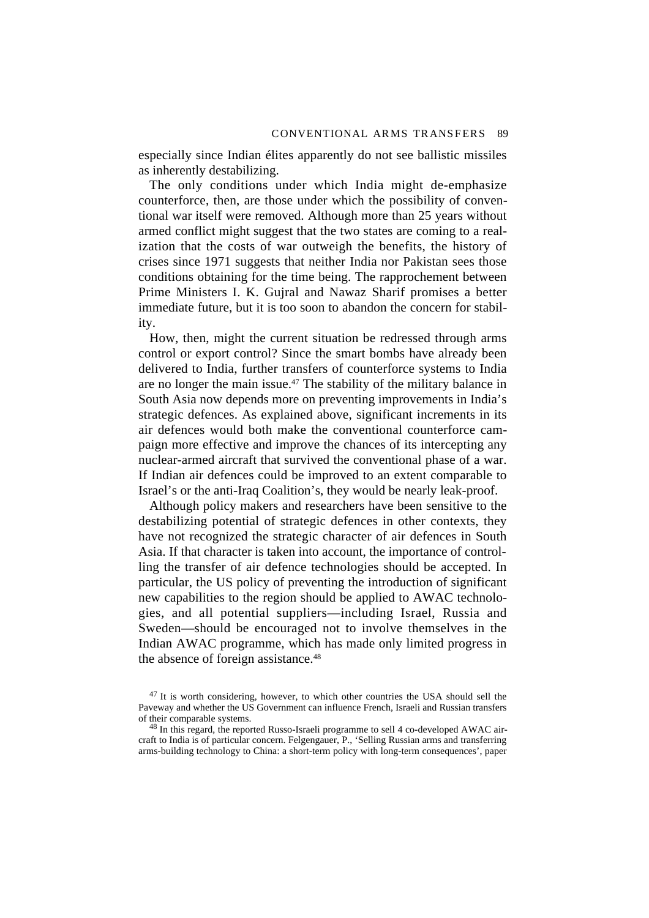especially since Indian élites apparently do not see ballistic missiles as inherently destabilizing.

The only conditions under which India might de-emphasize counterforce, then, are those under which the possibility of conventional war itself were removed. Although more than 25 years without armed conflict might suggest that the two states are coming to a realization that the costs of war outweigh the benefits, the history of crises since 1971 suggests that neither India nor Pakistan sees those conditions obtaining for the time being. The rapprochement between Prime Ministers I. K. Gujral and Nawaz Sharif promises a better immediate future, but it is too soon to abandon the concern for stability.

How, then, might the current situation be redressed through arms control or export control? Since the smart bombs have already been delivered to India, further transfers of counterforce systems to India are no longer the main issue.[47] The stability of the military balance in South Asia now depends more on preventing improvements in India's strategic defences. As explained above, significant increments in its air defences would both make the conventional counterforce campaign more effective and improve the chances of its intercepting any nuclear-armed aircraft that survived the conventional phase of a war. If Indian air defences could be improved to an extent comparable to Israel's or the anti-Iraq Coalition's, they would be nearly leak-proof.

Although policy makers and researchers have been sensitive to the destabilizing potential of strategic defences in other contexts, they have not recognized the strategic character of air defences in South Asia. If that character is taken into account, the importance of controlling the transfer of air defence technologies should be accepted. In particular, the US policy of preventing the introduction of significant new capabilities to the region should be applied to AWAC technologies, and all potential suppliers—including Israel, Russia and Sweden—should be encouraged not to involve themselves in the Indian AWAC programme, which has made only limited progress in the absence of foreign assistance.[48]

[47] It is worth considering, however, to which other countries the USA should sell the Paveway and whether the US Government can influence French, Israeli and Russian transfers of their comparable systems.

[48] In this regard, the reported Russo-Israeli programme to sell 4 co-developed AWAC aircraft to India is of particular concern. Felgengauer, P., 'Selling Russian arms and transferring arms-building technology to China: a short-term policy with long-term consequences', paper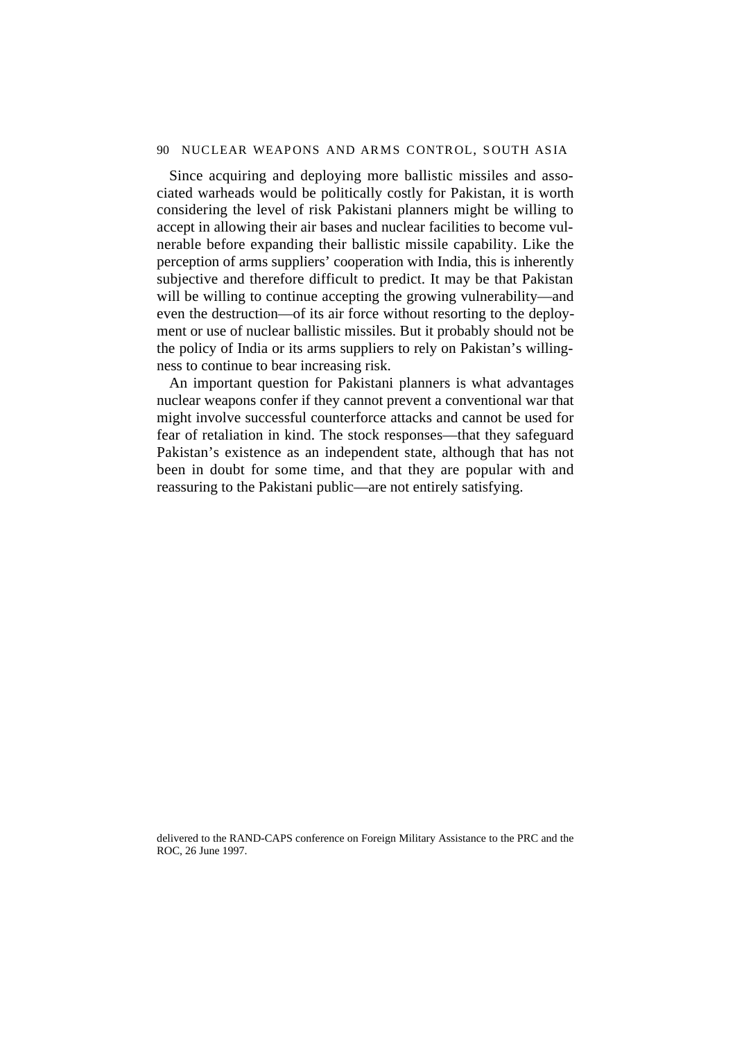Since acquiring and deploying more ballistic missiles and associated warheads would be politically costly for Pakistan, it is worth considering the level of risk Pakistani planners might be willing to accept in allowing their air bases and nuclear facilities to become vulnerable before expanding their ballistic missile capability. Like the perception of arms suppliers' cooperation with India, this is inherently subjective and therefore difficult to predict. It may be that Pakistan will be willing to continue accepting the growing vulnerability—and even the destruction—of its air force without resorting to the deployment or use of nuclear ballistic missiles. But it probably should not be the policy of India or its arms suppliers to rely on Pakistan's willingness to continue to bear increasing risk.

An important question for Pakistani planners is what advantages nuclear weapons confer if they cannot prevent a conventional war that might involve successful counterforce attacks and cannot be used for fear of retaliation in kind. The stock responses—that they safeguard Pakistan's existence as an independent state, although that has not been in doubt for some time, and that they are popular with and reassuring to the Pakistani public—are not entirely satisfying.

delivered to the RAND-CAPS conference on Foreign Military Assistance to the PRC and the ROC, 26 June 1997.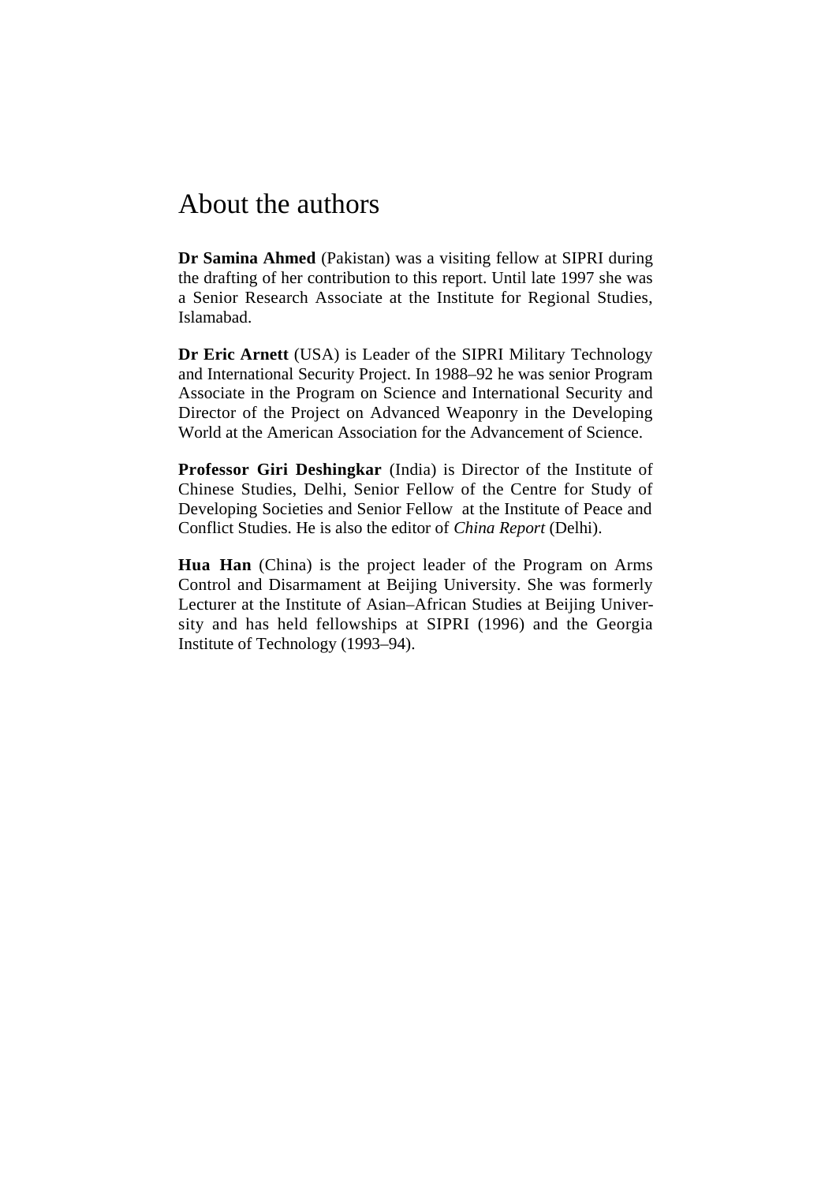# About the authors

**Dr Samina Ahmed** (Pakistan) was a visiting fellow at SIPRI during the drafting of her contribution to this report. Until late 1997 she was a Senior Research Associate at the Institute for Regional Studies, Islamabad.

**Dr Eric Arnett** (USA) is Leader of the SIPRI Military Technology and International Security Project. In 1988–92 he was senior Program Associate in the Program on Science and International Security and Director of the Project on Advanced Weaponry in the Developing World at the American Association for the Advancement of Science.

**Professor Giri Deshingkar** (India) is Director of the Institute of Chinese Studies, Delhi, Senior Fellow of the Centre for Study of Developing Societies and Senior Fellow at the Institute of Peace and Conflict Studies. He is also the editor of *China Report* (Delhi).

**Hua Han** (China) is the project leader of the Program on Arms Control and Disarmament at Beijing University. She was formerly Lecturer at the Institute of Asian–African Studies at Beijing University and has held fellowships at SIPRI (1996) and the Georgia Institute of Technology (1993–94).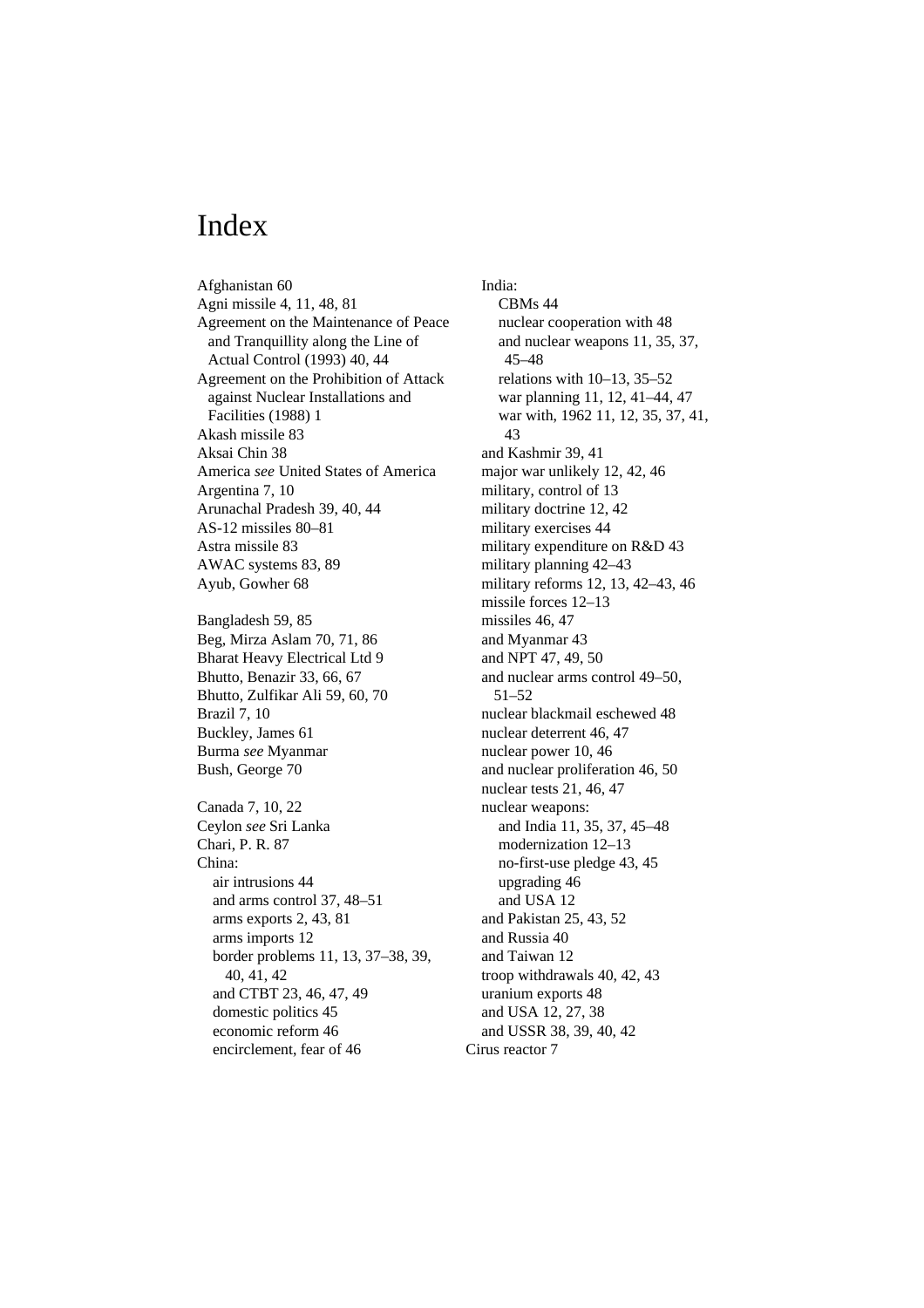# Index

Afghanistan 60
Agni missile 4, 11, 48, 81
Agreement on the Maintenance of Peace and Tranquillity along the Line of Actual Control (1993) 40, 44
Agreement on the Prohibition of Attack against Nuclear Installations and Facilities (1988) 1
Akash missile 83
Aksai Chin 38
America *see* United States of America
Argentina 7, 10
Arunachal Pradesh 39, 40, 44
AS-12 missiles 80–81
Astra missile 83
AWAC systems 83, 89
Ayub, Gowher 68

Bangladesh 59, 85
Beg, Mirza Aslam 70, 71, 86
Bharat Heavy Electrical Ltd 9
Bhutto, Benazir 33, 66, 67
Bhutto, Zulfikar Ali 59, 60, 70
Brazil 7, 10
Buckley, James 61
Burma *see* Myanmar
Bush, George 70

Canada 7, 10, 22
Ceylon *see* Sri Lanka
Chari, P. R. 87
China:
- air intrusions 44
- and arms control 37, 48–51
- arms exports 2, 43, 81
- arms imports 12
- border problems 11, 13, 37–38, 39, 40, 41, 42
- and CTBT 23, 46, 47, 49
- domestic politics 45
- economic reform 46
- encirclement, fear of 46
- India:
  - CBMs 44
  - nuclear cooperation with 48
  - and nuclear weapons 11, 35, 37, 45–48
  - relations with 10–13, 35–52
  - war planning 11, 12, 41–44, 47
  - war with, 1962 11, 12, 35, 37, 41, 43
- and Kashmir 39, 41
- major war unlikely 12, 42, 46
- military, control of 13
- military doctrine 12, 42
- military exercises 44
- military expenditure on R&D 43
- military planning 42–43
- military reforms 12, 13, 42–43, 46
- missile forces 12–13
- missiles 46, 47
- and Myanmar 43
- and NPT 47, 49, 50
- and nuclear arms control 49–50, 51–52
- nuclear blackmail eschewed 48
- nuclear deterrent 46, 47
- nuclear power 10, 46
- and nuclear proliferation 46, 50
- nuclear tests 21, 46, 47
- nuclear weapons:
  - and India 11, 35, 37, 45–48
  - modernization 12–13
  - no-first-use pledge 43, 45
  - upgrading 46
  - and USA 12
- and Pakistan 25, 43, 52
- and Russia 40
- and Taiwan 12
- troop withdrawals 40, 42, 43
- uranium exports 48
- and USA 12, 27, 38
- and USSR 38, 39, 40, 42

Cirus reactor 7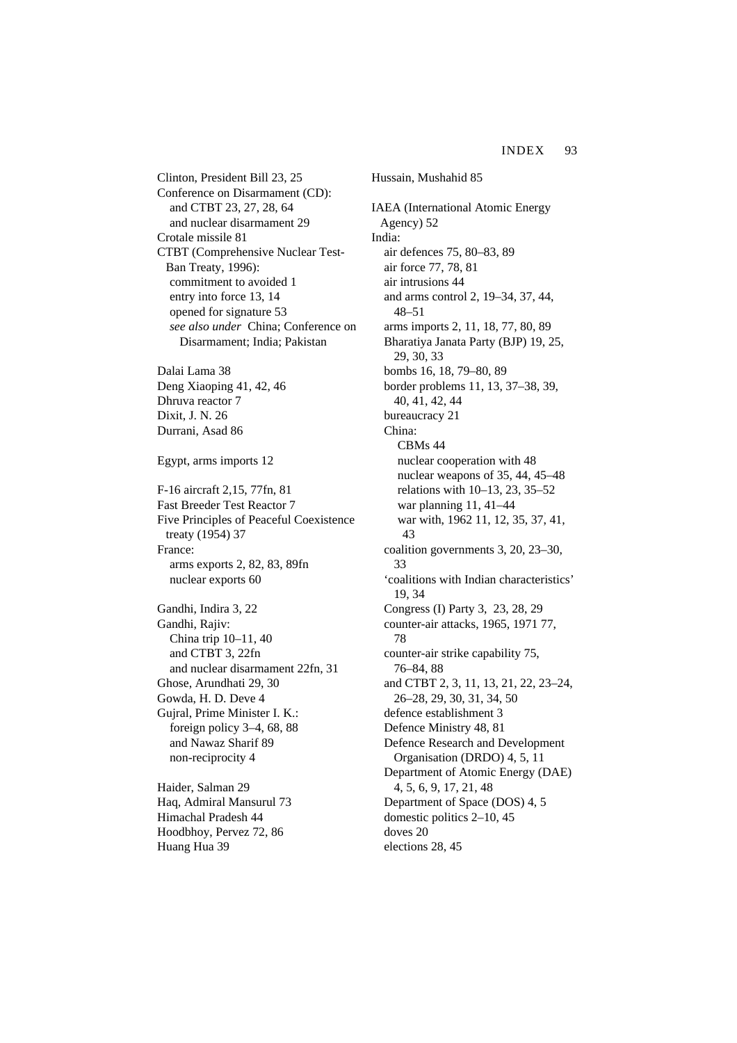Clinton, President Bill 23, 25
Conference on Disarmament (CD):
  and CTBT 23, 27, 28, 64
  and nuclear disarmament 29
Crotale missile 81
CTBT (Comprehensive Nuclear Test-Ban Treaty, 1996):
  commitment to avoided 1
  entry into force 13, 14
  opened for signature 53
  *see also under* China; Conference on Disarmament; India; Pakistan

Dalai Lama 38
Deng Xiaoping 41, 42, 46
Dhruva reactor 7
Dixit, J. N. 26
Durrani, Asad 86

Egypt, arms imports 12

F-16 aircraft 2,15, 77fn, 81
Fast Breeder Test Reactor 7
Five Principles of Peaceful Coexistence treaty (1954) 37
France:
  arms exports 2, 82, 83, 89fn
  nuclear exports 60

Gandhi, Indira 3, 22
Gandhi, Rajiv:
  China trip 10–11, 40
  and CTBT 3, 22fn
  and nuclear disarmament 22fn, 31
Ghose, Arundhati 29, 30
Gowda, H. D. Deve 4
Gujral, Prime Minister I. K.:
  foreign policy 3–4, 68, 88
  and Nawaz Sharif 89
  non-reciprocity 4

Haider, Salman 29
Haq, Admiral Mansurul 73
Himachal Pradesh 44
Hoodbhoy, Pervez 72, 86
Huang Hua 39

Hussain, Mushahid 85

IAEA (International Atomic Energy Agency) 52
India:
  air defences 75, 80–83, 89
  air force 77, 78, 81
  air intrusions 44
  and arms control 2, 19–34, 37, 44, 48–51
  arms imports 2, 11, 18, 77, 80, 89
  Bharatiya Janata Party (BJP) 19, 25, 29, 30, 33
  bombs 16, 18, 79–80, 89
  border problems 11, 13, 37–38, 39, 40, 41, 42, 44
  bureaucracy 21
  China:
    CBMs 44
    nuclear cooperation with 48
    nuclear weapons of 35, 44, 45–48
    relations with 10–13, 23, 35–52
    war planning 11, 41–44
    war with, 1962 11, 12, 35, 37, 41, 43
  coalition governments 3, 20, 23–30, 33
  'coalitions with Indian characteristics' 19, 34
  Congress (I) Party 3, 23, 28, 29
  counter-air attacks, 1965, 1971 77, 78
  counter-air strike capability 75, 76–84, 88
  and CTBT 2, 3, 11, 13, 21, 22, 23–24, 26–28, 29, 30, 31, 34, 50
  defence establishment 3
  Defence Ministry 48, 81
  Defence Research and Development Organisation (DRDO) 4, 5, 11
  Department of Atomic Energy (DAE) 4, 5, 6, 9, 17, 21, 48
  Department of Space (DOS) 4, 5
  domestic politics 2–10, 45
  doves 20
  elections 28, 45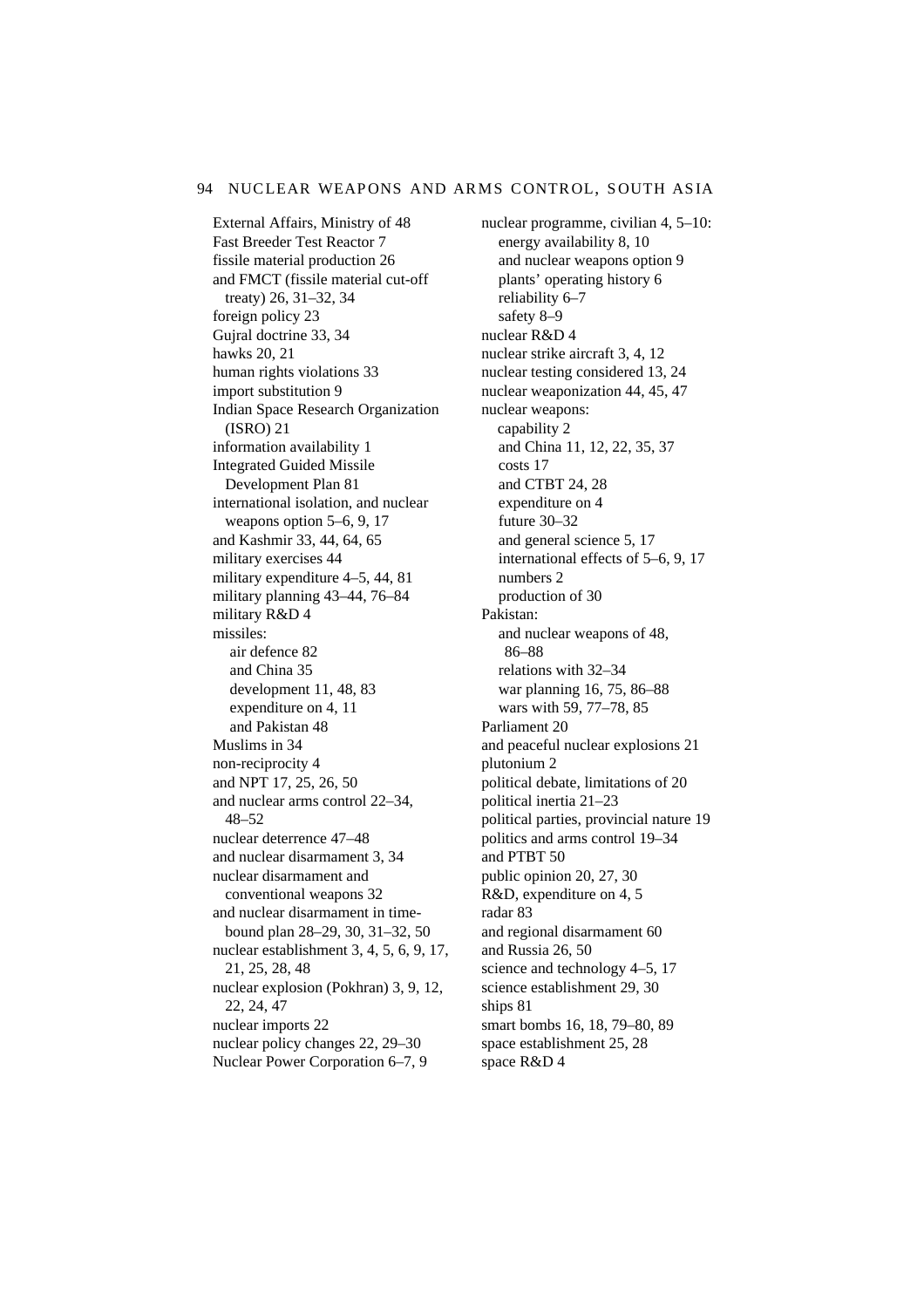External Affairs, Ministry of 48
Fast Breeder Test Reactor 7
fissile material production 26
and FMCT (fissile material cut-off treaty) 26, 31–32, 34
foreign policy 23
Gujral doctrine 33, 34
hawks 20, 21
human rights violations 33
import substitution 9
Indian Space Research Organization (ISRO) 21
information availability 1
Integrated Guided Missile Development Plan 81
international isolation, and nuclear weapons option 5–6, 9, 17
and Kashmir 33, 44, 64, 65
military exercises 44
military expenditure 4–5, 44, 81
military planning 43–44, 76–84
military R&D 4
missiles:
  air defence 82
  and China 35
  development 11, 48, 83
  expenditure on 4, 11
  and Pakistan 48
Muslims in 34
non-reciprocity 4
and NPT 17, 25, 26, 50
and nuclear arms control 22–34, 48–52
nuclear deterrence 47–48
and nuclear disarmament 3, 34
nuclear disarmament and conventional weapons 32
and nuclear disarmament in time-bound plan 28–29, 30, 31–32, 50
nuclear establishment 3, 4, 5, 6, 9, 17, 21, 25, 28, 48
nuclear explosion (Pokhran) 3, 9, 12, 22, 24, 47
nuclear imports 22
nuclear policy changes 22, 29–30
Nuclear Power Corporation 6–7, 9
nuclear programme, civilian 4, 5–10:
  energy availability 8, 10
  and nuclear weapons option 9
  plants' operating history 6
  reliability 6–7
  safety 8–9
nuclear R&D 4
nuclear strike aircraft 3, 4, 12
nuclear testing considered 13, 24
nuclear weaponization 44, 45, 47
nuclear weapons:
  capability 2
  and China 11, 12, 22, 35, 37
  costs 17
  and CTBT 24, 28
  expenditure on 4
  future 30–32
  and general science 5, 17
  international effects of 5–6, 9, 17
  numbers 2
  production of 30
Pakistan:
  and nuclear weapons of 48, 86–88
  relations with 32–34
  war planning 16, 75, 86–88
  wars with 59, 77–78, 85
Parliament 20
and peaceful nuclear explosions 21
plutonium 2
political debate, limitations of 20
political inertia 21–23
political parties, provincial nature 19
politics and arms control 19–34
and PTBT 50
public opinion 20, 27, 30
R&D, expenditure on 4, 5
radar 83
and regional disarmament 60
and Russia 26, 50
science and technology 4–5, 17
science establishment 29, 30
ships 81
smart bombs 16, 18, 79–80, 89
space establishment 25, 28
space R&D 4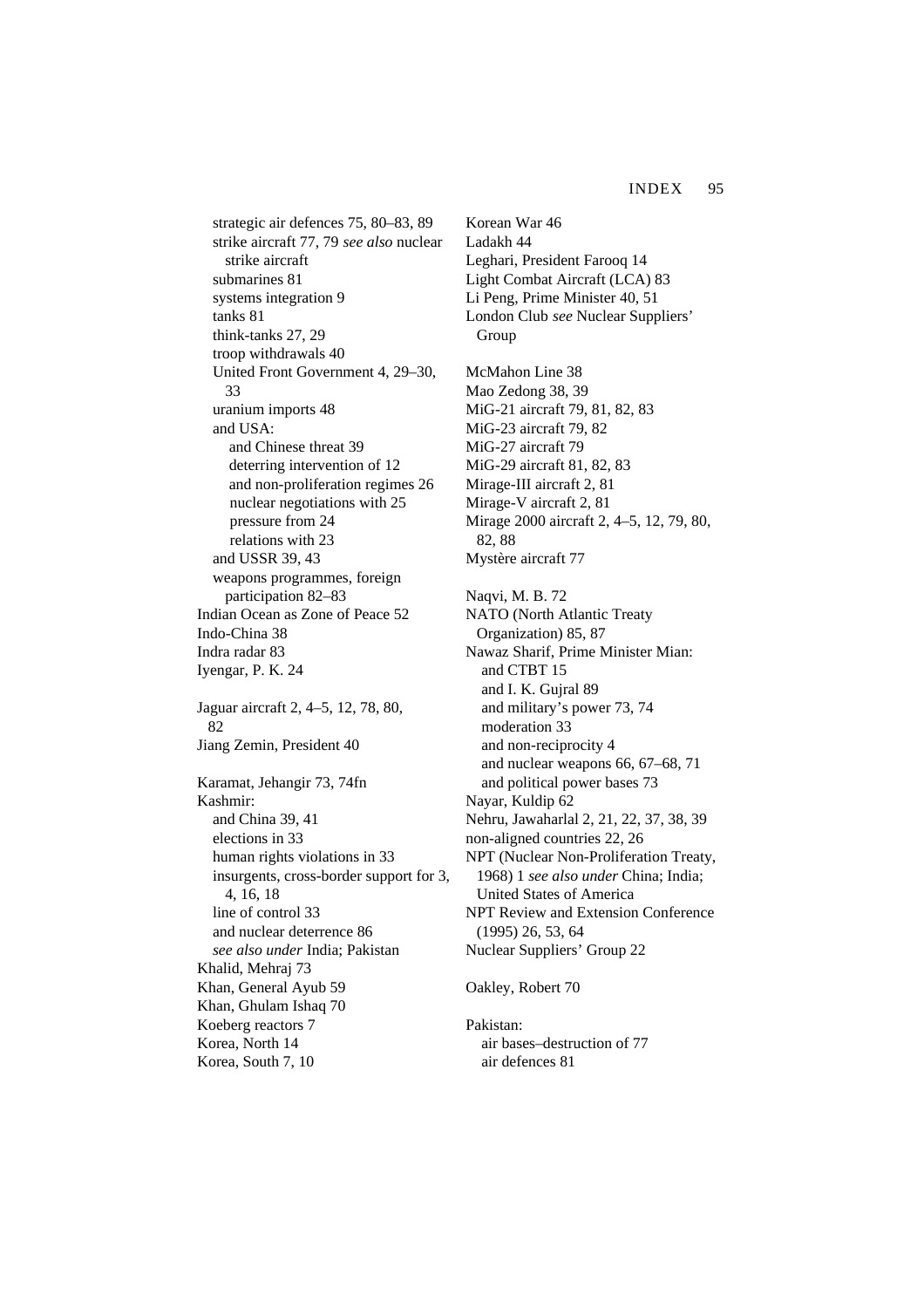strategic air defences 75, 80–83, 89
strike aircraft 77, 79 *see also* nuclear strike aircraft
submarines 81
systems integration 9
tanks 81
think-tanks 27, 29
troop withdrawals 40
United Front Government 4, 29–30, 33
uranium imports 48
and USA:
and Chinese threat 39
deterring intervention of 12
and non-proliferation regimes 26
nuclear negotiations with 25
pressure from 24
relations with 23
and USSR 39, 43
weapons programmes, foreign participation 82–83

Indian Ocean as Zone of Peace 52
Indo-China 38
Indra radar 83
Iyengar, P. K. 24

Jaguar aircraft 2, 4–5, 12, 78, 80, 82
Jiang Zemin, President 40

Karamat, Jehangir 73, 74fn
Kashmir:
and China 39, 41
elections in 33
human rights violations in 33
insurgents, cross-border support for 3, 4, 16, 18
line of control 33
and nuclear deterrence 86
*see also under* India; Pakistan
Khalid, Mehraj 73
Khan, General Ayub 59
Khan, Ghulam Ishaq 70
Koeberg reactors 7
Korea, North 14
Korea, South 7, 10
Korean War 46

Ladakh 44
Leghari, President Farooq 14
Light Combat Aircraft (LCA) 83
Li Peng, Prime Minister 40, 51
London Club *see* Nuclear Suppliers' Group

McMahon Line 38
Mao Zedong 38, 39
MiG-21 aircraft 79, 81, 82, 83
MiG-23 aircraft 79, 82
MiG-27 aircraft 79
MiG-29 aircraft 81, 82, 83
Mirage-III aircraft 2, 81
Mirage-V aircraft 2, 81
Mirage 2000 aircraft 2, 4–5, 12, 79, 80, 82, 88
Mystère aircraft 77

Naqvi, M. B. 72
NATO (North Atlantic Treaty Organization) 85, 87
Nawaz Sharif, Prime Minister Mian:
and CTBT 15
and I. K. Gujral 89
and military's power 73, 74
moderation 33
and non-reciprocity 4
and nuclear weapons 66, 67–68, 71
and political power bases 73
Nayar, Kuldip 62
Nehru, Jawaharlal 2, 21, 22, 37, 38, 39
non-aligned countries 22, 26
NPT (Nuclear Non-Proliferation Treaty, 1968) 1 *see also under* China; India; United States of America
NPT Review and Extension Conference (1995) 26, 53, 64
Nuclear Suppliers' Group 22

Oakley, Robert 70

Pakistan:
air bases–destruction of 77
air defences 81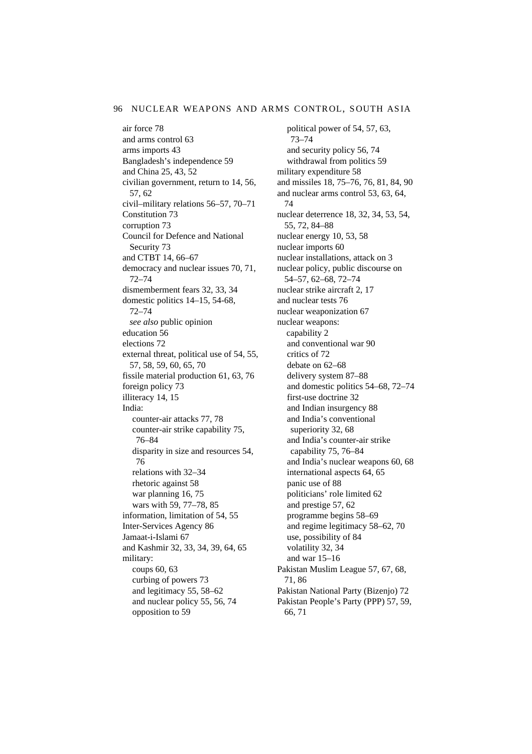air force 78
and arms control 63
arms imports 43
Bangladesh's independence 59
and China 25, 43, 52
civilian government, return to 14, 56, 57, 62
civil–military relations 56–57, 70–71
Constitution 73
corruption 73
Council for Defence and National Security 73
and CTBT 14, 66–67
democracy and nuclear issues 70, 71, 72–74
dismemberment fears 32, 33, 34
domestic politics 14–15, 54-68, 72–74
  *see also* public opinion
education 56
elections 72
external threat, political use of 54, 55, 57, 58, 59, 60, 65, 70
fissile material production 61, 63, 76
foreign policy 73
illiteracy 14, 15
India:
  counter-air attacks 77, 78
  counter-air strike capability 75, 76–84
  disparity in size and resources 54, 76
  relations with 32–34
  rhetoric against 58
  war planning 16, 75
  wars with 59, 77–78, 85
information, limitation of 54, 55
Inter-Services Agency 86
Jamaat-i-Islami 67
and Kashmir 32, 33, 34, 39, 64, 65
military:
  coups 60, 63
  curbing of powers 73
  and legitimacy 55, 58–62
  and nuclear policy 55, 56, 74
  opposition to 59
  political power of 54, 57, 63, 73–74
  and security policy 56, 74
  withdrawal from politics 59
military expenditure 58
and missiles 18, 75–76, 76, 81, 84, 90
and nuclear arms control 53, 63, 64, 74
nuclear deterrence 18, 32, 34, 53, 54, 55, 72, 84–88
nuclear energy 10, 53, 58
nuclear imports 60
nuclear installations, attack on 3
nuclear policy, public discourse on 54–57, 62–68, 72–74
nuclear strike aircraft 2, 17
and nuclear tests 76
nuclear weaponization 67
nuclear weapons:
  capability 2
  and conventional war 90
  critics of 72
  debate on 62–68
  delivery system 87–88
  and domestic politics 54–68, 72–74
  first-use doctrine 32
  and Indian insurgency 88
  and India's conventional superiority 32, 68
  and India's counter-air strike capability 75, 76–84
  and India's nuclear weapons 60, 68
  international aspects 64, 65
  panic use of 88
  politicians' role limited 62
  and prestige 57, 62
  programme begins 58–69
  and regime legitimacy 58–62, 70
  use, possibility of 84
  volatility 32, 34
  and war 15–16
Pakistan Muslim League 57, 67, 68, 71, 86
Pakistan National Party (Bizenjo) 72
Pakistan People's Party (PPP) 57, 59, 66, 71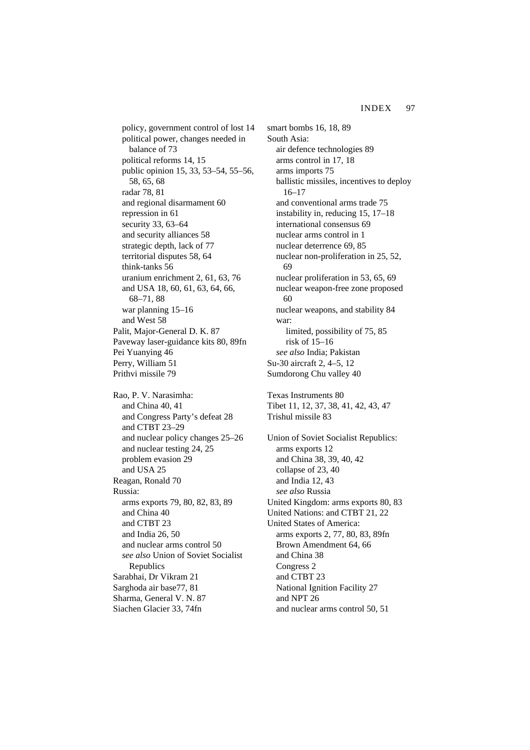policy, government control of lost 14
political power, changes needed in balance of 73
political reforms 14, 15
public opinion 15, 33, 53–54, 55–56, 58, 65, 68
radar 78, 81
and regional disarmament 60
repression in 61
security 33, 63–64
and security alliances 58
strategic depth, lack of 77
territorial disputes 58, 64
think-tanks 56
uranium enrichment 2, 61, 63, 76
and USA 18, 60, 61, 63, 64, 66, 68–71, 88
war planning 15–16
and West 58

Palit, Major-General D. K. 87
Paveway laser-guidance kits 80, 89fn
Pei Yuanying 46
Perry, William 51
Prithvi missile 79

Rao, P. V. Narasimha:
and China 40, 41
and Congress Party's defeat 28
and CTBT 23–29
and nuclear policy changes 25–26
and nuclear testing 24, 25
problem evasion 29
and USA 25

Reagan, Ronald 70
Russia:
arms exports 79, 80, 82, 83, 89
and China 40
and CTBT 23
and India 26, 50
and nuclear arms control 50
*see also* Union of Soviet Socialist Republics

Sarabhai, Dr Vikram 21
Sarghoda air base77, 81
Sharma, General V. N. 87
Siachen Glacier 33, 74fn
smart bombs 16, 18, 89
South Asia:
air defence technologies 89
arms control in 17, 18
arms imports 75
ballistic missiles, incentives to deploy 16–17
and conventional arms trade 75
instability in, reducing 15, 17–18
international consensus 69
nuclear arms control in 1
nuclear deterrence 69, 85
nuclear non-proliferation in 25, 52, 69
nuclear proliferation in 53, 65, 69
nuclear weapon-free zone proposed 60
nuclear weapons, and stability 84
war:
limited, possibility of 75, 85
risk of 15–16
*see also* India; Pakistan

Su-30 aircraft 2, 4–5, 12
Sumdorong Chu valley 40

Texas Instruments 80
Tibet 11, 12, 37, 38, 41, 42, 43, 47
Trishul missile 83

Union of Soviet Socialist Republics:
arms exports 12
and China 38, 39, 40, 42
collapse of 23, 40
and India 12, 43
*see also* Russia

United Kingdom: arms exports 80, 83
United Nations: and CTBT 21, 22
United States of America:
arms exports 2, 77, 80, 83, 89fn
Brown Amendment 64, 66
and China 38
Congress 2
and CTBT 23
National Ignition Facility 27
and NPT 26
and nuclear arms control 50, 51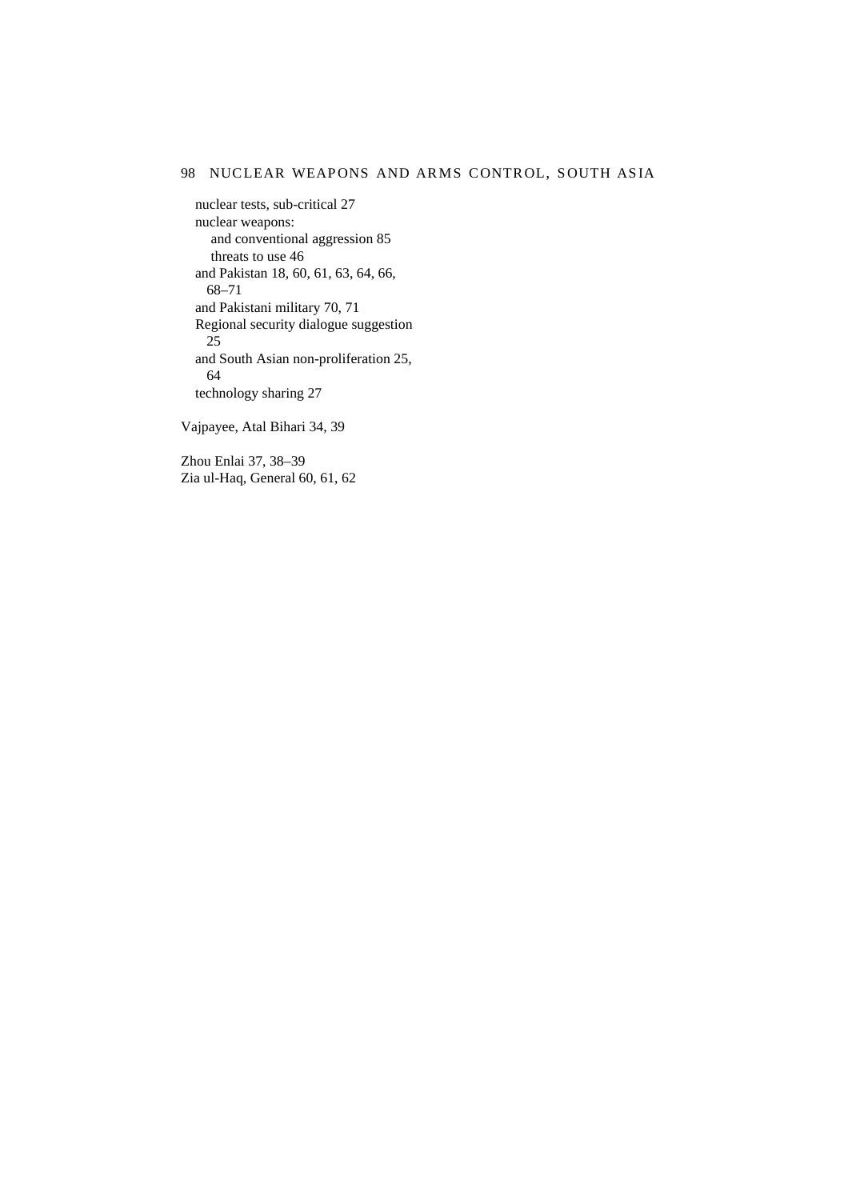nuclear tests, sub-critical 27
nuclear weapons:
  and conventional aggression 85
  threats to use 46
and Pakistan 18, 60, 61, 63, 64, 66, 68–71
and Pakistani military 70, 71
Regional security dialogue suggestion 25
and South Asian non-proliferation 25, 64
technology sharing 27

Vajpayee, Atal Bihari 34, 39

Zhou Enlai 37, 38–39
Zia ul-Haq, General 60, 61, 62